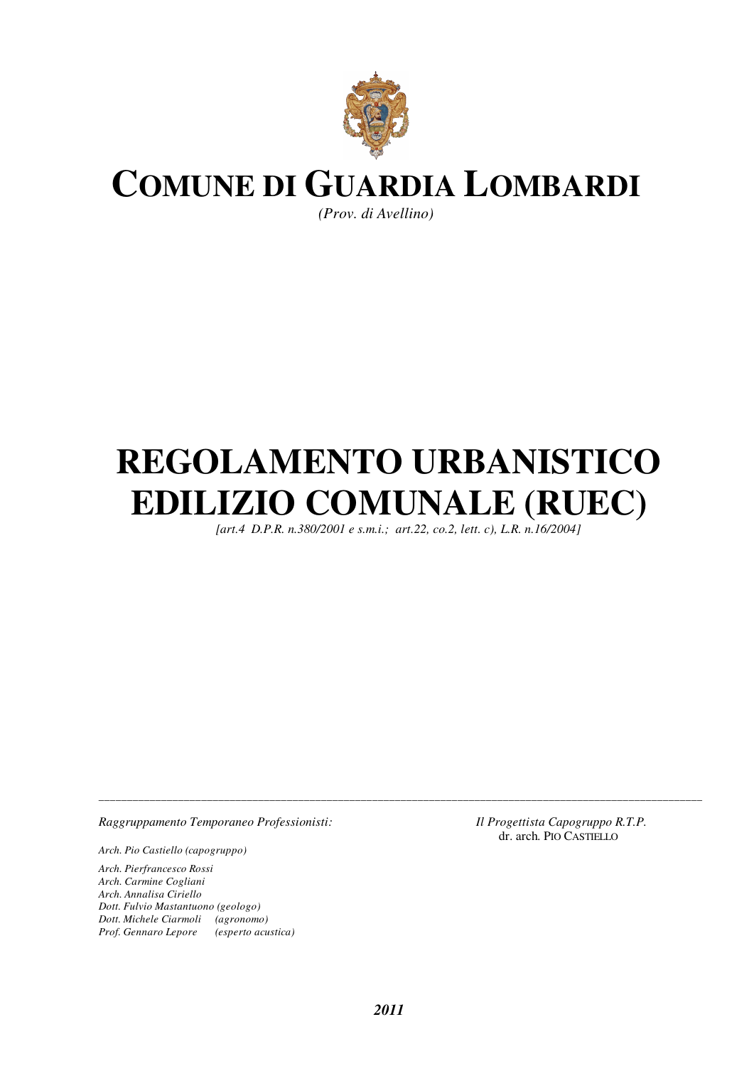# COMUNE DI GUARDIA LOMBARDI

*(Prov. di Avellino)*

# REGOLAMENTO URBANISTICO EDILIZIO COMUNALE (RUEC)

*[art.4 D.P.R. n.380/2001 e s.m.i.; art.22, co.2, lett. c), L.R. n.16/2004]*

---

*Raggruppamento Temporaneo Professionisti:*

*Arch. Pio Castiello (capogruppo)*

*Arch. Pierfrancesco Rossi*
*Arch. Carmine Cogliani*
*Arch. Annalisa Ciriello*
*Dott. Fulvio Mastantuono (geologo)*
*Dott. Michele Ciarmoli (agronomo)*
*Prof. Gennaro Lepore (esperto acustica)*

*Il Progettista Capogruppo R.T.P.*
dr. arch. PIO CASTIELLO

***2011***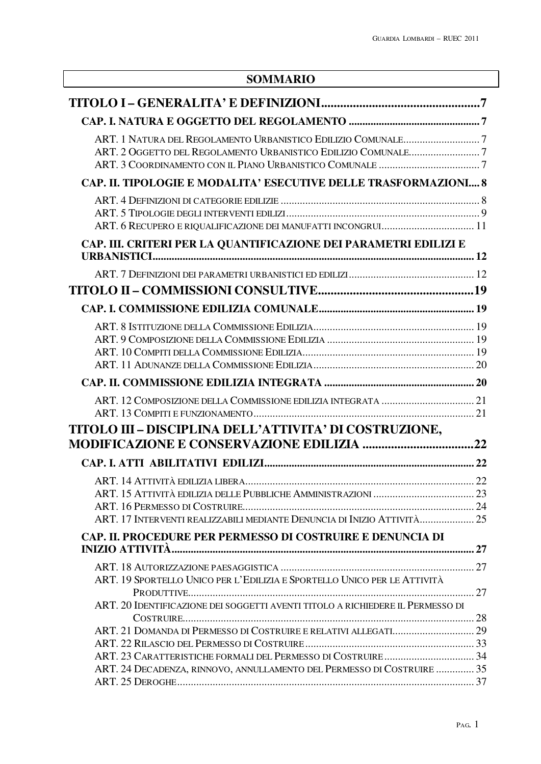## SOMMARIO

**TITOLO I – GENERALITA' E DEFINIZIONI** .................................................. 7

**CAP. I. NATURA E OGGETTO DEL REGOLAMENTO** .................................................. 7

ART. 1 NATURA DEL REGOLAMENTO URBANISTICO EDILIZIO COMUNALE .................................................. 7
ART. 2 OGGETTO DEL REGOLAMENTO URBANISTICO EDILIZIO COMUNALE .................................................. 7
ART. 3 COORDINAMENTO CON IL PIANO URBANISTICO COMUNALE .................................................. 7

**CAP. II. TIPOLOGIE E MODALITA' ESECUTIVE DELLE TRASFORMAZIONI** .... 8

ART. 4 DEFINIZIONI DI CATEGORIE EDILIZIE .................................................. 8
ART. 5 TIPOLOGIE DEGLI INTERVENTI EDILIZI .................................................. 9
ART. 6 RECUPERO E RIQUALIFICAZIONE DEI MANUFATTI INCONGRUI .................................................. 11

**CAP. III. CRITERI PER LA QUANTIFICAZIONE DEI PARAMETRI EDILIZI E URBANISTICI** .................................................. 12

ART. 7 DEFINIZIONI DEI PARAMETRI URBANISTICI ED EDILIZI .................................................. 12

**TITOLO II – COMMISSIONI CONSULTIVE** .................................................. 19

**CAP. I. COMMISSIONE EDILIZIA COMUNALE** .................................................. 19

ART. 8 ISTITUZIONE DELLA COMMISSIONE EDILIZIA .................................................. 19
ART. 9 COMPOSIZIONE DELLA COMMISSIONE EDILIZIA .................................................. 19
ART. 10 COMPITI DELLA COMMISSIONE EDILIZIA .................................................. 19
ART. 11 ADUNANZE DELLA COMMISSIONE EDILIZIA .................................................. 20

**CAP. II. COMMISSIONE EDILIZIA INTEGRATA** .................................................. 20

ART. 12 COMPOSIZIONE DELLA COMMISSIONE EDILIZIA INTEGRATA .................................................. 21
ART. 13 COMPITI E FUNZIONAMENTO .................................................. 21

**TITOLO III – DISCIPLINA DELL'ATTIVITA' DI COSTRUZIONE, MODIFICAZIONE E CONSERVAZIONE EDILIZIA** .................................................. 22

**CAP. I. ATTI ABILITATIVI EDILIZI** .................................................. 22

ART. 14 ATTIVITÀ EDILIZIA LIBERA .................................................. 22
ART. 15 ATTIVITÀ EDILIZIA DELLE PUBBLICHE AMMINISTRAZIONI .................................................. 23
ART. 16 PERMESSO DI COSTRUIRE .................................................. 24
ART. 17 INTERVENTI REALIZZABILI MEDIANTE DENUNCIA DI INIZIO ATTIVITÀ .................................................. 25

**CAP. II. PROCEDURE PER PERMESSO DI COSTRUIRE E DENUNCIA DI INIZIO ATTIVITÀ** .................................................. 27

ART. 18 AUTORIZZAZIONE PAESAGGISTICA .................................................. 27
ART. 19 SPORTELLO UNICO PER L'EDILIZIA E SPORTELLO UNICO PER LE ATTIVITÀ PRODUTTIVE .................................................. 27
ART. 20 IDENTIFICAZIONE DEI SOGGETTI AVENTI TITOLO A RICHIEDERE IL PERMESSO DI COSTRUIRE .................................................. 28
ART. 21 DOMANDA DI PERMESSO DI COSTRUIRE E RELATIVI ALLEGATI .................................................. 29
ART. 22 RILASCIO DEL PERMESSO DI COSTRUIRE .................................................. 33
ART. 23 CARATTERISTICHE FORMALI DEL PERMESSO DI COSTRUIRE .................................................. 34
ART. 24 DECADENZA, RINNOVO, ANNULLAMENTO DEL PERMESSO DI COSTRUIRE .................................................. 35
ART. 25 DEROGHE .................................................. 37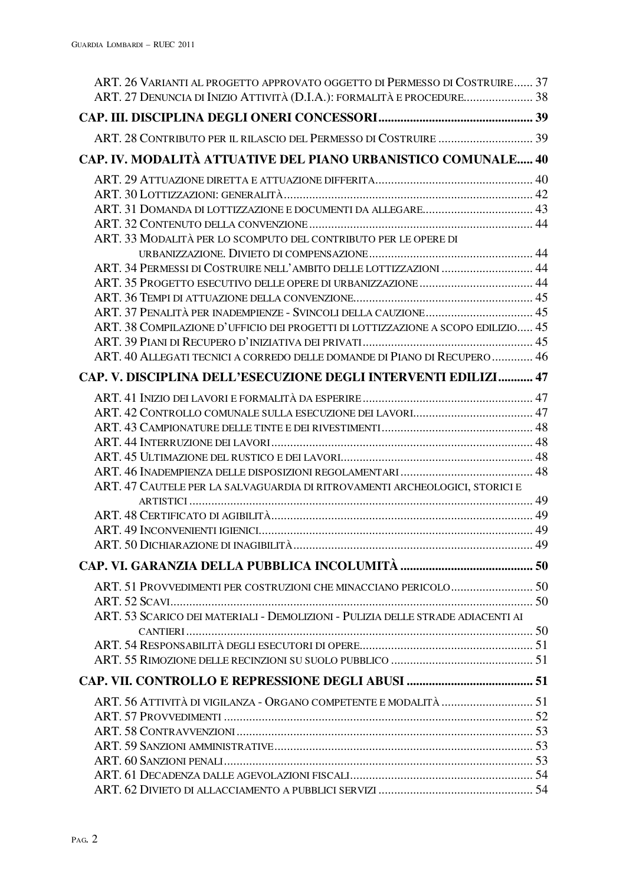ART. 26 VARIANTI AL PROGETTO APPROVATO OGGETTO DI PERMESSO DI COSTRUIRE...... 37
ART. 27 DENUNCIA DI INIZIO ATTIVITÀ (D.I.A.): FORMALITÀ E PROCEDURE...................... 38

**CAP. III. DISCIPLINA DEGLI ONERI CONCESSORI................................................ 39**

ART. 28 CONTRIBUTO PER IL RILASCIO DEL PERMESSO DI COSTRUIRE .............................. 39

**CAP. IV. MODALITÀ ATTUATIVE DEL PIANO URBANISTICO COMUNALE..... 40**

ART. 29 ATTUAZIONE DIRETTA E ATTUAZIONE DIFFERITA.................................................. 40
ART. 30 LOTTIZZAZIONI: GENERALITÀ.............................................................................. 42
ART. 31 DOMANDA DI LOTTIZZAZIONE E DOCUMENTI DA ALLEGARE.................................. 43
ART. 32 CONTENUTO DELLA CONVENZIONE...................................................................... 44
ART. 33 MODALITÀ PER LO SCOMPUTO DEL CONTRIBUTO PER LE OPERE DI URBANIZZAZIONE. DIVIETO DI COMPENSAZIONE.................................................... 44
ART. 34 PERMESSI DI COSTRUIRE NELL'AMBITO DELLE LOTTIZZAZIONI ............................ 44
ART. 35 PROGETTO ESECUTIVO DELLE OPERE DI URBANIZZAZIONE.................................... 44
ART. 36 TEMPI DI ATTUAZIONE DELLA CONVENZIONE........................................................ 45
ART. 37 PENALITÀ PER INADEMPIENZE - SVINCOLI DELLA CAUZIONE.................................. 45
ART. 38 COMPILAZIONE D'UFFICIO DEI PROGETTI DI LOTTIZZAZIONE A SCOPO EDILIZIO..... 45
ART. 39 PIANI DI RECUPERO D'INIZIATIVA DEI PRIVATI...................................................... 45
ART. 40 ALLEGATI TECNICI A CORREDO DELLE DOMANDE DI PIANO DI RECUPERO............. 46

**CAP. V. DISCIPLINA DELL'ESECUZIONE DEGLI INTERVENTI EDILIZI........... 47**

ART. 41 INIZIO DEI LAVORI E FORMALITÀ DA ESPERIRE...................................................... 47
ART. 42 CONTROLLO COMUNALE SULLA ESECUZIONE DEI LAVORI...................................... 47
ART. 43 CAMPIONATURE DELLE TINTE E DEI RIVESTIMENTI................................................ 48
ART. 44 INTERRUZIONE DEI LAVORI.................................................................................. 48
ART. 45 ULTIMAZIONE DEL RUSTICO E DEI LAVORI............................................................ 48
ART. 46 INADEMPIENZA DELLE DISPOSIZIONI REGOLAMENTARI.......................................... 48
ART. 47 CAUTELE PER LA SALVAGUARDIA DI RITROVAMENTI ARCHEOLOGICI, STORICI E ARTISTICI ............................................................................................................ 49
ART. 48 CERTIFICATO DI AGIBILITÀ.................................................................................. 49
ART. 49 INCONVENIENTI IGIENICI...................................................................................... 49
ART. 50 DICHIARAZIONE DI INAGIBILITÀ........................................................................... 49

**CAP. VI. GARANZIA DELLA PUBBLICA INCOLUMITÀ.......................................... 50**

ART. 51 PROVVEDIMENTI PER COSTRUZIONI CHE MINACCIANO PERICOLO.......................... 50
ART. 52 SCAVI.................................................................................................................. 50
ART. 53 SCARICO DEI MATERIALI - DEMOLIZIONI - PULIZIA DELLE STRADE ADIACENTI AI CANTIERI ............................................................................................................ 50
ART. 54 RESPONSABILITÀ DEGLI ESECUTORI DI OPERE...................................................... 51
ART. 55 RIMOZIONE DELLE RECINZIONI SU SUOLO PUBBLICO ............................................ 51

**CAP. VII. CONTROLLO E REPRESSIONE DEGLI ABUSI ........................................ 51**

ART. 56 ATTIVITÀ DI VIGILANZA - ORGANO COMPETENTE E MODALITÀ ............................ 51
ART. 57 PROVVEDIMENTI ................................................................................................. 52
ART. 58 CONTRAVVENZIONI ............................................................................................. 53
ART. 59 SANZIONI AMMINISTRATIVE.................................................................................. 53
ART. 60 SANZIONI PENALI................................................................................................. 53
ART. 61 DECADENZA DALLE AGEVOLAZIONI FISCALI.......................................................... 54
ART. 62 DIVIETO DI ALLACCIAMENTO A PUBBLICI SERVIZI ................................................ 54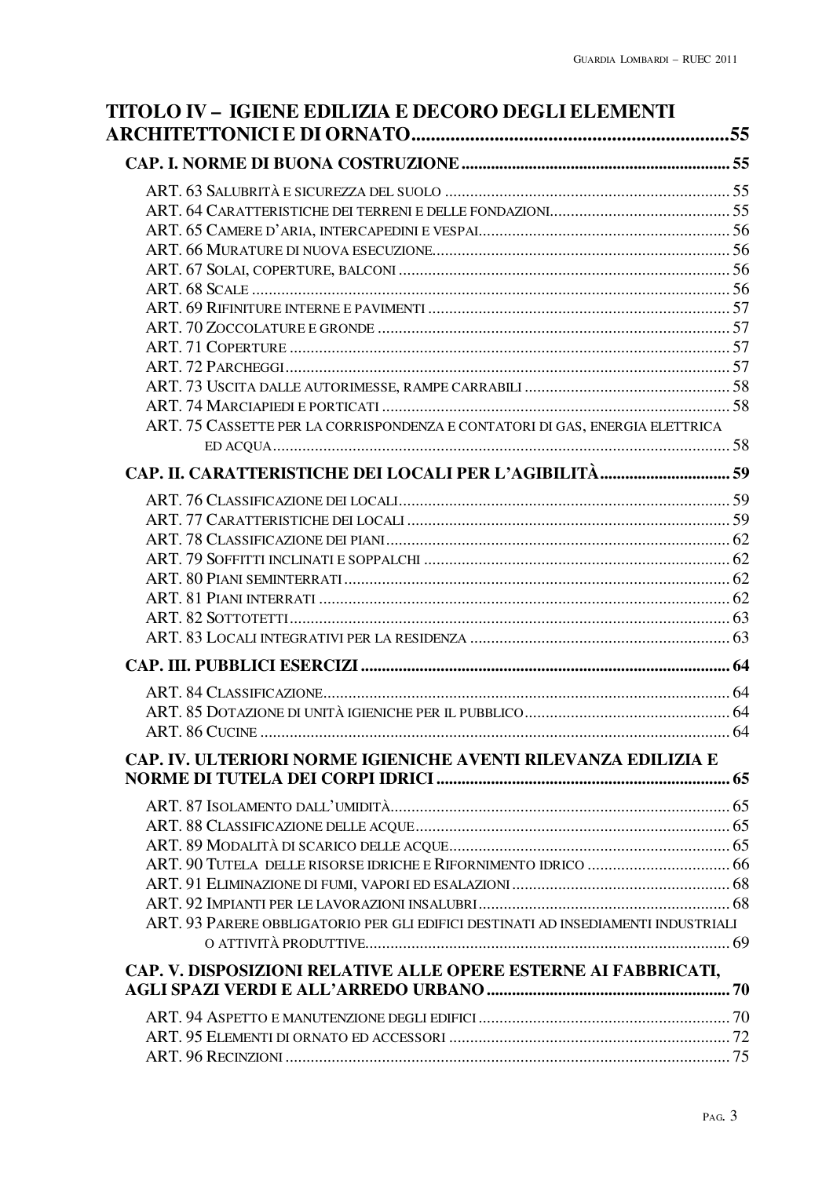**TITOLO IV – IGIENE EDILIZIA E DECORO DEGLI ELEMENTI ARCHITETTONICI E DI ORNATO .................................................................55**

**CAP. I. NORME DI BUONA COSTRUZIONE ............................................................... 55**

ART. 63 SALUBRITÀ E SICUREZZA DEL SUOLO .................................................................... 55
ART. 64 CARATTERISTICHE DEI TERRENI E DELLE FONDAZIONI........................................... 55
ART. 65 CAMERE D'ARIA, INTERCAPEDINI E VESPAI............................................................. 56
ART. 66 MURATURE DI NUOVA ESECUZIONE....................................................................... 56
ART. 67 SOLAI, COPERTURE, BALCONI ............................................................................... 56
ART. 68 SCALE ................................................................................................................. 56
ART. 69 RIFINITURE INTERNE E PAVIMENTI ........................................................................ 57
ART. 70 ZOCCOLATURE E GRONDE .................................................................................... 57
ART. 71 COPERTURE ......................................................................................................... 57
ART. 72 PARCHEGGI .......................................................................................................... 57
ART. 73 USCITA DALLE AUTORIMESSE, RAMPE CARRABILI ................................................. 58
ART. 74 MARCIAPIEDI E PORTICATI ................................................................................... 58
ART. 75 CASSETTE PER LA CORRISPONDENZA E CONTATORI DI GAS, ENERGIA ELETTRICA ED ACQUA............................................................................................................. 58

**CAP. II. CARATTERISTICHE DEI LOCALI PER L'AGIBILITÀ............................... 59**

ART. 76 CLASSIFICAZIONE DEI LOCALI.............................................................................. 59
ART. 77 CARATTERISTICHE DEI LOCALI ............................................................................. 59
ART. 78 CLASSIFICAZIONE DEI PIANI.................................................................................. 62
ART. 79 SOFFITTI INCLINATI E SOPPALCHI ......................................................................... 62
ART. 80 PIANI SEMINTERRATI ............................................................................................ 62
ART. 81 PIANI INTERRATI .................................................................................................. 62
ART. 82 SOTTOTETTI ......................................................................................................... 63
ART. 83 LOCALI INTEGRATIVI PER LA RESIDENZA .............................................................. 63

**CAP. III. PUBBLICI ESERCIZI ........................................................................................ 64**

ART. 84 CLASSIFICAZIONE................................................................................................. 64
ART. 85 DOTAZIONE DI UNITÀ IGIENICHE PER IL PUBBLICO................................................. 64
ART. 86 CUCINE ................................................................................................................ 64

**CAP. IV. ULTERIORI NORME IGIENICHE AVENTI RILEVANZA EDILIZIA E NORME DI TUTELA DEI CORPI IDRICI ..................................................................... 65**

ART. 87 ISOLAMENTO DALL'UMIDITÀ................................................................................. 65
ART. 88 CLASSIFICAZIONE DELLE ACQUE........................................................................... 65
ART. 89 MODALITÀ DI SCARICO DELLE ACQUE................................................................... 65
ART. 90 TUTELA DELLE RISORSE IDRICHE E RIFORNIMENTO IDRICO .................................. 66
ART. 91 ELIMINAZIONE DI FUMI, VAPORI ED ESALAZIONI.................................................... 68
ART. 92 IMPIANTI PER LE LAVORAZIONI INSALUBRI ............................................................ 68
ART. 93 PARERE OBBLIGATORIO PER GLI EDIFICI DESTINATI AD INSEDIAMENTI INDUSTRIALI O ATTIVITÀ PRODUTTIVE...................................................................................... 69

**CAP. V. DISPOSIZIONI RELATIVE ALLE OPERE ESTERNE AI FABBRICATI, AGLI SPAZI VERDI E ALL'ARREDO URBANO......................................................... 70**

ART. 94 ASPETTO E MANUTENZIONE DEGLI EDIFICI ............................................................ 70
ART. 95 ELEMENTI DI ORNATO ED ACCESSORI ................................................................... 72
ART. 96 RECINZIONI .......................................................................................................... 75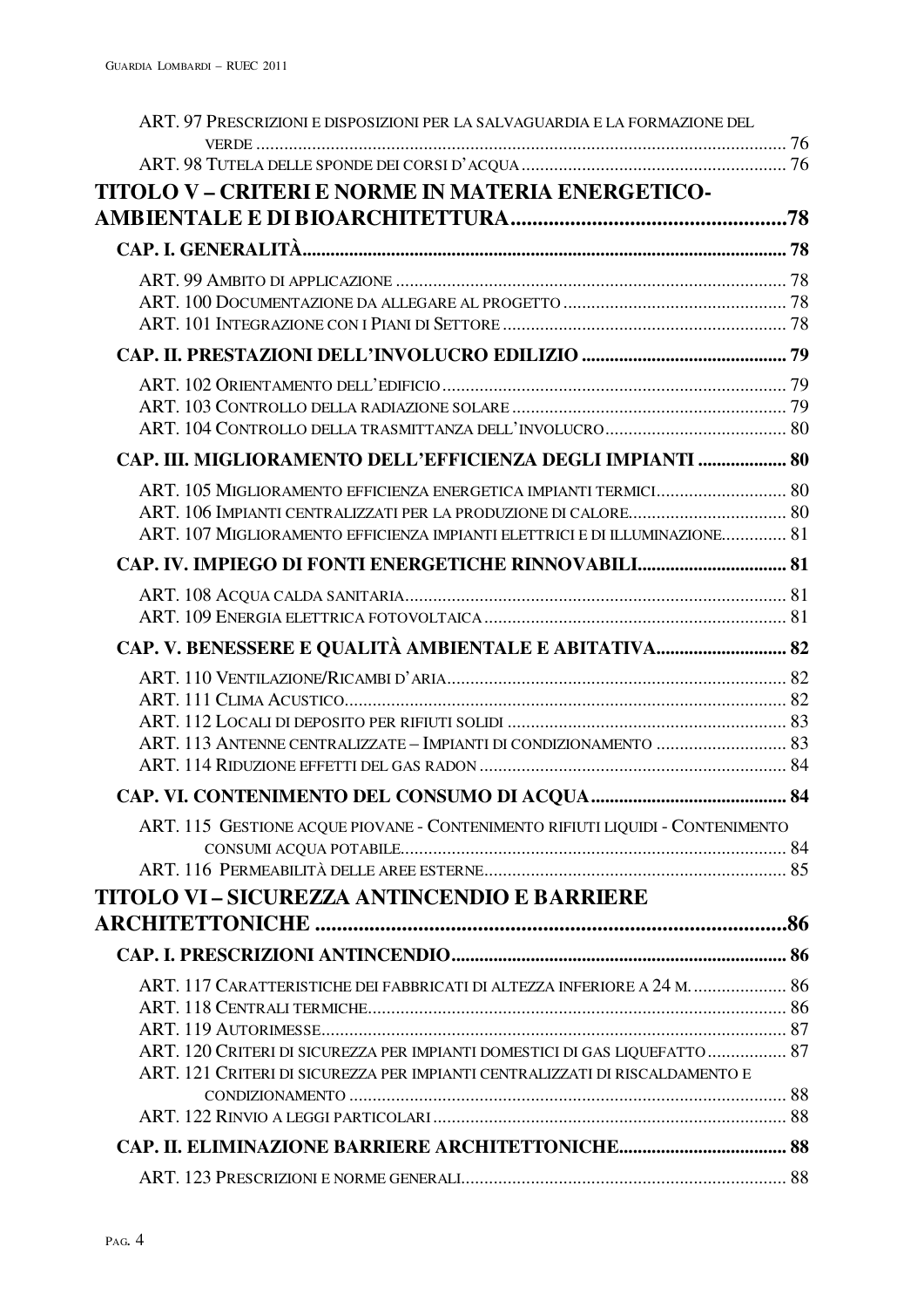ART. 97 Prescrizioni e disposizioni per la salvaguardia e la formazione del verde ... 76
ART. 98 Tutela delle sponde dei corsi d'acqua ... 76

**TITOLO V – CRITERI E NORME IN MATERIA ENERGETICO-AMBIENTALE E DI BIOARCHITETTURA ... 78**

**CAP. I. GENERALITÀ ... 78**

ART. 99 Ambito di applicazione ... 78
ART. 100 Documentazione da allegare al progetto ... 78
ART. 101 Integrazione con i Piani di Settore ... 78

**CAP. II. PRESTAZIONI DELL'INVOLUCRO EDILIZIO ... 79**

ART. 102 Orientamento dell'edificio ... 79
ART. 103 Controllo della radiazione solare ... 79
ART. 104 Controllo della trasmittanza dell'involucro ... 80

**CAP. III. MIGLIORAMENTO DELL'EFFICIENZA DEGLI IMPIANTI ... 80**

ART. 105 Miglioramento efficienza energetica impianti termici ... 80
ART. 106 Impianti centralizzati per la produzione di calore ... 80
ART. 107 Miglioramento efficienza impianti elettrici e di illuminazione ... 81

**CAP. IV. IMPIEGO DI FONTI ENERGETICHE RINNOVABILI ... 81**

ART. 108 Acqua calda sanitaria ... 81
ART. 109 Energia elettrica fotovoltaica ... 81

**CAP. V. BENESSERE E QUALITÀ AMBIENTALE E ABITATIVA ... 82**

ART. 110 Ventilazione/Ricambi d'aria ... 82
ART. 111 Clima Acustico ... 82
ART. 112 Locali di deposito per rifiuti solidi ... 83
ART. 113 Antenne centralizzate – Impianti di condizionamento ... 83
ART. 114 Riduzione effetti del gas radon ... 84

**CAP. VI. CONTENIMENTO DEL CONSUMO DI ACQUA ... 84**

ART. 115 Gestione acque piovane - Contenimento rifiuti liquidi - Contenimento consumi acqua potabile ... 84
ART. 116 Permeabilità delle aree esterne ... 85

**TITOLO VI – SICUREZZA ANTINCENDIO E BARRIERE ARCHITETTONICHE ... 86**

**CAP. I. PRESCRIZIONI ANTINCENDIO ... 86**

ART. 117 Caratteristiche dei fabbricati di altezza inferiore a 24 m. ... 86
ART. 118 Centrali termiche ... 86
ART. 119 Autorimesse ... 87
ART. 120 Criteri di sicurezza per impianti domestici di gas liquefatto ... 87
ART. 121 Criteri di sicurezza per impianti centralizzati di riscaldamento e condizionamento ... 88
ART. 122 Rinvio a leggi particolari ... 88

**CAP. II. ELIMINAZIONE BARRIERE ARCHITETTONICHE ... 88**

ART. 123 Prescrizioni e norme generali ... 88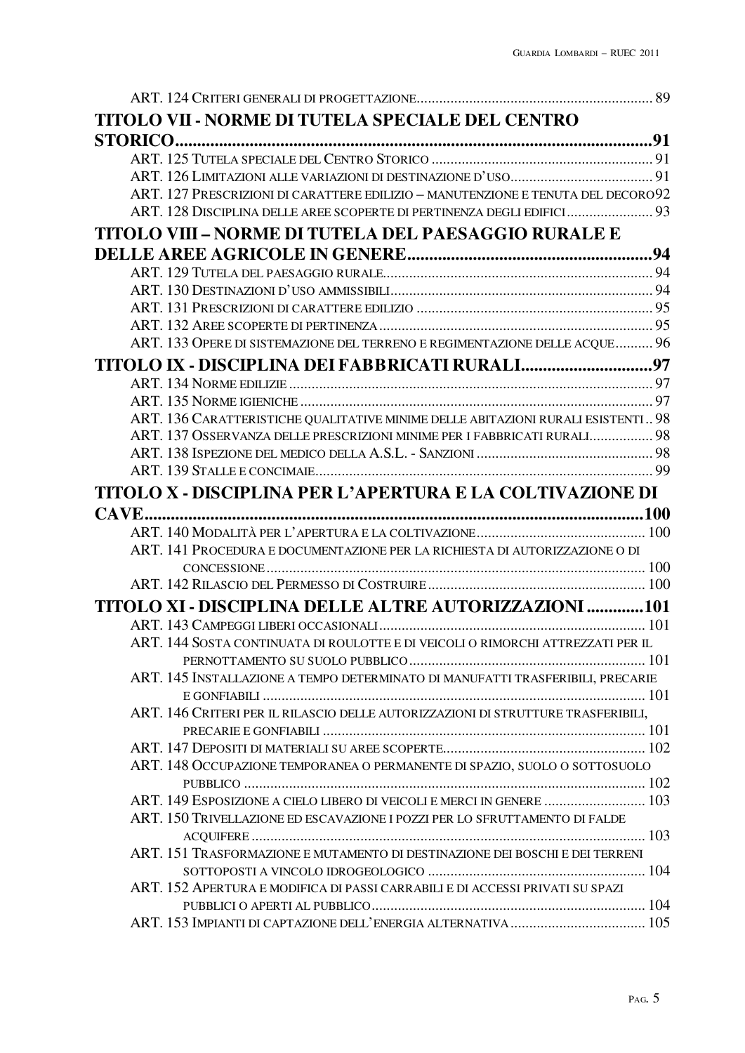ART. 124 Criteri generali di progettazione .............................................................. 89

## TITOLO VII - NORME DI TUTELA SPECIALE DEL CENTRO STORICO ............................................................................................................91

ART. 125 Tutela speciale del Centro Storico ........................................................... 91

ART. 126 Limitazioni alle variazioni di destinazione d'uso...................................... 91

ART. 127 Prescrizioni di carattere edilizio – manutenzione e tenuta del decoro 92

ART. 128 Disciplina delle aree scoperte di pertinenza degli edifici ....................... 93

## TITOLO VIII – NORME DI TUTELA DEL PAESAGGIO RURALE E DELLE AREE AGRICOLE IN GENERE.........................................................94

ART. 129 Tutela del paesaggio rurale...................................................................... 94

ART. 130 Destinazioni d'uso ammissibili ................................................................. 94

ART. 131 Prescrizioni di carattere edilizio .............................................................. 95

ART. 132 Aree scoperte di pertinenza ..................................................................... 95

ART. 133 Opere di sistemazione del terreno e regimentazione delle acque.......... 96

## TITOLO IX - DISCIPLINA DEI FABBRICATI RURALI.............................97

ART. 134 Norme edilizie ........................................................................................... 97

ART. 135 Norme igieniche ........................................................................................ 97

ART. 136 Caratteristiche qualitative minime delle abitazioni rurali esistenti .. 98

ART. 137 Osservanza delle prescrizioni minime per i fabbricati rurali................. 98

ART. 138 Ispezione del medico della A.S.L. - Sanzioni ........................................... 98

ART. 139 Stalle e concimaie..................................................................................... 99

## TITOLO X - DISCIPLINA PER L'APERTURA E LA COLTIVAZIONE DI CAVE..........................................................................................................100

ART. 140 Modalità per l'apertura e la coltivazione............................................ 100

ART. 141 Procedura e documentazione per la richiesta di autorizzazione o di concessione .......................................................................................................... 100

ART. 142 Rilascio del Permesso di Costruire .......................................................... 100

## TITOLO XI - DISCIPLINA DELLE ALTRE AUTORIZZAZIONI ............101

ART. 143 Campeggi liberi occasionali ..................................................................... 101

ART. 144 Sosta continuata di roulotte e di veicoli o rimorchi attrezzati per il pernottamento su suolo pubblico .............................................................. 101

ART. 145 Installazione a tempo determinato di manufatti trasferibili, precarie e gonfiabili ............................................................................................... 101

ART. 146 Criteri per il rilascio delle autorizzazioni di strutture trasferibili, precarie e gonfiabili ..................................................................................... 101

ART. 147 Depositi di materiali su aree scoperte.................................................... 102

ART. 148 Occupazione temporanea o permanente di spazio, suolo o sottosuolo pubblico ........................................................................................................ 102

ART. 149 Esposizione a cielo libero di veicoli e merci in genere ........................... 103

ART. 150 Trivellazione ed escavazione i pozzi per lo sfruttamento di falde acquifere ......................................................................................................... 103

ART. 151 Trasformazione e mutamento di destinazione dei boschi e dei terreni sottoposti a vincolo idrogeologico ........................................................... 104

ART. 152 Apertura e modifica di passi carrabili e di accessi privati su spazi pubblici o aperti al pubblico........................................................................ 104

ART. 153 Impianti di captazione dell'energia alternativa .................................... 105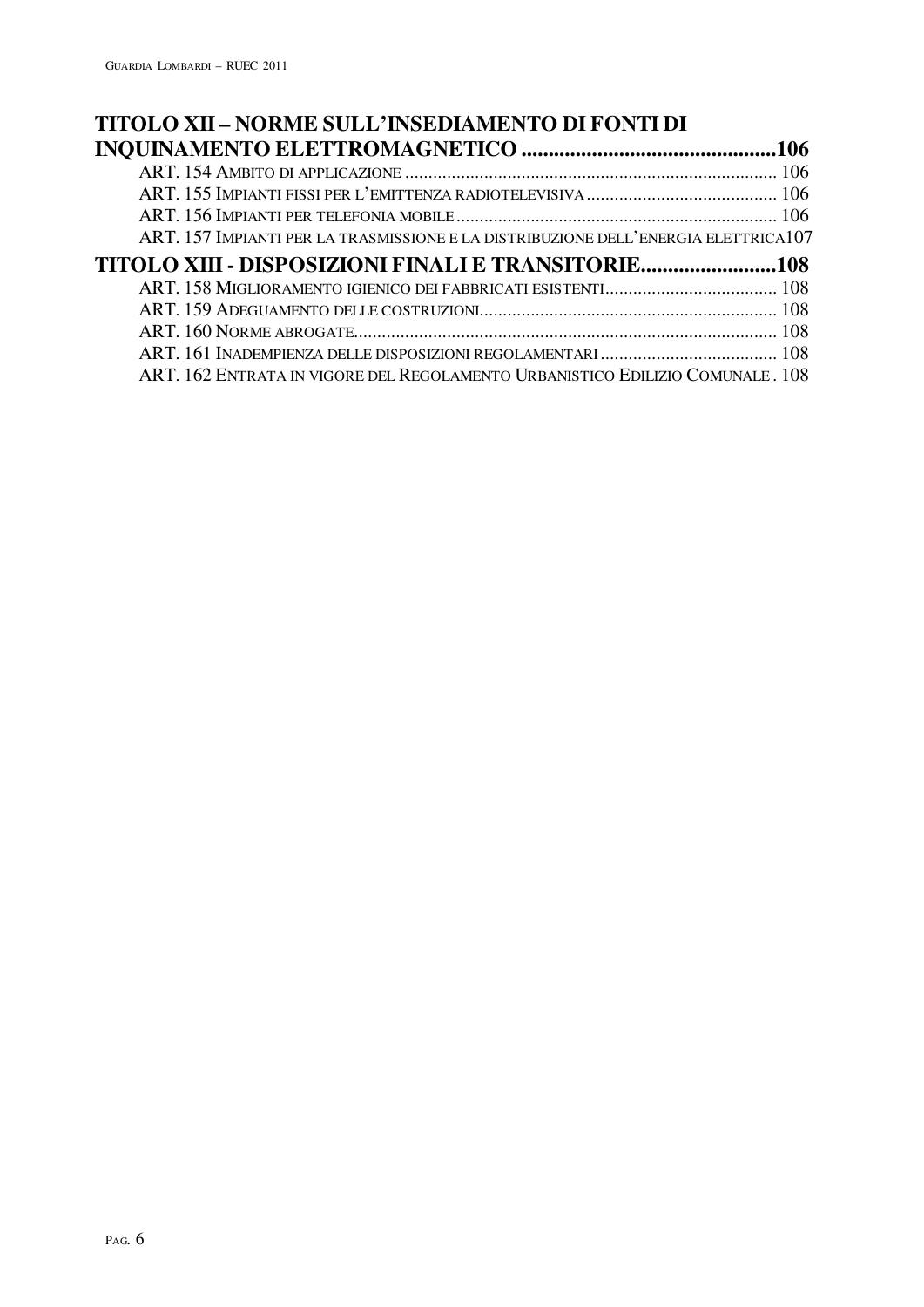**TITOLO XII – NORME SULL'INSEDIAMENTO DI FONTI DI INQUINAMENTO ELETTROMAGNETICO ....................................................106**

ART. 154 AMBITO DI APPLICAZIONE ........................................................................ 106
ART. 155 IMPIANTI FISSI PER L'EMITTENZA RADIOTELEVISIVA ........................................ 106
ART. 156 IMPIANTI PER TELEFONIA MOBILE ................................................................ 106
ART. 157 IMPIANTI PER LA TRASMISSIONE E LA DISTRIBUZIONE DELL'ENERGIA ELETTRICA107

**TITOLO XIII - DISPOSIZIONI FINALI E TRANSITORIE.........................108**

ART. 158 MIGLIORAMENTO IGIENICO DEI FABBRICATI ESISTENTI.................................... 108
ART. 159 ADEGUAMENTO DELLE COSTRUZIONI............................................................. 108
ART. 160 NORME ABROGATE...................................................................................... 108
ART. 161 INADEMPIENZA DELLE DISPOSIZIONI REGOLAMENTARI ..................................... 108
ART. 162 ENTRATA IN VIGORE DEL REGOLAMENTO URBANISTICO EDILIZIO COMUNALE . 108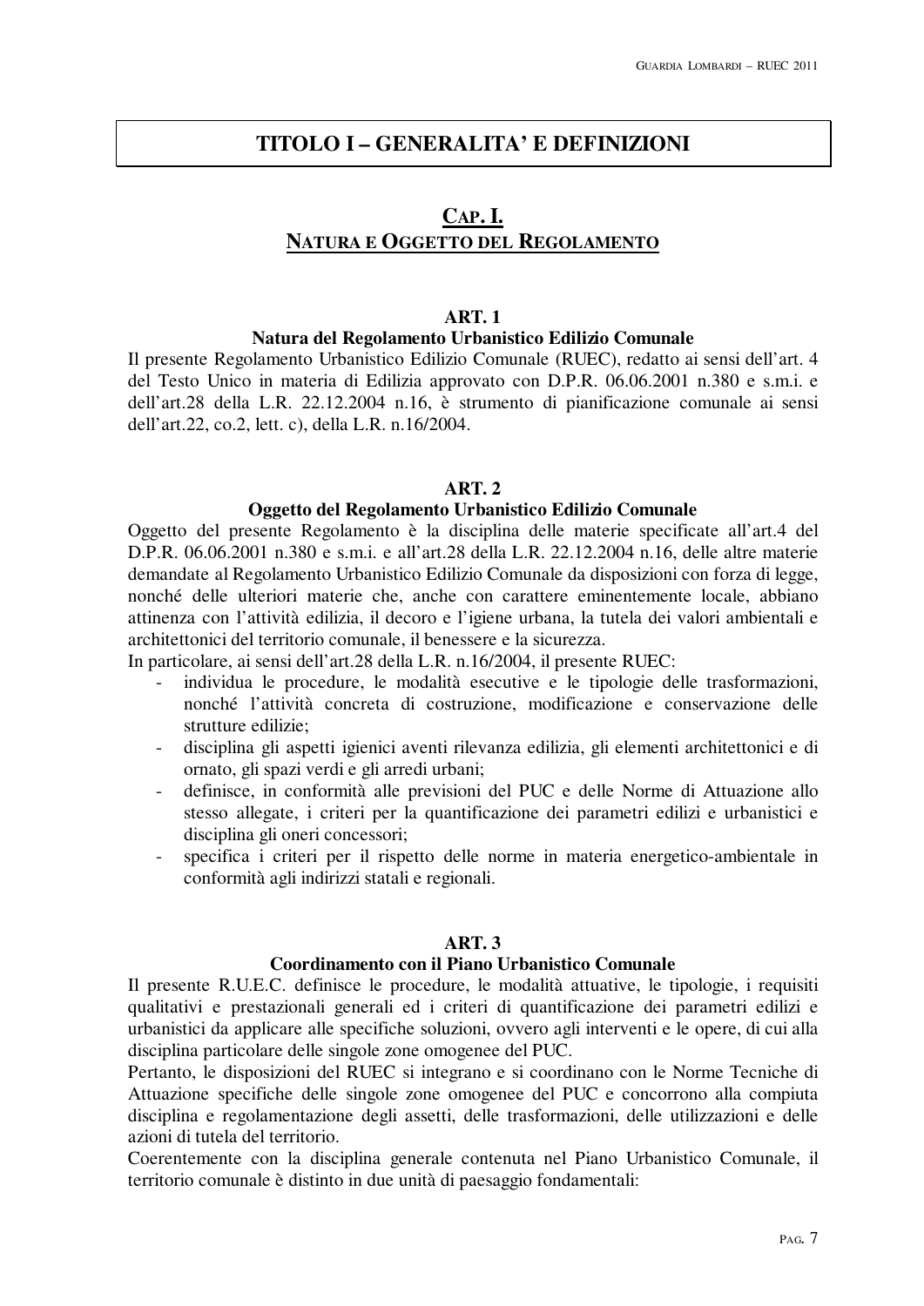# TITOLO I – GENERALITA' E DEFINIZIONI

## CAP. I.
## NATURA E OGGETTO DEL REGOLAMENTO

### ART. 1
### Natura del Regolamento Urbanistico Edilizio Comunale

Il presente Regolamento Urbanistico Edilizio Comunale (RUEC), redatto ai sensi dell'art. 4 del Testo Unico in materia di Edilizia approvato con D.P.R. 06.06.2001 n.380 e s.m.i. e dell'art.28 della L.R. 22.12.2004 n.16, è strumento di pianificazione comunale ai sensi dell'art.22, co.2, lett. c), della L.R. n.16/2004.

### ART. 2
### Oggetto del Regolamento Urbanistico Edilizio Comunale

Oggetto del presente Regolamento è la disciplina delle materie specificate all'art.4 del D.P.R. 06.06.2001 n.380 e s.m.i. e all'art.28 della L.R. 22.12.2004 n.16, delle altre materie demandate al Regolamento Urbanistico Edilizio Comunale da disposizioni con forza di legge, nonché delle ulteriori materie che, anche con carattere eminentemente locale, abbiano attinenza con l'attività edilizia, il decoro e l'igiene urbana, la tutela dei valori ambientali e architettonici del territorio comunale, il benessere e la sicurezza.

In particolare, ai sensi dell'art.28 della L.R. n.16/2004, il presente RUEC:

- individua le procedure, le modalità esecutive e le tipologie delle trasformazioni, nonché l'attività concreta di costruzione, modificazione e conservazione delle strutture edilizie;
- disciplina gli aspetti igienici aventi rilevanza edilizia, gli elementi architettonici e di ornato, gli spazi verdi e gli arredi urbani;
- definisce, in conformità alle previsioni del PUC e delle Norme di Attuazione allo stesso allegate, i criteri per la quantificazione dei parametri edilizi e urbanistici e disciplina gli oneri concessori;
- specifica i criteri per il rispetto delle norme in materia energetico-ambientale in conformità agli indirizzi statali e regionali.

### ART. 3
### Coordinamento con il Piano Urbanistico Comunale

Il presente R.U.E.C. definisce le procedure, le modalità attuative, le tipologie, i requisiti qualitativi e prestazionali generali ed i criteri di quantificazione dei parametri edilizi e urbanistici da applicare alle specifiche soluzioni, ovvero agli interventi e le opere, di cui alla disciplina particolare delle singole zone omogenee del PUC.

Pertanto, le disposizioni del RUEC si integrano e si coordinano con le Norme Tecniche di Attuazione specifiche delle singole zone omogenee del PUC e concorrono alla compiuta disciplina e regolamentazione degli assetti, delle trasformazioni, delle utilizzazioni e delle azioni di tutela del territorio.

Coerentemente con la disciplina generale contenuta nel Piano Urbanistico Comunale, il territorio comunale è distinto in due unità di paesaggio fondamentali: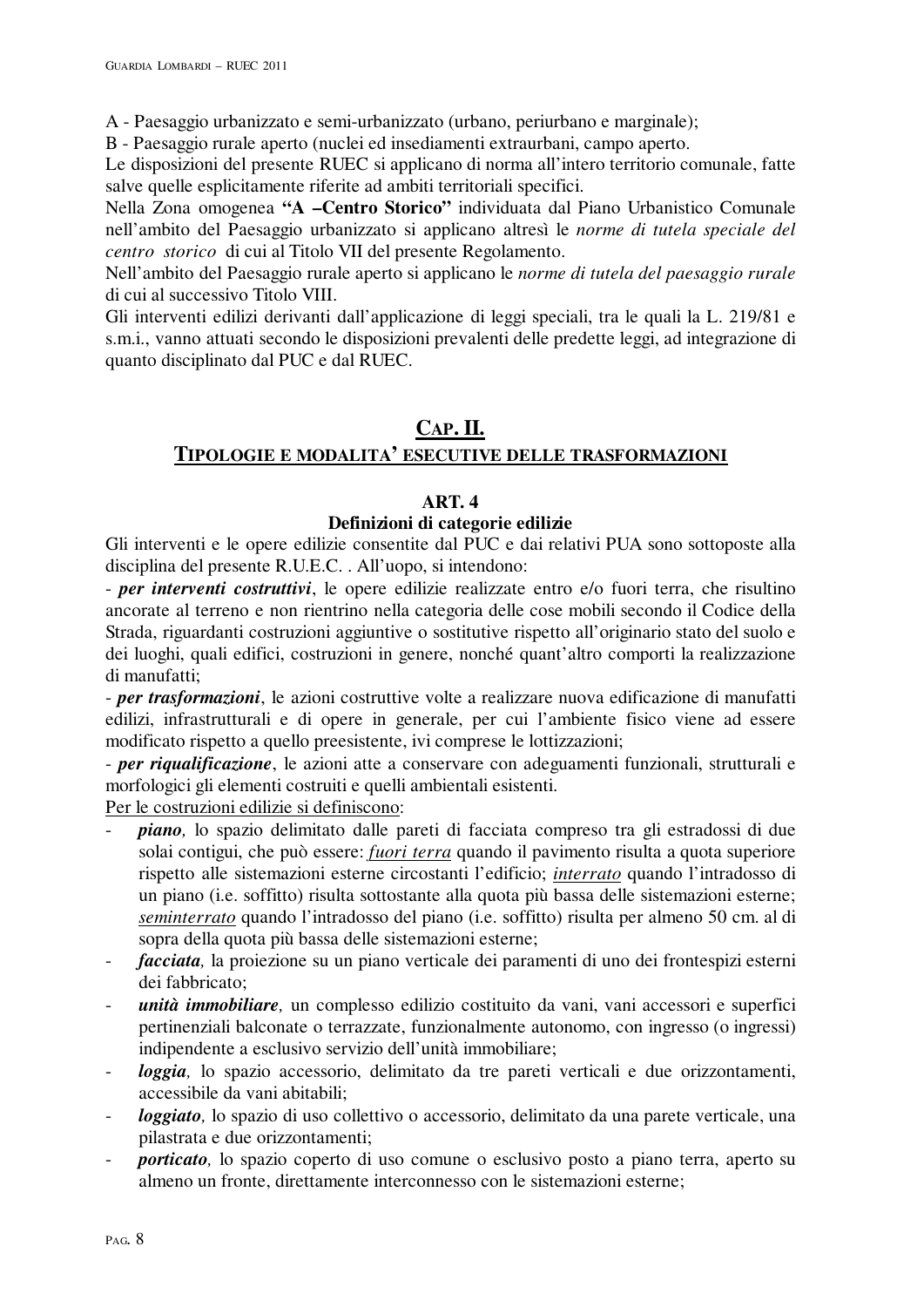A - Paesaggio urbanizzato e semi-urbanizzato (urbano, periurbano e marginale);
B - Paesaggio rurale aperto (nuclei ed insediamenti extraurbani, campo aperto.
Le disposizioni del presente RUEC si applicano di norma all'intero territorio comunale, fatte salve quelle esplicitamente riferite ad ambiti territoriali specifici.
Nella Zona omogenea **"A –Centro Storico"** individuata dal Piano Urbanistico Comunale nell'ambito del Paesaggio urbanizzato si applicano altresì le *norme di tutela speciale del centro storico* di cui al Titolo VII del presente Regolamento.
Nell'ambito del Paesaggio rurale aperto si applicano le *norme di tutela del paesaggio rurale* di cui al successivo Titolo VIII.
Gli interventi edilizi derivanti dall'applicazione di leggi speciali, tra le quali la L. 219/81 e s.m.i., vanno attuati secondo le disposizioni prevalenti delle predette leggi, ad integrazione di quanto disciplinato dal PUC e dal RUEC.

## CAP. II.
## TIPOLOGIE E MODALITA' ESECUTIVE DELLE TRASFORMAZIONI

### ART. 4
### Definizioni di categorie edilizie

Gli interventi e le opere edilizie consentite dal PUC e dai relativi PUA sono sottoposte alla disciplina del presente R.U.E.C. . All'uopo, si intendono:

- ***per interventi costruttivi***, le opere edilizie realizzate entro e/o fuori terra, che risultino ancorate al terreno e non rientrino nella categoria delle cose mobili secondo il Codice della Strada, riguardanti costruzioni aggiuntive o sostitutive rispetto all'originario stato del suolo e dei luoghi, quali edifici, costruzioni in genere, nonché quant'altro comporti la realizzazione di manufatti;
- ***per trasformazioni***, le azioni costruttive volte a realizzare nuova edificazione di manufatti edilizi, infrastrutturali e di opere in generale, per cui l'ambiente fisico viene ad essere modificato rispetto a quello preesistente, ivi comprese le lottizzazioni;
- ***per riqualificazione***, le azioni atte a conservare con adeguamenti funzionali, strutturali e morfologici gli elementi costruiti e quelli ambientali esistenti.

<u>Per le costruzioni edilizie si definiscono</u>:

- ***piano,*** lo spazio delimitato dalle pareti di facciata compreso tra gli estradossi di due solai contigui, che può essere: *<u>fuori terra</u>* quando il pavimento risulta a quota superiore rispetto alle sistemazioni esterne circostanti l'edificio; *<u>interrato</u>* quando l'intradosso di un piano (i.e. soffitto) risulta sottostante alla quota più bassa delle sistemazioni esterne; *<u>seminterrato</u>* quando l'intradosso del piano (i.e. soffitto) risulta per almeno 50 cm. al di sopra della quota più bassa delle sistemazioni esterne;
- ***facciata,*** la proiezione su un piano verticale dei paramenti di uno dei frontespizi esterni dei fabbricato;
- ***unità immobiliare,*** un complesso edilizio costituito da vani, vani accessori e superfici pertinenziali balconate o terrazzate, funzionalmente autonomo, con ingresso (o ingressi) indipendente a esclusivo servizio dell'unità immobiliare;
- ***loggia,*** lo spazio accessorio, delimitato da tre pareti verticali e due orizzontamenti, accessibile da vani abitabili;
- ***loggiato,*** lo spazio di uso collettivo o accessorio, delimitato da una parete verticale, una pilastrata e due orizzontamenti;
- ***porticato,*** lo spazio coperto di uso comune o esclusivo posto a piano terra, aperto su almeno un fronte, direttamente interconnesso con le sistemazioni esterne;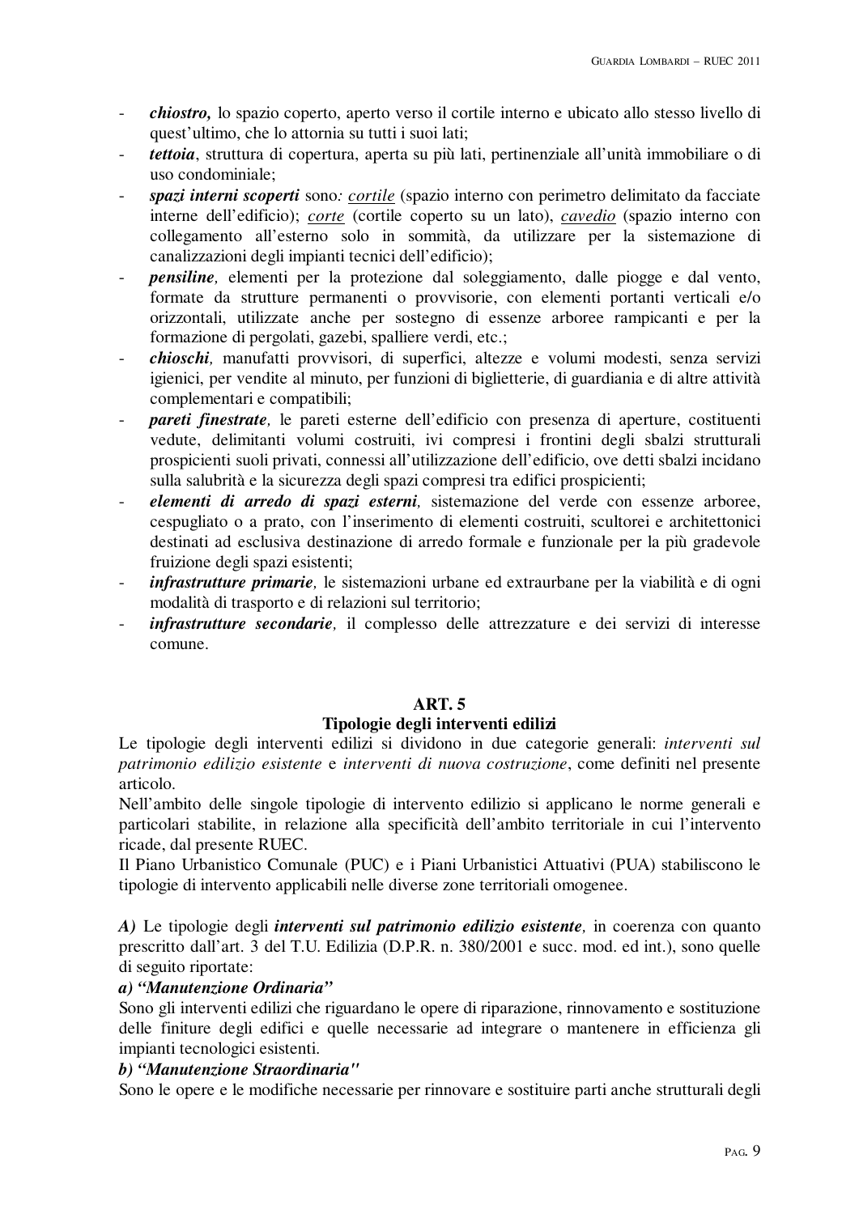- ***chiostro,*** lo spazio coperto, aperto verso il cortile interno e ubicato allo stesso livello di quest'ultimo, che lo attornia su tutti i suoi lati;
- ***tettoia***, struttura di copertura, aperta su più lati, pertinenziale all'unità immobiliare o di uso condominiale;
- ***spazi interni scoperti*** sono*:* *cortile* (spazio interno con perimetro delimitato da facciate interne dell'edificio); *corte* (cortile coperto su un lato), *cavedio* (spazio interno con collegamento all'esterno solo in sommità, da utilizzare per la sistemazione di canalizzazioni degli impianti tecnici dell'edificio);
- ***pensiline,*** elementi per la protezione dal soleggiamento, dalle piogge e dal vento, formate da strutture permanenti o provvisorie, con elementi portanti verticali e/o orizzontali, utilizzate anche per sostegno di essenze arboree rampicanti e per la formazione di pergolati, gazebi, spalliere verdi, etc.;
- ***chioschi,*** manufatti provvisori, di superfici, altezze e volumi modesti, senza servizi igienici, per vendite al minuto, per funzioni di biglietterie, di guardiania e di altre attività complementari e compatibili;
- ***pareti finestrate,*** le pareti esterne dell'edificio con presenza di aperture, costituenti vedute, delimitanti volumi costruiti, ivi compresi i frontini degli sbalzi strutturali prospicienti suoli privati, connessi all'utilizzazione dell'edificio, ove detti sbalzi incidano sulla salubrità e la sicurezza degli spazi compresi tra edifici prospicienti;
- ***elementi di arredo di spazi esterni,*** sistemazione del verde con essenze arboree, cespugliato o a prato, con l'inserimento di elementi costruiti, scultorei e architettonici destinati ad esclusiva destinazione di arredo formale e funzionale per la più gradevole fruizione degli spazi esistenti;
- ***infrastrutture primarie,*** le sistemazioni urbane ed extraurbane per la viabilità e di ogni modalità di trasporto e di relazioni sul territorio;
- ***infrastrutture secondarie,*** il complesso delle attrezzature e dei servizi di interesse comune.

## ART. 5
## Tipologie degli interventi edilizi

Le tipologie degli interventi edilizi si dividono in due categorie generali: *interventi sul patrimonio edilizio esistente* e *interventi di nuova costruzione*, come definiti nel presente articolo.

Nell'ambito delle singole tipologie di intervento edilizio si applicano le norme generali e particolari stabilite, in relazione alla specificità dell'ambito territoriale in cui l'intervento ricade, dal presente RUEC.

Il Piano Urbanistico Comunale (PUC) e i Piani Urbanistici Attuativi (PUA) stabiliscono le tipologie di intervento applicabili nelle diverse zone territoriali omogenee.

***A)*** Le tipologie degli ***interventi sul patrimonio edilizio esistente,*** in coerenza con quanto prescritto dall'art. 3 del T.U. Edilizia (D.P.R. n. 380/2001 e succ. mod. ed int.), sono quelle di seguito riportate:

***a) "Manutenzione Ordinaria"***

Sono gli interventi edilizi che riguardano le opere di riparazione, rinnovamento e sostituzione delle finiture degli edifici e quelle necessarie ad integrare o mantenere in efficienza gli impianti tecnologici esistenti.

***b) "Manutenzione Straordinaria"***

Sono le opere e le modifiche necessarie per rinnovare e sostituire parti anche strutturali degli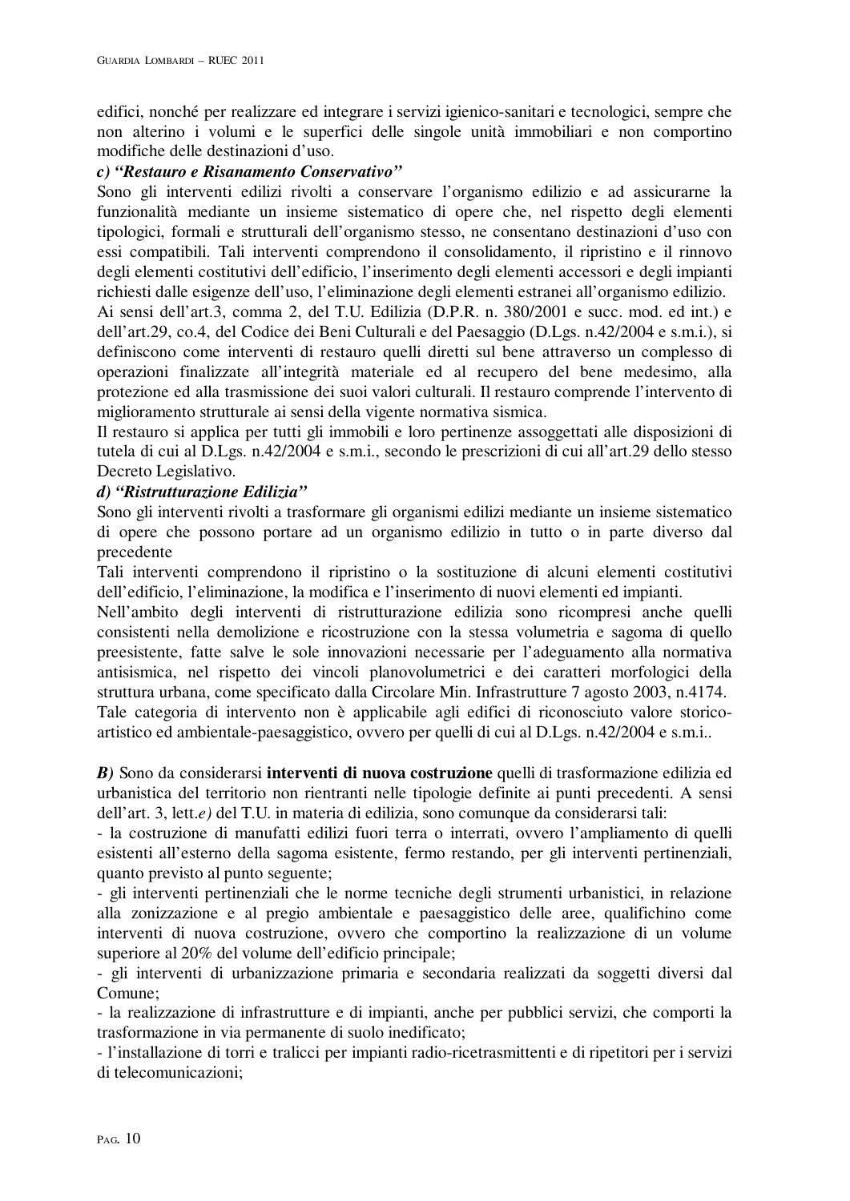edifici, nonché per realizzare ed integrare i servizi igienico-sanitari e tecnologici, sempre che non alterino i volumi e le superfici delle singole unità immobiliari e non comportino modifiche delle destinazioni d'uso.

***c) "Restauro e Risanamento Conservativo"***

Sono gli interventi edilizi rivolti a conservare l'organismo edilizio e ad assicurarne la funzionalità mediante un insieme sistematico di opere che, nel rispetto degli elementi tipologici, formali e strutturali dell'organismo stesso, ne consentano destinazioni d'uso con essi compatibili. Tali interventi comprendono il consolidamento, il ripristino e il rinnovo degli elementi costitutivi dell'edificio, l'inserimento degli elementi accessori e degli impianti richiesti dalle esigenze dell'uso, l'eliminazione degli elementi estranei all'organismo edilizio.

Ai sensi dell'art.3, comma 2, del T.U. Edilizia (D.P.R. n. 380/2001 e succ. mod. ed int.) e dell'art.29, co.4, del Codice dei Beni Culturali e del Paesaggio (D.Lgs. n.42/2004 e s.m.i.), si definiscono come interventi di restauro quelli diretti sul bene attraverso un complesso di operazioni finalizzate all'integrità materiale ed al recupero del bene medesimo, alla protezione ed alla trasmissione dei suoi valori culturali. Il restauro comprende l'intervento di miglioramento strutturale ai sensi della vigente normativa sismica.

Il restauro si applica per tutti gli immobili e loro pertinenze assoggettati alle disposizioni di tutela di cui al D.Lgs. n.42/2004 e s.m.i., secondo le prescrizioni di cui all'art.29 dello stesso Decreto Legislativo.

***d) "Ristrutturazione Edilizia"***

Sono gli interventi rivolti a trasformare gli organismi edilizi mediante un insieme sistematico di opere che possono portare ad un organismo edilizio in tutto o in parte diverso dal precedente

Tali interventi comprendono il ripristino o la sostituzione di alcuni elementi costitutivi dell'edificio, l'eliminazione, la modifica e l'inserimento di nuovi elementi ed impianti.

Nell'ambito degli interventi di ristrutturazione edilizia sono ricompresi anche quelli consistenti nella demolizione e ricostruzione con la stessa volumetria e sagoma di quello preesistente, fatte salve le sole innovazioni necessarie per l'adeguamento alla normativa antisismica, nel rispetto dei vincoli planovolumetrici e dei caratteri morfologici della struttura urbana, come specificato dalla Circolare Min. Infrastrutture 7 agosto 2003, n.4174.

Tale categoria di intervento non è applicabile agli edifici di riconosciuto valore storico-artistico ed ambientale-paesaggistico, ovvero per quelli di cui al D.Lgs. n.42/2004 e s.m.i..

***B)*** Sono da considerarsi **interventi di nuova costruzione** quelli di trasformazione edilizia ed urbanistica del territorio non rientranti nelle tipologie definite ai punti precedenti. A sensi dell'art. 3, lett.*e)* del T.U. in materia di edilizia, sono comunque da considerarsi tali:

- la costruzione di manufatti edilizi fuori terra o interrati, ovvero l'ampliamento di quelli esistenti all'esterno della sagoma esistente, fermo restando, per gli interventi pertinenziali, quanto previsto al punto seguente;
- gli interventi pertinenziali che le norme tecniche degli strumenti urbanistici, in relazione alla zonizzazione e al pregio ambientale e paesaggistico delle aree, qualifichino come interventi di nuova costruzione, ovvero che comportino la realizzazione di un volume superiore al 20% del volume dell'edificio principale;
- gli interventi di urbanizzazione primaria e secondaria realizzati da soggetti diversi dal Comune;
- la realizzazione di infrastrutture e di impianti, anche per pubblici servizi, che comporti la trasformazione in via permanente di suolo inedificato;
- l'installazione di torri e tralicci per impianti radio-ricetrasmittenti e di ripetitori per i servizi di telecomunicazioni;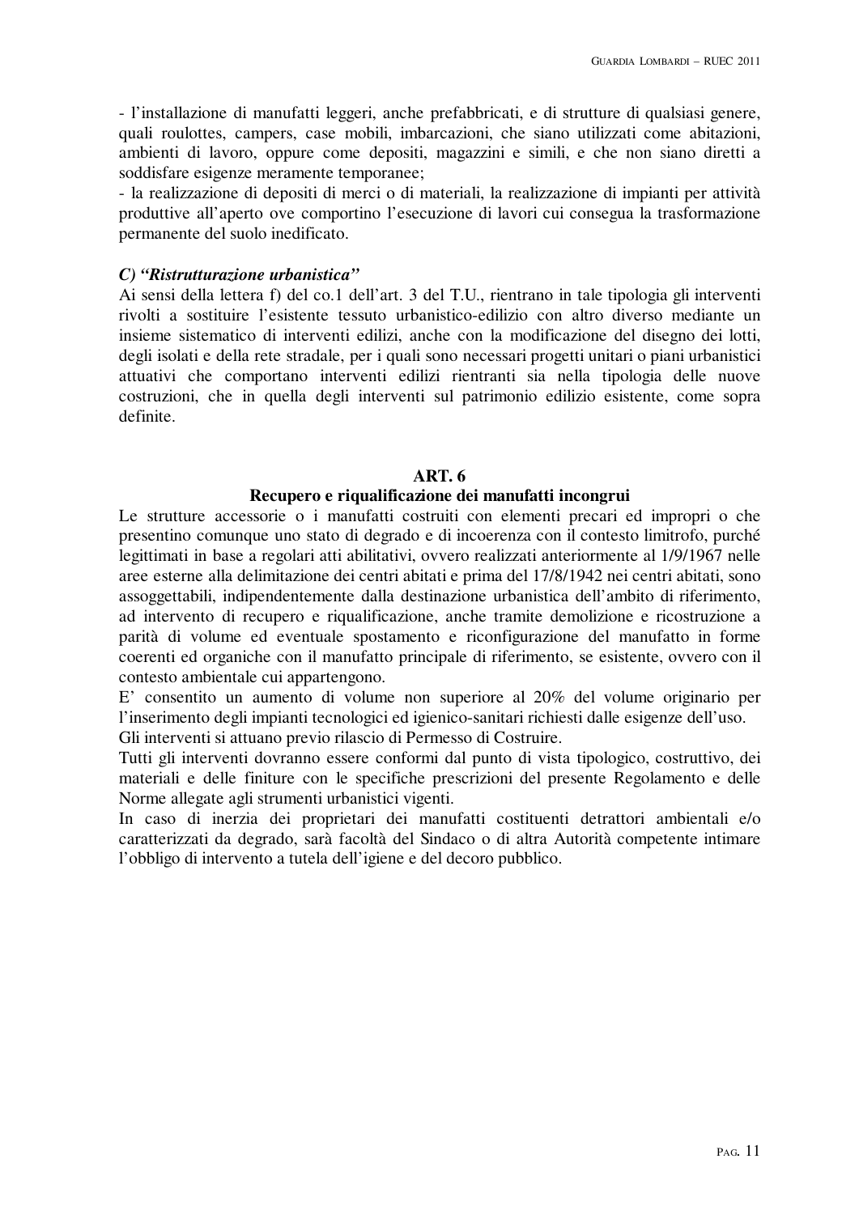- l'installazione di manufatti leggeri, anche prefabbricati, e di strutture di qualsiasi genere, quali roulottes, campers, case mobili, imbarcazioni, che siano utilizzati come abitazioni, ambienti di lavoro, oppure come depositi, magazzini e simili, e che non siano diretti a soddisfare esigenze meramente temporanee;
- la realizzazione di depositi di merci o di materiali, la realizzazione di impianti per attività produttive all'aperto ove comportino l'esecuzione di lavori cui consegua la trasformazione permanente del suolo inedificato.

***C) "Ristrutturazione urbanistica"***

Ai sensi della lettera f) del co.1 dell'art. 3 del T.U., rientrano in tale tipologia gli interventi rivolti a sostituire l'esistente tessuto urbanistico-edilizio con altro diverso mediante un insieme sistematico di interventi edilizi, anche con la modificazione del disegno dei lotti, degli isolati e della rete stradale, per i quali sono necessari progetti unitari o piani urbanistici attuativi che comportano interventi edilizi rientranti sia nella tipologia delle nuove costruzioni, che in quella degli interventi sul patrimonio edilizio esistente, come sopra definite.

## ART. 6
## Recupero e riqualificazione dei manufatti incongrui

Le strutture accessorie o i manufatti costruiti con elementi precari ed impropri o che presentino comunque uno stato di degrado e di incoerenza con il contesto limitrofo, purché legittimati in base a regolari atti abilitativi, ovvero realizzati anteriormente al 1/9/1967 nelle aree esterne alla delimitazione dei centri abitati e prima del 17/8/1942 nei centri abitati, sono assoggettabili, indipendentemente dalla destinazione urbanistica dell'ambito di riferimento, ad intervento di recupero e riqualificazione, anche tramite demolizione e ricostruzione a parità di volume ed eventuale spostamento e riconfigurazione del manufatto in forme coerenti ed organiche con il manufatto principale di riferimento, se esistente, ovvero con il contesto ambientale cui appartengono.

E' consentito un aumento di volume non superiore al 20% del volume originario per l'inserimento degli impianti tecnologici ed igienico-sanitari richiesti dalle esigenze dell'uso.

Gli interventi si attuano previo rilascio di Permesso di Costruire.

Tutti gli interventi dovranno essere conformi dal punto di vista tipologico, costruttivo, dei materiali e delle finiture con le specifiche prescrizioni del presente Regolamento e delle Norme allegate agli strumenti urbanistici vigenti.

In caso di inerzia dei proprietari dei manufatti costituenti detrattori ambientali e/o caratterizzati da degrado, sarà facoltà del Sindaco o di altra Autorità competente intimare l'obbligo di intervento a tutela dell'igiene e del decoro pubblico.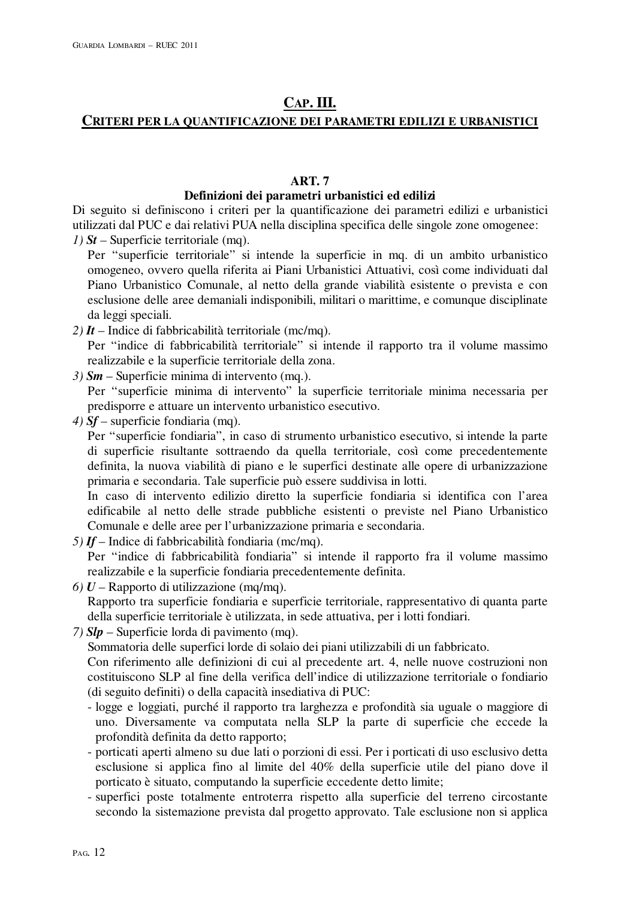## CAP. III.
## CRITERI PER LA QUANTIFICAZIONE DEI PARAMETRI EDILIZI E URBANISTICI

### ART. 7
### Definizioni dei parametri urbanistici ed edilizi

Di seguito si definiscono i criteri per la quantificazione dei parametri edilizi e urbanistici utilizzati dal PUC e dai relativi PUA nella disciplina specifica delle singole zone omogenee:

*1)* ***St*** – Superficie territoriale (mq).
Per "superficie territoriale" si intende la superficie in mq. di un ambito urbanistico omogeneo, ovvero quella riferita ai Piani Urbanistici Attuativi, così come individuati dal Piano Urbanistico Comunale, al netto della grande viabilità esistente o prevista e con esclusione delle aree demaniali indisponibili, militari o marittime, e comunque disciplinate da leggi speciali.

*2)* ***It*** – Indice di fabbricabilità territoriale (mc/mq).
Per "indice di fabbricabilità territoriale" si intende il rapporto tra il volume massimo realizzabile e la superficie territoriale della zona.

*3)* ***Sm*** – Superficie minima di intervento (mq.).
Per "superficie minima di intervento" la superficie territoriale minima necessaria per predisporre e attuare un intervento urbanistico esecutivo.

*4)* ***Sf*** – superficie fondiaria (mq).
Per "superficie fondiaria", in caso di strumento urbanistico esecutivo, si intende la parte di superficie risultante sottraendo da quella territoriale, così come precedentemente definita, la nuova viabilità di piano e le superfici destinate alle opere di urbanizzazione primaria e secondaria. Tale superficie può essere suddivisa in lotti.
In caso di intervento edilizio diretto la superficie fondiaria si identifica con l'area edificabile al netto delle strade pubbliche esistenti o previste nel Piano Urbanistico Comunale e delle aree per l'urbanizzazione primaria e secondaria.

*5)* ***If*** – Indice di fabbricabilità fondiaria (mc/mq).
Per "indice di fabbricabilità fondiaria" si intende il rapporto fra il volume massimo realizzabile e la superficie fondiaria precedentemente definita.

*6)* ***U*** – Rapporto di utilizzazione (mq/mq).
Rapporto tra superficie fondiaria e superficie territoriale, rappresentativo di quanta parte della superficie territoriale è utilizzata, in sede attuativa, per i lotti fondiari.

*7)* ***Slp*** – Superficie lorda di pavimento (mq).
Sommatoria delle superfici lorde di solaio dei piani utilizzabili di un fabbricato.
Con riferimento alle definizioni di cui al precedente art. 4, nelle nuove costruzioni non costituiscono SLP al fine della verifica dell'indice di utilizzazione territoriale o fondiario (di seguito definiti) o della capacità insediativa di PUC:

- logge e loggiati, purché il rapporto tra larghezza e profondità sia uguale o maggiore di uno. Diversamente va computata nella SLP la parte di superficie che eccede la profondità definita da detto rapporto;
- porticati aperti almeno su due lati o porzioni di essi. Per i porticati di uso esclusivo detta esclusione si applica fino al limite del 40% della superficie utile del piano dove il porticato è situato, computando la superficie eccedente detto limite;
- superfici poste totalmente entroterra rispetto alla superficie del terreno circostante secondo la sistemazione prevista dal progetto approvato. Tale esclusione non si applica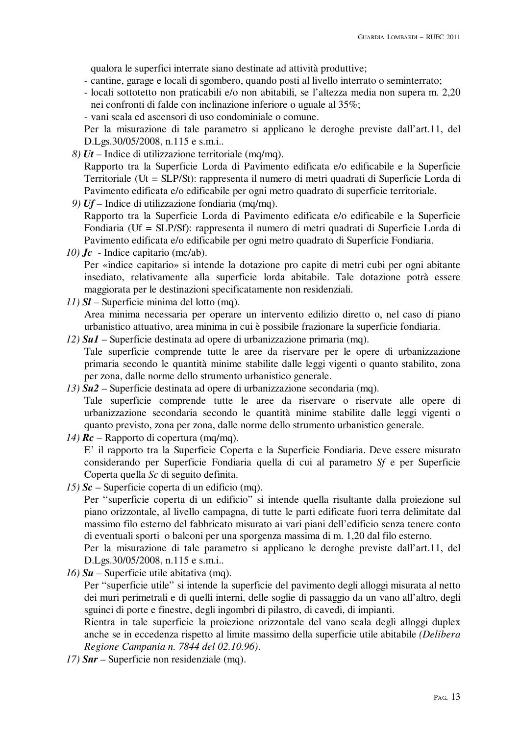qualora le superfici interrate siano destinate ad attività produttive;

- cantine, garage e locali di sgombero, quando posti al livello interrato o seminterrato;
- locali sottotetto non praticabili e/o non abitabili, se l'altezza media non supera m. 2,20 nei confronti di falde con inclinazione inferiore o uguale al 35%;
- vani scala ed ascensori di uso condominiale o comune.

Per la misurazione di tale parametro si applicano le deroghe previste dall'art.11, del D.Lgs.30/05/2008, n.115 e s.m.i..

*8)* ***Ut*** – Indice di utilizzazione territoriale (mq/mq).
Rapporto tra la Superficie Lorda di Pavimento edificata e/o edificabile e la Superficie Territoriale (Ut = SLP/St): rappresenta il numero di metri quadrati di Superficie Lorda di Pavimento edificata e/o edificabile per ogni metro quadrato di superficie territoriale.

*9)* ***Uf*** – Indice di utilizzazione fondiaria (mq/mq).
Rapporto tra la Superficie Lorda di Pavimento edificata e/o edificabile e la Superficie Fondiaria (Uf = SLP/Sf): rappresenta il numero di metri quadrati di Superficie Lorda di Pavimento edificata e/o edificabile per ogni metro quadrato di Superficie Fondiaria.

*10)* ***Jc*** - Indice capitario (mc/ab).
Per «indice capitario» si intende la dotazione pro capite di metri cubi per ogni abitante insediato, relativamente alla superficie lorda abitabile. Tale dotazione potrà essere maggiorata per le destinazioni specificatamente non residenziali.

*11)* ***Sl*** – Superficie minima del lotto (mq).
Area minima necessaria per operare un intervento edilizio diretto o, nel caso di piano urbanistico attuativo, area minima in cui è possibile frazionare la superficie fondiaria.

*12)* ***Su1*** – Superficie destinata ad opere di urbanizzazione primaria (mq).
Tale superficie comprende tutte le aree da riservare per le opere di urbanizzazione primaria secondo le quantità minime stabilite dalle leggi vigenti o quanto stabilito, zona per zona, dalle norme dello strumento urbanistico generale.

*13)* ***Su2*** – Superficie destinata ad opere di urbanizzazione secondaria (mq).
Tale superficie comprende tutte le aree da riservare o riservate alle opere di urbanizzazione secondaria secondo le quantità minime stabilite dalle leggi vigenti o quanto previsto, zona per zona, dalle norme dello strumento urbanistico generale.

*14)* ***Rc*** – Rapporto di copertura (mq/mq).
E' il rapporto tra la Superficie Coperta e la Superficie Fondiaria. Deve essere misurato considerando per Superficie Fondiaria quella di cui al parametro *Sf* e per Superficie Coperta quella *Sc* di seguito definita.

*15)* ***Sc*** – Superficie coperta di un edificio (mq).
Per "superficie coperta di un edificio" si intende quella risultante dalla proiezione sul piano orizzontale, al livello campagna, di tutte le parti edificate fuori terra delimitate dal massimo filo esterno del fabbricato misurato ai vari piani dell'edificio senza tenere conto di eventuali sporti o balconi per una sporgenza massima di m. 1,20 dal filo esterno.
Per la misurazione di tale parametro si applicano le deroghe previste dall'art.11, del D.Lgs.30/05/2008, n.115 e s.m.i..

*16)* ***Su*** – Superficie utile abitativa (mq).
Per "superficie utile" si intende la superficie del pavimento degli alloggi misurata al netto dei muri perimetrali e di quelli interni, delle soglie di passaggio da un vano all'altro, degli sguinci di porte e finestre, degli ingombri di pilastro, di cavedi, di impianti.
Rientra in tale superficie la proiezione orizzontale del vano scala degli alloggi duplex anche se in eccedenza rispetto al limite massimo della superficie utile abitabile *(Delibera Regione Campania n. 7844 del 02.10.96)*.

*17)* ***Snr*** – Superficie non residenziale (mq).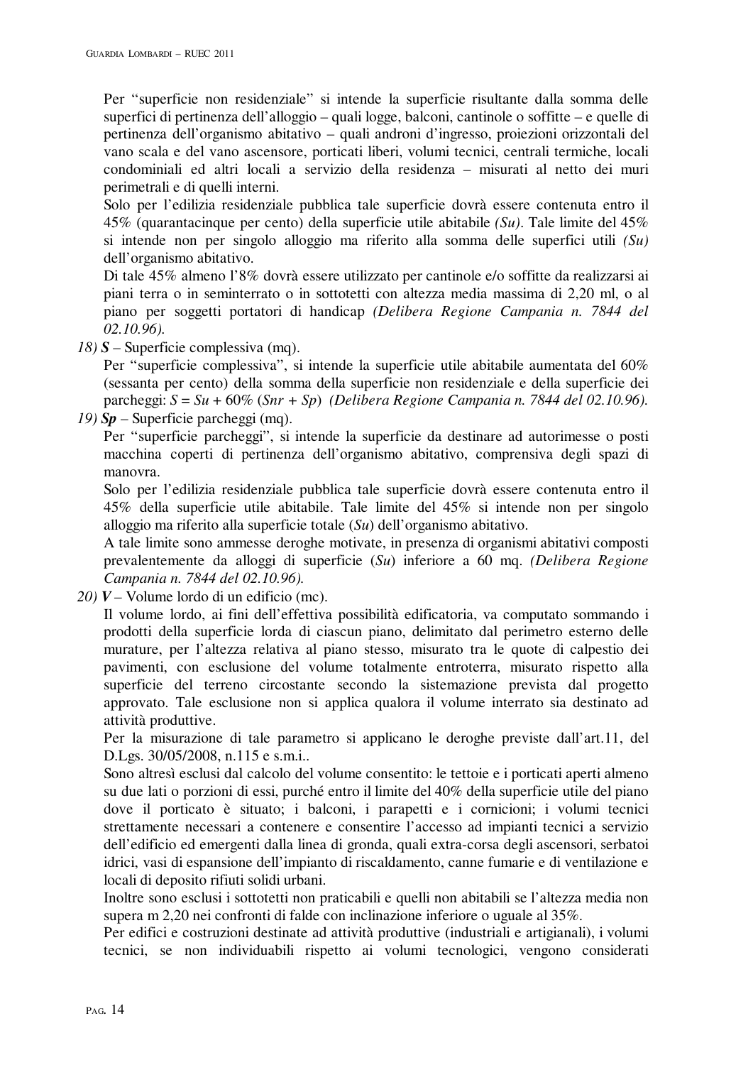Per "superficie non residenziale" si intende la superficie risultante dalla somma delle superfici di pertinenza dell'alloggio – quali logge, balconi, cantinole o soffitte – e quelle di pertinenza dell'organismo abitativo – quali androni d'ingresso, proiezioni orizzontali del vano scala e del vano ascensore, porticati liberi, volumi tecnici, centrali termiche, locali condominiali ed altri locali a servizio della residenza – misurati al netto dei muri perimetrali e di quelli interni.

Solo per l'edilizia residenziale pubblica tale superficie dovrà essere contenuta entro il 45% (quarantacinque per cento) della superficie utile abitabile *(Su)*. Tale limite del 45% si intende non per singolo alloggio ma riferito alla somma delle superfici utili *(Su)* dell'organismo abitativo.

Di tale 45% almeno l'8% dovrà essere utilizzato per cantinole e/o soffitte da realizzarsi ai piani terra o in seminterrato o in sottotetti con altezza media massima di 2,20 ml, o al piano per soggetti portatori di handicap *(Delibera Regione Campania n. 7844 del 02.10.96).*

*18)* ***S*** – Superficie complessiva (mq).

Per "superficie complessiva", si intende la superficie utile abitabile aumentata del 60% (sessanta per cento) della somma della superficie non residenziale e della superficie dei parcheggi: $S = Su + 60\% \, (Snr + Sp)$ *(Delibera Regione Campania n. 7844 del 02.10.96).*

*19)* ***Sp*** – Superficie parcheggi (mq).

Per "superficie parcheggi", si intende la superficie da destinare ad autorimesse o posti macchina coperti di pertinenza dell'organismo abitativo, comprensiva degli spazi di manovra.

Solo per l'edilizia residenziale pubblica tale superficie dovrà essere contenuta entro il 45% della superficie utile abitabile. Tale limite del 45% si intende non per singolo alloggio ma riferito alla superficie totale (*Su*) dell'organismo abitativo.

A tale limite sono ammesse deroghe motivate, in presenza di organismi abitativi composti prevalentemente da alloggi di superficie (*Su*) inferiore a 60 mq. *(Delibera Regione Campania n. 7844 del 02.10.96).*

*20)* ***V*** – Volume lordo di un edificio (mc).

Il volume lordo, ai fini dell'effettiva possibilità edificatoria, va computato sommando i prodotti della superficie lorda di ciascun piano, delimitato dal perimetro esterno delle murature, per l'altezza relativa al piano stesso, misurato tra le quote di calpestio dei pavimenti, con esclusione del volume totalmente entroterra, misurato rispetto alla superficie del terreno circostante secondo la sistemazione prevista dal progetto approvato. Tale esclusione non si applica qualora il volume interrato sia destinato ad attività produttive.

Per la misurazione di tale parametro si applicano le deroghe previste dall'art.11, del D.Lgs. 30/05/2008, n.115 e s.m.i..

Sono altresì esclusi dal calcolo del volume consentito: le tettoie e i porticati aperti almeno su due lati o porzioni di essi, purché entro il limite del 40% della superficie utile del piano dove il porticato è situato; i balconi, i parapetti e i cornicioni; i volumi tecnici strettamente necessari a contenere e consentire l'accesso ad impianti tecnici a servizio dell'edificio ed emergenti dalla linea di gronda, quali extra-corsa degli ascensori, serbatoi idrici, vasi di espansione dell'impianto di riscaldamento, canne fumarie e di ventilazione e locali di deposito rifiuti solidi urbani.

Inoltre sono esclusi i sottotetti non praticabili e quelli non abitabili se l'altezza media non supera m 2,20 nei confronti di falde con inclinazione inferiore o uguale al 35%.

Per edifici e costruzioni destinate ad attività produttive (industriali e artigianali), i volumi tecnici, se non individuabili rispetto ai volumi tecnologici, vengono considerati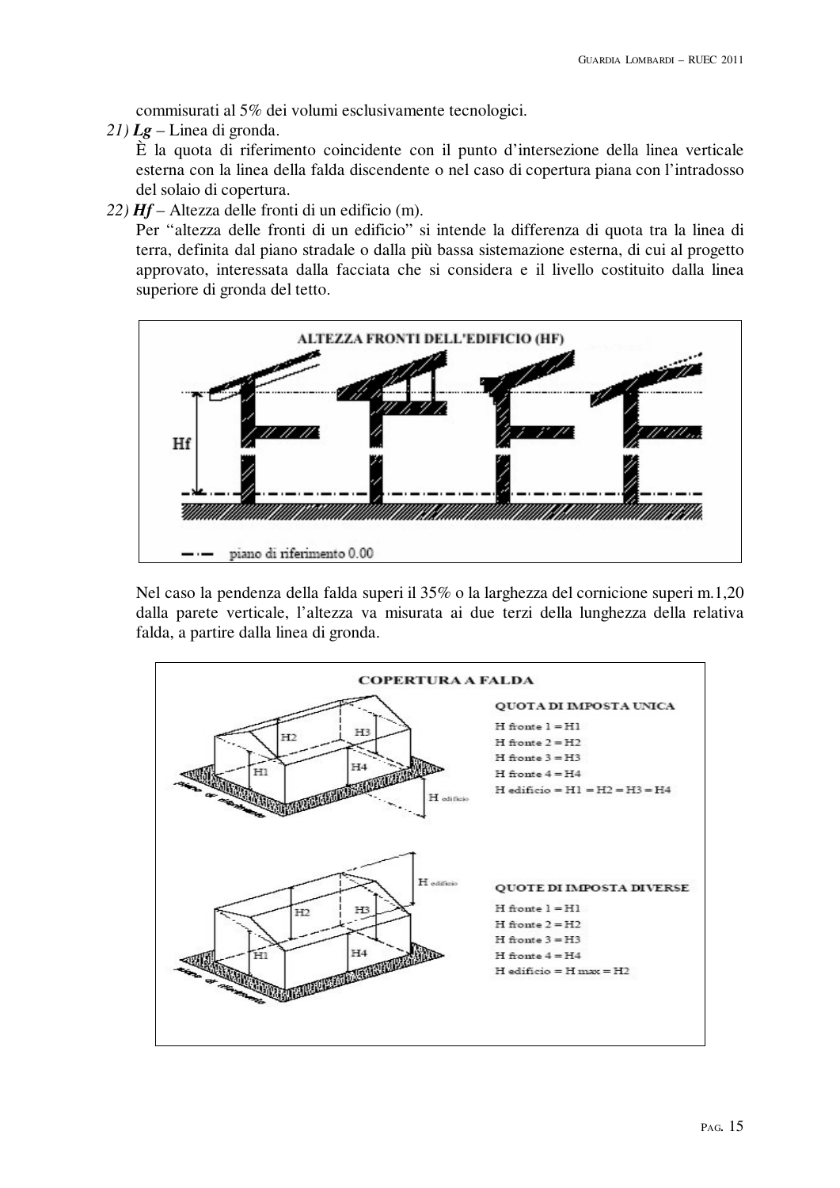commisurati al 5% dei volumi esclusivamente tecnologici.

21) ***Lg*** – Linea di gronda.

È la quota di riferimento coincidente con il punto d'intersezione della linea verticale esterna con la linea della falda discendente o nel caso di copertura piana con l'intradosso del solaio di copertura.

22) ***Hf*** – Altezza delle fronti di un edificio (m).

Per "altezza delle fronti di un edificio" si intende la differenza di quota tra la linea di terra, definita dal piano stradale o dalla più bassa sistemazione esterna, di cui al progetto approvato, interessata dalla facciata che si considera e il livello costituito dalla linea superiore di gronda del tetto.

ALTEZZA FRONTI DELL'EDIFICIO (HF)

Hf

piano di riferimento 0.00

Nel caso la pendenza della falda superi il 35% o la larghezza del cornicione superi m.1,20 dalla parete verticale, l'altezza va misurata ai due terzi della lunghezza della relativa falda, a partire dalla linea di gronda.

COPERTURA A FALDA

QUOTA DI IMPOSTA UNICA

H fronte 1 = H1
H fronte 2 = H2
H fronte 3 = H3
H fronte 4 = H4
H edificio = H1 = H2 = H3 = H4

QUOTE DI IMPOSTA DIVERSE

H fronte 1 = H1
H fronte 2 = H2
H fronte 3 = H3
H fronte 4 = H4
H edificio = H max = H2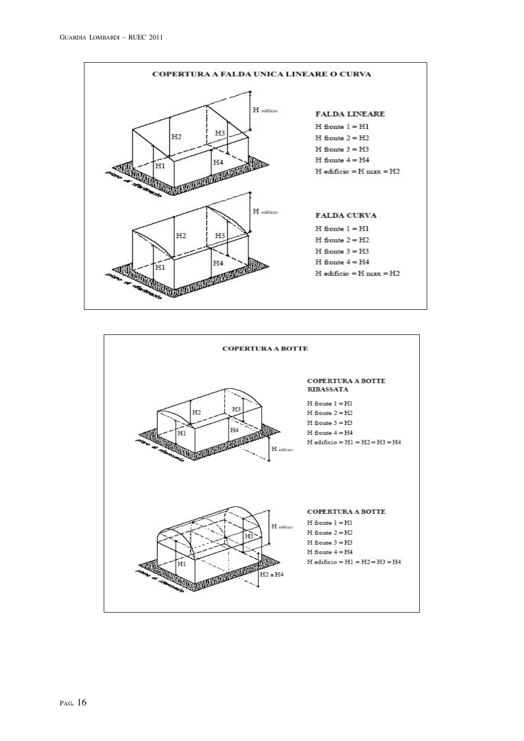### COPERTURA A FALDA UNICA LINEARE O CURVA

**FALDA LINEARE**

H fronte 1 = H1
H fronte 2 = H2
H fronte 3 = H3
H fronte 4 = H4
H edificio = H max = H2

**FALDA CURVA**

H fronte 1 = H1
H fronte 2 = H2
H fronte 3 = H3
H fronte 4 = H4
H edificio = H max = H2

### COPERTURA A BOTTE

**COPERTURA A BOTTE RIBASSATA**

H fronte 1 = H1
H fronte 2 = H2
H fronte 3 = H3
H fronte 4 = H4
H edificio = H1 = H2 = H3 = H4

**COPERTURA A BOTTE**

H fronte 1 = H1
H fronte 2 = H2
H fronte 3 = H3
H fronte 4 = H4
H edificio = H1 = H2 = H3 = H4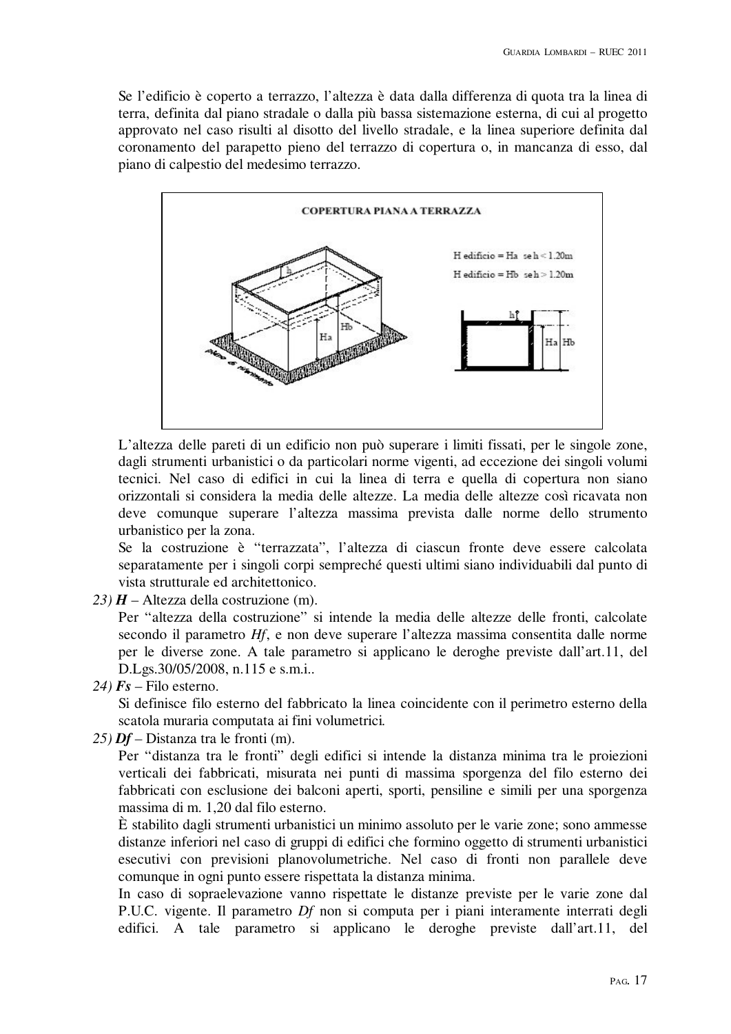Se l'edificio è coperto a terrazzo, l'altezza è data dalla differenza di quota tra la linea di terra, definita dal piano stradale o dalla più bassa sistemazione esterna, di cui al progetto approvato nel caso risulti al disotto del livello stradale, e la linea superiore definita dal coronamento del parapetto pieno del terrazzo di copertura o, in mancanza di esso, dal piano di calpestio del medesimo terrazzo.

COPERTURA PIANA A TERRAZZA

H edificio = Ha se h < 1.20m

H edificio = Hb se h > 1.20m

L'altezza delle pareti di un edificio non può superare i limiti fissati, per le singole zone, dagli strumenti urbanistici o da particolari norme vigenti, ad eccezione dei singoli volumi tecnici. Nel caso di edifici in cui la linea di terra e quella di copertura non siano orizzontali si considera la media delle altezze. La media delle altezze così ricavata non deve comunque superare l'altezza massima prevista dalle norme dello strumento urbanistico per la zona.

Se la costruzione è "terrazzata", l'altezza di ciascun fronte deve essere calcolata separatamente per i singoli corpi sempreché questi ultimi siano individuabili dal punto di vista strutturale ed architettonico.

*23) **H*** – Altezza della costruzione (m).

Per "altezza della costruzione" si intende la media delle altezze delle fronti, calcolate secondo il parametro *Hf*, e non deve superare l'altezza massima consentita dalle norme per le diverse zone. A tale parametro si applicano le deroghe previste dall'art.11, del D.Lgs.30/05/2008, n.115 e s.m.i..

*24) **Fs*** – Filo esterno.

Si definisce filo esterno del fabbricato la linea coincidente con il perimetro esterno della scatola muraria computata ai fini volumetrici.

*25) **Df*** – Distanza tra le fronti (m).

Per "distanza tra le fronti" degli edifici si intende la distanza minima tra le proiezioni verticali dei fabbricati, misurata nei punti di massima sporgenza del filo esterno dei fabbricati con esclusione dei balconi aperti, sporti, pensiline e simili per una sporgenza massima di m. 1,20 dal filo esterno.

È stabilito dagli strumenti urbanistici un minimo assoluto per le varie zone; sono ammesse distanze inferiori nel caso di gruppi di edifici che formino oggetto di strumenti urbanistici esecutivi con previsioni planovolumetriche. Nel caso di fronti non parallele deve comunque in ogni punto essere rispettata la distanza minima.

In caso di sopraelevazione vanno rispettate le distanze previste per le varie zone dal P.U.C. vigente. Il parametro *Df* non si computa per i piani interamente interrati degli edifici. A tale parametro si applicano le deroghe previste dall'art.11, del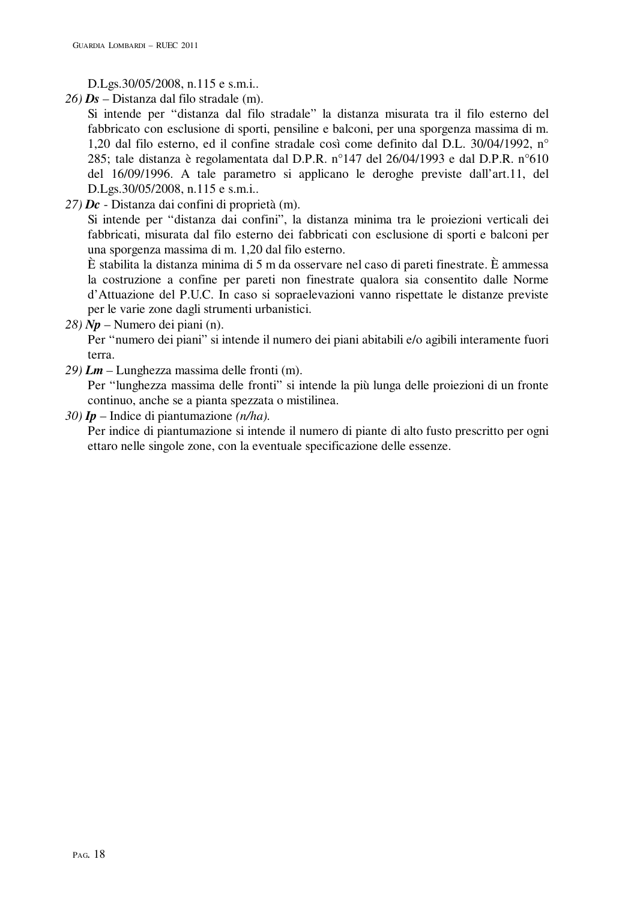D.Lgs.30/05/2008, n.115 e s.m.i..

*26)* ***Ds*** – Distanza dal filo stradale (m).

Si intende per “distanza dal filo stradale” la distanza misurata tra il filo esterno del fabbricato con esclusione di sporti, pensiline e balconi, per una sporgenza massima di m. 1,20 dal filo esterno, ed il confine stradale così come definito dal D.L. 30/04/1992, n° 285; tale distanza è regolamentata dal D.P.R. n°147 del 26/04/1993 e dal D.P.R. n°610 del 16/09/1996. A tale parametro si applicano le deroghe previste dall’art.11, del D.Lgs.30/05/2008, n.115 e s.m.i..

*27)* ***Dc*** - Distanza dai confini di proprietà (m).

Si intende per “distanza dai confini”, la distanza minima tra le proiezioni verticali dei fabbricati, misurata dal filo esterno dei fabbricati con esclusione di sporti e balconi per una sporgenza massima di m. 1,20 dal filo esterno.

È stabilita la distanza minima di 5 m da osservare nel caso di pareti finestrate. È ammessa la costruzione a confine per pareti non finestrate qualora sia consentito dalle Norme d’Attuazione del P.U.C. In caso si sopraelevazioni vanno rispettate le distanze previste per le varie zone dagli strumenti urbanistici.

*28)* ***Np*** – Numero dei piani (n).

Per “numero dei piani” si intende il numero dei piani abitabili e/o agibili interamente fuori terra.

*29)* ***Lm*** – Lunghezza massima delle fronti (m).

Per “lunghezza massima delle fronti” si intende la più lunga delle proiezioni di un fronte continuo, anche se a pianta spezzata o mistilinea.

*30)* ***Ip*** – Indice di piantumazione *(n/ha).*

Per indice di piantumazione si intende il numero di piante di alto fusto prescritto per ogni ettaro nelle singole zone, con la eventuale specificazione delle essenze.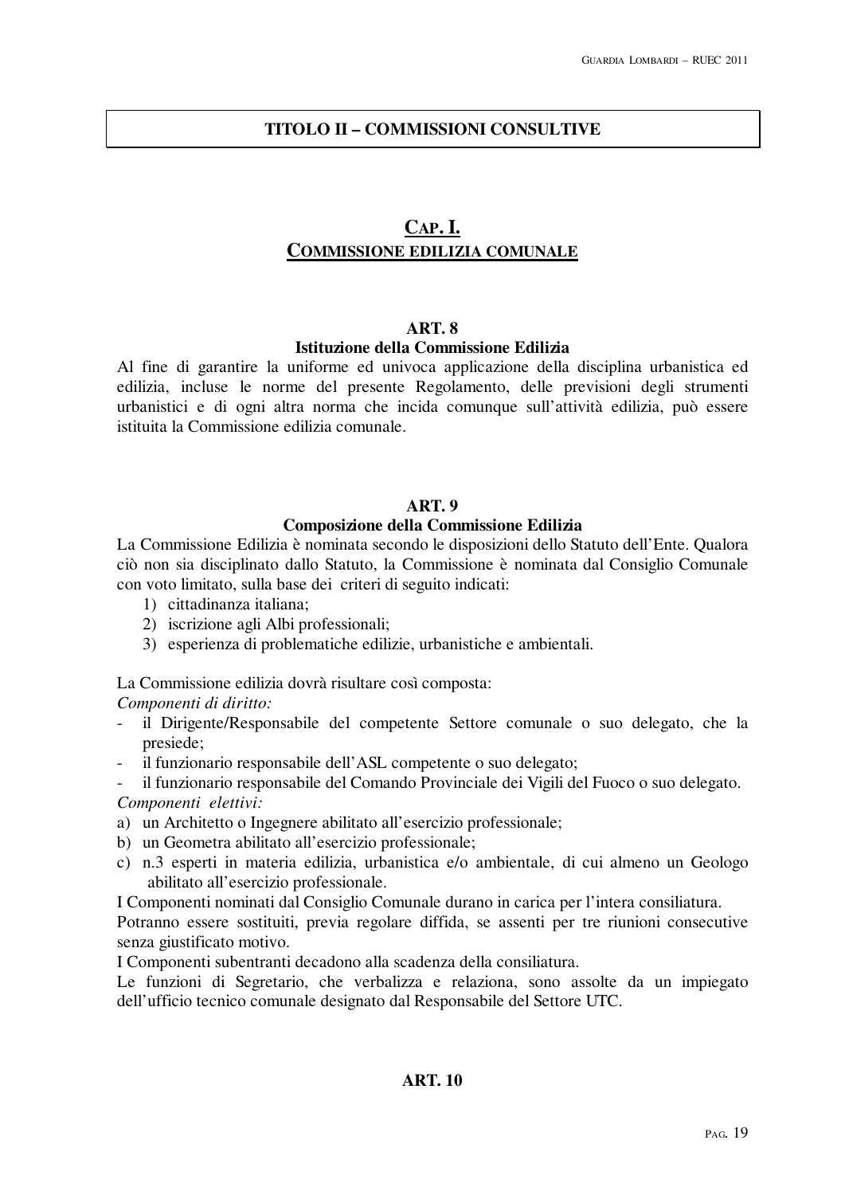# TITOLO II – COMMISSIONI CONSULTIVE

## CAP. I.
## COMMISSIONE EDILIZIA COMUNALE

### ART. 8
### Istituzione della Commissione Edilizia

Al fine di garantire la uniforme ed univoca applicazione della disciplina urbanistica ed edilizia, incluse le norme del presente Regolamento, delle previsioni degli strumenti urbanistici e di ogni altra norma che incida comunque sull'attività edilizia, può essere istituita la Commissione edilizia comunale.

### ART. 9
### Composizione della Commissione Edilizia

La Commissione Edilizia è nominata secondo le disposizioni dello Statuto dell'Ente. Qualora ciò non sia disciplinato dallo Statuto, la Commissione è nominata dal Consiglio Comunale con voto limitato, sulla base dei criteri di seguito indicati:

1) cittadinanza italiana;
2) iscrizione agli Albi professionali;
3) esperienza di problematiche edilizie, urbanistiche e ambientali.

La Commissione edilizia dovrà risultare così composta:

*Componenti di diritto:*

- il Dirigente/Responsabile del competente Settore comunale o suo delegato, che la presiede;
- il funzionario responsabile dell'ASL competente o suo delegato;
- il funzionario responsabile del Comando Provinciale dei Vigili del Fuoco o suo delegato.

*Componenti elettivi:*

a) un Architetto o Ingegnere abilitato all'esercizio professionale;
b) un Geometra abilitato all'esercizio professionale;
c) n.3 esperti in materia edilizia, urbanistica e/o ambientale, di cui almeno un Geologo abilitato all'esercizio professionale.

I Componenti nominati dal Consiglio Comunale durano in carica per l'intera consiliatura.

Potranno essere sostituiti, previa regolare diffida, se assenti per tre riunioni consecutive senza giustificato motivo.

I Componenti subentranti decadono alla scadenza della consiliatura.

Le funzioni di Segretario, che verbalizza e relaziona, sono assolte da un impiegato dell'ufficio tecnico comunale designato dal Responsabile del Settore UTC.

### ART. 10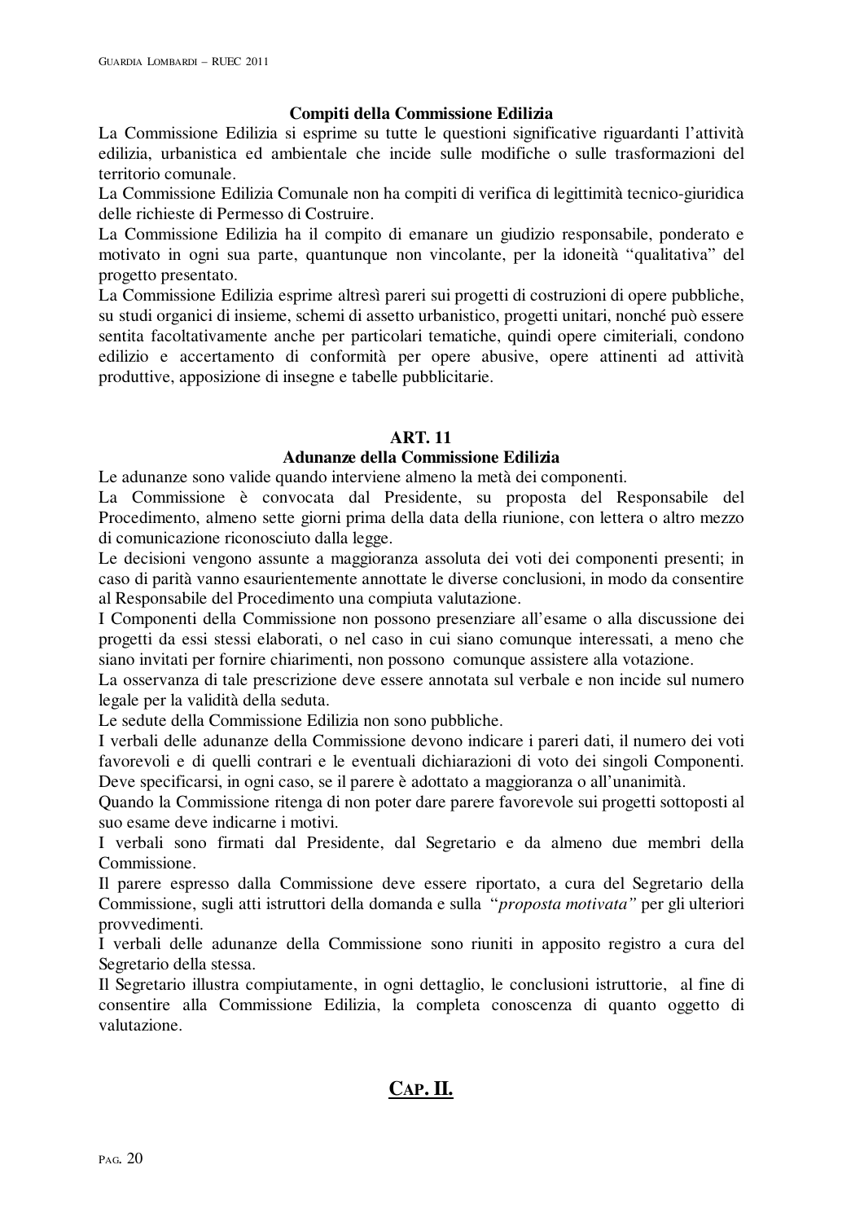**Compiti della Commissione Edilizia**

La Commissione Edilizia si esprime su tutte le questioni significative riguardanti l'attività edilizia, urbanistica ed ambientale che incide sulle modifiche o sulle trasformazioni del territorio comunale.

La Commissione Edilizia Comunale non ha compiti di verifica di legittimità tecnico-giuridica delle richieste di Permesso di Costruire.

La Commissione Edilizia ha il compito di emanare un giudizio responsabile, ponderato e motivato in ogni sua parte, quantunque non vincolante, per la idoneità "qualitativa" del progetto presentato.

La Commissione Edilizia esprime altresì pareri sui progetti di costruzioni di opere pubbliche, su studi organici di insieme, schemi di assetto urbanistico, progetti unitari, nonché può essere sentita facoltativamente anche per particolari tematiche, quindi opere cimiteriali, condono edilizio e accertamento di conformità per opere abusive, opere attinenti ad attività produttive, apposizione di insegne e tabelle pubblicitarie.

## ART. 11

### Adunanze della Commissione Edilizia

Le adunanze sono valide quando interviene almeno la metà dei componenti.

La Commissione è convocata dal Presidente, su proposta del Responsabile del Procedimento, almeno sette giorni prima della data della riunione, con lettera o altro mezzo di comunicazione riconosciuto dalla legge.

Le decisioni vengono assunte a maggioranza assoluta dei voti dei componenti presenti; in caso di parità vanno esaurientemente annottate le diverse conclusioni, in modo da consentire al Responsabile del Procedimento una compiuta valutazione.

I Componenti della Commissione non possono presenziare all'esame o alla discussione dei progetti da essi stessi elaborati, o nel caso in cui siano comunque interessati, a meno che siano invitati per fornire chiarimenti, non possono comunque assistere alla votazione.

La osservanza di tale prescrizione deve essere annotata sul verbale e non incide sul numero legale per la validità della seduta.

Le sedute della Commissione Edilizia non sono pubbliche.

I verbali delle adunanze della Commissione devono indicare i pareri dati, il numero dei voti favorevoli e di quelli contrari e le eventuali dichiarazioni di voto dei singoli Componenti. Deve specificarsi, in ogni caso, se il parere è adottato a maggioranza o all'unanimità.

Quando la Commissione ritenga di non poter dare parere favorevole sui progetti sottoposti al suo esame deve indicarne i motivi.

I verbali sono firmati dal Presidente, dal Segretario e da almeno due membri della Commissione.

Il parere espresso dalla Commissione deve essere riportato, a cura del Segretario della Commissione, sugli atti istruttori della domanda e sulla "*proposta motivata*" per gli ulteriori provvedimenti.

I verbali delle adunanze della Commissione sono riuniti in apposito registro a cura del Segretario della stessa.

Il Segretario illustra compiutamente, in ogni dettaglio, le conclusioni istruttorie, al fine di consentire alla Commissione Edilizia, la completa conoscenza di quanto oggetto di valutazione.

# CAP. II.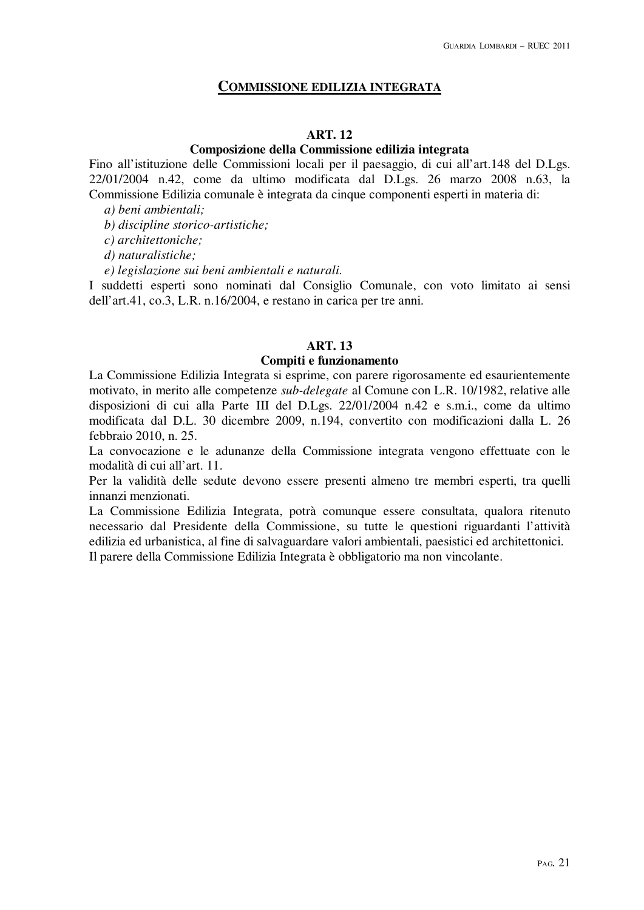## COMMISSIONE EDILIZIA INTEGRATA

### ART. 12
### Composizione della Commissione edilizia integrata

Fino all'istituzione delle Commissioni locali per il paesaggio, di cui all'art.148 del D.Lgs. 22/01/2004 n.42, come da ultimo modificata dal D.Lgs. 26 marzo 2008 n.63, la Commissione Edilizia comunale è integrata da cinque componenti esperti in materia di:

*a) beni ambientali;*
*b) discipline storico-artistiche;*
*c) architettoniche;*
*d) naturalistiche;*
*e) legislazione sui beni ambientali e naturali.*

I suddetti esperti sono nominati dal Consiglio Comunale, con voto limitato ai sensi dell'art.41, co.3, L.R. n.16/2004, e restano in carica per tre anni.

### ART. 13
### Compiti e funzionamento

La Commissione Edilizia Integrata si esprime, con parere rigorosamente ed esaurientemente motivato, in merito alle competenze *sub-delegate* al Comune con L.R. 10/1982, relative alle disposizioni di cui alla Parte III del D.Lgs. 22/01/2004 n.42 e s.m.i., come da ultimo modificata dal D.L. 30 dicembre 2009, n.194, convertito con modificazioni dalla L. 26 febbraio 2010, n. 25.

La convocazione e le adunanze della Commissione integrata vengono effettuate con le modalità di cui all'art. 11.

Per la validità delle sedute devono essere presenti almeno tre membri esperti, tra quelli innanzi menzionati.

La Commissione Edilizia Integrata, potrà comunque essere consultata, qualora ritenuto necessario dal Presidente della Commissione, su tutte le questioni riguardanti l'attività edilizia ed urbanistica, al fine di salvaguardare valori ambientali, paesistici ed architettonici.

Il parere della Commissione Edilizia Integrata è obbligatorio ma non vincolante.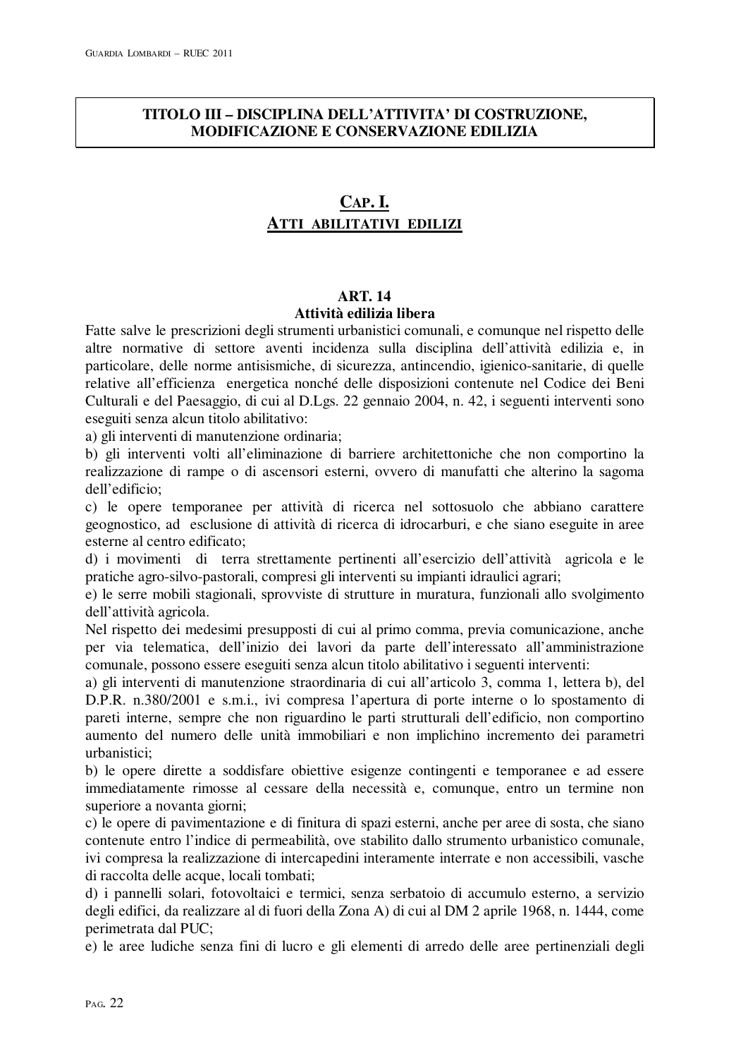## TITOLO III – DISCIPLINA DELL'ATTIVITA' DI COSTRUZIONE, MODIFICAZIONE E CONSERVAZIONE EDILIZIA

## CAP. I.
## ATTI ABILITATIVI EDILIZI

### ART. 14
### Attività edilizia libera

Fatte salve le prescrizioni degli strumenti urbanistici comunali, e comunque nel rispetto delle altre normative di settore aventi incidenza sulla disciplina dell'attività edilizia e, in particolare, delle norme antisismiche, di sicurezza, antincendio, igienico-sanitarie, di quelle relative all'efficienza energetica nonché delle disposizioni contenute nel Codice dei Beni Culturali e del Paesaggio, di cui al D.Lgs. 22 gennaio 2004, n. 42, i seguenti interventi sono eseguiti senza alcun titolo abilitativo:

a) gli interventi di manutenzione ordinaria;

b) gli interventi volti all'eliminazione di barriere architettoniche che non comportino la realizzazione di rampe o di ascensori esterni, ovvero di manufatti che alterino la sagoma dell'edificio;

c) le opere temporanee per attività di ricerca nel sottosuolo che abbiano carattere geognostico, ad esclusione di attività di ricerca di idrocarburi, e che siano eseguite in aree esterne al centro edificato;

d) i movimenti di terra strettamente pertinenti all'esercizio dell'attività agricola e le pratiche agro-silvo-pastorali, compresi gli interventi su impianti idraulici agrari;

e) le serre mobili stagionali, sprovviste di strutture in muratura, funzionali allo svolgimento dell'attività agricola.

Nel rispetto dei medesimi presupposti di cui al primo comma, previa comunicazione, anche per via telematica, dell'inizio dei lavori da parte dell'interessato all'amministrazione comunale, possono essere eseguiti senza alcun titolo abilitativo i seguenti interventi:

a) gli interventi di manutenzione straordinaria di cui all'articolo 3, comma 1, lettera b), del D.P.R. n.380/2001 e s.m.i., ivi compresa l'apertura di porte interne o lo spostamento di pareti interne, sempre che non riguardino le parti strutturali dell'edificio, non comportino aumento del numero delle unità immobiliari e non implichino incremento dei parametri urbanistici;

b) le opere dirette a soddisfare obiettive esigenze contingenti e temporanee e ad essere immediatamente rimosse al cessare della necessità e, comunque, entro un termine non superiore a novanta giorni;

c) le opere di pavimentazione e di finitura di spazi esterni, anche per aree di sosta, che siano contenute entro l'indice di permeabilità, ove stabilito dallo strumento urbanistico comunale, ivi compresa la realizzazione di intercapedini interamente interrate e non accessibili, vasche di raccolta delle acque, locali tombati;

d) i pannelli solari, fotovoltaici e termici, senza serbatoio di accumulo esterno, a servizio degli edifici, da realizzare al di fuori della Zona A) di cui al DM 2 aprile 1968, n. 1444, come perimetrata dal PUC;

e) le aree ludiche senza fini di lucro e gli elementi di arredo delle aree pertinenziali degli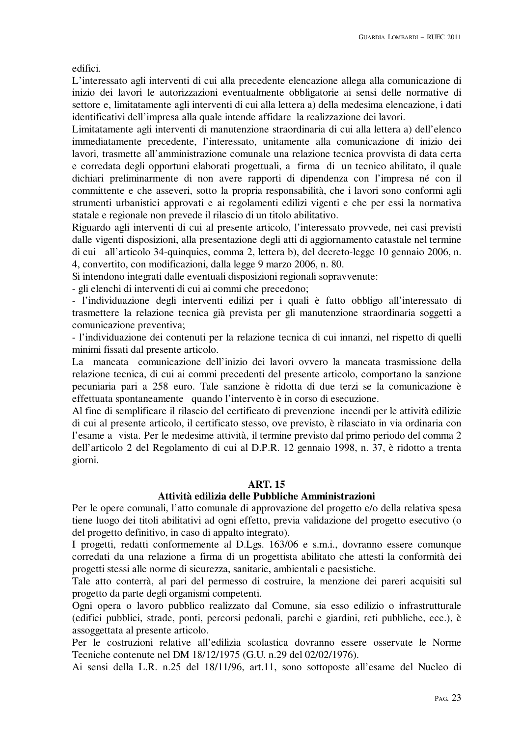edifici.

L'interessato agli interventi di cui alla precedente elencazione allega alla comunicazione di inizio dei lavori le autorizzazioni eventualmente obbligatorie ai sensi delle normative di settore e, limitatamente agli interventi di cui alla lettera a) della medesima elencazione, i dati identificativi dell'impresa alla quale intende affidare la realizzazione dei lavori.

Limitatamente agli interventi di manutenzione straordinaria di cui alla lettera a) dell'elenco immediatamente precedente, l'interessato, unitamente alla comunicazione di inizio dei lavori, trasmette all'amministrazione comunale una relazione tecnica provvista di data certa e corredata degli opportuni elaborati progettuali, a firma di un tecnico abilitato, il quale dichiari preliminarmente di non avere rapporti di dipendenza con l'impresa né con il committente e che asseveri, sotto la propria responsabilità, che i lavori sono conformi agli strumenti urbanistici approvati e ai regolamenti edilizi vigenti e che per essi la normativa statale e regionale non prevede il rilascio di un titolo abilitativo.

Riguardo agli interventi di cui al presente articolo, l'interessato provvede, nei casi previsti dalle vigenti disposizioni, alla presentazione degli atti di aggiornamento catastale nel termine di cui all'articolo 34-quinquies, comma 2, lettera b), del decreto-legge 10 gennaio 2006, n. 4, convertito, con modificazioni, dalla legge 9 marzo 2006, n. 80.

Si intendono integrati dalle eventuali disposizioni regionali sopravvenute:

- gli elenchi di interventi di cui ai commi che precedono;
- l'individuazione degli interventi edilizi per i quali è fatto obbligo all'interessato di trasmettere la relazione tecnica già prevista per gli manutenzione straordinaria soggetti a comunicazione preventiva;
- l'individuazione dei contenuti per la relazione tecnica di cui innanzi, nel rispetto di quelli minimi fissati dal presente articolo.

La mancata comunicazione dell'inizio dei lavori ovvero la mancata trasmissione della relazione tecnica, di cui ai commi precedenti del presente articolo, comportano la sanzione pecuniaria pari a 258 euro. Tale sanzione è ridotta di due terzi se la comunicazione è effettuata spontaneamente quando l'intervento è in corso di esecuzione.

Al fine di semplificare il rilascio del certificato di prevenzione incendi per le attività edilizie di cui al presente articolo, il certificato stesso, ove previsto, è rilasciato in via ordinaria con l'esame a vista. Per le medesime attività, il termine previsto dal primo periodo del comma 2 dell'articolo 2 del Regolamento di cui al D.P.R. 12 gennaio 1998, n. 37, è ridotto a trenta giorni.

## ART. 15
## Attività edilizia delle Pubbliche Amministrazioni

Per le opere comunali, l'atto comunale di approvazione del progetto e/o della relativa spesa tiene luogo dei titoli abilitativi ad ogni effetto, previa validazione del progetto esecutivo (o del progetto definitivo, in caso di appalto integrato).

I progetti, redatti conformemente al D.Lgs. 163/06 e s.m.i., dovranno essere comunque corredati da una relazione a firma di un progettista abilitato che attesti la conformità dei progetti stessi alle norme di sicurezza, sanitarie, ambientali e paesistiche.

Tale atto conterrà, al pari del permesso di costruire, la menzione dei pareri acquisiti sul progetto da parte degli organismi competenti.

Ogni opera o lavoro pubblico realizzato dal Comune, sia esso edilizio o infrastrutturale (edifici pubblici, strade, ponti, percorsi pedonali, parchi e giardini, reti pubbliche, ecc.), è assoggettata al presente articolo.

Per le costruzioni relative all'edilizia scolastica dovranno essere osservate le Norme Tecniche contenute nel DM 18/12/1975 (G.U. n.29 del 02/02/1976).

Ai sensi della L.R. n.25 del 18/11/96, art.11, sono sottoposte all'esame del Nucleo di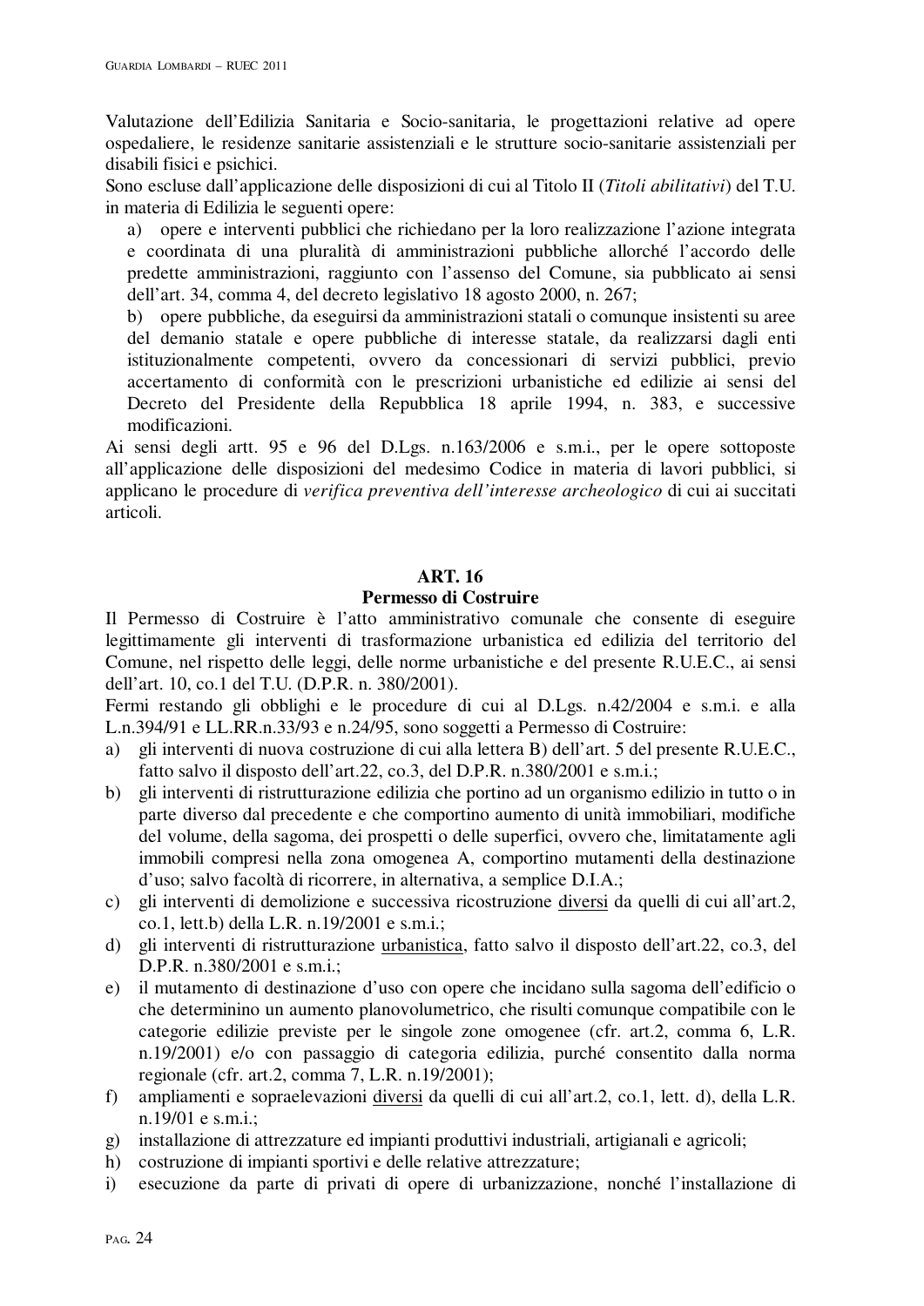Valutazione dell'Edilizia Sanitaria e Socio-sanitaria, le progettazioni relative ad opere ospedaliere, le residenze sanitarie assistenziali e le strutture socio-sanitarie assistenziali per disabili fisici e psichici.

Sono escluse dall'applicazione delle disposizioni di cui al Titolo II (*Titoli abilitativi*) del T.U. in materia di Edilizia le seguenti opere:

a) opere e interventi pubblici che richiedano per la loro realizzazione l'azione integrata e coordinata di una pluralità di amministrazioni pubbliche allorché l'accordo delle predette amministrazioni, raggiunto con l'assenso del Comune, sia pubblicato ai sensi dell'art. 34, comma 4, del decreto legislativo 18 agosto 2000, n. 267;

b) opere pubbliche, da eseguirsi da amministrazioni statali o comunque insistenti su aree del demanio statale e opere pubbliche di interesse statale, da realizzarsi dagli enti istituzionalmente competenti, ovvero da concessionari di servizi pubblici, previo accertamento di conformità con le prescrizioni urbanistiche ed edilizie ai sensi del Decreto del Presidente della Repubblica 18 aprile 1994, n. 383, e successive modificazioni.

Ai sensi degli artt. 95 e 96 del D.Lgs. n.163/2006 e s.m.i., per le opere sottoposte all'applicazione delle disposizioni del medesimo Codice in materia di lavori pubblici, si applicano le procedure di *verifica preventiva dell'interesse archeologico* di cui ai succitati articoli.

## ART. 16
## Permesso di Costruire

Il Permesso di Costruire è l'atto amministrativo comunale che consente di eseguire legittimamente gli interventi di trasformazione urbanistica ed edilizia del territorio del Comune, nel rispetto delle leggi, delle norme urbanistiche e del presente R.U.E.C., ai sensi dell'art. 10, co.1 del T.U. (D.P.R. n. 380/2001).

Fermi restando gli obblighi e le procedure di cui al D.Lgs. n.42/2004 e s.m.i. e alla L.n.394/91 e LL.RR.n.33/93 e n.24/95, sono soggetti a Permesso di Costruire:

a) gli interventi di nuova costruzione di cui alla lettera B) dell'art. 5 del presente R.U.E.C., fatto salvo il disposto dell'art.22, co.3, del D.P.R. n.380/2001 e s.m.i.;
b) gli interventi di ristrutturazione edilizia che portino ad un organismo edilizio in tutto o in parte diverso dal precedente e che comportino aumento di unità immobiliari, modifiche del volume, della sagoma, dei prospetti o delle superfici, ovvero che, limitatamente agli immobili compresi nella zona omogenea A, comportino mutamenti della destinazione d'uso; salvo facoltà di ricorrere, in alternativa, a semplice D.I.A.;
c) gli interventi di demolizione e successiva ricostruzione <u>diversi</u> da quelli di cui all'art.2, co.1, lett.b) della L.R. n.19/2001 e s.m.i.;
d) gli interventi di ristrutturazione <u>urbanistica</u>, fatto salvo il disposto dell'art.22, co.3, del D.P.R. n.380/2001 e s.m.i.;
e) il mutamento di destinazione d'uso con opere che incidano sulla sagoma dell'edificio o che determinino un aumento planovolumetrico, che risulti comunque compatibile con le categorie edilizie previste per le singole zone omogenee (cfr. art.2, comma 6, L.R. n.19/2001) e/o con passaggio di categoria edilizia, purché consentito dalla norma regionale (cfr. art.2, comma 7, L.R. n.19/2001);
f) ampliamenti e sopraelevazioni <u>diversi</u> da quelli di cui all'art.2, co.1, lett. d), della L.R. n.19/01 e s.m.i.;
g) installazione di attrezzature ed impianti produttivi industriali, artigianali e agricoli;
h) costruzione di impianti sportivi e delle relative attrezzature;
i) esecuzione da parte di privati di opere di urbanizzazione, nonché l'installazione di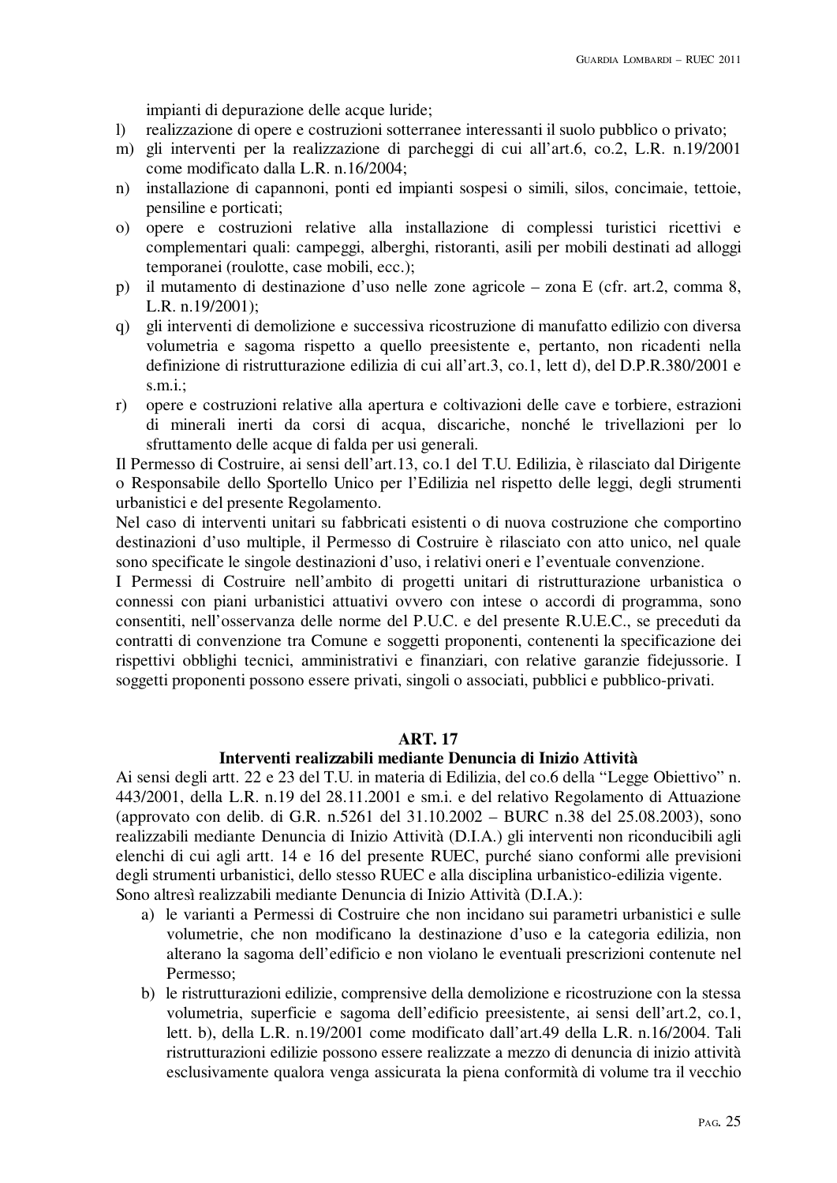impianti di depurazione delle acque luride;

l) realizzazione di opere e costruzioni sotterranee interessanti il suolo pubblico o privato;
m) gli interventi per la realizzazione di parcheggi di cui all'art.6, co.2, L.R. n.19/2001 come modificato dalla L.R. n.16/2004;
n) installazione di capannoni, ponti ed impianti sospesi o simili, silos, concimaie, tettoie, pensiline e porticati;
o) opere e costruzioni relative alla installazione di complessi turistici ricettivi e complementari quali: campeggi, alberghi, ristoranti, asili per mobili destinati ad alloggi temporanei (roulotte, case mobili, ecc.);
p) il mutamento di destinazione d'uso nelle zone agricole – zona E (cfr. art.2, comma 8, L.R. n.19/2001);
q) gli interventi di demolizione e successiva ricostruzione di manufatto edilizio con diversa volumetria e sagoma rispetto a quello preesistente e, pertanto, non ricadenti nella definizione di ristrutturazione edilizia di cui all'art.3, co.1, lett d), del D.P.R.380/2001 e s.m.i.;
r) opere e costruzioni relative alla apertura e coltivazioni delle cave e torbiere, estrazioni di minerali inerti da corsi di acqua, discariche, nonché le trivellazioni per lo sfruttamento delle acque di falda per usi generali.

Il Permesso di Costruire, ai sensi dell'art.13, co.1 del T.U. Edilizia, è rilasciato dal Dirigente o Responsabile dello Sportello Unico per l'Edilizia nel rispetto delle leggi, degli strumenti urbanistici e del presente Regolamento.

Nel caso di interventi unitari su fabbricati esistenti o di nuova costruzione che comportino destinazioni d'uso multiple, il Permesso di Costruire è rilasciato con atto unico, nel quale sono specificate le singole destinazioni d'uso, i relativi oneri e l'eventuale convenzione.

I Permessi di Costruire nell'ambito di progetti unitari di ristrutturazione urbanistica o connessi con piani urbanistici attuativi ovvero con intese o accordi di programma, sono consentiti, nell'osservanza delle norme del P.U.C. e del presente R.U.E.C., se preceduti da contratti di convenzione tra Comune e soggetti proponenti, contenenti la specificazione dei rispettivi obblighi tecnici, amministrativi e finanziari, con relative garanzie fidejussorie. I soggetti proponenti possono essere privati, singoli o associati, pubblici e pubblico-privati.

## ART. 17
### Interventi realizzabili mediante Denuncia di Inizio Attività

Ai sensi degli artt. 22 e 23 del T.U. in materia di Edilizia, del co.6 della "Legge Obiettivo" n. 443/2001, della L.R. n.19 del 28.11.2001 e sm.i. e del relativo Regolamento di Attuazione (approvato con delib. di G.R. n.5261 del 31.10.2002 – BURC n.38 del 25.08.2003), sono realizzabili mediante Denuncia di Inizio Attività (D.I.A.) gli interventi non riconducibili agli elenchi di cui agli artt. 14 e 16 del presente RUEC, purché siano conformi alle previsioni degli strumenti urbanistici, dello stesso RUEC e alla disciplina urbanistico-edilizia vigente.

Sono altresì realizzabili mediante Denuncia di Inizio Attività (D.I.A.):

a) le varianti a Permessi di Costruire che non incidano sui parametri urbanistici e sulle volumetrie, che non modificano la destinazione d'uso e la categoria edilizia, non alterano la sagoma dell'edificio e non violano le eventuali prescrizioni contenute nel Permesso;
b) le ristrutturazioni edilizie, comprensive della demolizione e ricostruzione con la stessa volumetria, superficie e sagoma dell'edificio preesistente, ai sensi dell'art.2, co.1, lett. b), della L.R. n.19/2001 come modificato dall'art.49 della L.R. n.16/2004. Tali ristrutturazioni edilizie possono essere realizzate a mezzo di denuncia di inizio attività esclusivamente qualora venga assicurata la piena conformità di volume tra il vecchio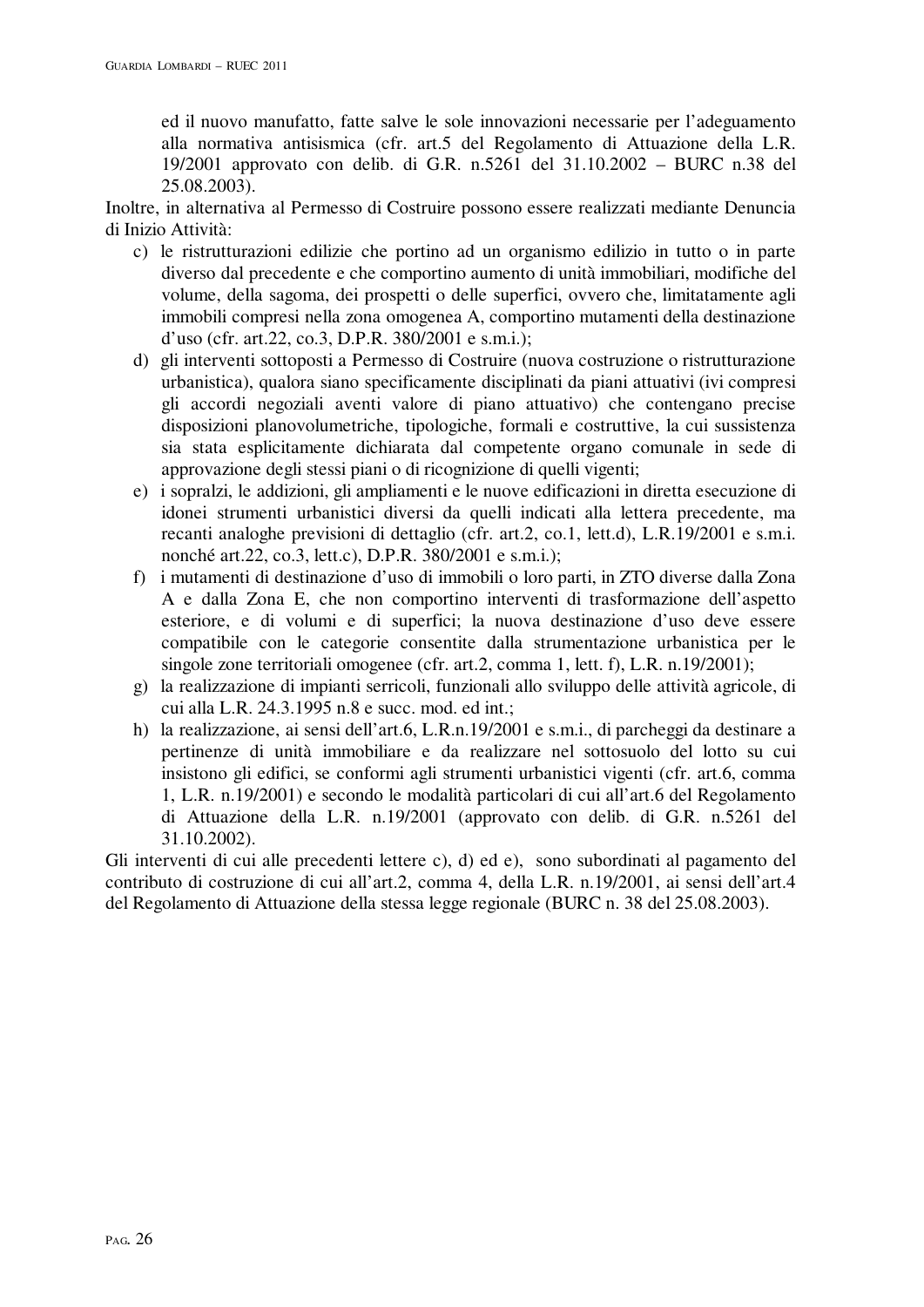ed il nuovo manufatto, fatte salve le sole innovazioni necessarie per l'adeguamento alla normativa antisismica (cfr. art.5 del Regolamento di Attuazione della L.R. 19/2001 approvato con delib. di G.R. n.5261 del 31.10.2002 – BURC n.38 del 25.08.2003).

Inoltre, in alternativa al Permesso di Costruire possono essere realizzati mediante Denuncia di Inizio Attività:

c) le ristrutturazioni edilizie che portino ad un organismo edilizio in tutto o in parte diverso dal precedente e che comportino aumento di unità immobiliari, modifiche del volume, della sagoma, dei prospetti o delle superfici, ovvero che, limitatamente agli immobili compresi nella zona omogenea A, comportino mutamenti della destinazione d'uso (cfr. art.22, co.3, D.P.R. 380/2001 e s.m.i.);
d) gli interventi sottoposti a Permesso di Costruire (nuova costruzione o ristrutturazione urbanistica), qualora siano specificamente disciplinati da piani attuativi (ivi compresi gli accordi negoziali aventi valore di piano attuativo) che contengano precise disposizioni planovolumetriche, tipologiche, formali e costruttive, la cui sussistenza sia stata esplicitamente dichiarata dal competente organo comunale in sede di approvazione degli stessi piani o di ricognizione di quelli vigenti;
e) i sopralzi, le addizioni, gli ampliamenti e le nuove edificazioni in diretta esecuzione di idonei strumenti urbanistici diversi da quelli indicati alla lettera precedente, ma recanti analoghe previsioni di dettaglio (cfr. art.2, co.1, lett.d), L.R.19/2001 e s.m.i. nonché art.22, co.3, lett.c), D.P.R. 380/2001 e s.m.i.);
f) i mutamenti di destinazione d'uso di immobili o loro parti, in ZTO diverse dalla Zona A e dalla Zona E, che non comportino interventi di trasformazione dell'aspetto esteriore, e di volumi e di superfici; la nuova destinazione d'uso deve essere compatibile con le categorie consentite dalla strumentazione urbanistica per le singole zone territoriali omogenee (cfr. art.2, comma 1, lett. f), L.R. n.19/2001);
g) la realizzazione di impianti serricoli, funzionali allo sviluppo delle attività agricole, di cui alla L.R. 24.3.1995 n.8 e succ. mod. ed int.;
h) la realizzazione, ai sensi dell'art.6, L.R.n.19/2001 e s.m.i., di parcheggi da destinare a pertinenze di unità immobiliare e da realizzare nel sottosuolo del lotto su cui insistono gli edifici, se conformi agli strumenti urbanistici vigenti (cfr. art.6, comma 1, L.R. n.19/2001) e secondo le modalità particolari di cui all'art.6 del Regolamento di Attuazione della L.R. n.19/2001 (approvato con delib. di G.R. n.5261 del 31.10.2002).

Gli interventi di cui alle precedenti lettere c), d) ed e), sono subordinati al pagamento del contributo di costruzione di cui all'art.2, comma 4, della L.R. n.19/2001, ai sensi dell'art.4 del Regolamento di Attuazione della stessa legge regionale (BURC n. 38 del 25.08.2003).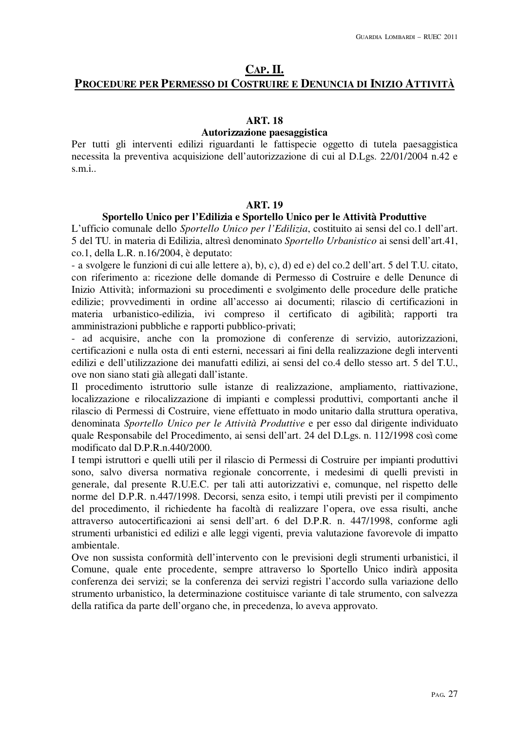## CAP. II.

## PROCEDURE PER PERMESSO DI COSTRUIRE E DENUNCIA DI INIZIO ATTIVITÀ

### ART. 18

### Autorizzazione paesaggistica

Per tutti gli interventi edilizi riguardanti le fattispecie oggetto di tutela paesaggistica necessita la preventiva acquisizione dell'autorizzazione di cui al D.Lgs. 22/01/2004 n.42 e s.m.i..

### ART. 19

### Sportello Unico per l'Edilizia e Sportello Unico per le Attività Produttive

L'ufficio comunale dello *Sportello Unico per l'Edilizia*, costituito ai sensi del co.1 dell'art. 5 del TU. in materia di Edilizia, altresì denominato *Sportello Urbanistico* ai sensi dell'art.41, co.1, della L.R. n.16/2004, è deputato:

- a svolgere le funzioni di cui alle lettere a), b), c), d) ed e) del co.2 dell'art. 5 del T.U. citato, con riferimento a: ricezione delle domande di Permesso di Costruire e delle Denunce di Inizio Attività; informazioni su procedimenti e svolgimento delle procedure delle pratiche edilizie; provvedimenti in ordine all'accesso ai documenti; rilascio di certificazioni in materia urbanistico-edilizia, ivi compreso il certificato di agibilità; rapporti tra amministrazioni pubbliche e rapporti pubblico-privati;
- ad acquisire, anche con la promozione di conferenze di servizio, autorizzazioni, certificazioni e nulla osta di enti esterni, necessari ai fini della realizzazione degli interventi edilizi e dell'utilizzazione dei manufatti edilizi, ai sensi del co.4 dello stesso art. 5 del T.U., ove non siano stati già allegati dall'istante.

Il procedimento istruttorio sulle istanze di realizzazione, ampliamento, riattivazione, localizzazione e rilocalizzazione di impianti e complessi produttivi, comportanti anche il rilascio di Permessi di Costruire, viene effettuato in modo unitario dalla struttura operativa, denominata *Sportello Unico per le Attività Produttive* e per esso dal dirigente individuato quale Responsabile del Procedimento, ai sensi dell'art. 24 del D.Lgs. n. 112/1998 così come modificato dal D.P.R.n.440/2000.

I tempi istruttori e quelli utili per il rilascio di Permessi di Costruire per impianti produttivi sono, salvo diversa normativa regionale concorrente, i medesimi di quelli previsti in generale, dal presente R.U.E.C. per tali atti autorizzativi e, comunque, nel rispetto delle norme del D.P.R. n.447/1998. Decorsi, senza esito, i tempi utili previsti per il compimento del procedimento, il richiedente ha facoltà di realizzare l'opera, ove essa risulti, anche attraverso autocertificazioni ai sensi dell'art. 6 del D.P.R. n. 447/1998, conforme agli strumenti urbanistici ed edilizi e alle leggi vigenti, previa valutazione favorevole di impatto ambientale.

Ove non sussista conformità dell'intervento con le previsioni degli strumenti urbanistici, il Comune, quale ente procedente, sempre attraverso lo Sportello Unico indirà apposita conferenza dei servizi; se la conferenza dei servizi registri l'accordo sulla variazione dello strumento urbanistico, la determinazione costituisce variante di tale strumento, con salvezza della ratifica da parte dell'organo che, in precedenza, lo aveva approvato.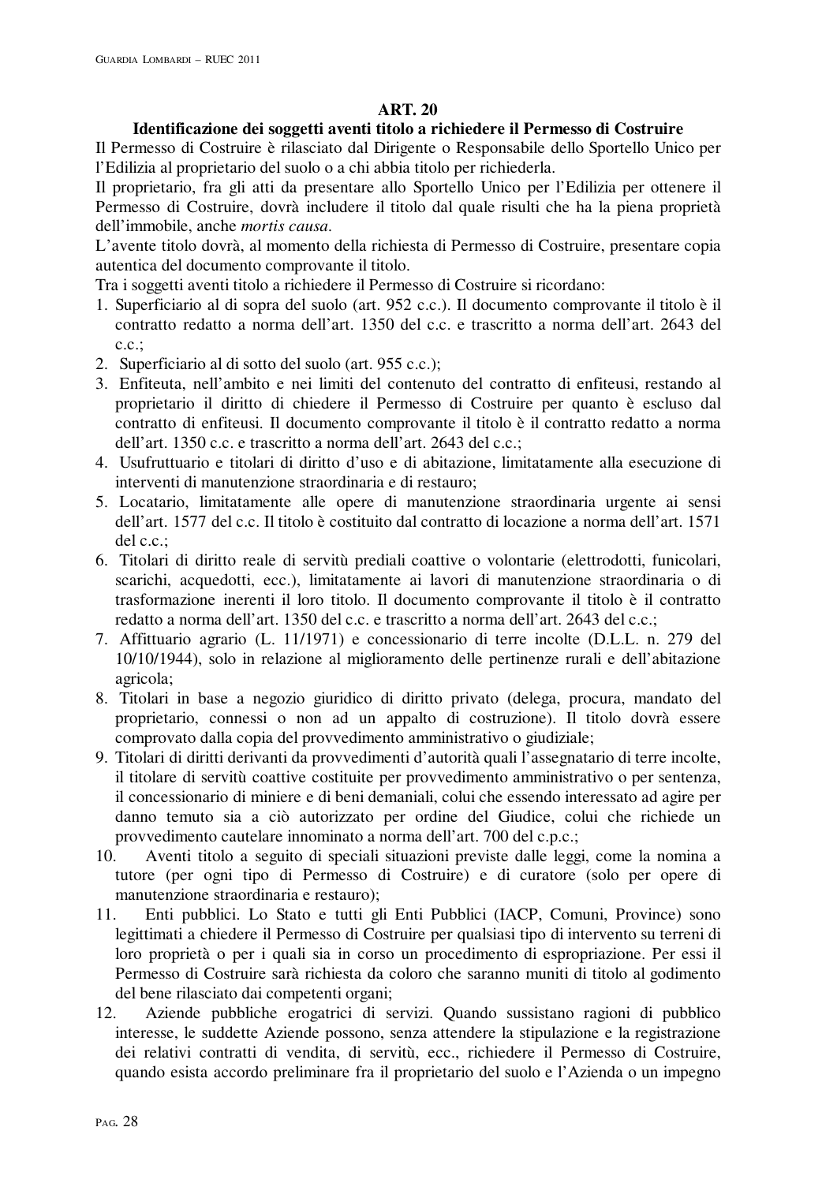## ART. 20

### Identificazione dei soggetti aventi titolo a richiedere il Permesso di Costruire

Il Permesso di Costruire è rilasciato dal Dirigente o Responsabile dello Sportello Unico per l'Edilizia al proprietario del suolo o a chi abbia titolo per richiederla.

Il proprietario, fra gli atti da presentare allo Sportello Unico per l'Edilizia per ottenere il Permesso di Costruire, dovrà includere il titolo dal quale risulti che ha la piena proprietà dell'immobile, anche *mortis causa*.

L'avente titolo dovrà, al momento della richiesta di Permesso di Costruire, presentare copia autentica del documento comprovante il titolo.

Tra i soggetti aventi titolo a richiedere il Permesso di Costruire si ricordano:

1. Superficiario al di sopra del suolo (art. 952 c.c.). Il documento comprovante il titolo è il contratto redatto a norma dell'art. 1350 del c.c. e trascritto a norma dell'art. 2643 del c.c.;
2. Superficiario al di sotto del suolo (art. 955 c.c.);
3. Enfiteuta, nell'ambito e nei limiti del contenuto del contratto di enfiteusi, restando al proprietario il diritto di chiedere il Permesso di Costruire per quanto è escluso dal contratto di enfiteusi. Il documento comprovante il titolo è il contratto redatto a norma dell'art. 1350 c.c. e trascritto a norma dell'art. 2643 del c.c.;
4. Usufruttuario e titolari di diritto d'uso e di abitazione, limitatamente alla esecuzione di interventi di manutenzione straordinaria e di restauro;
5. Locatario, limitatamente alle opere di manutenzione straordinaria urgente ai sensi dell'art. 1577 del c.c. Il titolo è costituito dal contratto di locazione a norma dell'art. 1571 del c.c.;
6. Titolari di diritto reale di servitù prediali coattive o volontarie (elettrodotti, funicolari, scarichi, acquedotti, ecc.), limitatamente ai lavori di manutenzione straordinaria o di trasformazione inerenti il loro titolo. Il documento comprovante il titolo è il contratto redatto a norma dell'art. 1350 del c.c. e trascritto a norma dell'art. 2643 del c.c.;
7. Affittuario agrario (L. 11/1971) e concessionario di terre incolte (D.L.L. n. 279 del 10/10/1944), solo in relazione al miglioramento delle pertinenze rurali e dell'abitazione agricola;
8. Titolari in base a negozio giuridico di diritto privato (delega, procura, mandato del proprietario, connessi o non ad un appalto di costruzione). Il titolo dovrà essere comprovato dalla copia del provvedimento amministrativo o giudiziale;
9. Titolari di diritti derivanti da provvedimenti d'autorità quali l'assegnatario di terre incolte, il titolare di servitù coattive costituite per provvedimento amministrativo o per sentenza, il concessionario di miniere e di beni demaniali, colui che essendo interessato ad agire per danno temuto sia a ciò autorizzato per ordine del Giudice, colui che richiede un provvedimento cautelare innominato a norma dell'art. 700 del c.p.c.;
10. Aventi titolo a seguito di speciali situazioni previste dalle leggi, come la nomina a tutore (per ogni tipo di Permesso di Costruire) e di curatore (solo per opere di manutenzione straordinaria e restauro);
11. Enti pubblici. Lo Stato e tutti gli Enti Pubblici (IACP, Comuni, Province) sono legittimati a chiedere il Permesso di Costruire per qualsiasi tipo di intervento su terreni di loro proprietà o per i quali sia in corso un procedimento di espropriazione. Per essi il Permesso di Costruire sarà richiesta da coloro che saranno muniti di titolo al godimento del bene rilasciato dai competenti organi;
12. Aziende pubbliche erogatrici di servizi. Quando sussistano ragioni di pubblico interesse, le suddette Aziende possono, senza attendere la stipulazione e la registrazione dei relativi contratti di vendita, di servitù, ecc., richiedere il Permesso di Costruire, quando esista accordo preliminare fra il proprietario del suolo e l'Azienda o un impegno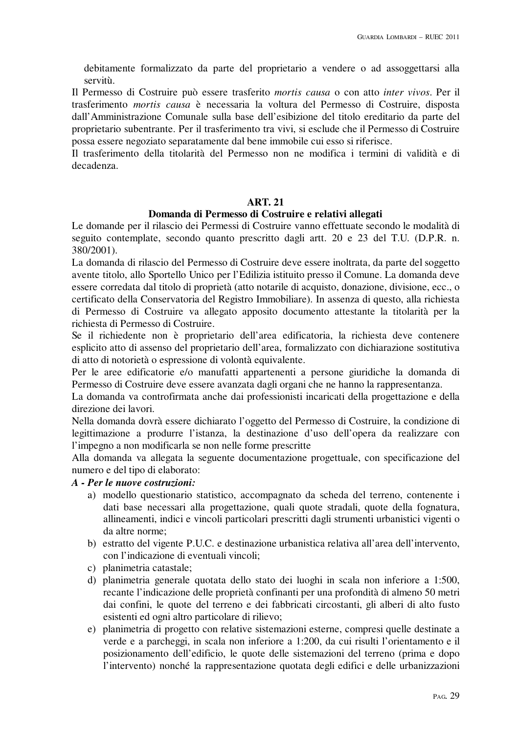debitamente formalizzato da parte del proprietario a vendere o ad assoggettarsi alla servitù.

Il Permesso di Costruire può essere trasferito *mortis causa* o con atto *inter vivos*. Per il trasferimento *mortis causa* è necessaria la voltura del Permesso di Costruire, disposta dall'Amministrazione Comunale sulla base dell'esibizione del titolo ereditario da parte del proprietario subentrante. Per il trasferimento tra vivi, si esclude che il Permesso di Costruire possa essere negoziato separatamente dal bene immobile cui esso si riferisce.

Il trasferimento della titolarità del Permesso non ne modifica i termini di validità e di decadenza.

## ART. 21
### Domanda di Permesso di Costruire e relativi allegati

Le domande per il rilascio dei Permessi di Costruire vanno effettuate secondo le modalità di seguito contemplate, secondo quanto prescritto dagli artt. 20 e 23 del T.U. (D.P.R. n. 380/2001).

La domanda di rilascio del Permesso di Costruire deve essere inoltrata, da parte del soggetto avente titolo, allo Sportello Unico per l'Edilizia istituito presso il Comune. La domanda deve essere corredata dal titolo di proprietà (atto notarile di acquisto, donazione, divisione, ecc., o certificato della Conservatoria del Registro Immobiliare). In assenza di questo, alla richiesta di Permesso di Costruire va allegato apposito documento attestante la titolarità per la richiesta di Permesso di Costruire.

Se il richiedente non è proprietario dell'area edificatoria, la richiesta deve contenere esplicito atto di assenso del proprietario dell'area, formalizzato con dichiarazione sostitutiva di atto di notorietà o espressione di volontà equivalente.

Per le aree edificatorie e/o manufatti appartenenti a persone giuridiche la domanda di Permesso di Costruire deve essere avanzata dagli organi che ne hanno la rappresentanza.

La domanda va controfirmata anche dai professionisti incaricati della progettazione e della direzione dei lavori.

Nella domanda dovrà essere dichiarato l'oggetto del Permesso di Costruire, la condizione di legittimazione a produrre l'istanza, la destinazione d'uso dell'opera da realizzare con l'impegno a non modificarla se non nelle forme prescritte

Alla domanda va allegata la seguente documentazione progettuale, con specificazione del numero e del tipo di elaborato:

***A - Per le nuove costruzioni:***

a) modello questionario statistico, accompagnato da scheda del terreno, contenente i dati base necessari alla progettazione, quali quote stradali, quote della fognatura, allineamenti, indici e vincoli particolari prescritti dagli strumenti urbanistici vigenti o da altre norme;
b) estratto del vigente P.U.C. e destinazione urbanistica relativa all'area dell'intervento, con l'indicazione di eventuali vincoli;
c) planimetria catastale;
d) planimetria generale quotata dello stato dei luoghi in scala non inferiore a 1:500, recante l'indicazione delle proprietà confinanti per una profondità di almeno 50 metri dai confini, le quote del terreno e dei fabbricati circostanti, gli alberi di alto fusto esistenti ed ogni altro particolare di rilievo;
e) planimetria di progetto con relative sistemazioni esterne, compresi quelle destinate a verde e a parcheggi, in scala non inferiore a 1:200, da cui risulti l'orientamento e il posizionamento dell'edificio, le quote delle sistemazioni del terreno (prima e dopo l'intervento) nonché la rappresentazione quotata degli edifici e delle urbanizzazioni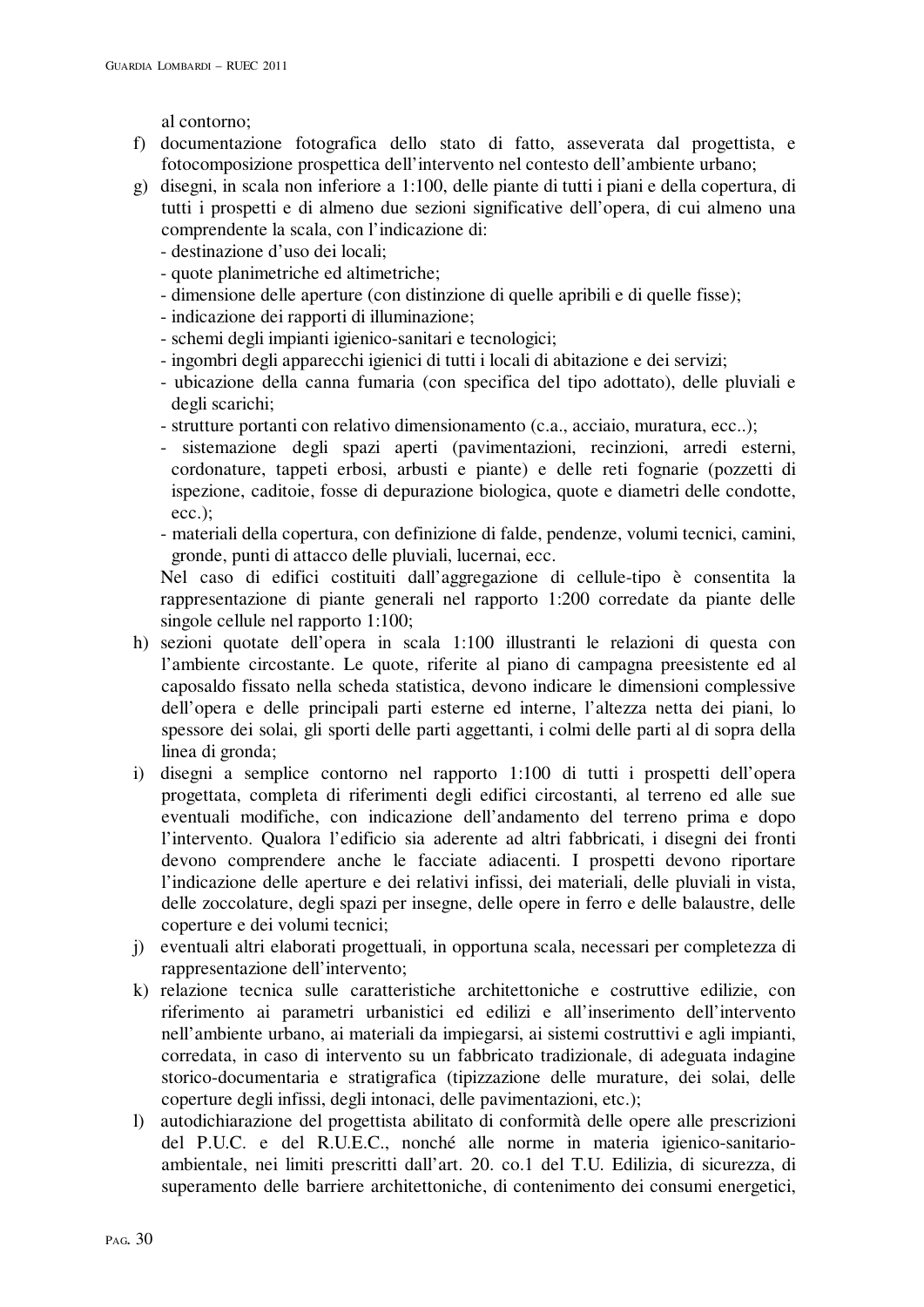al contorno;

f) documentazione fotografica dello stato di fatto, asseverata dal progettista, e fotocomposizione prospettica dell'intervento nel contesto dell'ambiente urbano;
g) disegni, in scala non inferiore a 1:100, delle piante di tutti i piani e della copertura, di tutti i prospetti e di almeno due sezioni significative dell'opera, di cui almeno una comprendente la scala, con l'indicazione di:
   - destinazione d'uso dei locali;
   - quote planimetriche ed altimetriche;
   - dimensione delle aperture (con distinzione di quelle apribili e di quelle fisse);
   - indicazione dei rapporti di illuminazione;
   - schemi degli impianti igienico-sanitari e tecnologici;
   - ingombri degli apparecchi igienici di tutti i locali di abitazione e dei servizi;
   - ubicazione della canna fumaria (con specifica del tipo adottato), delle pluviali e degli scarichi;
   - strutture portanti con relativo dimensionamento (c.a., acciaio, muratura, ecc..);
   - sistemazione degli spazi aperti (pavimentazioni, recinzioni, arredi esterni, cordonature, tappeti erbosi, arbusti e piante) e delle reti fognarie (pozzetti di ispezione, caditoie, fosse di depurazione biologica, quote e diametri delle condotte, ecc.);
   - materiali della copertura, con definizione di falde, pendenze, volumi tecnici, camini, gronde, punti di attacco delle pluviali, lucernai, ecc.

   Nel caso di edifici costituiti dall'aggregazione di cellule-tipo è consentita la rappresentazione di piante generali nel rapporto 1:200 corredate da piante delle singole cellule nel rapporto 1:100;
h) sezioni quotate dell'opera in scala 1:100 illustranti le relazioni di questa con l'ambiente circostante. Le quote, riferite al piano di campagna preesistente ed al caposaldo fissato nella scheda statistica, devono indicare le dimensioni complessive dell'opera e delle principali parti esterne ed interne, l'altezza netta dei piani, lo spessore dei solai, gli sporti delle parti aggettanti, i colmi delle parti al di sopra della linea di gronda;
i) disegni a semplice contorno nel rapporto 1:100 di tutti i prospetti dell'opera progettata, completa di riferimenti degli edifici circostanti, al terreno ed alle sue eventuali modifiche, con indicazione dell'andamento del terreno prima e dopo l'intervento. Qualora l'edificio sia aderente ad altri fabbricati, i disegni dei fronti devono comprendere anche le facciate adiacenti. I prospetti devono riportare l'indicazione delle aperture e dei relativi infissi, dei materiali, delle pluviali in vista, delle zoccolature, degli spazi per insegne, delle opere in ferro e delle balaustre, delle coperture e dei volumi tecnici;
j) eventuali altri elaborati progettuali, in opportuna scala, necessari per completezza di rappresentazione dell'intervento;
k) relazione tecnica sulle caratteristiche architettoniche e costruttive edilizie, con riferimento ai parametri urbanistici ed edilizi e all'inserimento dell'intervento nell'ambiente urbano, ai materiali da impiegarsi, ai sistemi costruttivi e agli impianti, corredata, in caso di intervento su un fabbricato tradizionale, di adeguata indagine storico-documentaria e stratigrafica (tipizzazione delle murature, dei solai, delle coperture degli infissi, degli intonaci, delle pavimentazioni, etc.);
l) autodichiarazione del progettista abilitato di conformità delle opere alle prescrizioni del P.U.C. e del R.U.E.C., nonché alle norme in materia igienico-sanitario-ambientale, nei limiti prescritti dall'art. 20. co.1 del T.U. Edilizia, di sicurezza, di superamento delle barriere architettoniche, di contenimento dei consumi energetici,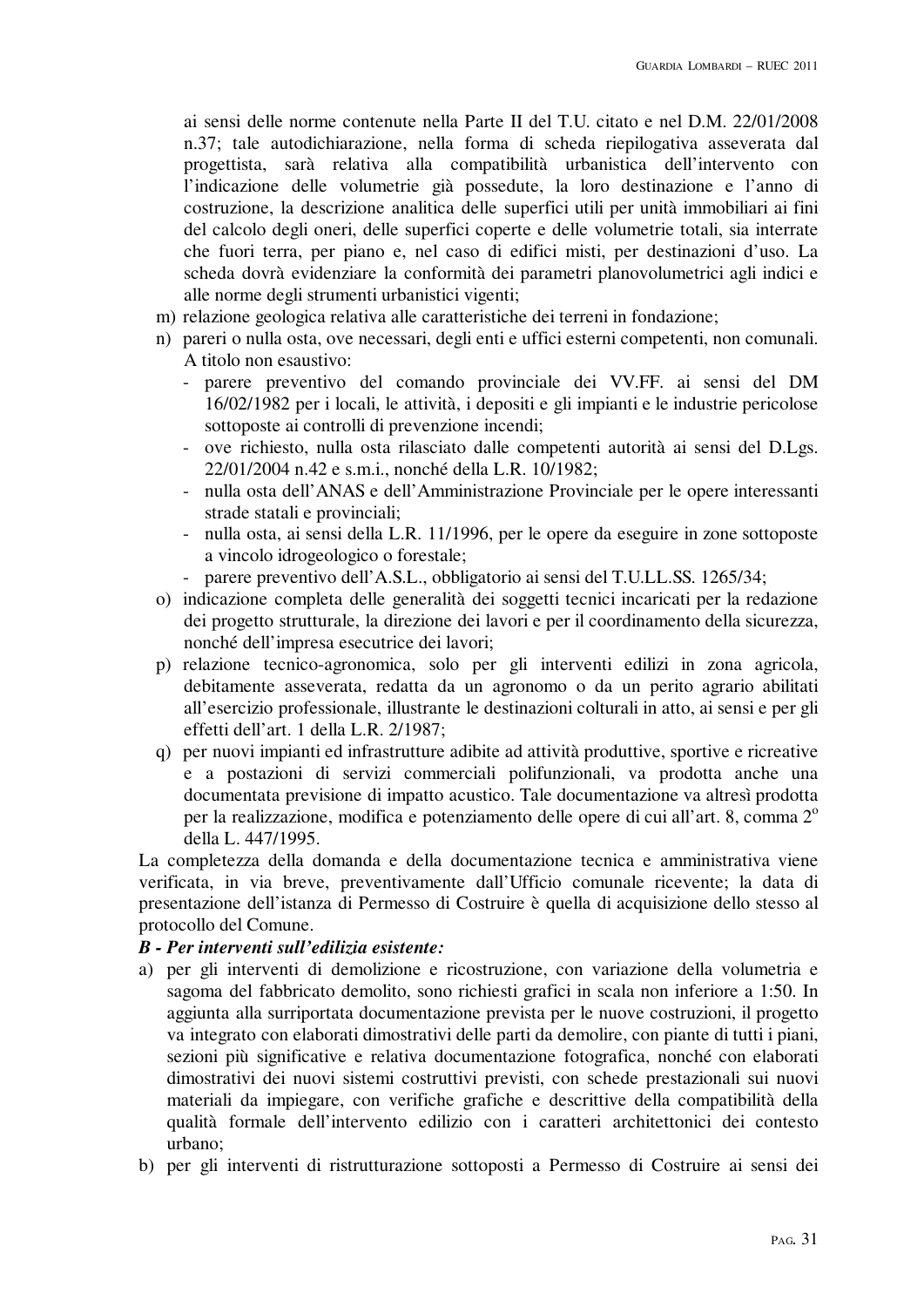ai sensi delle norme contenute nella Parte II del T.U. citato e nel D.M. 22/01/2008 n.37; tale autodichiarazione, nella forma di scheda riepilogativa asseverata dal progettista, sarà relativa alla compatibilità urbanistica dell'intervento con l'indicazione delle volumetrie già possedute, la loro destinazione e l'anno di costruzione, la descrizione analitica delle superfici utili per unità immobiliari ai fini del calcolo degli oneri, delle superfici coperte e delle volumetrie totali, sia interrate che fuori terra, per piano e, nel caso di edifici misti, per destinazioni d'uso. La scheda dovrà evidenziare la conformità dei parametri planovolumetrici agli indici e alle norme degli strumenti urbanistici vigenti;

m) relazione geologica relativa alle caratteristiche dei terreni in fondazione;
n) pareri o nulla osta, ove necessari, degli enti e uffici esterni competenti, non comunali. A titolo non esaustivo:
   - parere preventivo del comando provinciale dei VV.FF. ai sensi del DM 16/02/1982 per i locali, le attività, i depositi e gli impianti e le industrie pericolose sottoposte ai controlli di prevenzione incendi;
   - ove richiesto, nulla osta rilasciato dalle competenti autorità ai sensi del D.Lgs. 22/01/2004 n.42 e s.m.i., nonché della L.R. 10/1982;
   - nulla osta dell'ANAS e dell'Amministrazione Provinciale per le opere interessanti strade statali e provinciali;
   - nulla osta, ai sensi della L.R. 11/1996, per le opere da eseguire in zone sottoposte a vincolo idrogeologico o forestale;
   - parere preventivo dell'A.S.L., obbligatorio ai sensi del T.U.LL.SS. 1265/34;
o) indicazione completa delle generalità dei soggetti tecnici incaricati per la redazione dei progetto strutturale, la direzione dei lavori e per il coordinamento della sicurezza, nonché dell'impresa esecutrice dei lavori;
p) relazione tecnico-agronomica, solo per gli interventi edilizi in zona agricola, debitamente asseverata, redatta da un agronomo o da un perito agrario abilitati all'esercizio professionale, illustrante le destinazioni colturali in atto, ai sensi e per gli effetti dell'art. 1 della L.R. 2/1987;
q) per nuovi impianti ed infrastrutture adibite ad attività produttive, sportive e ricreative e a postazioni di servizi commerciali polifunzionali, va prodotta anche una documentata previsione di impatto acustico. Tale documentazione va altresì prodotta per la realizzazione, modifica e potenziamento delle opere di cui all'art. 8, comma 2° della L. 447/1995.

La completezza della domanda e della documentazione tecnica e amministrativa viene verificata, in via breve, preventivamente dall'Ufficio comunale ricevente; la data di presentazione dell'istanza di Permesso di Costruire è quella di acquisizione dello stesso al protocollo del Comune.

***B - Per interventi sull'edilizia esistente:***

a) per gli interventi di demolizione e ricostruzione, con variazione della volumetria e sagoma del fabbricato demolito, sono richiesti grafici in scala non inferiore a 1:50. In aggiunta alla surriportata documentazione prevista per le nuove costruzioni, il progetto va integrato con elaborati dimostrativi delle parti da demolire, con piante di tutti i piani, sezioni più significative e relativa documentazione fotografica, nonché con elaborati dimostrativi dei nuovi sistemi costruttivi previsti, con schede prestazionali sui nuovi materiali da impiegare, con verifiche grafiche e descrittive della compatibilità della qualità formale dell'intervento edilizio con i caratteri architettonici dei contesto urbano;
b) per gli interventi di ristrutturazione sottoposti a Permesso di Costruire ai sensi dei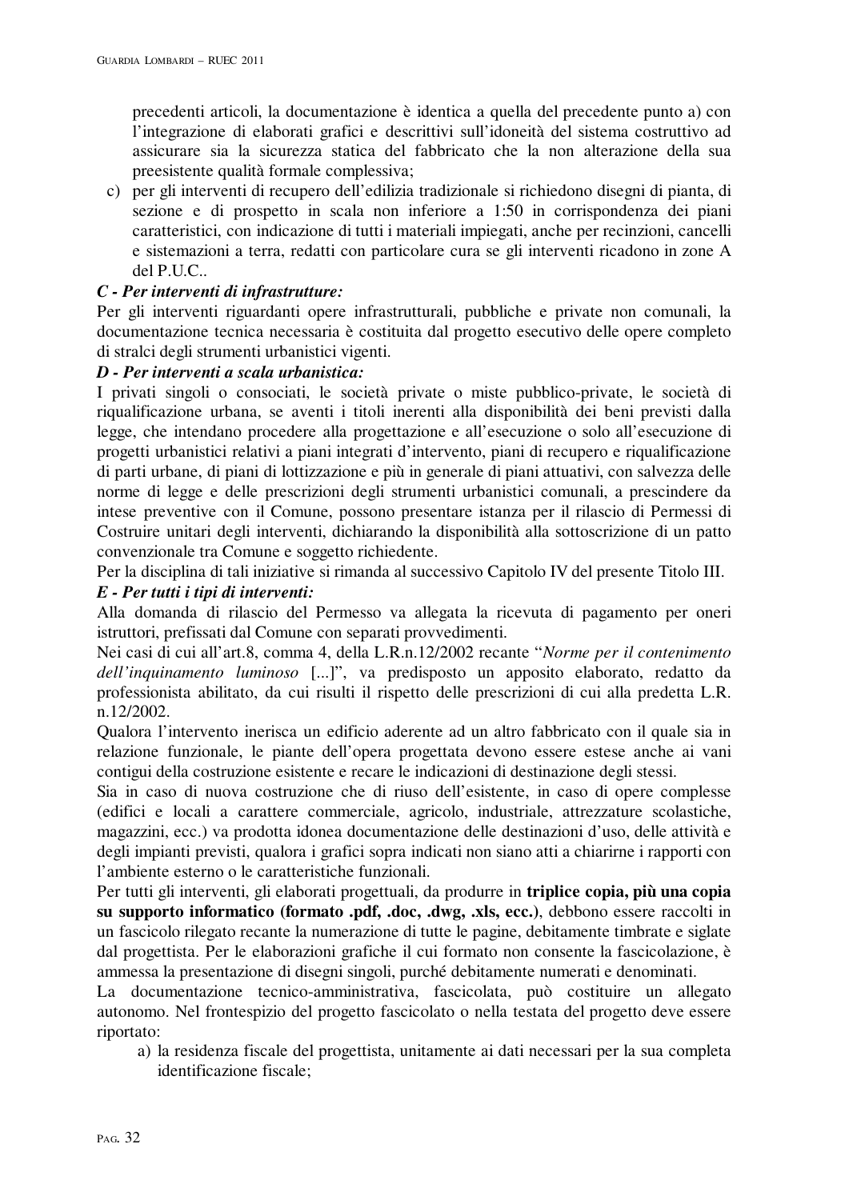precedenti articoli, la documentazione è identica a quella del precedente punto a) con l'integrazione di elaborati grafici e descrittivi sull'idoneità del sistema costruttivo ad assicurare sia la sicurezza statica del fabbricato che la non alterazione della sua preesistente qualità formale complessiva;

c) per gli interventi di recupero dell'edilizia tradizionale si richiedono disegni di pianta, di sezione e di prospetto in scala non inferiore a 1:50 in corrispondenza dei piani caratteristici, con indicazione di tutti i materiali impiegati, anche per recinzioni, cancelli e sistemazioni a terra, redatti con particolare cura se gli interventi ricadono in zone A del P.U.C..

***C - Per interventi di infrastrutture:***

Per gli interventi riguardanti opere infrastrutturali, pubbliche e private non comunali, la documentazione tecnica necessaria è costituita dal progetto esecutivo delle opere completo di stralci degli strumenti urbanistici vigenti.

***D - Per interventi a scala urbanistica:***

I privati singoli o consociati, le società private o miste pubblico-private, le società di riqualificazione urbana, se aventi i titoli inerenti alla disponibilità dei beni previsti dalla legge, che intendano procedere alla progettazione e all'esecuzione o solo all'esecuzione di progetti urbanistici relativi a piani integrati d'intervento, piani di recupero e riqualificazione di parti urbane, di piani di lottizzazione e più in generale di piani attuativi, con salvezza delle norme di legge e delle prescrizioni degli strumenti urbanistici comunali, a prescindere da intese preventive con il Comune, possono presentare istanza per il rilascio di Permessi di Costruire unitari degli interventi, dichiarando la disponibilità alla sottoscrizione di un patto convenzionale tra Comune e soggetto richiedente.

Per la disciplina di tali iniziative si rimanda al successivo Capitolo IV del presente Titolo III.

***E - Per tutti i tipi di interventi:***

Alla domanda di rilascio del Permesso va allegata la ricevuta di pagamento per oneri istruttori, prefissati dal Comune con separati provvedimenti.

Nei casi di cui all'art.8, comma 4, della L.R.n.12/2002 recante "*Norme per il contenimento dell'inquinamento luminoso* [...]", va predisposto un apposito elaborato, redatto da professionista abilitato, da cui risulti il rispetto delle prescrizioni di cui alla predetta L.R. n.12/2002.

Qualora l'intervento inerisca un edificio aderente ad un altro fabbricato con il quale sia in relazione funzionale, le piante dell'opera progettata devono essere estese anche ai vani contigui della costruzione esistente e recare le indicazioni di destinazione degli stessi.

Sia in caso di nuova costruzione che di riuso dell'esistente, in caso di opere complesse (edifici e locali a carattere commerciale, agricolo, industriale, attrezzature scolastiche, magazzini, ecc.) va prodotta idonea documentazione delle destinazioni d'uso, delle attività e degli impianti previsti, qualora i grafici sopra indicati non siano atti a chiarirne i rapporti con l'ambiente esterno o le caratteristiche funzionali.

Per tutti gli interventi, gli elaborati progettuali, da produrre in **triplice copia, più una copia su supporto informatico (formato .pdf, .doc, .dwg, .xls, ecc.)**, debbono essere raccolti in un fascicolo rilegato recante la numerazione di tutte le pagine, debitamente timbrate e siglate dal progettista. Per le elaborazioni grafiche il cui formato non consente la fascicolazione, è ammessa la presentazione di disegni singoli, purché debitamente numerati e denominati.

La documentazione tecnico-amministrativa, fascicolata, può costituire un allegato autonomo. Nel frontespizio del progetto fascicolato o nella testata del progetto deve essere riportato:

a) la residenza fiscale del progettista, unitamente ai dati necessari per la sua completa identificazione fiscale;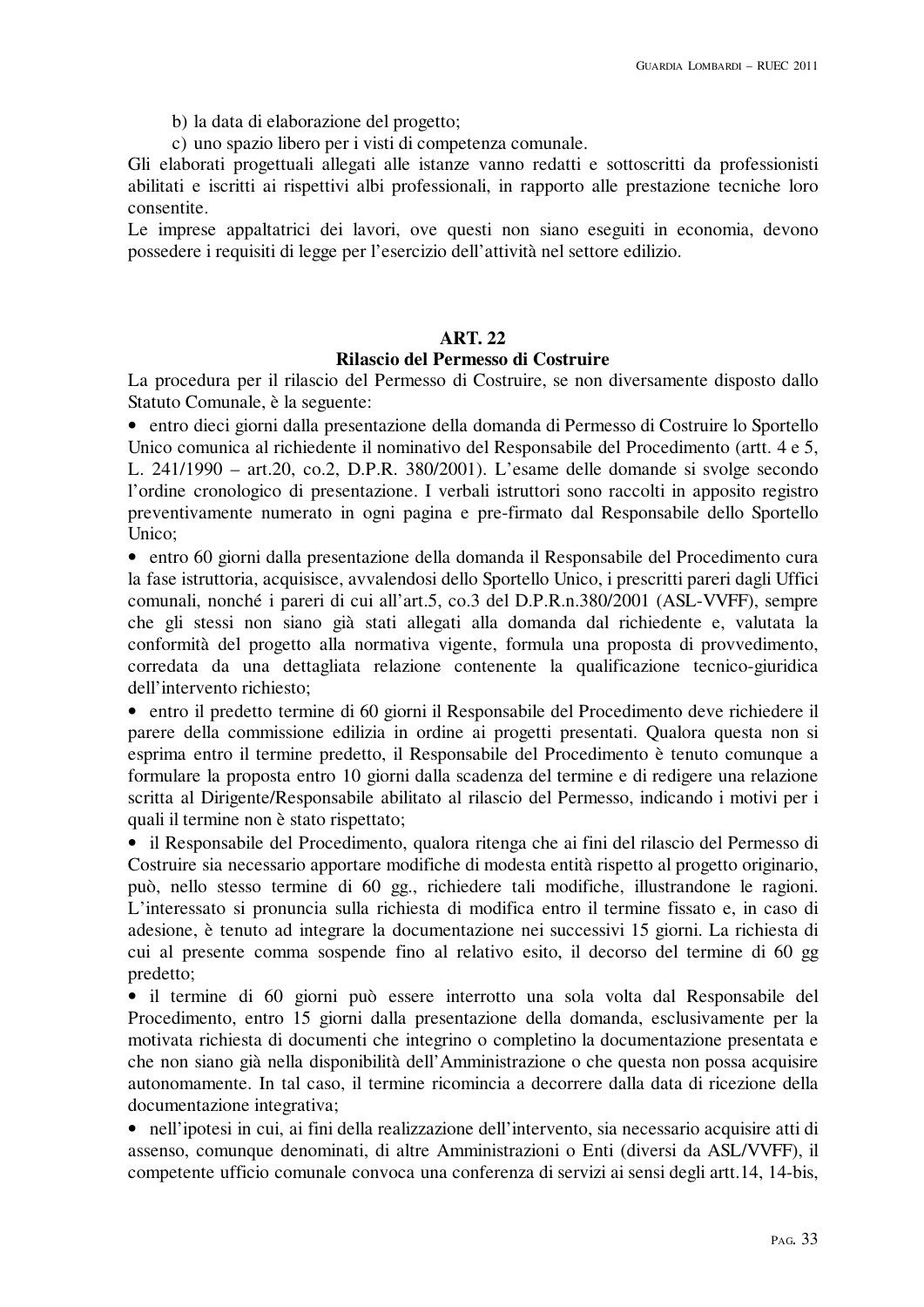b) la data di elaborazione del progetto;

c) uno spazio libero per i visti di competenza comunale.

Gli elaborati progettuali allegati alle istanze vanno redatti e sottoscritti da professionisti abilitati e iscritti ai rispettivi albi professionali, in rapporto alle prestazione tecniche loro consentite.

Le imprese appaltatrici dei lavori, ove questi non siano eseguiti in economia, devono possedere i requisiti di legge per l'esercizio dell'attività nel settore edilizio.

## ART. 22
## Rilascio del Permesso di Costruire

La procedura per il rilascio del Permesso di Costruire, se non diversamente disposto dallo Statuto Comunale, è la seguente:

- entro dieci giorni dalla presentazione della domanda di Permesso di Costruire lo Sportello Unico comunica al richiedente il nominativo del Responsabile del Procedimento (artt. 4 e 5, L. 241/1990 – art.20, co.2, D.P.R. 380/2001). L'esame delle domande si svolge secondo l'ordine cronologico di presentazione. I verbali istruttori sono raccolti in apposito registro preventivamente numerato in ogni pagina e pre-firmato dal Responsabile dello Sportello Unico;
- entro 60 giorni dalla presentazione della domanda il Responsabile del Procedimento cura la fase istruttoria, acquisisce, avvalendosi dello Sportello Unico, i prescritti pareri dagli Uffici comunali, nonché i pareri di cui all'art.5, co.3 del D.P.R.n.380/2001 (ASL-VVFF), sempre che gli stessi non siano già stati allegati alla domanda dal richiedente e, valutata la conformità del progetto alla normativa vigente, formula una proposta di provvedimento, corredata da una dettagliata relazione contenente la qualificazione tecnico-giuridica dell'intervento richiesto;
- entro il predetto termine di 60 giorni il Responsabile del Procedimento deve richiedere il parere della commissione edilizia in ordine ai progetti presentati. Qualora questa non si esprima entro il termine predetto, il Responsabile del Procedimento è tenuto comunque a formulare la proposta entro 10 giorni dalla scadenza del termine e di redigere una relazione scritta al Dirigente/Responsabile abilitato al rilascio del Permesso, indicando i motivi per i quali il termine non è stato rispettato;
- il Responsabile del Procedimento, qualora ritenga che ai fini del rilascio del Permesso di Costruire sia necessario apportare modifiche di modesta entità rispetto al progetto originario, può, nello stesso termine di 60 gg., richiedere tali modifiche, illustrandone le ragioni. L'interessato si pronuncia sulla richiesta di modifica entro il termine fissato e, in caso di adesione, è tenuto ad integrare la documentazione nei successivi 15 giorni. La richiesta di cui al presente comma sospende fino al relativo esito, il decorso del termine di 60 gg predetto;
- il termine di 60 giorni può essere interrotto una sola volta dal Responsabile del Procedimento, entro 15 giorni dalla presentazione della domanda, esclusivamente per la motivata richiesta di documenti che integrino o completino la documentazione presentata e che non siano già nella disponibilità dell'Amministrazione o che questa non possa acquisire autonomamente. In tal caso, il termine ricomincia a decorrere dalla data di ricezione della documentazione integrativa;
- nell'ipotesi in cui, ai fini della realizzazione dell'intervento, sia necessario acquisire atti di assenso, comunque denominati, di altre Amministrazioni o Enti (diversi da ASL/VVFF), il competente ufficio comunale convoca una conferenza di servizi ai sensi degli artt.14, 14-bis,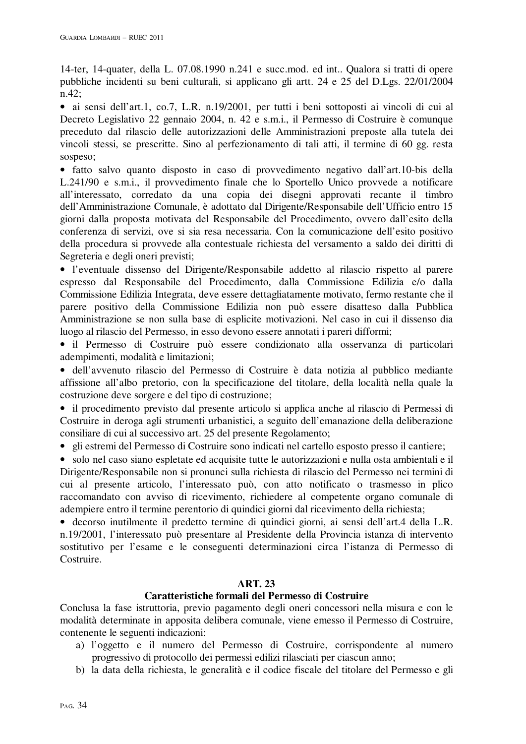14-ter, 14-quater, della L. 07.08.1990 n.241 e succ.mod. ed int.. Qualora si tratti di opere pubbliche incidenti su beni culturali, si applicano gli artt. 24 e 25 del D.Lgs. 22/01/2004 n.42;

- ai sensi dell'art.1, co.7, L.R. n.19/2001, per tutti i beni sottoposti ai vincoli di cui al Decreto Legislativo 22 gennaio 2004, n. 42 e s.m.i., il Permesso di Costruire è comunque preceduto dal rilascio delle autorizzazioni delle Amministrazioni preposte alla tutela dei vincoli stessi, se prescritte. Sino al perfezionamento di tali atti, il termine di 60 gg. resta sospeso;
- fatto salvo quanto disposto in caso di provvedimento negativo dall'art.10-bis della L.241/90 e s.m.i., il provvedimento finale che lo Sportello Unico provvede a notificare all'interessato, corredato da una copia dei disegni approvati recante il timbro dell'Amministrazione Comunale, è adottato dal Dirigente/Responsabile dell'Ufficio entro 15 giorni dalla proposta motivata del Responsabile del Procedimento, ovvero dall'esito della conferenza di servizi, ove si sia resa necessaria. Con la comunicazione dell'esito positivo della procedura si provvede alla contestuale richiesta del versamento a saldo dei diritti di Segreteria e degli oneri previsti;
- l'eventuale dissenso del Dirigente/Responsabile addetto al rilascio rispetto al parere espresso dal Responsabile del Procedimento, dalla Commissione Edilizia e/o dalla Commissione Edilizia Integrata, deve essere dettagliatamente motivato, fermo restante che il parere positivo della Commissione Edilizia non può essere disatteso dalla Pubblica Amministrazione se non sulla base di esplicite motivazioni. Nel caso in cui il dissenso dia luogo al rilascio del Permesso, in esso devono essere annotati i pareri difformi;
- il Permesso di Costruire può essere condizionato alla osservanza di particolari adempimenti, modalità e limitazioni;
- dell'avvenuto rilascio del Permesso di Costruire è data notizia al pubblico mediante affissione all'albo pretorio, con la specificazione del titolare, della località nella quale la costruzione deve sorgere e del tipo di costruzione;
- il procedimento previsto dal presente articolo si applica anche al rilascio di Permessi di Costruire in deroga agli strumenti urbanistici, a seguito dell'emanazione della deliberazione consiliare di cui al successivo art. 25 del presente Regolamento;
- gli estremi del Permesso di Costruire sono indicati nel cartello esposto presso il cantiere;
- solo nel caso siano espletate ed acquisite tutte le autorizzazioni e nulla osta ambientali e il Dirigente/Responsabile non si pronunci sulla richiesta di rilascio del Permesso nei termini di cui al presente articolo, l'interessato può, con atto notificato o trasmesso in plico raccomandato con avviso di ricevimento, richiedere al competente organo comunale di adempiere entro il termine perentorio di quindici giorni dal ricevimento della richiesta;
- decorso inutilmente il predetto termine di quindici giorni, ai sensi dell'art.4 della L.R. n.19/2001, l'interessato può presentare al Presidente della Provincia istanza di intervento sostitutivo per l'esame e le conseguenti determinazioni circa l'istanza di Permesso di Costruire.

## ART. 23
## Caratteristiche formali del Permesso di Costruire

Conclusa la fase istruttoria, previo pagamento degli oneri concessori nella misura e con le modalità determinate in apposita delibera comunale, viene emesso il Permesso di Costruire, contenente le seguenti indicazioni:

a) l'oggetto e il numero del Permesso di Costruire, corrispondente al numero progressivo di protocollo dei permessi edilizi rilasciati per ciascun anno;
b) la data della richiesta, le generalità e il codice fiscale del titolare del Permesso e gli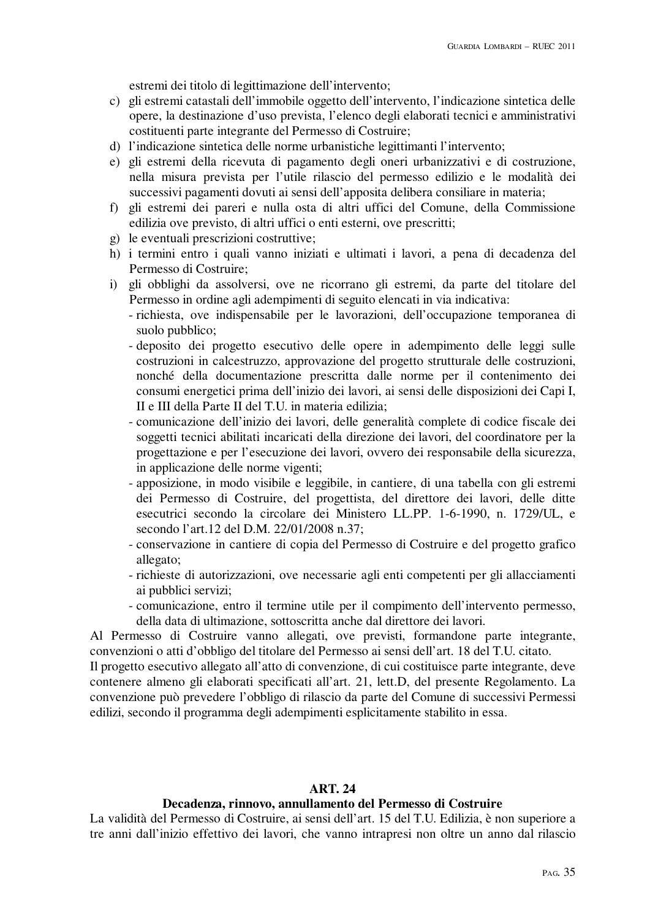estremi dei titolo di legittimazione dell'intervento;

c) gli estremi catastali dell'immobile oggetto dell'intervento, l'indicazione sintetica delle opere, la destinazione d'uso prevista, l'elenco degli elaborati tecnici e amministrativi costituenti parte integrante del Permesso di Costruire;
d) l'indicazione sintetica delle norme urbanistiche legittimanti l'intervento;
e) gli estremi della ricevuta di pagamento degli oneri urbanizzativi e di costruzione, nella misura prevista per l'utile rilascio del permesso edilizio e le modalità dei successivi pagamenti dovuti ai sensi dell'apposita delibera consiliare in materia;
f) gli estremi dei pareri e nulla osta di altri uffici del Comune, della Commissione edilizia ove previsto, di altri uffici o enti esterni, ove prescritti;
g) le eventuali prescrizioni costruttive;
h) i termini entro i quali vanno iniziati e ultimati i lavori, a pena di decadenza del Permesso di Costruire;
i) gli obblighi da assolversi, ove ne ricorrano gli estremi, da parte del titolare del Permesso in ordine agli adempimenti di seguito elencati in via indicativa:
   - richiesta, ove indispensabile per le lavorazioni, dell'occupazione temporanea di suolo pubblico;
   - deposito dei progetto esecutivo delle opere in adempimento delle leggi sulle costruzioni in calcestruzzo, approvazione del progetto strutturale delle costruzioni, nonché della documentazione prescritta dalle norme per il contenimento dei consumi energetici prima dell'inizio dei lavori, ai sensi delle disposizioni dei Capi I, II e III della Parte II del T.U. in materia edilizia;
   - comunicazione dell'inizio dei lavori, delle generalità complete di codice fiscale dei soggetti tecnici abilitati incaricati della direzione dei lavori, del coordinatore per la progettazione e per l'esecuzione dei lavori, ovvero dei responsabile della sicurezza, in applicazione delle norme vigenti;
   - apposizione, in modo visibile e leggibile, in cantiere, di una tabella con gli estremi dei Permesso di Costruire, del progettista, del direttore dei lavori, delle ditte esecutrici secondo la circolare dei Ministero LL.PP. 1-6-1990, n. 1729/UL, e secondo l'art.12 del D.M. 22/01/2008 n.37;
   - conservazione in cantiere di copia del Permesso di Costruire e del progetto grafico allegato;
   - richieste di autorizzazioni, ove necessarie agli enti competenti per gli allacciamenti ai pubblici servizi;
   - comunicazione, entro il termine utile per il compimento dell'intervento permesso, della data di ultimazione, sottoscritta anche dal direttore dei lavori.

Al Permesso di Costruire vanno allegati, ove previsti, formandone parte integrante, convenzioni o atti d'obbligo del titolare del Permesso ai sensi dell'art. 18 del T.U. citato.

Il progetto esecutivo allegato all'atto di convenzione, di cui costituisce parte integrante, deve contenere almeno gli elaborati specificati all'art. 21, lett.D, del presente Regolamento. La convenzione può prevedere l'obbligo di rilascio da parte del Comune di successivi Permessi edilizi, secondo il programma degli adempimenti esplicitamente stabilito in essa.

## ART. 24
## Decadenza, rinnovo, annullamento del Permesso di Costruire

La validità del Permesso di Costruire, ai sensi dell'art. 15 del T.U. Edilizia, è non superiore a tre anni dall'inizio effettivo dei lavori, che vanno intrapresi non oltre un anno dal rilascio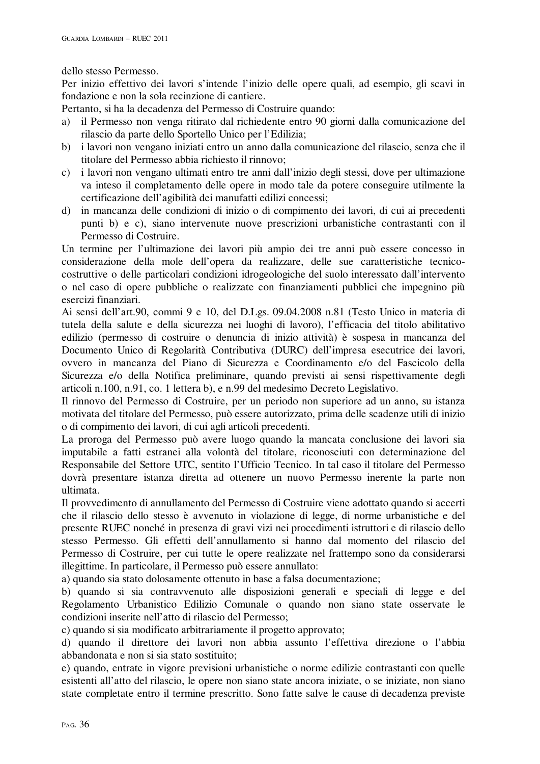dello stesso Permesso.

Per inizio effettivo dei lavori s'intende l'inizio delle opere quali, ad esempio, gli scavi in fondazione e non la sola recinzione di cantiere.

Pertanto, si ha la decadenza del Permesso di Costruire quando:

a) il Permesso non venga ritirato dal richiedente entro 90 giorni dalla comunicazione del rilascio da parte dello Sportello Unico per l'Edilizia;
b) i lavori non vengano iniziati entro un anno dalla comunicazione del rilascio, senza che il titolare del Permesso abbia richiesto il rinnovo;
c) i lavori non vengano ultimati entro tre anni dall'inizio degli stessi, dove per ultimazione va inteso il completamento delle opere in modo tale da potere conseguire utilmente la certificazione dell'agibilità dei manufatti edilizi concessi;
d) in mancanza delle condizioni di inizio o di compimento dei lavori, di cui ai precedenti punti b) e c), siano intervenute nuove prescrizioni urbanistiche contrastanti con il Permesso di Costruire.

Un termine per l'ultimazione dei lavori più ampio dei tre anni può essere concesso in considerazione della mole dell'opera da realizzare, delle sue caratteristiche tecnico-costruttive o delle particolari condizioni idrogeologiche del suolo interessato dall'intervento o nel caso di opere pubbliche o realizzate con finanziamenti pubblici che impegnino più esercizi finanziari.

Ai sensi dell'art.90, commi 9 e 10, del D.Lgs. 09.04.2008 n.81 (Testo Unico in materia di tutela della salute e della sicurezza nei luoghi di lavoro), l'efficacia del titolo abilitativo edilizio (permesso di costruire o denuncia di inizio attività) è sospesa in mancanza del Documento Unico di Regolarità Contributiva (DURC) dell'impresa esecutrice dei lavori, ovvero in mancanza del Piano di Sicurezza e Coordinamento e/o del Fascicolo della Sicurezza e/o della Notifica preliminare, quando previsti ai sensi rispettivamente degli articoli n.100, n.91, co. 1 lettera b), e n.99 del medesimo Decreto Legislativo.

Il rinnovo del Permesso di Costruire, per un periodo non superiore ad un anno, su istanza motivata del titolare del Permesso, può essere autorizzato, prima delle scadenze utili di inizio o di compimento dei lavori, di cui agli articoli precedenti.

La proroga del Permesso può avere luogo quando la mancata conclusione dei lavori sia imputabile a fatti estranei alla volontà del titolare, riconosciuti con determinazione del Responsabile del Settore UTC, sentito l'Ufficio Tecnico. In tal caso il titolare del Permesso dovrà presentare istanza diretta ad ottenere un nuovo Permesso inerente la parte non ultimata.

Il provvedimento di annullamento del Permesso di Costruire viene adottato quando si accerti che il rilascio dello stesso è avvenuto in violazione di legge, di norme urbanistiche e del presente RUEC nonché in presenza di gravi vizi nei procedimenti istruttori e di rilascio dello stesso Permesso. Gli effetti dell'annullamento si hanno dal momento del rilascio del Permesso di Costruire, per cui tutte le opere realizzate nel frattempo sono da considerarsi illegittime. In particolare, il Permesso può essere annullato:

a) quando sia stato dolosamente ottenuto in base a falsa documentazione;

b) quando si sia contravvenuto alle disposizioni generali e speciali di legge e del Regolamento Urbanistico Edilizio Comunale o quando non siano state osservate le condizioni inserite nell'atto di rilascio del Permesso;

c) quando si sia modificato arbitrariamente il progetto approvato;

d) quando il direttore dei lavori non abbia assunto l'effettiva direzione o l'abbia abbandonata e non si sia stato sostituito;

e) quando, entrate in vigore previsioni urbanistiche o norme edilizie contrastanti con quelle esistenti all'atto del rilascio, le opere non siano state ancora iniziate, o se iniziate, non siano state completate entro il termine prescritto. Sono fatte salve le cause di decadenza previste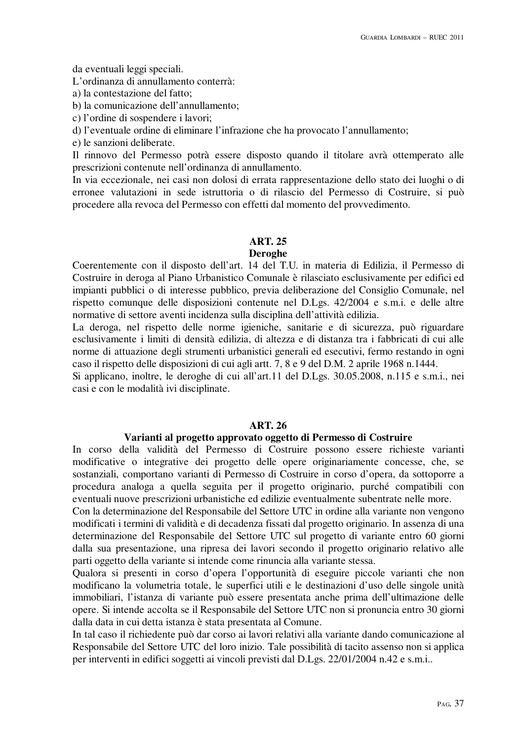da eventuali leggi speciali.
L'ordinanza di annullamento conterrà:
a) la contestazione del fatto;
b) la comunicazione dell'annullamento;
c) l'ordine di sospendere i lavori;
d) l'eventuale ordine di eliminare l'infrazione che ha provocato l'annullamento;
e) le sanzioni deliberate.
Il rinnovo del Permesso potrà essere disposto quando il titolare avrà ottemperato alle prescrizioni contenute nell'ordinanza di annullamento.
In via eccezionale, nei casi non dolosi di errata rappresentazione dello stato dei luoghi o di erronee valutazioni in sede istruttoria o di rilascio del Permesso di Costruire, si può procedere alla revoca del Permesso con effetti dal momento del provvedimento.

## ART. 25
### Deroghe

Coerentemente con il disposto dell'art. 14 del T.U. in materia di Edilizia, il Permesso di Costruire in deroga al Piano Urbanistico Comunale è rilasciato esclusivamente per edifici ed impianti pubblici o di interesse pubblico, previa deliberazione del Consiglio Comunale, nel rispetto comunque delle disposizioni contenute nel D.Lgs. 42/2004 e s.m.i. e delle altre normative di settore aventi incidenza sulla disciplina dell'attività edilizia.
La deroga, nel rispetto delle norme igieniche, sanitarie e di sicurezza, può riguardare esclusivamente i limiti di densità edilizia, di altezza e di distanza tra i fabbricati di cui alle norme di attuazione degli strumenti urbanistici generali ed esecutivi, fermo restando in ogni caso il rispetto delle disposizioni di cui agli artt. 7, 8 e 9 del D.M. 2 aprile 1968 n.1444.
Si applicano, inoltre, le deroghe di cui all'art.11 del D.Lgs. 30.05.2008, n.115 e s.m.i., nei casi e con le modalità ivi disciplinate.

## ART. 26
### Varianti al progetto approvato oggetto di Permesso di Costruire

In corso della validità del Permesso di Costruire possono essere richieste varianti modificative o integrative dei progetto delle opere originariamente concesse, che, se sostanziali, comportano varianti di Permesso di Costruire in corso d'opera, da sottoporre a procedura analoga a quella seguita per il progetto originario, purché compatibili con eventuali nuove prescrizioni urbanistiche ed edilizie eventualmente subentrate nelle more.
Con la determinazione del Responsabile del Settore UTC in ordine alla variante non vengono modificati i termini di validità e di decadenza fissati dal progetto originario. In assenza di una determinazione del Responsabile del Settore UTC sul progetto di variante entro 60 giorni dalla sua presentazione, una ripresa dei lavori secondo il progetto originario relativo alle parti oggetto della variante si intende come rinuncia alla variante stessa.
Qualora si presenti in corso d'opera l'opportunità di eseguire piccole varianti che non modificano la volumetria totale, le superfici utili e le destinazioni d'uso delle singole unità immobiliari, l'istanza di variante può essere presentata anche prima dell'ultimazione delle opere. Si intende accolta se il Responsabile del Settore UTC non si pronuncia entro 30 giorni dalla data in cui detta istanza è stata presentata al Comune.
In tal caso il richiedente può dar corso ai lavori relativi alla variante dando comunicazione al Responsabile del Settore UTC del loro inizio. Tale possibilità di tacito assenso non si applica per interventi in edifici soggetti ai vincoli previsti dal D.Lgs. 22/01/2004 n.42 e s.m.i..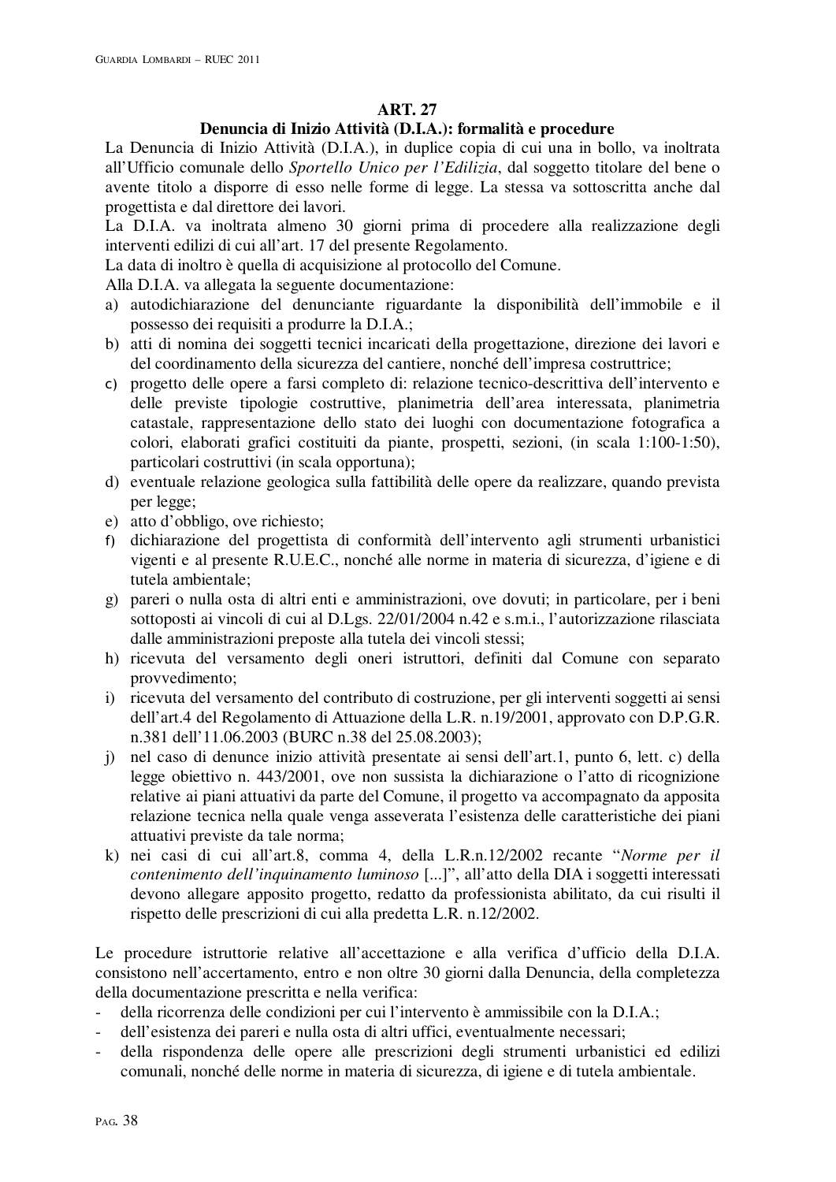## ART. 27

### Denuncia di Inizio Attività (D.I.A.): formalità e procedure

La Denuncia di Inizio Attività (D.I.A.), in duplice copia di cui una in bollo, va inoltrata all'Ufficio comunale dello *Sportello Unico per l'Edilizia*, dal soggetto titolare del bene o avente titolo a disporre di esso nelle forme di legge. La stessa va sottoscritta anche dal progettista e dal direttore dei lavori.

La D.I.A. va inoltrata almeno 30 giorni prima di procedere alla realizzazione degli interventi edilizi di cui all'art. 17 del presente Regolamento.

La data di inoltro è quella di acquisizione al protocollo del Comune.

Alla D.I.A. va allegata la seguente documentazione:

a) autodichiarazione del denunciante riguardante la disponibilità dell'immobile e il possesso dei requisiti a produrre la D.I.A.;
b) atti di nomina dei soggetti tecnici incaricati della progettazione, direzione dei lavori e del coordinamento della sicurezza del cantiere, nonché dell'impresa costruttrice;
c) progetto delle opere a farsi completo di: relazione tecnico-descrittiva dell'intervento e delle previste tipologie costruttive, planimetria dell'area interessata, planimetria catastale, rappresentazione dello stato dei luoghi con documentazione fotografica a colori, elaborati grafici costituiti da piante, prospetti, sezioni, (in scala 1:100-1:50), particolari costruttivi (in scala opportuna);
d) eventuale relazione geologica sulla fattibilità delle opere da realizzare, quando prevista per legge;
e) atto d'obbligo, ove richiesto;
f) dichiarazione del progettista di conformità dell'intervento agli strumenti urbanistici vigenti e al presente R.U.E.C., nonché alle norme in materia di sicurezza, d'igiene e di tutela ambientale;
g) pareri o nulla osta di altri enti e amministrazioni, ove dovuti; in particolare, per i beni sottoposti ai vincoli di cui al D.Lgs. 22/01/2004 n.42 e s.m.i., l'autorizzazione rilasciata dalle amministrazioni preposte alla tutela dei vincoli stessi;
h) ricevuta del versamento degli oneri istruttori, definiti dal Comune con separato provvedimento;
i) ricevuta del versamento del contributo di costruzione, per gli interventi soggetti ai sensi dell'art.4 del Regolamento di Attuazione della L.R. n.19/2001, approvato con D.P.G.R. n.381 dell'11.06.2003 (BURC n.38 del 25.08.2003);
j) nel caso di denunce inizio attività presentate ai sensi dell'art.1, punto 6, lett. c) della legge obiettivo n. 443/2001, ove non sussista la dichiarazione o l'atto di ricognizione relative ai piani attuativi da parte del Comune, il progetto va accompagnato da apposita relazione tecnica nella quale venga asseverata l'esistenza delle caratteristiche dei piani attuativi previste da tale norma;
k) nei casi di cui all'art.8, comma 4, della L.R.n.12/2002 recante "*Norme per il contenimento dell'inquinamento luminoso* [...]", all'atto della DIA i soggetti interessati devono allegare apposito progetto, redatto da professionista abilitato, da cui risulti il rispetto delle prescrizioni di cui alla predetta L.R. n.12/2002.

Le procedure istruttorie relative all'accettazione e alla verifica d'ufficio della D.I.A. consistono nell'accertamento, entro e non oltre 30 giorni dalla Denuncia, della completezza della documentazione prescritta e nella verifica:

- della ricorrenza delle condizioni per cui l'intervento è ammissibile con la D.I.A.;
- dell'esistenza dei pareri e nulla osta di altri uffici, eventualmente necessari;
- della rispondenza delle opere alle prescrizioni degli strumenti urbanistici ed edilizi comunali, nonché delle norme in materia di sicurezza, di igiene e di tutela ambientale.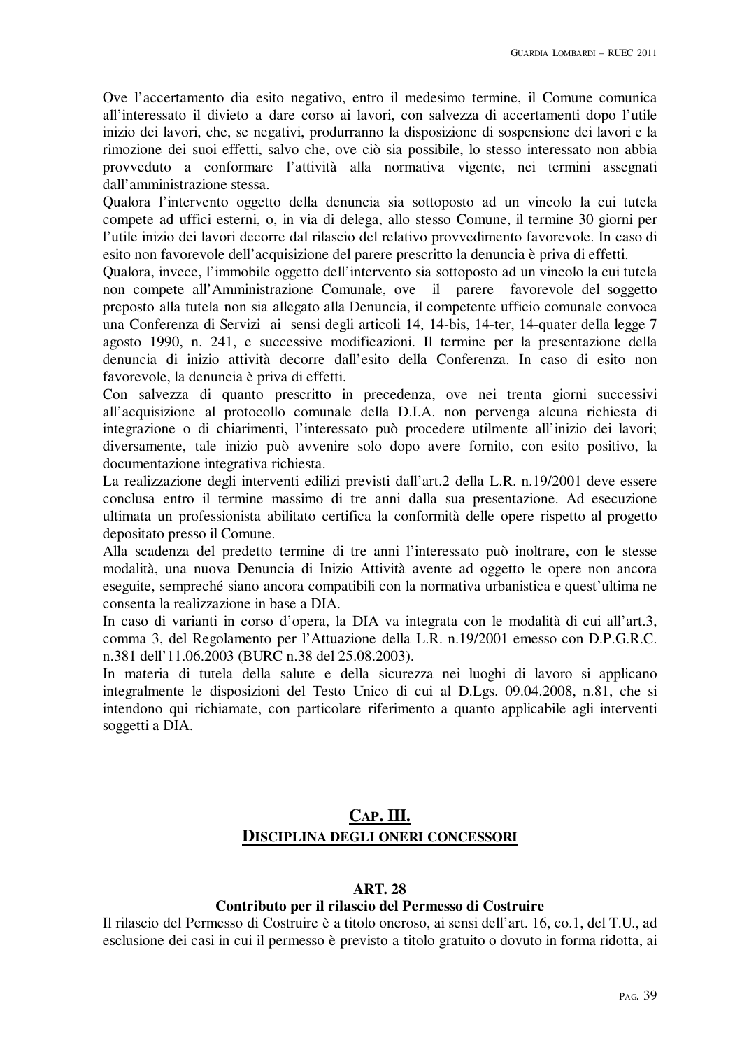Ove l'accertamento dia esito negativo, entro il medesimo termine, il Comune comunica all'interessato il divieto a dare corso ai lavori, con salvezza di accertamenti dopo l'utile inizio dei lavori, che, se negativi, produrranno la disposizione di sospensione dei lavori e la rimozione dei suoi effetti, salvo che, ove ciò sia possibile, lo stesso interessato non abbia provveduto a conformare l'attività alla normativa vigente, nei termini assegnati dall'amministrazione stessa.

Qualora l'intervento oggetto della denuncia sia sottoposto ad un vincolo la cui tutela compete ad uffici esterni, o, in via di delega, allo stesso Comune, il termine 30 giorni per l'utile inizio dei lavori decorre dal rilascio del relativo provvedimento favorevole. In caso di esito non favorevole dell'acquisizione del parere prescritto la denuncia è priva di effetti.

Qualora, invece, l'immobile oggetto dell'intervento sia sottoposto ad un vincolo la cui tutela non compete all'Amministrazione Comunale, ove il parere favorevole del soggetto preposto alla tutela non sia allegato alla Denuncia, il competente ufficio comunale convoca una Conferenza di Servizi ai sensi degli articoli 14, 14-bis, 14-ter, 14-quater della legge 7 agosto 1990, n. 241, e successive modificazioni. Il termine per la presentazione della denuncia di inizio attività decorre dall'esito della Conferenza. In caso di esito non favorevole, la denuncia è priva di effetti.

Con salvezza di quanto prescritto in precedenza, ove nei trenta giorni successivi all'acquisizione al protocollo comunale della D.I.A. non pervenga alcuna richiesta di integrazione o di chiarimenti, l'interessato può procedere utilmente all'inizio dei lavori; diversamente, tale inizio può avvenire solo dopo avere fornito, con esito positivo, la documentazione integrativa richiesta.

La realizzazione degli interventi edilizi previsti dall'art.2 della L.R. n.19/2001 deve essere conclusa entro il termine massimo di tre anni dalla sua presentazione. Ad esecuzione ultimata un professionista abilitato certifica la conformità delle opere rispetto al progetto depositato presso il Comune.

Alla scadenza del predetto termine di tre anni l'interessato può inoltrare, con le stesse modalità, una nuova Denuncia di Inizio Attività avente ad oggetto le opere non ancora eseguite, sempreché siano ancora compatibili con la normativa urbanistica e quest'ultima ne consenta la realizzazione in base a DIA.

In caso di varianti in corso d'opera, la DIA va integrata con le modalità di cui all'art.3, comma 3, del Regolamento per l'Attuazione della L.R. n.19/2001 emesso con D.P.G.R.C. n.381 dell'11.06.2003 (BURC n.38 del 25.08.2003).

In materia di tutela della salute e della sicurezza nei luoghi di lavoro si applicano integralmente le disposizioni del Testo Unico di cui al D.Lgs. 09.04.2008, n.81, che si intendono qui richiamate, con particolare riferimento a quanto applicabile agli interventi soggetti a DIA.

## CAP. III.
## DISCIPLINA DEGLI ONERI CONCESSORI

### ART. 28
### Contributo per il rilascio del Permesso di Costruire

Il rilascio del Permesso di Costruire è a titolo oneroso, ai sensi dell'art. 16, co.1, del T.U., ad esclusione dei casi in cui il permesso è previsto a titolo gratuito o dovuto in forma ridotta, ai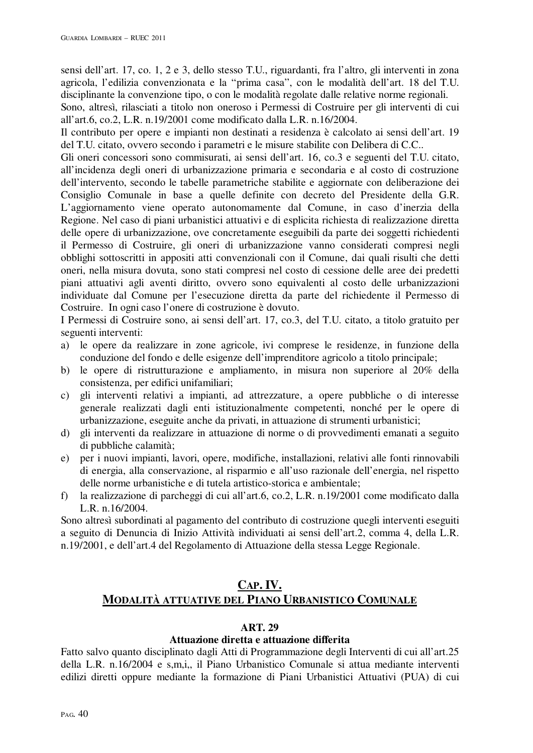sensi dell'art. 17, co. 1, 2 e 3, dello stesso T.U., riguardanti, fra l'altro, gli interventi in zona agricola, l'edilizia convenzionata e la "prima casa", con le modalità dell'art. 18 del T.U. disciplinante la convenzione tipo, o con le modalità regolate dalle relative norme regionali.
Sono, altresì, rilasciati a titolo non oneroso i Permessi di Costruire per gli interventi di cui all'art.6, co.2, L.R. n.19/2001 come modificato dalla L.R. n.16/2004.
Il contributo per opere e impianti non destinati a residenza è calcolato ai sensi dell'art. 19 del T.U. citato, ovvero secondo i parametri e le misure stabilite con Delibera di C.C..
Gli oneri concessori sono commisurati, ai sensi dell'art. 16, co.3 e seguenti del T.U. citato, all'incidenza degli oneri di urbanizzazione primaria e secondaria e al costo di costruzione dell'intervento, secondo le tabelle parametriche stabilite e aggiornate con deliberazione dei Consiglio Comunale in base a quelle definite con decreto del Presidente della G.R. L'aggiornamento viene operato autonomamente dal Comune, in caso d'inerzia della Regione. Nel caso di piani urbanistici attuativi e di esplicita richiesta di realizzazione diretta delle opere di urbanizzazione, ove concretamente eseguibili da parte dei soggetti richiedenti il Permesso di Costruire, gli oneri di urbanizzazione vanno considerati compresi negli obblighi sottoscritti in appositi atti convenzionali con il Comune, dai quali risulti che detti oneri, nella misura dovuta, sono stati compresi nel costo di cessione delle aree dei predetti piani attuativi agli aventi diritto, ovvero sono equivalenti al costo delle urbanizzazioni individuate dal Comune per l'esecuzione diretta da parte del richiedente il Permesso di Costruire. In ogni caso l'onere di costruzione è dovuto.
I Permessi di Costruire sono, ai sensi dell'art. 17, co.3, del T.U. citato, a titolo gratuito per seguenti interventi:

a) le opere da realizzare in zone agricole, ivi comprese le residenze, in funzione della conduzione del fondo e delle esigenze dell'imprenditore agricolo a titolo principale;
b) le opere di ristrutturazione e ampliamento, in misura non superiore al 20% della consistenza, per edifici unifamiliari;
c) gli interventi relativi a impianti, ad attrezzature, a opere pubbliche o di interesse generale realizzati dagli enti istituzionalmente competenti, nonché per le opere di urbanizzazione, eseguite anche da privati, in attuazione di strumenti urbanistici;
d) gli interventi da realizzare in attuazione di norme o di provvedimenti emanati a seguito di pubbliche calamità;
e) per i nuovi impianti, lavori, opere, modifiche, installazioni, relativi alle fonti rinnovabili di energia, alla conservazione, al risparmio e all'uso razionale dell'energia, nel rispetto delle norme urbanistiche e di tutela artistico-storica e ambientale;
f) la realizzazione di parcheggi di cui all'art.6, co.2, L.R. n.19/2001 come modificato dalla L.R. n.16/2004.

Sono altresì subordinati al pagamento del contributo di costruzione quegli interventi eseguiti a seguito di Denuncia di Inizio Attività individuati ai sensi dell'art.2, comma 4, della L.R. n.19/2001, e dell'art.4 del Regolamento di Attuazione della stessa Legge Regionale.

## CAP. IV.
## MODALITÀ ATTUATIVE DEL PIANO URBANISTICO COMUNALE

### ART. 29
### Attuazione diretta e attuazione differita

Fatto salvo quanto disciplinato dagli Atti di Programmazione degli Interventi di cui all'art.25 della L.R. n.16/2004 e s,m,i,, il Piano Urbanistico Comunale si attua mediante interventi edilizi diretti oppure mediante la formazione di Piani Urbanistici Attuativi (PUA) di cui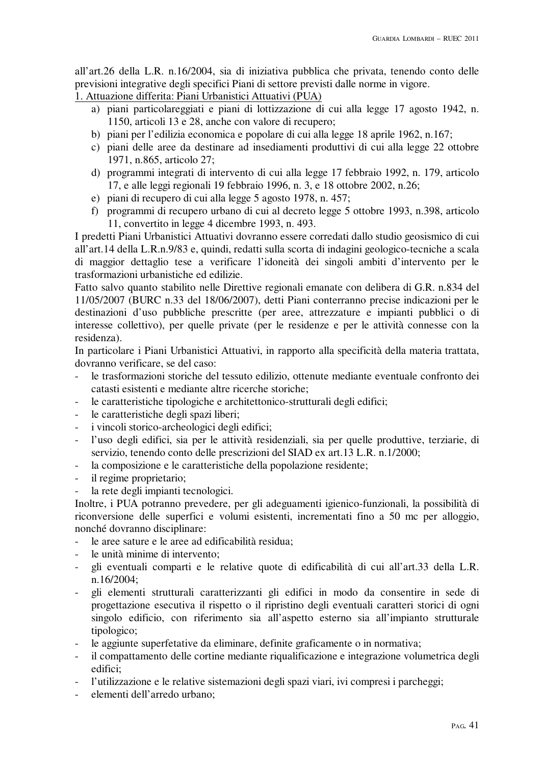all'art.26 della L.R. n.16/2004, sia di iniziativa pubblica che privata, tenendo conto delle previsioni integrative degli specifici Piani di settore previsti dalle norme in vigore.

1. Attuazione differita: Piani Urbanistici Attuativi (PUA)

a) piani particolareggiati e piani di lottizzazione di cui alla legge 17 agosto 1942, n. 1150, articoli 13 e 28, anche con valore di recupero;
b) piani per l'edilizia economica e popolare di cui alla legge 18 aprile 1962, n.167;
c) piani delle aree da destinare ad insediamenti produttivi di cui alla legge 22 ottobre 1971, n.865, articolo 27;
d) programmi integrati di intervento di cui alla legge 17 febbraio 1992, n. 179, articolo 17, e alle leggi regionali 19 febbraio 1996, n. 3, e 18 ottobre 2002, n.26;
e) piani di recupero di cui alla legge 5 agosto 1978, n. 457;
f) programmi di recupero urbano di cui al decreto legge 5 ottobre 1993, n.398, articolo 11, convertito in legge 4 dicembre 1993, n. 493.

I predetti Piani Urbanistici Attuativi dovranno essere corredati dallo studio geosismico di cui all'art.14 della L.R.n.9/83 e, quindi, redatti sulla scorta di indagini geologico-tecniche a scala di maggior dettaglio tese a verificare l'idoneità dei singoli ambiti d'intervento per le trasformazioni urbanistiche ed edilizie.

Fatto salvo quanto stabilito nelle Direttive regionali emanate con delibera di G.R. n.834 del 11/05/2007 (BURC n.33 del 18/06/2007), detti Piani conterranno precise indicazioni per le destinazioni d'uso pubbliche prescritte (per aree, attrezzature e impianti pubblici o di interesse collettivo), per quelle private (per le residenze e per le attività connesse con la residenza).

In particolare i Piani Urbanistici Attuativi, in rapporto alla specificità della materia trattata, dovranno verificare, se del caso:

- le trasformazioni storiche del tessuto edilizio, ottenute mediante eventuale confronto dei catasti esistenti e mediante altre ricerche storiche;
- le caratteristiche tipologiche e architettonico-strutturali degli edifici;
- le caratteristiche degli spazi liberi;
- i vincoli storico-archeologici degli edifici;
- l'uso degli edifici, sia per le attività residenziali, sia per quelle produttive, terziarie, di servizio, tenendo conto delle prescrizioni del SIAD ex art.13 L.R. n.1/2000;
- la composizione e le caratteristiche della popolazione residente;
- il regime proprietario;
- la rete degli impianti tecnologici.

Inoltre, i PUA potranno prevedere, per gli adeguamenti igienico-funzionali, la possibilità di riconversione delle superfici e volumi esistenti, incrementati fino a 50 mc per alloggio, nonché dovranno disciplinare:

- le aree sature e le aree ad edificabilità residua;
- le unità minime di intervento;
- gli eventuali comparti e le relative quote di edificabilità di cui all'art.33 della L.R. n.16/2004;
- gli elementi strutturali caratterizzanti gli edifici in modo da consentire in sede di progettazione esecutiva il rispetto o il ripristino degli eventuali caratteri storici di ogni singolo edificio, con riferimento sia all'aspetto esterno sia all'impianto strutturale tipologico;
- le aggiunte superfetative da eliminare, definite graficamente o in normativa;
- il compattamento delle cortine mediante riqualificazione e integrazione volumetrica degli edifici;
- l'utilizzazione e le relative sistemazioni degli spazi viari, ivi compresi i parcheggi;
- elementi dell'arredo urbano;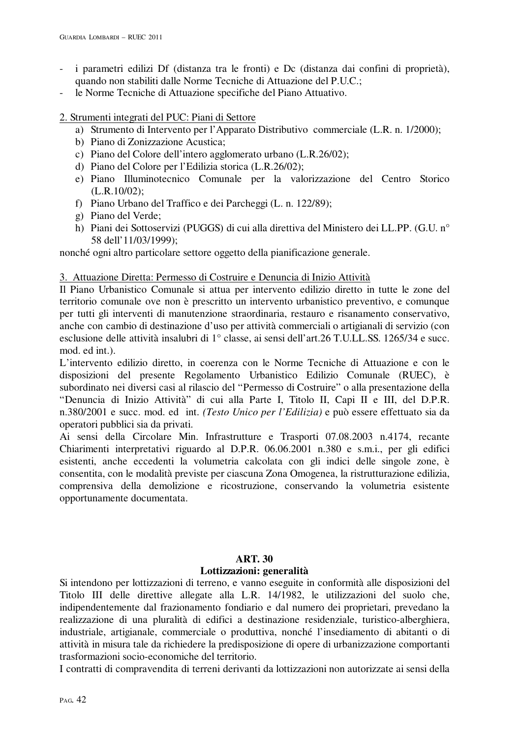- i parametri edilizi Df (distanza tra le fronti) e Dc (distanza dai confini di proprietà), quando non stabiliti dalle Norme Tecniche di Attuazione del P.U.C.;
- le Norme Tecniche di Attuazione specifiche del Piano Attuativo.

2. Strumenti integrati del PUC: Piani di Settore

a) Strumento di Intervento per l'Apparato Distributivo commerciale (L.R. n. 1/2000);
b) Piano di Zonizzazione Acustica;
c) Piano del Colore dell'intero agglomerato urbano (L.R.26/02);
d) Piano del Colore per l'Edilizia storica (L.R.26/02);
e) Piano Illuminotecnico Comunale per la valorizzazione del Centro Storico (L.R.10/02);
f) Piano Urbano del Traffico e dei Parcheggi (L. n. 122/89);
g) Piano del Verde;
h) Piani dei Sottoservizi (PUGGS) di cui alla direttiva del Ministero dei LL.PP. (G.U. n° 58 dell'11/03/1999);

nonché ogni altro particolare settore oggetto della pianificazione generale.

3. Attuazione Diretta: Permesso di Costruire e Denuncia di Inizio Attività

Il Piano Urbanistico Comunale si attua per intervento edilizio diretto in tutte le zone del territorio comunale ove non è prescritto un intervento urbanistico preventivo, e comunque per tutti gli interventi di manutenzione straordinaria, restauro e risanamento conservativo, anche con cambio di destinazione d'uso per attività commerciali o artigianali di servizio (con esclusione delle attività insalubri di 1° classe, ai sensi dell'art.26 T.U.LL.SS. 1265/34 e succ. mod. ed int.).

L'intervento edilizio diretto, in coerenza con le Norme Tecniche di Attuazione e con le disposizioni del presente Regolamento Urbanistico Edilizio Comunale (RUEC), è subordinato nei diversi casi al rilascio del "Permesso di Costruire" o alla presentazione della "Denuncia di Inizio Attività" di cui alla Parte I, Titolo II, Capi II e III, del D.P.R. n.380/2001 e succ. mod. ed int. *(Testo Unico per l'Edilizia)* e può essere effettuato sia da operatori pubblici sia da privati.

Ai sensi della Circolare Min. Infrastrutture e Trasporti 07.08.2003 n.4174, recante Chiarimenti interpretativi riguardo al D.P.R. 06.06.2001 n.380 e s.m.i., per gli edifici esistenti, anche eccedenti la volumetria calcolata con gli indici delle singole zone, è consentita, con le modalità previste per ciascuna Zona Omogenea, la ristrutturazione edilizia, comprensiva della demolizione e ricostruzione, conservando la volumetria esistente opportunamente documentata.

## ART. 30
## Lottizzazioni: generalità

Si intendono per lottizzazioni di terreno, e vanno eseguite in conformità alle disposizioni del Titolo III delle direttive allegate alla L.R. 14/1982, le utilizzazioni del suolo che, indipendentemente dal frazionamento fondiario e dal numero dei proprietari, prevedano la realizzazione di una pluralità di edifici a destinazione residenziale, turistico-alberghiera, industriale, artigianale, commerciale o produttiva, nonché l'insediamento di abitanti o di attività in misura tale da richiedere la predisposizione di opere di urbanizzazione comportanti trasformazioni socio-economiche del territorio.

I contratti di compravendita di terreni derivanti da lottizzazioni non autorizzate ai sensi della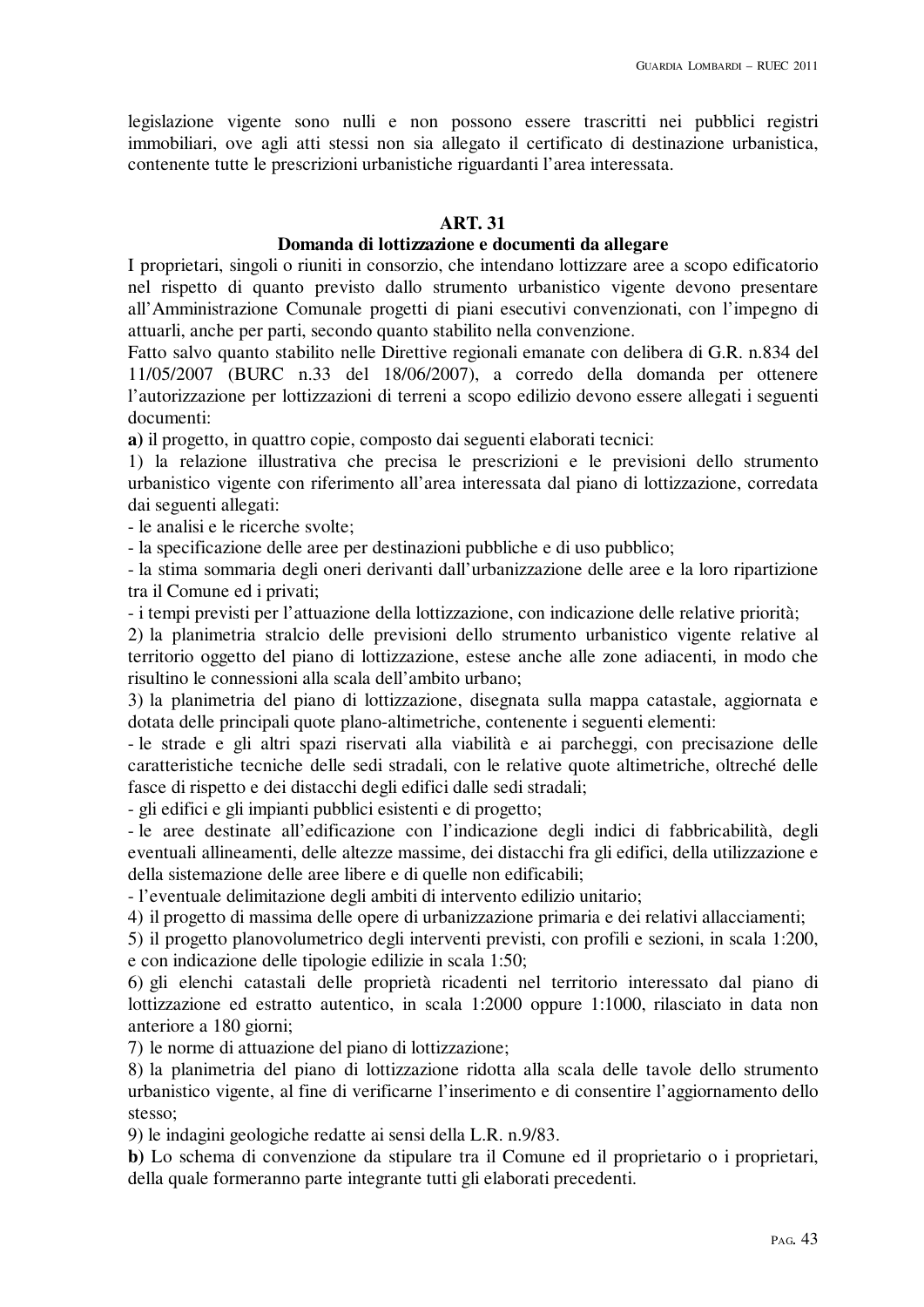legislazione vigente sono nulli e non possono essere trascritti nei pubblici registri immobiliari, ove agli atti stessi non sia allegato il certificato di destinazione urbanistica, contenente tutte le prescrizioni urbanistiche riguardanti l'area interessata.

## ART. 31
## Domanda di lottizzazione e documenti da allegare

I proprietari, singoli o riuniti in consorzio, che intendano lottizzare aree a scopo edificatorio nel rispetto di quanto previsto dallo strumento urbanistico vigente devono presentare all'Amministrazione Comunale progetti di piani esecutivi convenzionati, con l'impegno di attuarli, anche per parti, secondo quanto stabilito nella convenzione.

Fatto salvo quanto stabilito nelle Direttive regionali emanate con delibera di G.R. n.834 del 11/05/2007 (BURC n.33 del 18/06/2007), a corredo della domanda per ottenere l'autorizzazione per lottizzazioni di terreni a scopo edilizio devono essere allegati i seguenti documenti:

**a)** il progetto, in quattro copie, composto dai seguenti elaborati tecnici:

1) la relazione illustrativa che precisa le prescrizioni e le previsioni dello strumento urbanistico vigente con riferimento all'area interessata dal piano di lottizzazione, corredata dai seguenti allegati:
- le analisi e le ricerche svolte;
- la specificazione delle aree per destinazioni pubbliche e di uso pubblico;
- la stima sommaria degli oneri derivanti dall'urbanizzazione delle aree e la loro ripartizione tra il Comune ed i privati;
- i tempi previsti per l'attuazione della lottizzazione, con indicazione delle relative priorità;

2) la planimetria stralcio delle previsioni dello strumento urbanistico vigente relative al territorio oggetto del piano di lottizzazione, estese anche alle zone adiacenti, in modo che risultino le connessioni alla scala dell'ambito urbano;

3) la planimetria del piano di lottizzazione, disegnata sulla mappa catastale, aggiornata e dotata delle principali quote plano-altimetriche, contenente i seguenti elementi:
- le strade e gli altri spazi riservati alla viabilità e ai parcheggi, con precisazione delle caratteristiche tecniche delle sedi stradali, con le relative quote altimetriche, oltreché delle fasce di rispetto e dei distacchi degli edifici dalle sedi stradali;
- gli edifici e gli impianti pubblici esistenti e di progetto;
- le aree destinate all'edificazione con l'indicazione degli indici di fabbricabilità, degli eventuali allineamenti, delle altezze massime, dei distacchi fra gli edifici, della utilizzazione e della sistemazione delle aree libere e di quelle non edificabili;
- l'eventuale delimitazione degli ambiti di intervento edilizio unitario;

4) il progetto di massima delle opere di urbanizzazione primaria e dei relativi allacciamenti;

5) il progetto planovolumetrico degli interventi previsti, con profili e sezioni, in scala 1:200, e con indicazione delle tipologie edilizie in scala 1:50;

6) gli elenchi catastali delle proprietà ricadenti nel territorio interessato dal piano di lottizzazione ed estratto autentico, in scala 1:2000 oppure 1:1000, rilasciato in data non anteriore a 180 giorni;

7) le norme di attuazione del piano di lottizzazione;

8) la planimetria del piano di lottizzazione ridotta alla scala delle tavole dello strumento urbanistico vigente, al fine di verificarne l'inserimento e di consentire l'aggiornamento dello stesso;

9) le indagini geologiche redatte ai sensi della L.R. n.9/83.

**b)** Lo schema di convenzione da stipulare tra il Comune ed il proprietario o i proprietari, della quale formeranno parte integrante tutti gli elaborati precedenti.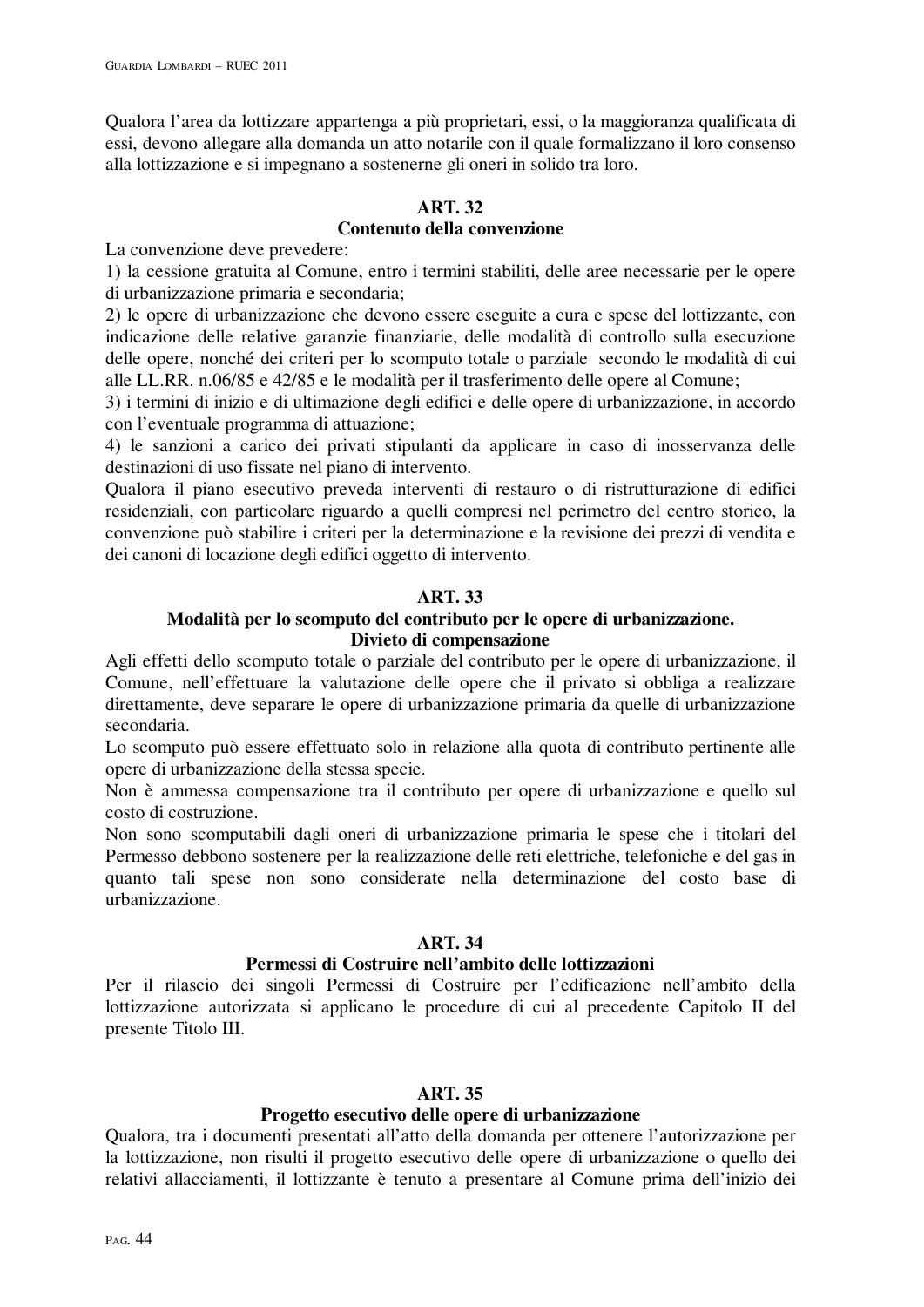Qualora l’area da lottizzare appartenga a più proprietari, essi, o la maggioranza qualificata di essi, devono allegare alla domanda un atto notarile con il quale formalizzano il loro consenso alla lottizzazione e si impegnano a sostenerne gli oneri in solido tra loro.

## ART. 32
### Contenuto della convenzione

La convenzione deve prevedere:

1) la cessione gratuita al Comune, entro i termini stabiliti, delle aree necessarie per le opere di urbanizzazione primaria e secondaria;

2) le opere di urbanizzazione che devono essere eseguite a cura e spese del lottizzante, con indicazione delle relative garanzie finanziarie, delle modalità di controllo sulla esecuzione delle opere, nonché dei criteri per lo scomputo totale o parziale secondo le modalità di cui alle LL.RR. n.06/85 e 42/85 e le modalità per il trasferimento delle opere al Comune;

3) i termini di inizio e di ultimazione degli edifici e delle opere di urbanizzazione, in accordo con l’eventuale programma di attuazione;

4) le sanzioni a carico dei privati stipulanti da applicare in caso di inosservanza delle destinazioni di uso fissate nel piano di intervento.

Qualora il piano esecutivo preveda interventi di restauro o di ristrutturazione di edifici residenziali, con particolare riguardo a quelli compresi nel perimetro del centro storico, la convenzione può stabilire i criteri per la determinazione e la revisione dei prezzi di vendita e dei canoni di locazione degli edifici oggetto di intervento.

## ART. 33
### Modalità per lo scomputo del contributo per le opere di urbanizzazione. Divieto di compensazione

Agli effetti dello scomputo totale o parziale del contributo per le opere di urbanizzazione, il Comune, nell’effettuare la valutazione delle opere che il privato si obbliga a realizzare direttamente, deve separare le opere di urbanizzazione primaria da quelle di urbanizzazione secondaria.

Lo scomputo può essere effettuato solo in relazione alla quota di contributo pertinente alle opere di urbanizzazione della stessa specie.

Non è ammessa compensazione tra il contributo per opere di urbanizzazione e quello sul costo di costruzione.

Non sono scomputabili dagli oneri di urbanizzazione primaria le spese che i titolari del Permesso debbono sostenere per la realizzazione delle reti elettriche, telefoniche e del gas in quanto tali spese non sono considerate nella determinazione del costo base di urbanizzazione.

## ART. 34
### Permessi di Costruire nell’ambito delle lottizzazioni

Per il rilascio dei singoli Permessi di Costruire per l’edificazione nell’ambito della lottizzazione autorizzata si applicano le procedure di cui al precedente Capitolo II del presente Titolo III.

## ART. 35
### Progetto esecutivo delle opere di urbanizzazione

Qualora, tra i documenti presentati all’atto della domanda per ottenere l’autorizzazione per la lottizzazione, non risulti il progetto esecutivo delle opere di urbanizzazione o quello dei relativi allacciamenti, il lottizzante è tenuto a presentare al Comune prima dell’inizio dei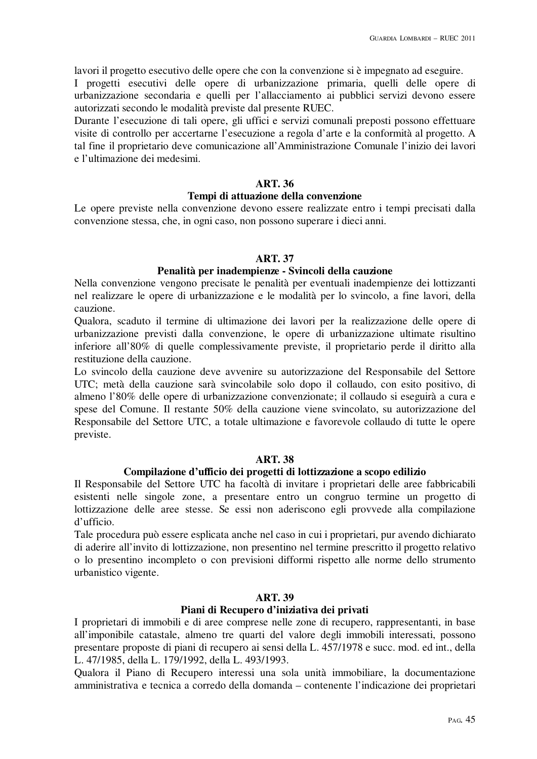lavori il progetto esecutivo delle opere che con la convenzione si è impegnato ad eseguire.
I progetti esecutivi delle opere di urbanizzazione primaria, quelli delle opere di urbanizzazione secondaria e quelli per l'allacciamento ai pubblici servizi devono essere autorizzati secondo le modalità previste dal presente RUEC.
Durante l'esecuzione di tali opere, gli uffici e servizi comunali preposti possono effettuare visite di controllo per accertarne l'esecuzione a regola d'arte e la conformità al progetto. A tal fine il proprietario deve comunicazione all'Amministrazione Comunale l'inizio dei lavori e l'ultimazione dei medesimi.

### ART. 36
### Tempi di attuazione della convenzione

Le opere previste nella convenzione devono essere realizzate entro i tempi precisati dalla convenzione stessa, che, in ogni caso, non possono superare i dieci anni.

### ART. 37
### Penalità per inadempienze - Svincoli della cauzione

Nella convenzione vengono precisate le penalità per eventuali inadempienze dei lottizzanti nel realizzare le opere di urbanizzazione e le modalità per lo svincolo, a fine lavori, della cauzione.
Qualora, scaduto il termine di ultimazione dei lavori per la realizzazione delle opere di urbanizzazione previsti dalla convenzione, le opere di urbanizzazione ultimate risultino inferiore all'80% di quelle complessivamente previste, il proprietario perde il diritto alla restituzione della cauzione.
Lo svincolo della cauzione deve avvenire su autorizzazione del Responsabile del Settore UTC; metà della cauzione sarà svincolabile solo dopo il collaudo, con esito positivo, di almeno l'80% delle opere di urbanizzazione convenzionate; il collaudo si eseguirà a cura e spese del Comune. Il restante 50% della cauzione viene svincolato, su autorizzazione del Responsabile del Settore UTC, a totale ultimazione e favorevole collaudo di tutte le opere previste.

### ART. 38
### Compilazione d'ufficio dei progetti di lottizzazione a scopo edilizio

Il Responsabile del Settore UTC ha facoltà di invitare i proprietari delle aree fabbricabili esistenti nelle singole zone, a presentare entro un congruo termine un progetto di lottizzazione delle aree stesse. Se essi non aderiscono egli provvede alla compilazione d'ufficio.
Tale procedura può essere esplicata anche nel caso in cui i proprietari, pur avendo dichiarato di aderire all'invito di lottizzazione, non presentino nel termine prescritto il progetto relativo o lo presentino incompleto o con previsioni difformi rispetto alle norme dello strumento urbanistico vigente.

### ART. 39
### Piani di Recupero d'iniziativa dei privati

I proprietari di immobili e di aree comprese nelle zone di recupero, rappresentanti, in base all'imponibile catastale, almeno tre quarti del valore degli immobili interessati, possono presentare proposte di piani di recupero ai sensi della L. 457/1978 e succ. mod. ed int., della L. 47/1985, della L. 179/1992, della L. 493/1993.
Qualora il Piano di Recupero interessi una sola unità immobiliare, la documentazione amministrativa e tecnica a corredo della domanda – contenente l'indicazione dei proprietari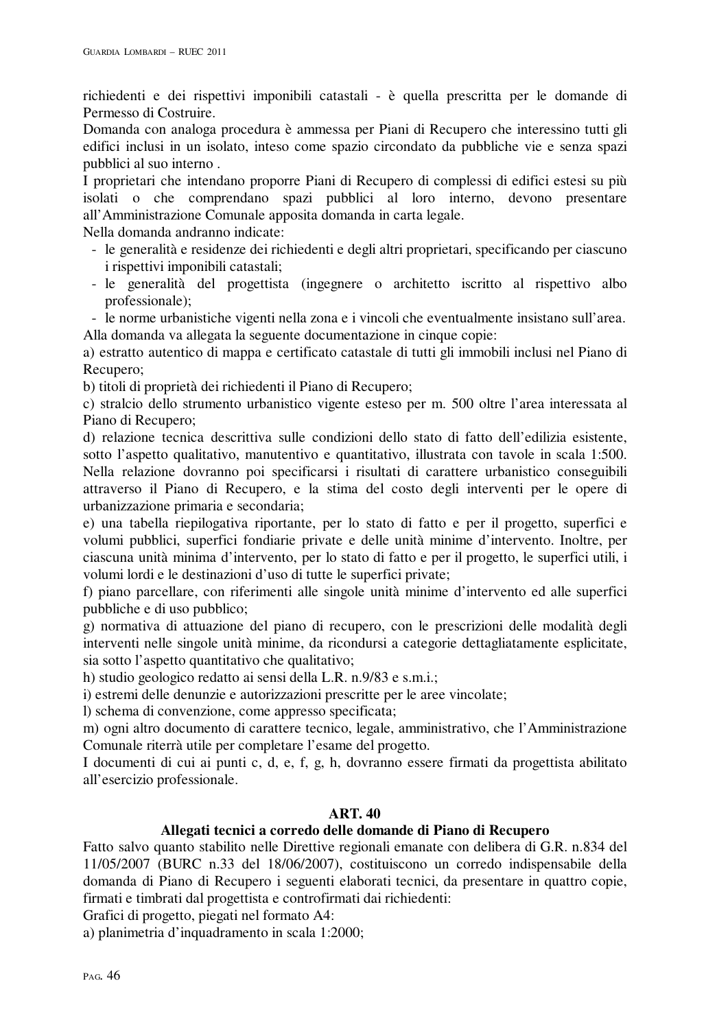richiedenti e dei rispettivi imponibili catastali - è quella prescritta per le domande di Permesso di Costruire.

Domanda con analoga procedura è ammessa per Piani di Recupero che interessino tutti gli edifici inclusi in un isolato, inteso come spazio circondato da pubbliche vie e senza spazi pubblici al suo interno .

I proprietari che intendano proporre Piani di Recupero di complessi di edifici estesi su più isolati o che comprendano spazi pubblici al loro interno, devono presentare all'Amministrazione Comunale apposita domanda in carta legale.

Nella domanda andranno indicate:

- le generalità e residenze dei richiedenti e degli altri proprietari, specificando per ciascuno i rispettivi imponibili catastali;
- le generalità del progettista (ingegnere o architetto iscritto al rispettivo albo professionale);
- le norme urbanistiche vigenti nella zona e i vincoli che eventualmente insistano sull'area.

Alla domanda va allegata la seguente documentazione in cinque copie:

a) estratto autentico di mappa e certificato catastale di tutti gli immobili inclusi nel Piano di Recupero;

b) titoli di proprietà dei richiedenti il Piano di Recupero;

c) stralcio dello strumento urbanistico vigente esteso per m. 500 oltre l'area interessata al Piano di Recupero;

d) relazione tecnica descrittiva sulle condizioni dello stato di fatto dell'edilizia esistente, sotto l'aspetto qualitativo, manutentivo e quantitativo, illustrata con tavole in scala 1:500. Nella relazione dovranno poi specificarsi i risultati di carattere urbanistico conseguibili attraverso il Piano di Recupero, e la stima del costo degli interventi per le opere di urbanizzazione primaria e secondaria;

e) una tabella riepilogativa riportante, per lo stato di fatto e per il progetto, superfici e volumi pubblici, superfici fondiarie private e delle unità minime d'intervento. Inoltre, per ciascuna unità minima d'intervento, per lo stato di fatto e per il progetto, le superfici utili, i volumi lordi e le destinazioni d'uso di tutte le superfici private;

f) piano parcellare, con riferimenti alle singole unità minime d'intervento ed alle superfici pubbliche e di uso pubblico;

g) normativa di attuazione del piano di recupero, con le prescrizioni delle modalità degli interventi nelle singole unità minime, da ricondursi a categorie dettagliatamente esplicitate, sia sotto l'aspetto quantitativo che qualitativo;

h) studio geologico redatto ai sensi della L.R. n.9/83 e s.m.i.;

i) estremi delle denunzie e autorizzazioni prescritte per le aree vincolate;

l) schema di convenzione, come appresso specificata;

m) ogni altro documento di carattere tecnico, legale, amministrativo, che l'Amministrazione Comunale riterrà utile per completare l'esame del progetto.

I documenti di cui ai punti c, d, e, f, g, h, dovranno essere firmati da progettista abilitato all'esercizio professionale.

## ART. 40
## Allegati tecnici a corredo delle domande di Piano di Recupero

Fatto salvo quanto stabilito nelle Direttive regionali emanate con delibera di G.R. n.834 del 11/05/2007 (BURC n.33 del 18/06/2007), costituiscono un corredo indispensabile della domanda di Piano di Recupero i seguenti elaborati tecnici, da presentare in quattro copie, firmati e timbrati dal progettista e controfirmati dai richiedenti:

Grafici di progetto, piegati nel formato A4:

a) planimetria d'inquadramento in scala 1:2000;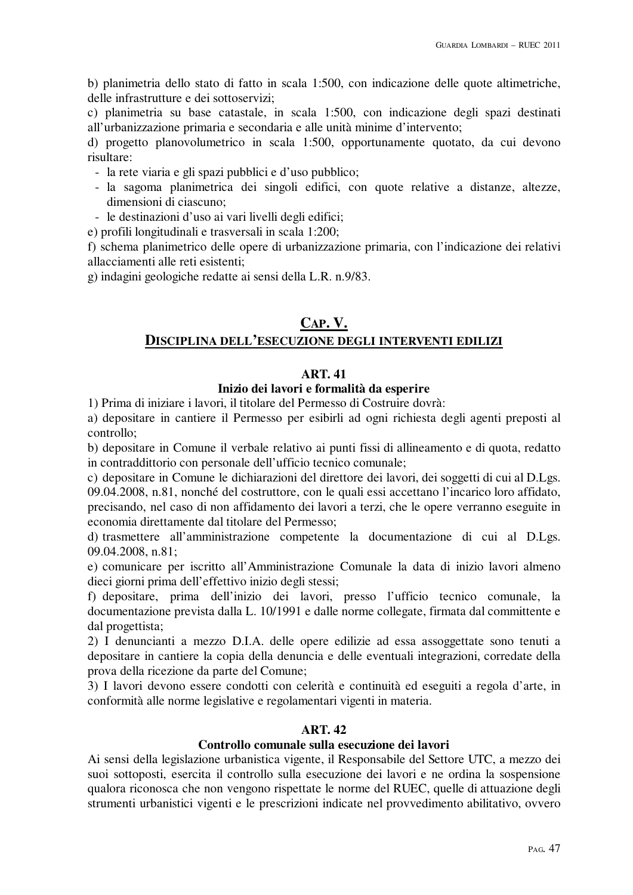b) planimetria dello stato di fatto in scala 1:500, con indicazione delle quote altimetriche, delle infrastrutture e dei sottoservizi;

c) planimetria su base catastale, in scala 1:500, con indicazione degli spazi destinati all'urbanizzazione primaria e secondaria e alle unità minime d'intervento;

d) progetto planovolumetrico in scala 1:500, opportunamente quotato, da cui devono risultare:

- la rete viaria e gli spazi pubblici e d'uso pubblico;
- la sagoma planimetrica dei singoli edifici, con quote relative a distanze, altezze, dimensioni di ciascuno;
- le destinazioni d'uso ai vari livelli degli edifici;

e) profili longitudinali e trasversali in scala 1:200;

f) schema planimetrico delle opere di urbanizzazione primaria, con l'indicazione dei relativi allacciamenti alle reti esistenti;

g) indagini geologiche redatte ai sensi della L.R. n.9/83.

## CAP. V.
## DISCIPLINA DELL'ESECUZIONE DEGLI INTERVENTI EDILIZI

### ART. 41
### Inizio dei lavori e formalità da esperire

1) Prima di iniziare i lavori, il titolare del Permesso di Costruire dovrà:

a) depositare in cantiere il Permesso per esibirli ad ogni richiesta degli agenti preposti al controllo;

b) depositare in Comune il verbale relativo ai punti fissi di allineamento e di quota, redatto in contraddittorio con personale dell'ufficio tecnico comunale;

c) depositare in Comune le dichiarazioni del direttore dei lavori, dei soggetti di cui al D.Lgs. 09.04.2008, n.81, nonché del costruttore, con le quali essi accettano l'incarico loro affidato, precisando, nel caso di non affidamento dei lavori a terzi, che le opere verranno eseguite in economia direttamente dal titolare del Permesso;

d) trasmettere all'amministrazione competente la documentazione di cui al D.Lgs. 09.04.2008, n.81;

e) comunicare per iscritto all'Amministrazione Comunale la data di inizio lavori almeno dieci giorni prima dell'effettivo inizio degli stessi;

f) depositare, prima dell'inizio dei lavori, presso l'ufficio tecnico comunale, la documentazione prevista dalla L. 10/1991 e dalle norme collegate, firmata dal committente e dal progettista;

2) I denuncianti a mezzo D.I.A. delle opere edilizie ad essa assoggettate sono tenuti a depositare in cantiere la copia della denuncia e delle eventuali integrazioni, corredate della prova della ricezione da parte del Comune;

3) I lavori devono essere condotti con celerità e continuità ed eseguiti a regola d'arte, in conformità alle norme legislative e regolamentari vigenti in materia.

### ART. 42
### Controllo comunale sulla esecuzione dei lavori

Ai sensi della legislazione urbanistica vigente, il Responsabile del Settore UTC, a mezzo dei suoi sottoposti, esercita il controllo sulla esecuzione dei lavori e ne ordina la sospensione qualora riconosca che non vengono rispettate le norme del RUEC, quelle di attuazione degli strumenti urbanistici vigenti e le prescrizioni indicate nel provvedimento abilitativo, ovvero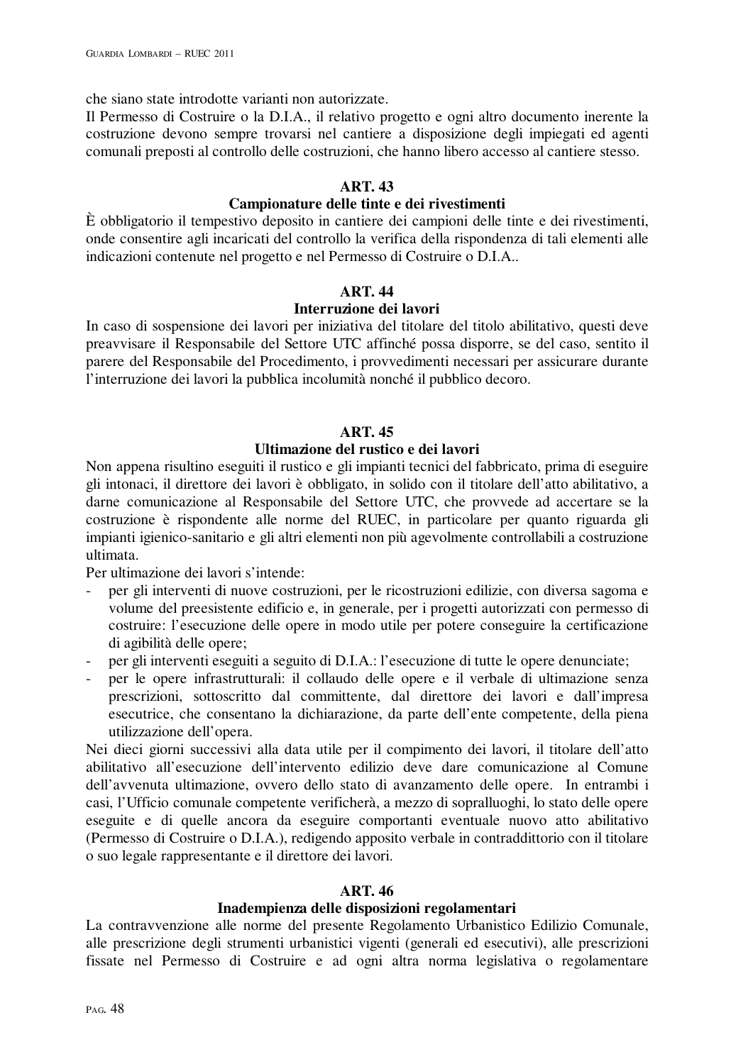che siano state introdotte varianti non autorizzate.

Il Permesso di Costruire o la D.I.A., il relativo progetto e ogni altro documento inerente la costruzione devono sempre trovarsi nel cantiere a disposizione degli impiegati ed agenti comunali preposti al controllo delle costruzioni, che hanno libero accesso al cantiere stesso.

## ART. 43
## Campionature delle tinte e dei rivestimenti

È obbligatorio il tempestivo deposito in cantiere dei campioni delle tinte e dei rivestimenti, onde consentire agli incaricati del controllo la verifica della rispondenza di tali elementi alle indicazioni contenute nel progetto e nel Permesso di Costruire o D.I.A..

## ART. 44
## Interruzione dei lavori

In caso di sospensione dei lavori per iniziativa del titolare del titolo abilitativo, questi deve preavvisare il Responsabile del Settore UTC affinché possa disporre, se del caso, sentito il parere del Responsabile del Procedimento, i provvedimenti necessari per assicurare durante l'interruzione dei lavori la pubblica incolumità nonché il pubblico decoro.

## ART. 45
## Ultimazione del rustico e dei lavori

Non appena risultino eseguiti il rustico e gli impianti tecnici del fabbricato, prima di eseguire gli intonaci, il direttore dei lavori è obbligato, in solido con il titolare dell'atto abilitativo, a darne comunicazione al Responsabile del Settore UTC, che provvede ad accertare se la costruzione è rispondente alle norme del RUEC, in particolare per quanto riguarda gli impianti igienico-sanitario e gli altri elementi non più agevolmente controllabili a costruzione ultimata.

Per ultimazione dei lavori s'intende:

- per gli interventi di nuove costruzioni, per le ricostruzioni edilizie, con diversa sagoma e volume del preesistente edificio e, in generale, per i progetti autorizzati con permesso di costruire: l'esecuzione delle opere in modo utile per potere conseguire la certificazione di agibilità delle opere;
- per gli interventi eseguiti a seguito di D.I.A.: l'esecuzione di tutte le opere denunciate;
- per le opere infrastrutturali: il collaudo delle opere e il verbale di ultimazione senza prescrizioni, sottoscritto dal committente, dal direttore dei lavori e dall'impresa esecutrice, che consentano la dichiarazione, da parte dell'ente competente, della piena utilizzazione dell'opera.

Nei dieci giorni successivi alla data utile per il compimento dei lavori, il titolare dell'atto abilitativo all'esecuzione dell'intervento edilizio deve dare comunicazione al Comune dell'avvenuta ultimazione, ovvero dello stato di avanzamento delle opere. In entrambi i casi, l'Ufficio comunale competente verificherà, a mezzo di sopralluoghi, lo stato delle opere eseguite e di quelle ancora da eseguire comportanti eventuale nuovo atto abilitativo (Permesso di Costruire o D.I.A.), redigendo apposito verbale in contraddittorio con il titolare o suo legale rappresentante e il direttore dei lavori.

## ART. 46
## Inadempienza delle disposizioni regolamentari

La contravvenzione alle norme del presente Regolamento Urbanistico Edilizio Comunale, alle prescrizione degli strumenti urbanistici vigenti (generali ed esecutivi), alle prescrizioni fissate nel Permesso di Costruire e ad ogni altra norma legislativa o regolamentare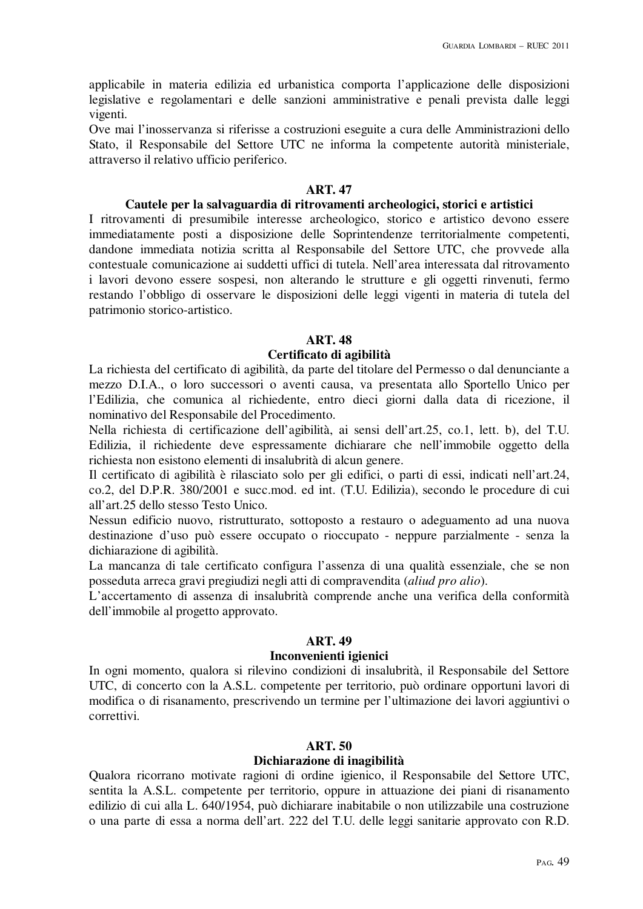applicabile in materia edilizia ed urbanistica comporta l'applicazione delle disposizioni legislative e regolamentari e delle sanzioni amministrative e penali prevista dalle leggi vigenti.

Ove mai l'inosservanza si riferisse a costruzioni eseguite a cura delle Amministrazioni dello Stato, il Responsabile del Settore UTC ne informa la competente autorità ministeriale, attraverso il relativo ufficio periferico.

**ART. 47**

**Cautele per la salvaguardia di ritrovamenti archeologici, storici e artistici**

I ritrovamenti di presumibile interesse archeologico, storico e artistico devono essere immediatamente posti a disposizione delle Soprintendenze territorialmente competenti, dandone immediata notizia scritta al Responsabile del Settore UTC, che provvede alla contestuale comunicazione ai suddetti uffici di tutela. Nell'area interessata dal ritrovamento i lavori devono essere sospesi, non alterando le strutture e gli oggetti rinvenuti, fermo restando l'obbligo di osservare le disposizioni delle leggi vigenti in materia di tutela del patrimonio storico-artistico.

**ART. 48**

**Certificato di agibilità**

La richiesta del certificato di agibilità, da parte del titolare del Permesso o dal denunciante a mezzo D.I.A., o loro successori o aventi causa, va presentata allo Sportello Unico per l'Edilizia, che comunica al richiedente, entro dieci giorni dalla data di ricezione, il nominativo del Responsabile del Procedimento.

Nella richiesta di certificazione dell'agibilità, ai sensi dell'art.25, co.1, lett. b), del T.U. Edilizia, il richiedente deve espressamente dichiarare che nell'immobile oggetto della richiesta non esistono elementi di insalubrità di alcun genere.

Il certificato di agibilità è rilasciato solo per gli edifici, o parti di essi, indicati nell'art.24, co.2, del D.P.R. 380/2001 e succ.mod. ed int. (T.U. Edilizia), secondo le procedure di cui all'art.25 dello stesso Testo Unico.

Nessun edificio nuovo, ristrutturato, sottoposto a restauro o adeguamento ad una nuova destinazione d'uso può essere occupato o rioccupato - neppure parzialmente - senza la dichiarazione di agibilità.

La mancanza di tale certificato configura l'assenza di una qualità essenziale, che se non posseduta arreca gravi pregiudizi negli atti di compravendita (*aliud pro alio*).

L'accertamento di assenza di insalubrità comprende anche una verifica della conformità dell'immobile al progetto approvato.

**ART. 49**

**Inconvenienti igienici**

In ogni momento, qualora si rilevino condizioni di insalubrità, il Responsabile del Settore UTC, di concerto con la A.S.L. competente per territorio, può ordinare opportuni lavori di modifica o di risanamento, prescrivendo un termine per l'ultimazione dei lavori aggiuntivi o correttivi.

**ART. 50**

**Dichiarazione di inagibilità**

Qualora ricorrano motivate ragioni di ordine igienico, il Responsabile del Settore UTC, sentita la A.S.L. competente per territorio, oppure in attuazione dei piani di risanamento edilizio di cui alla L. 640/1954, può dichiarare inabitabile o non utilizzabile una costruzione o una parte di essa a norma dell'art. 222 del T.U. delle leggi sanitarie approvato con R.D.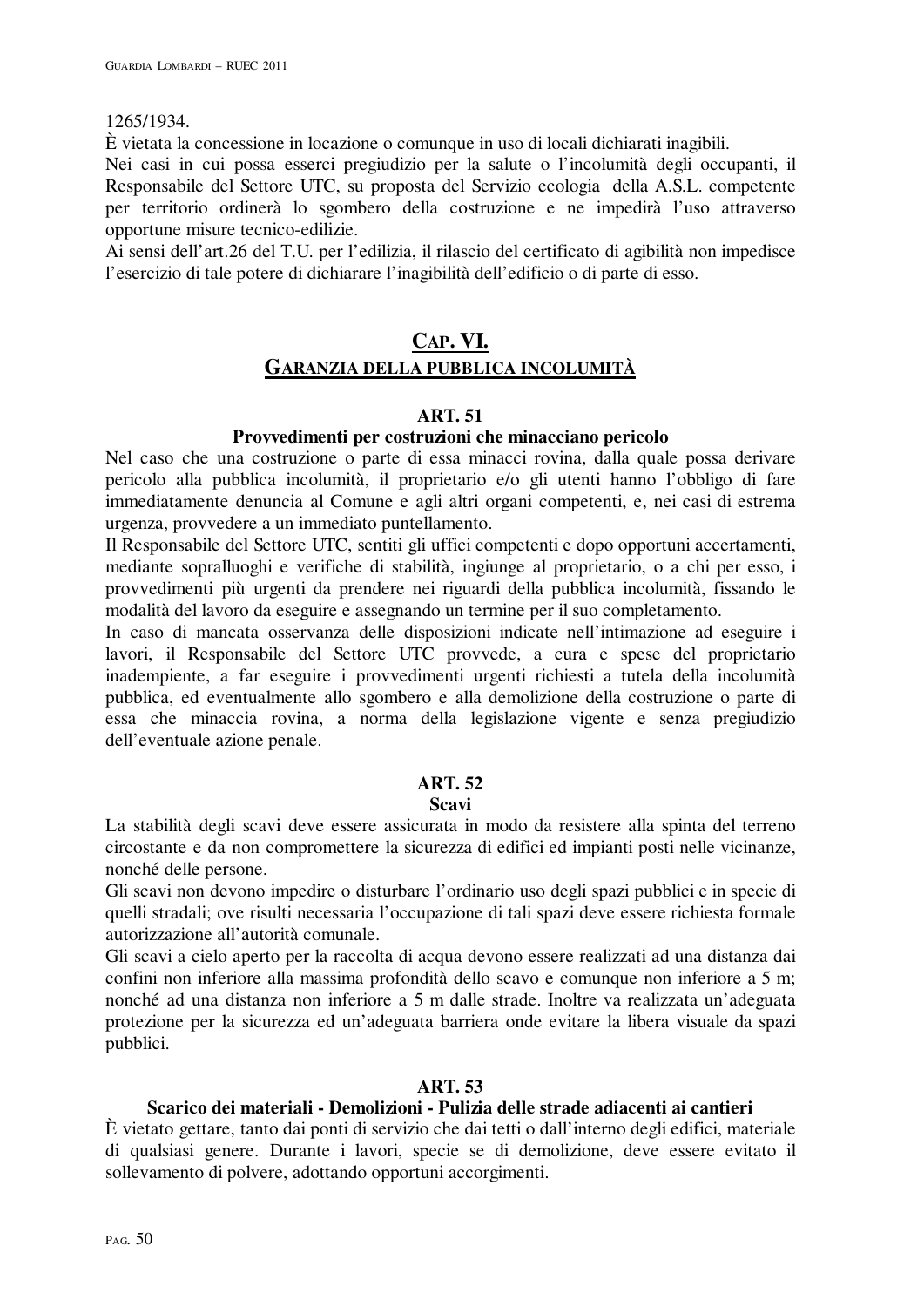1265/1934.

È vietata la concessione in locazione o comunque in uso di locali dichiarati inagibili.

Nei casi in cui possa esserci pregiudizio per la salute o l'incolumità degli occupanti, il Responsabile del Settore UTC, su proposta del Servizio ecologia della A.S.L. competente per territorio ordinerà lo sgombero della costruzione e ne impedirà l'uso attraverso opportune misure tecnico-edilizie.

Ai sensi dell'art.26 del T.U. per l'edilizia, il rilascio del certificato di agibilità non impedisce l'esercizio di tale potere di dichiarare l'inagibilità dell'edificio o di parte di esso.

# CAP. VI.
## GARANZIA DELLA PUBBLICA INCOLUMITÀ

### ART. 51
#### Provvedimenti per costruzioni che minacciano pericolo

Nel caso che una costruzione o parte di essa minacci rovina, dalla quale possa derivare pericolo alla pubblica incolumità, il proprietario e/o gli utenti hanno l'obbligo di fare immediatamente denuncia al Comune e agli altri organi competenti, e, nei casi di estrema urgenza, provvedere a un immediato puntellamento.

Il Responsabile del Settore UTC, sentiti gli uffici competenti e dopo opportuni accertamenti, mediante sopralluoghi e verifiche di stabilità, ingiunge al proprietario, o a chi per esso, i provvedimenti più urgenti da prendere nei riguardi della pubblica incolumità, fissando le modalità del lavoro da eseguire e assegnando un termine per il suo completamento.

In caso di mancata osservanza delle disposizioni indicate nell'intimazione ad eseguire i lavori, il Responsabile del Settore UTC provvede, a cura e spese del proprietario inadempiente, a far eseguire i provvedimenti urgenti richiesti a tutela della incolumità pubblica, ed eventualmente allo sgombero e alla demolizione della costruzione o parte di essa che minaccia rovina, a norma della legislazione vigente e senza pregiudizio dell'eventuale azione penale.

### ART. 52
#### Scavi

La stabilità degli scavi deve essere assicurata in modo da resistere alla spinta del terreno circostante e da non compromettere la sicurezza di edifici ed impianti posti nelle vicinanze, nonché delle persone.

Gli scavi non devono impedire o disturbare l'ordinario uso degli spazi pubblici e in specie di quelli stradali; ove risulti necessaria l'occupazione di tali spazi deve essere richiesta formale autorizzazione all'autorità comunale.

Gli scavi a cielo aperto per la raccolta di acqua devono essere realizzati ad una distanza dai confini non inferiore alla massima profondità dello scavo e comunque non inferiore a 5 m; nonché ad una distanza non inferiore a 5 m dalle strade. Inoltre va realizzata un'adeguata protezione per la sicurezza ed un'adeguata barriera onde evitare la libera visuale da spazi pubblici.

### ART. 53
#### Scarico dei materiali - Demolizioni - Pulizia delle strade adiacenti ai cantieri

È vietato gettare, tanto dai ponti di servizio che dai tetti o dall'interno degli edifici, materiale di qualsiasi genere. Durante i lavori, specie se di demolizione, deve essere evitato il sollevamento di polvere, adottando opportuni accorgimenti.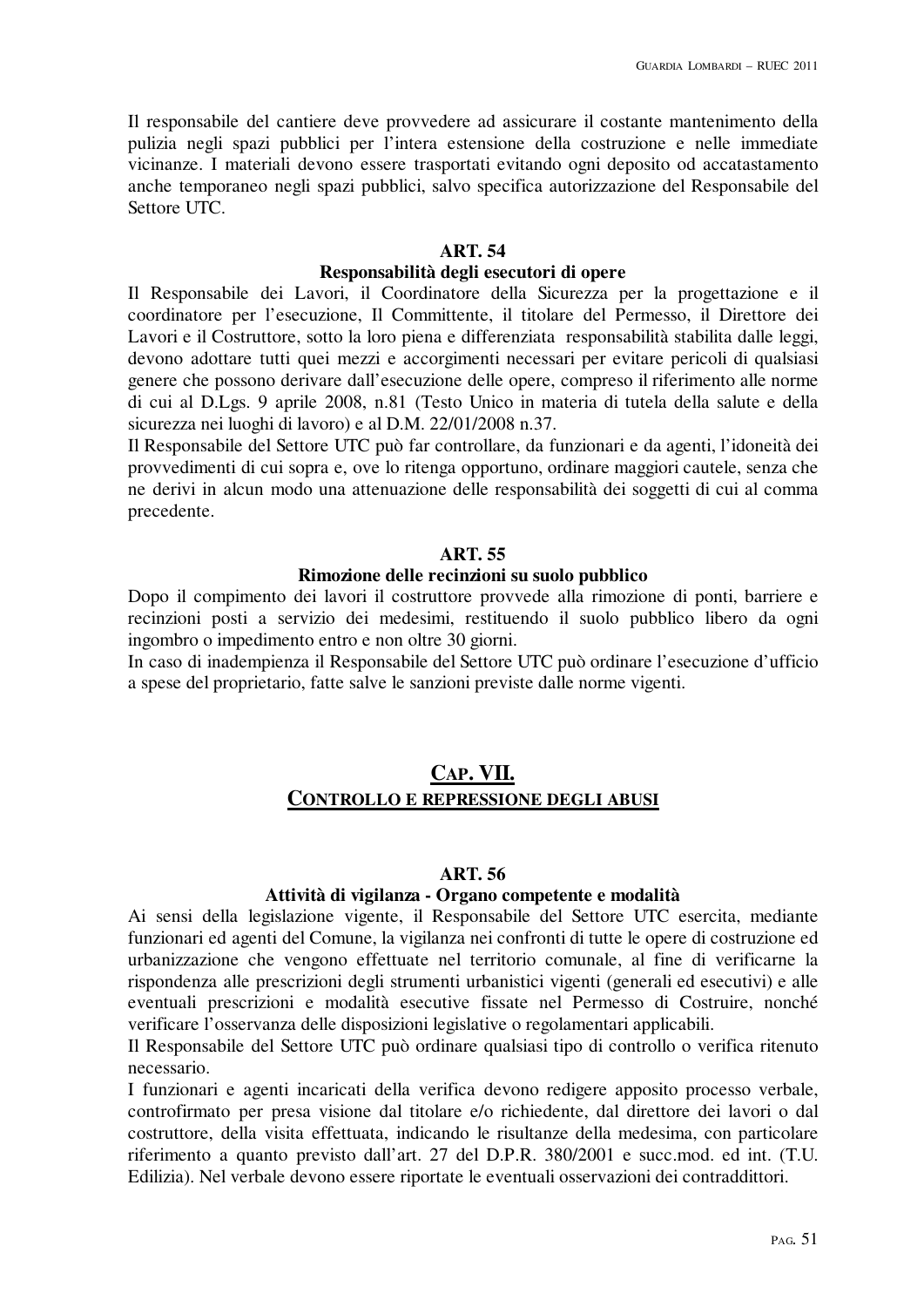Il responsabile del cantiere deve provvedere ad assicurare il costante mantenimento della pulizia negli spazi pubblici per l'intera estensione della costruzione e nelle immediate vicinanze. I materiali devono essere trasportati evitando ogni deposito od accatastamento anche temporaneo negli spazi pubblici, salvo specifica autorizzazione del Responsabile del Settore UTC.

### ART. 54
### Responsabilità degli esecutori di opere

Il Responsabile dei Lavori, il Coordinatore della Sicurezza per la progettazione e il coordinatore per l'esecuzione, Il Committente, il titolare del Permesso, il Direttore dei Lavori e il Costruttore, sotto la loro piena e differenziata responsabilità stabilita dalle leggi, devono adottare tutti quei mezzi e accorgimenti necessari per evitare pericoli di qualsiasi genere che possono derivare dall'esecuzione delle opere, compreso il riferimento alle norme di cui al D.Lgs. 9 aprile 2008, n.81 (Testo Unico in materia di tutela della salute e della sicurezza nei luoghi di lavoro) e al D.M. 22/01/2008 n.37.

Il Responsabile del Settore UTC può far controllare, da funzionari e da agenti, l'idoneità dei provvedimenti di cui sopra e, ove lo ritenga opportuno, ordinare maggiori cautele, senza che ne derivi in alcun modo una attenuazione delle responsabilità dei soggetti di cui al comma precedente.

### ART. 55
### Rimozione delle recinzioni su suolo pubblico

Dopo il compimento dei lavori il costruttore provvede alla rimozione di ponti, barriere e recinzioni posti a servizio dei medesimi, restituendo il suolo pubblico libero da ogni ingombro o impedimento entro e non oltre 30 giorni.

In caso di inadempienza il Responsabile del Settore UTC può ordinare l'esecuzione d'ufficio a spese del proprietario, fatte salve le sanzioni previste dalle norme vigenti.

## CAP. VII.
## CONTROLLO E REPRESSIONE DEGLI ABUSI

### ART. 56
### Attività di vigilanza - Organo competente e modalità

Ai sensi della legislazione vigente, il Responsabile del Settore UTC esercita, mediante funzionari ed agenti del Comune, la vigilanza nei confronti di tutte le opere di costruzione ed urbanizzazione che vengono effettuate nel territorio comunale, al fine di verificarne la rispondenza alle prescrizioni degli strumenti urbanistici vigenti (generali ed esecutivi) e alle eventuali prescrizioni e modalità esecutive fissate nel Permesso di Costruire, nonché verificare l'osservanza delle disposizioni legislative o regolamentari applicabili.

Il Responsabile del Settore UTC può ordinare qualsiasi tipo di controllo o verifica ritenuto necessario.

I funzionari e agenti incaricati della verifica devono redigere apposito processo verbale, controfirmato per presa visione dal titolare e/o richiedente, dal direttore dei lavori o dal costruttore, della visita effettuata, indicando le risultanze della medesima, con particolare riferimento a quanto previsto dall'art. 27 del D.P.R. 380/2001 e succ.mod. ed int. (T.U. Edilizia). Nel verbale devono essere riportate le eventuali osservazioni dei contraddittori.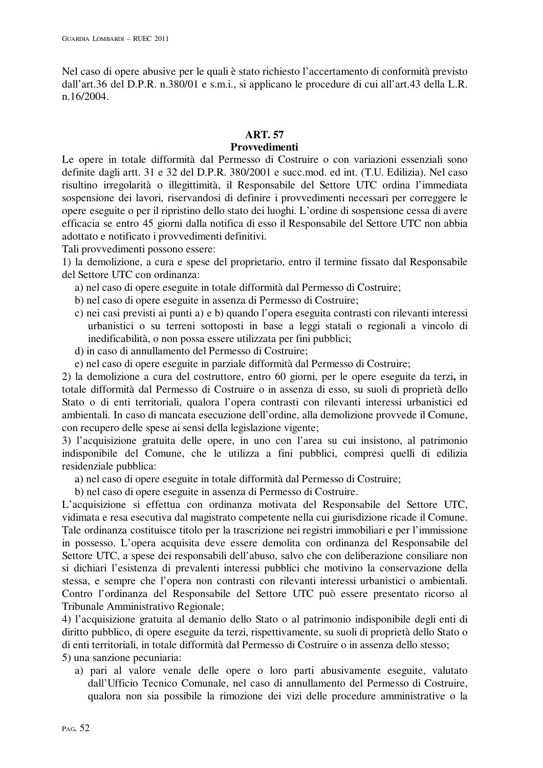Nel caso di opere abusive per le quali è stato richiesto l'accertamento di conformità previsto dall'art.36 del D.P.R. n.380/01 e s.m.i., si applicano le procedure di cui all'art.43 della L.R. n.16/2004.

## ART. 57
## Provvedimenti

Le opere in totale difformità dal Permesso di Costruire o con variazioni essenziali sono definite dagli artt. 31 e 32 del D.P.R. 380/2001 e succ.mod. ed int. (T.U. Edilizia). Nel caso risultino irregolarità o illegittimità, il Responsabile del Settore UTC ordina l'immediata sospensione dei lavori, riservandosi di definire i provvedimenti necessari per correggere le opere eseguite o per il ripristino dello stato dei luoghi. L'ordine di sospensione cessa di avere efficacia se entro 45 giorni dalla notifica di esso il Responsabile del Settore UTC non abbia adottato e notificato i provvedimenti definitivi.

Tali provvedimenti possono essere:

1) la demolizione, a cura e spese del proprietario, entro il termine fissato dal Responsabile del Settore UTC con ordinanza:
   a) nel caso di opere eseguite in totale difformità dal Permesso di Costruire;
   b) nel caso di opere eseguite in assenza di Permesso di Costruire;
   c) nei casi previsti ai punti a) e b) quando l'opera eseguita contrasti con rilevanti interessi urbanistici o su terreni sottoposti in base a leggi statali o regionali a vincolo di inedificabilità, o non possa essere utilizzata per fini pubblici;
   d) in caso di annullamento del Permesso di Costruire;
   e) nel caso di opere eseguite in parziale difformità dal Permesso di Costruire;

2) la demolizione a cura del costruttore, entro 60 giorni, per le opere eseguite da terzi**,** in totale difformità dal Permesso di Costruire o in assenza di esso, su suoli di proprietà dello Stato o di enti territoriali, qualora l'opera contrasti con rilevanti interessi urbanistici ed ambientali. In caso di mancata esecuzione dell'ordine, alla demolizione provvede il Comune, con recupero delle spese ai sensi della legislazione vigente;

3) l'acquisizione gratuita delle opere, in uno con l'area su cui insistono, al patrimonio indisponibile del Comune, che le utilizza a fini pubblici, compresi quelli di edilizia residenziale pubblica:
   a) nel caso di opere eseguite in totale difformità dal Permesso di Costruire;
   b) nel caso di opere eseguite in assenza di Permesso di Costruire.

L'acquisizione si effettua con ordinanza motivata del Responsabile del Settore UTC, vidimata e resa esecutiva dal magistrato competente nella cui giurisdizione ricade il Comune. Tale ordinanza costituisce titolo per la trascrizione nei registri immobiliari e per l'immissione in possesso. L'opera acquisita deve essere demolita con ordinanza del Responsabile del Settore UTC, a spese dei responsabili dell'abuso, salvo che con deliberazione consiliare non si dichiari l'esistenza di prevalenti interessi pubblici che motivino la conservazione della stessa, e sempre che l'opera non contrasti con rilevanti interessi urbanistici o ambientali. Contro l'ordinanza del Responsabile del Settore UTC può essere presentato ricorso al Tribunale Amministrativo Regionale;

4) l'acquisizione gratuita al demanio dello Stato o al patrimonio indisponibile degli enti di diritto pubblico, di opere eseguite da terzi, rispettivamente, su suoli di proprietà dello Stato o di enti territoriali, in totale difformità dal Permesso di Costruire o in assenza dello stesso;

5) una sanzione pecuniaria:
   a) pari al valore venale delle opere o loro parti abusivamente eseguite, valutato dall'Ufficio Tecnico Comunale, nel caso di annullamento del Permesso di Costruire, qualora non sia possibile la rimozione dei vizi delle procedure amministrative o la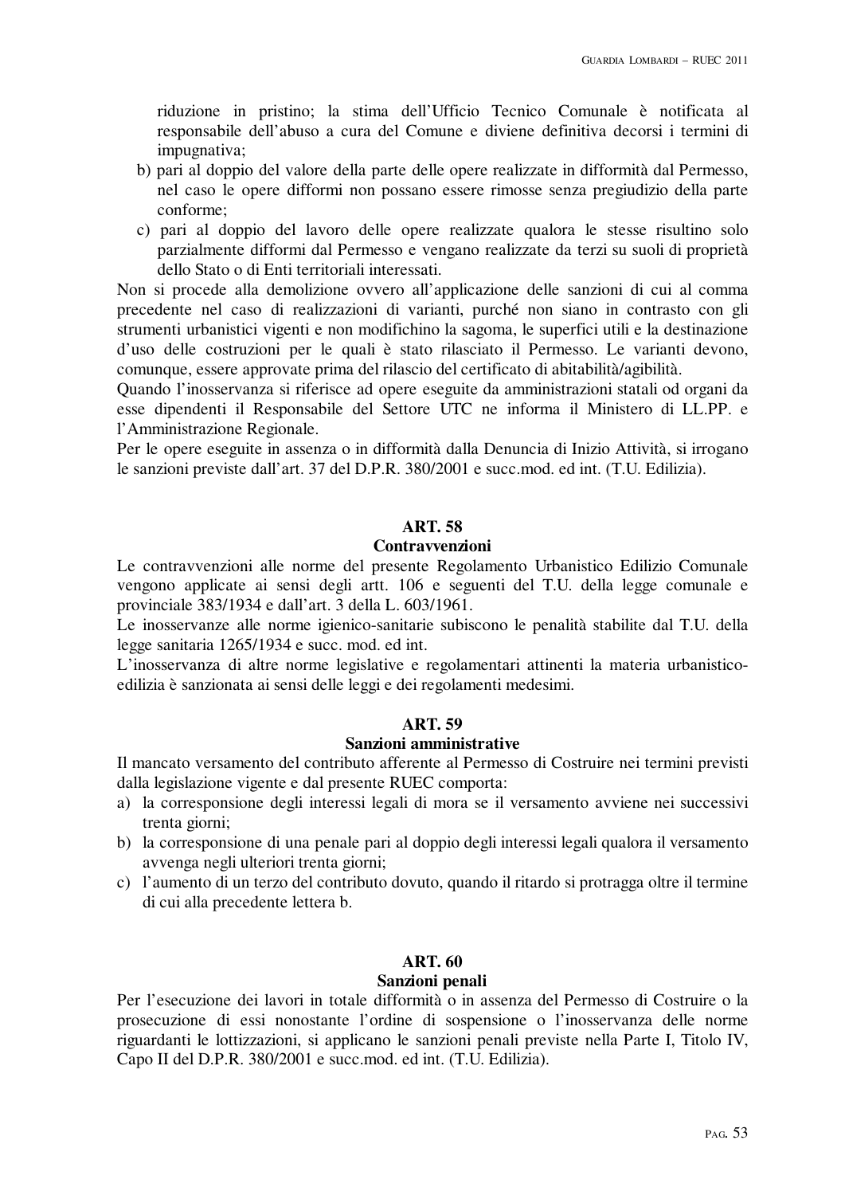riduzione in pristino; la stima dell'Ufficio Tecnico Comunale è notificata al responsabile dell'abuso a cura del Comune e diviene definitiva decorsi i termini di impugnativa;

b) pari al doppio del valore della parte delle opere realizzate in difformità dal Permesso, nel caso le opere difformi non possano essere rimosse senza pregiudizio della parte conforme;

c) pari al doppio del lavoro delle opere realizzate qualora le stesse risultino solo parzialmente difformi dal Permesso e vengano realizzate da terzi su suoli di proprietà dello Stato o di Enti territoriali interessati.

Non si procede alla demolizione ovvero all'applicazione delle sanzioni di cui al comma precedente nel caso di realizzazioni di varianti, purché non siano in contrasto con gli strumenti urbanistici vigenti e non modifichino la sagoma, le superfici utili e la destinazione d'uso delle costruzioni per le quali è stato rilasciato il Permesso. Le varianti devono, comunque, essere approvate prima del rilascio del certificato di abitabilità/agibilità.

Quando l'inosservanza si riferisce ad opere eseguite da amministrazioni statali od organi da esse dipendenti il Responsabile del Settore UTC ne informa il Ministero di LL.PP. e l'Amministrazione Regionale.

Per le opere eseguite in assenza o in difformità dalla Denuncia di Inizio Attività, si irrogano le sanzioni previste dall'art. 37 del D.P.R. 380/2001 e succ.mod. ed int. (T.U. Edilizia).

## ART. 58
## Contravvenzioni

Le contravvenzioni alle norme del presente Regolamento Urbanistico Edilizio Comunale vengono applicate ai sensi degli artt. 106 e seguenti del T.U. della legge comunale e provinciale 383/1934 e dall'art. 3 della L. 603/1961.

Le inosservanze alle norme igienico-sanitarie subiscono le penalità stabilite dal T.U. della legge sanitaria 1265/1934 e succ. mod. ed int.

L'inosservanza di altre norme legislative e regolamentari attinenti la materia urbanistico-edilizia è sanzionata ai sensi delle leggi e dei regolamenti medesimi.

## ART. 59
## Sanzioni amministrative

Il mancato versamento del contributo afferente al Permesso di Costruire nei termini previsti dalla legislazione vigente e dal presente RUEC comporta:

a) la corresponsione degli interessi legali di mora se il versamento avviene nei successivi trenta giorni;
b) la corresponsione di una penale pari al doppio degli interessi legali qualora il versamento avvenga negli ulteriori trenta giorni;
c) l'aumento di un terzo del contributo dovuto, quando il ritardo si protragga oltre il termine di cui alla precedente lettera b.

## ART. 60
## Sanzioni penali

Per l'esecuzione dei lavori in totale difformità o in assenza del Permesso di Costruire o la prosecuzione di essi nonostante l'ordine di sospensione o l'inosservanza delle norme riguardanti le lottizzazioni, si applicano le sanzioni penali previste nella Parte I, Titolo IV, Capo II del D.P.R. 380/2001 e succ.mod. ed int. (T.U. Edilizia).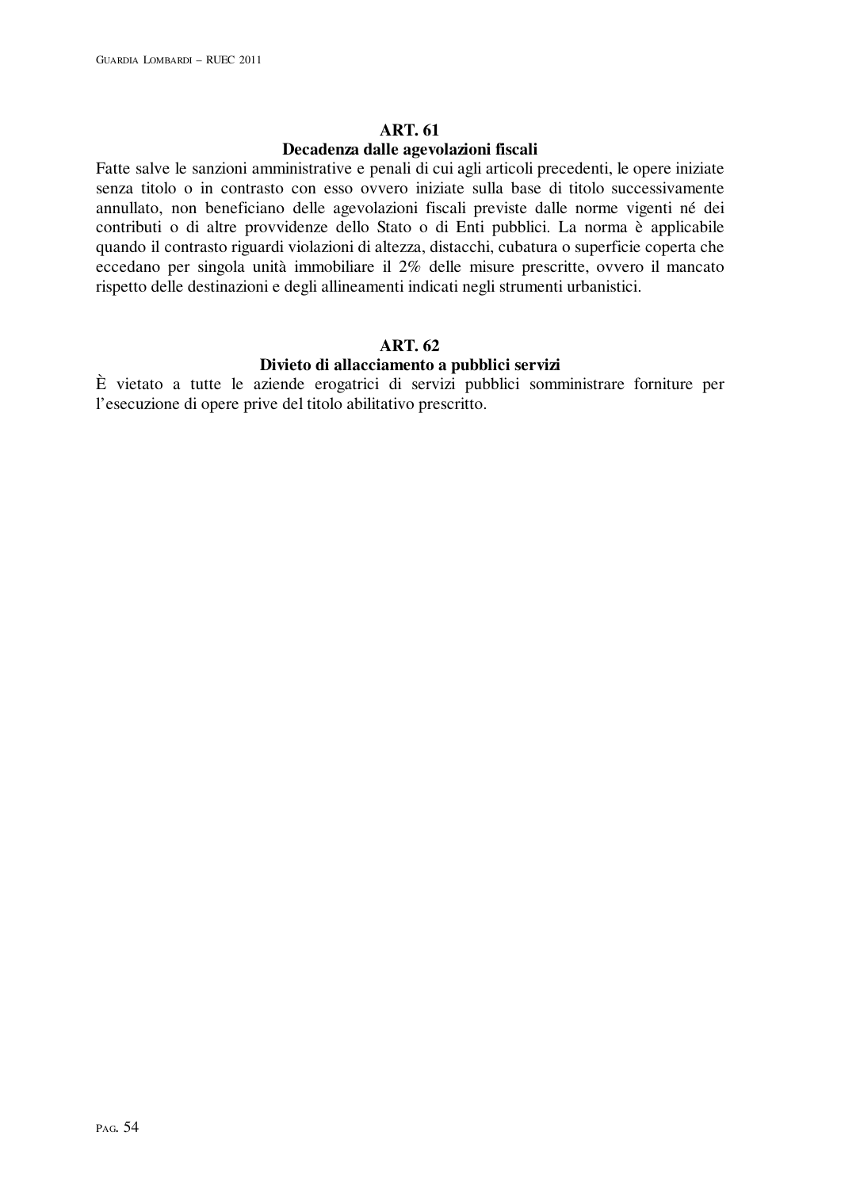## ART. 61

### Decadenza dalle agevolazioni fiscali

Fatte salve le sanzioni amministrative e penali di cui agli articoli precedenti, le opere iniziate senza titolo o in contrasto con esso ovvero iniziate sulla base di titolo successivamente annullato, non beneficiano delle agevolazioni fiscali previste dalle norme vigenti né dei contributi o di altre provvidenze dello Stato o di Enti pubblici. La norma è applicabile quando il contrasto riguardi violazioni di altezza, distacchi, cubatura o superficie coperta che eccedano per singola unità immobiliare il 2% delle misure prescritte, ovvero il mancato rispetto delle destinazioni e degli allineamenti indicati negli strumenti urbanistici.

## ART. 62

### Divieto di allacciamento a pubblici servizi

È vietato a tutte le aziende erogatrici di servizi pubblici somministrare forniture per l'esecuzione di opere prive del titolo abilitativo prescritto.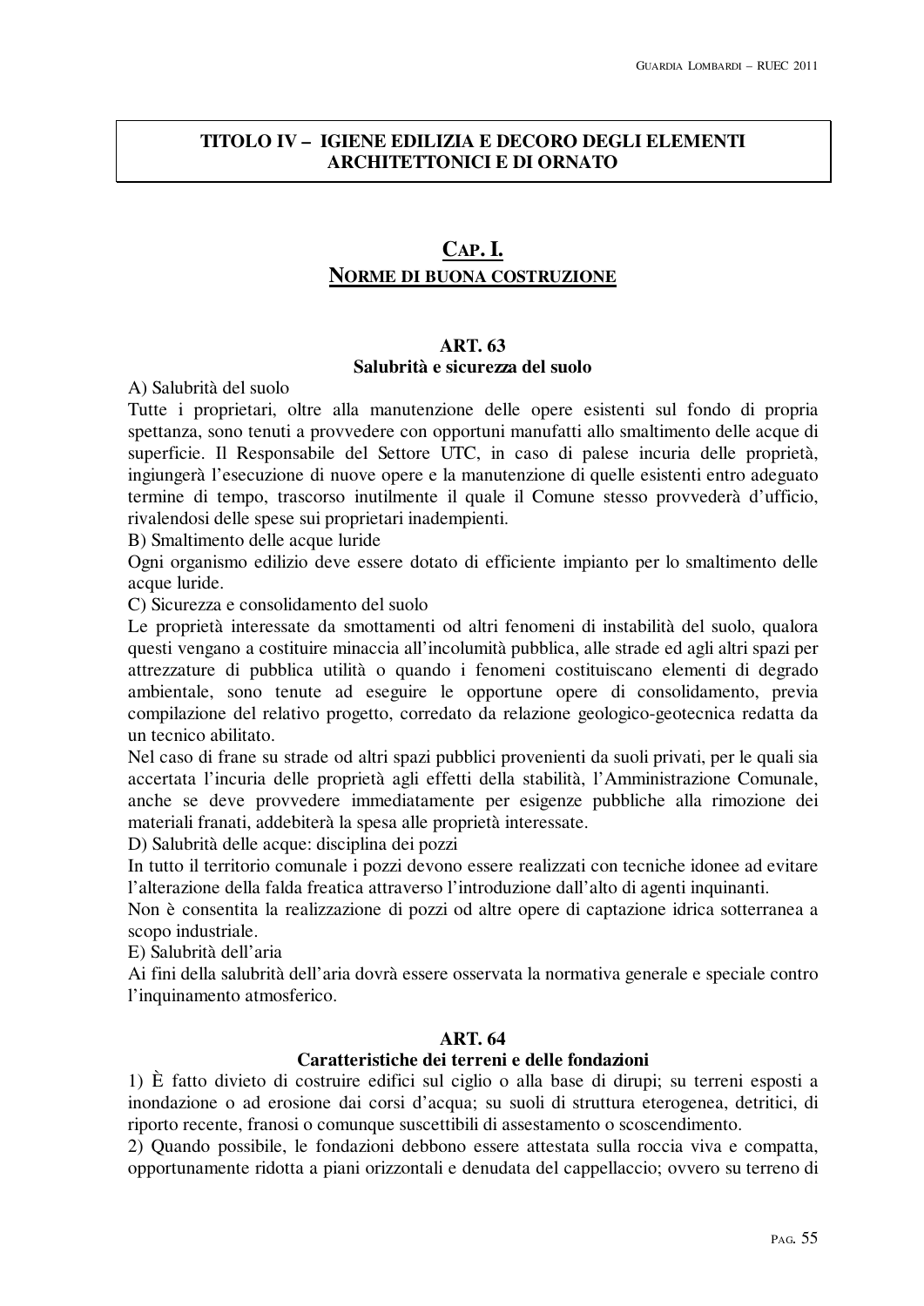# TITOLO IV – IGIENE EDILIZIA E DECORO DEGLI ELEMENTI ARCHITETTONICI E DI ORNATO

## CAP. I.
## NORME DI BUONA COSTRUZIONE

### ART. 63
### Salubrità e sicurezza del suolo

A) Salubrità del suolo

Tutte i proprietari, oltre alla manutenzione delle opere esistenti sul fondo di propria spettanza, sono tenuti a provvedere con opportuni manufatti allo smaltimento delle acque di superficie. Il Responsabile del Settore UTC, in caso di palese incuria delle proprietà, ingiungerà l'esecuzione di nuove opere e la manutenzione di quelle esistenti entro adeguato termine di tempo, trascorso inutilmente il quale il Comune stesso provvederà d'ufficio, rivalendosi delle spese sui proprietari inadempienti.

B) Smaltimento delle acque luride

Ogni organismo edilizio deve essere dotato di efficiente impianto per lo smaltimento delle acque luride.

C) Sicurezza e consolidamento del suolo

Le proprietà interessate da smottamenti od altri fenomeni di instabilità del suolo, qualora questi vengano a costituire minaccia all'incolumità pubblica, alle strade ed agli altri spazi per attrezzature di pubblica utilità o quando i fenomeni costituiscano elementi di degrado ambientale, sono tenute ad eseguire le opportune opere di consolidamento, previa compilazione del relativo progetto, corredato da relazione geologico-geotecnica redatta da un tecnico abilitato.

Nel caso di frane su strade od altri spazi pubblici provenienti da suoli privati, per le quali sia accertata l'incuria delle proprietà agli effetti della stabilità, l'Amministrazione Comunale, anche se deve provvedere immediatamente per esigenze pubbliche alla rimozione dei materiali franati, addebiterà la spesa alle proprietà interessate.

D) Salubrità delle acque: disciplina dei pozzi

In tutto il territorio comunale i pozzi devono essere realizzati con tecniche idonee ad evitare l'alterazione della falda freatica attraverso l'introduzione dall'alto di agenti inquinanti.

Non è consentita la realizzazione di pozzi od altre opere di captazione idrica sotterranea a scopo industriale.

E) Salubrità dell'aria

Ai fini della salubrità dell'aria dovrà essere osservata la normativa generale e speciale contro l'inquinamento atmosferico.

### ART. 64
### Caratteristiche dei terreni e delle fondazioni

1) È fatto divieto di costruire edifici sul ciglio o alla base di dirupi; su terreni esposti a inondazione o ad erosione dai corsi d'acqua; su suoli di struttura eterogenea, detritici, di riporto recente, franosi o comunque suscettibili di assestamento o scoscendimento.

2) Quando possibile, le fondazioni debbono essere attestata sulla roccia viva e compatta, opportunamente ridotta a piani orizzontali e denudata del cappellaccio; ovvero su terreno di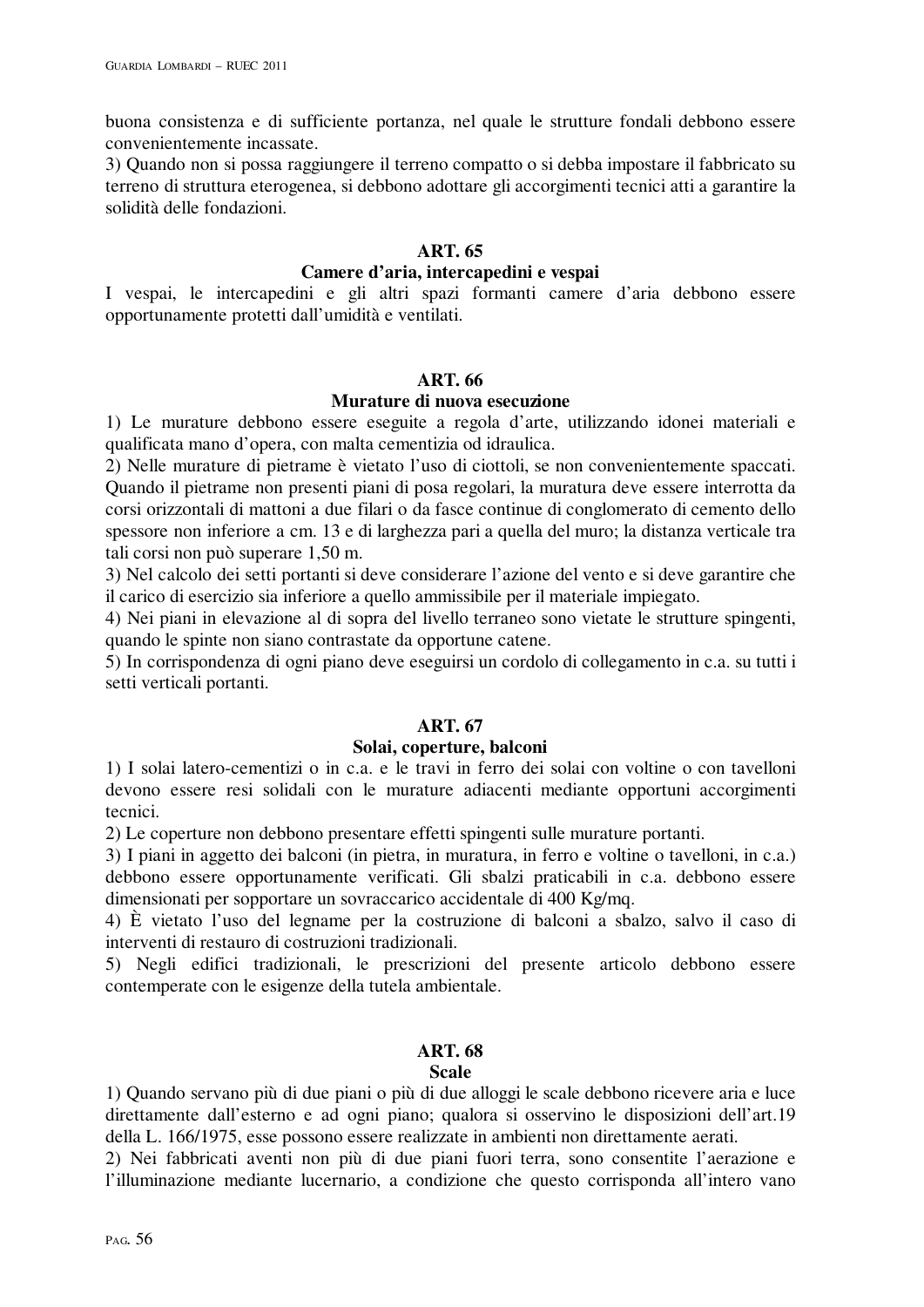buona consistenza e di sufficiente portanza, nel quale le strutture fondali debbono essere convenientemente incassate.

3) Quando non si possa raggiungere il terreno compatto o si debba impostare il fabbricato su terreno di struttura eterogenea, si debbono adottare gli accorgimenti tecnici atti a garantire la solidità delle fondazioni.

### ART. 65
### Camere d'aria, intercapedini e vespai

I vespai, le intercapedini e gli altri spazi formanti camere d'aria debbono essere opportunamente protetti dall'umidità e ventilati.

### ART. 66
### Murature di nuova esecuzione

1) Le murature debbono essere eseguite a regola d'arte, utilizzando idonei materiali e qualificata mano d'opera, con malta cementizia od idraulica.

2) Nelle murature di pietrame è vietato l'uso di ciottoli, se non convenientemente spaccati. Quando il pietrame non presenti piani di posa regolari, la muratura deve essere interrotta da corsi orizzontali di mattoni a due filari o da fasce continue di conglomerato di cemento dello spessore non inferiore a cm. 13 e di larghezza pari a quella del muro; la distanza verticale tra tali corsi non può superare 1,50 m.

3) Nel calcolo dei setti portanti si deve considerare l'azione del vento e si deve garantire che il carico di esercizio sia inferiore a quello ammissibile per il materiale impiegato.

4) Nei piani in elevazione al di sopra del livello terraneo sono vietate le strutture spingenti, quando le spinte non siano contrastate da opportune catene.

5) In corrispondenza di ogni piano deve eseguirsi un cordolo di collegamento in c.a. su tutti i setti verticali portanti.

### ART. 67
### Solai, coperture, balconi

1) I solai latero-cementizi o in c.a. e le travi in ferro dei solai con voltine o con tavelloni devono essere resi solidali con le murature adiacenti mediante opportuni accorgimenti tecnici.

2) Le coperture non debbono presentare effetti spingenti sulle murature portanti.

3) I piani in aggetto dei balconi (in pietra, in muratura, in ferro e voltine o tavelloni, in c.a.) debbono essere opportunamente verificati. Gli sbalzi praticabili in c.a. debbono essere dimensionati per sopportare un sovraccarico accidentale di 400 Kg/mq.

4) È vietato l'uso del legname per la costruzione di balconi a sbalzo, salvo il caso di interventi di restauro di costruzioni tradizionali.

5) Negli edifici tradizionali, le prescrizioni del presente articolo debbono essere contemperate con le esigenze della tutela ambientale.

### ART. 68
### Scale

1) Quando servano più di due piani o più di due alloggi le scale debbono ricevere aria e luce direttamente dall'esterno e ad ogni piano; qualora si osservino le disposizioni dell'art.19 della L. 166/1975, esse possono essere realizzate in ambienti non direttamente aerati.

2) Nei fabbricati aventi non più di due piani fuori terra, sono consentite l'aerazione e l'illuminazione mediante lucernario, a condizione che questo corrisponda all'intero vano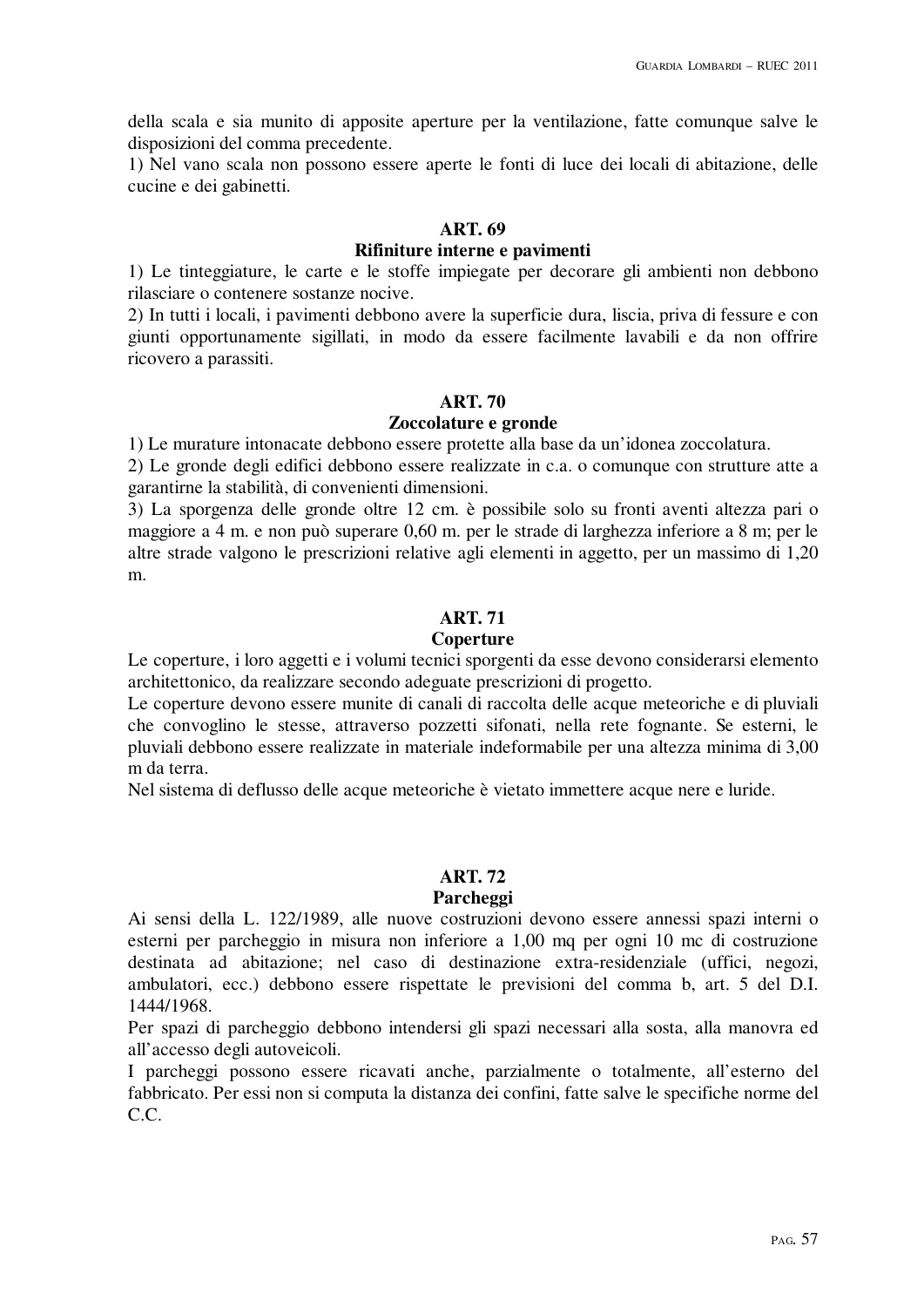della scala e sia munito di apposite aperture per la ventilazione, fatte comunque salve le disposizioni del comma precedente.
1) Nel vano scala non possono essere aperte le fonti di luce dei locali di abitazione, delle cucine e dei gabinetti.

## ART. 69
## Rifiniture interne e pavimenti

1) Le tinteggiature, le carte e le stoffe impiegate per decorare gli ambienti non debbono rilasciare o contenere sostanze nocive.
2) In tutti i locali, i pavimenti debbono avere la superficie dura, liscia, priva di fessure e con giunti opportunamente sigillati, in modo da essere facilmente lavabili e da non offrire ricovero a parassiti.

## ART. 70
## Zoccolature e gronde

1) Le murature intonacate debbono essere protette alla base da un'idonea zoccolatura.
2) Le gronde degli edifici debbono essere realizzate in c.a. o comunque con strutture atte a garantirne la stabilità, di convenienti dimensioni.
3) La sporgenza delle gronde oltre 12 cm. è possibile solo su fronti aventi altezza pari o maggiore a 4 m. e non può superare 0,60 m. per le strade di larghezza inferiore a 8 m; per le altre strade valgono le prescrizioni relative agli elementi in aggetto, per un massimo di 1,20 m.

## ART. 71
## Coperture

Le coperture, i loro aggetti e i volumi tecnici sporgenti da esse devono considerarsi elemento architettonico, da realizzare secondo adeguate prescrizioni di progetto.
Le coperture devono essere munite di canali di raccolta delle acque meteoriche e di pluviali che convoglino le stesse, attraverso pozzetti sifonati, nella rete fognante. Se esterni, le pluviali debbono essere realizzate in materiale indeformabile per una altezza minima di 3,00 m da terra.
Nel sistema di deflusso delle acque meteoriche è vietato immettere acque nere e luride.

## ART. 72
## Parcheggi

Ai sensi della L. 122/1989, alle nuove costruzioni devono essere annessi spazi interni o esterni per parcheggio in misura non inferiore a 1,00 mq per ogni 10 mc di costruzione destinata ad abitazione; nel caso di destinazione extra-residenziale (uffici, negozi, ambulatori, ecc.) debbono essere rispettate le previsioni del comma b, art. 5 del D.I. 1444/1968.
Per spazi di parcheggio debbono intendersi gli spazi necessari alla sosta, alla manovra ed all'accesso degli autoveicoli.
I parcheggi possono essere ricavati anche, parzialmente o totalmente, all'esterno del fabbricato. Per essi non si computa la distanza dei confini, fatte salve le specifiche norme del C.C.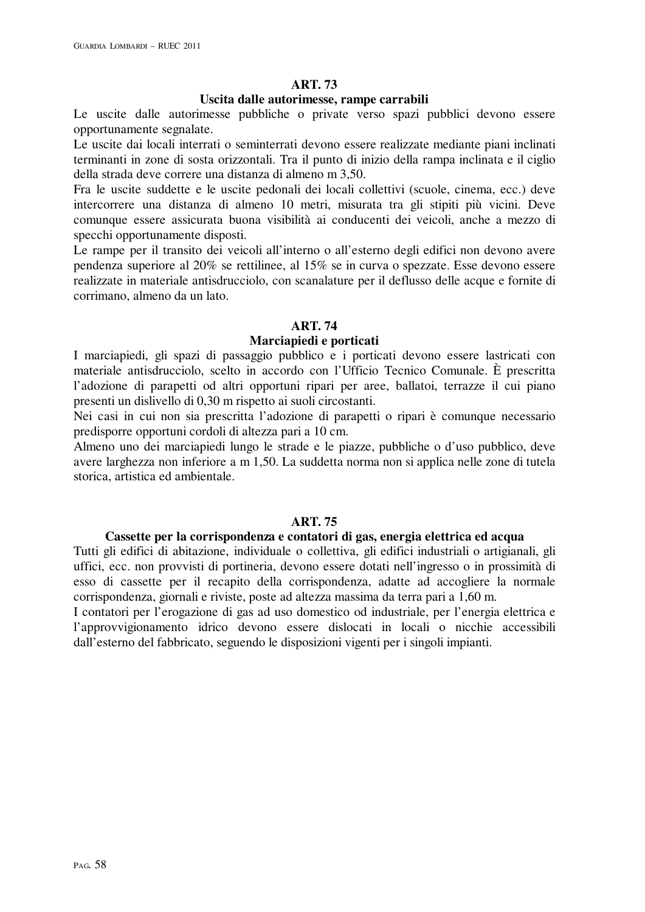## ART. 73

### Uscita dalle autorimesse, rampe carrabili

Le uscite dalle autorimesse pubbliche o private verso spazi pubblici devono essere opportunamente segnalate.

Le uscite dai locali interrati o seminterrati devono essere realizzate mediante piani inclinati terminanti in zone di sosta orizzontali. Tra il punto di inizio della rampa inclinata e il ciglio della strada deve correre una distanza di almeno m 3,50.

Fra le uscite suddette e le uscite pedonali dei locali collettivi (scuole, cinema, ecc.) deve intercorrere una distanza di almeno 10 metri, misurata tra gli stipiti più vicini. Deve comunque essere assicurata buona visibilità ai conducenti dei veicoli, anche a mezzo di specchi opportunamente disposti.

Le rampe per il transito dei veicoli all'interno o all'esterno degli edifici non devono avere pendenza superiore al 20% se rettilinee, al 15% se in curva o spezzate. Esse devono essere realizzate in materiale antisdrucciolo, con scanalature per il deflusso delle acque e fornite di corrimano, almeno da un lato.

## ART. 74

### Marciapiedi e porticati

I marciapiedi, gli spazi di passaggio pubblico e i porticati devono essere lastricati con materiale antisdrucciolo, scelto in accordo con l'Ufficio Tecnico Comunale. È prescritta l'adozione di parapetti od altri opportuni ripari per aree, ballatoi, terrazze il cui piano presenti un dislivello di 0,30 m rispetto ai suoli circostanti.

Nei casi in cui non sia prescritta l'adozione di parapetti o ripari è comunque necessario predisporre opportuni cordoli di altezza pari a 10 cm.

Almeno uno dei marciapiedi lungo le strade e le piazze, pubbliche o d'uso pubblico, deve avere larghezza non inferiore a m 1,50. La suddetta norma non si applica nelle zone di tutela storica, artistica ed ambientale.

## ART. 75

### Cassette per la corrispondenza e contatori di gas, energia elettrica ed acqua

Tutti gli edifici di abitazione, individuale o collettiva, gli edifici industriali o artigianali, gli uffici, ecc. non provvisti di portineria, devono essere dotati nell'ingresso o in prossimità di esso di cassette per il recapito della corrispondenza, adatte ad accogliere la normale corrispondenza, giornali e riviste, poste ad altezza massima da terra pari a 1,60 m.

I contatori per l'erogazione di gas ad uso domestico od industriale, per l'energia elettrica e l'approvvigionamento idrico devono essere dislocati in locali o nicchie accessibili dall'esterno del fabbricato, seguendo le disposizioni vigenti per i singoli impianti.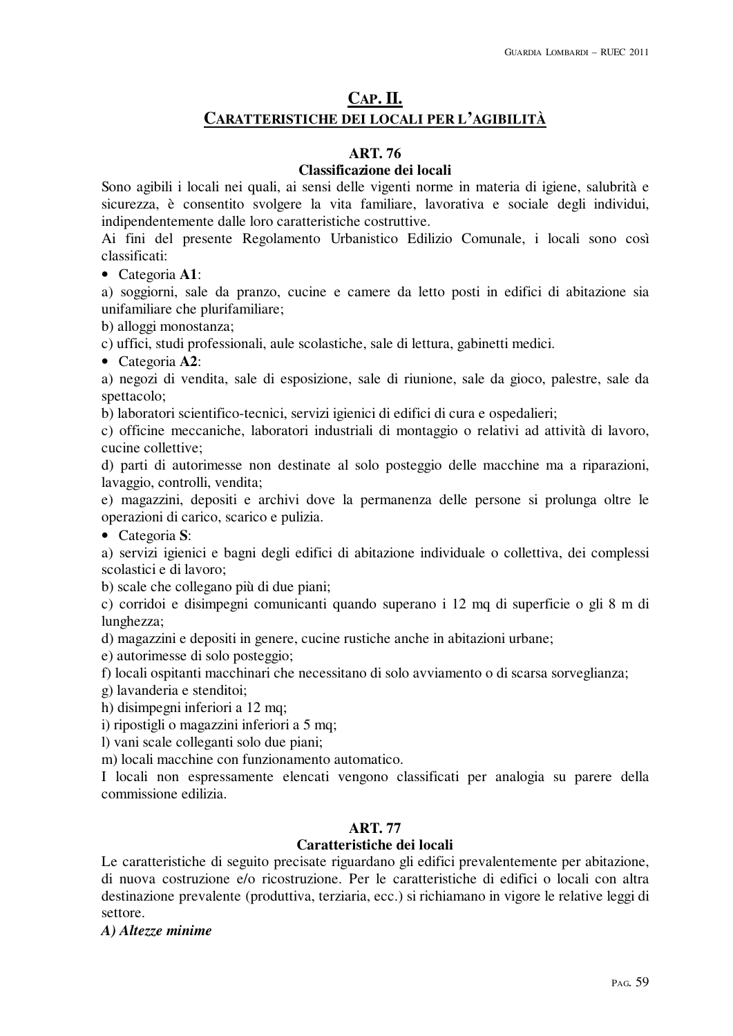# CAP. II.

## CARATTERISTICHE DEI LOCALI PER L'AGIBILITÀ

### ART. 76

### Classificazione dei locali

Sono agibili i locali nei quali, ai sensi delle vigenti norme in materia di igiene, salubrità e sicurezza, è consentito svolgere la vita familiare, lavorativa e sociale degli individui, indipendentemente dalle loro caratteristiche costruttive.

Ai fini del presente Regolamento Urbanistico Edilizio Comunale, i locali sono così classificati:

- Categoria **A1**:

a) soggiorni, sale da pranzo, cucine e camere da letto posti in edifici di abitazione sia unifamiliare che plurifamiliare;

b) alloggi monostanza;

c) uffici, studi professionali, aule scolastiche, sale di lettura, gabinetti medici.

- Categoria **A2**:

a) negozi di vendita, sale di esposizione, sale di riunione, sale da gioco, palestre, sale da spettacolo;

b) laboratori scientifico-tecnici, servizi igienici di edifici di cura e ospedalieri;

c) officine meccaniche, laboratori industriali di montaggio o relativi ad attività di lavoro, cucine collettive;

d) parti di autorimesse non destinate al solo posteggio delle macchine ma a riparazioni, lavaggio, controlli, vendita;

e) magazzini, depositi e archivi dove la permanenza delle persone si prolunga oltre le operazioni di carico, scarico e pulizia.

- Categoria **S**:

a) servizi igienici e bagni degli edifici di abitazione individuale o collettiva, dei complessi scolastici e di lavoro;

b) scale che collegano più di due piani;

c) corridoi e disimpegni comunicanti quando superano i 12 mq di superficie o gli 8 m di lunghezza;

d) magazzini e depositi in genere, cucine rustiche anche in abitazioni urbane;

e) autorimesse di solo posteggio;

f) locali ospitanti macchinari che necessitano di solo avviamento o di scarsa sorveglianza;

g) lavanderia e stenditoi;

h) disimpegni inferiori a 12 mq;

i) ripostigli o magazzini inferiori a 5 mq;

l) vani scale colleganti solo due piani;

m) locali macchine con funzionamento automatico.

I locali non espressamente elencati vengono classificati per analogia su parere della commissione edilizia.

### ART. 77

### Caratteristiche dei locali

Le caratteristiche di seguito precisate riguardano gli edifici prevalentemente per abitazione, di nuova costruzione e/o ricostruzione. Per le caratteristiche di edifici o locali con altra destinazione prevalente (produttiva, terziaria, ecc.) si richiamano in vigore le relative leggi di settore.

***A) Altezze minime***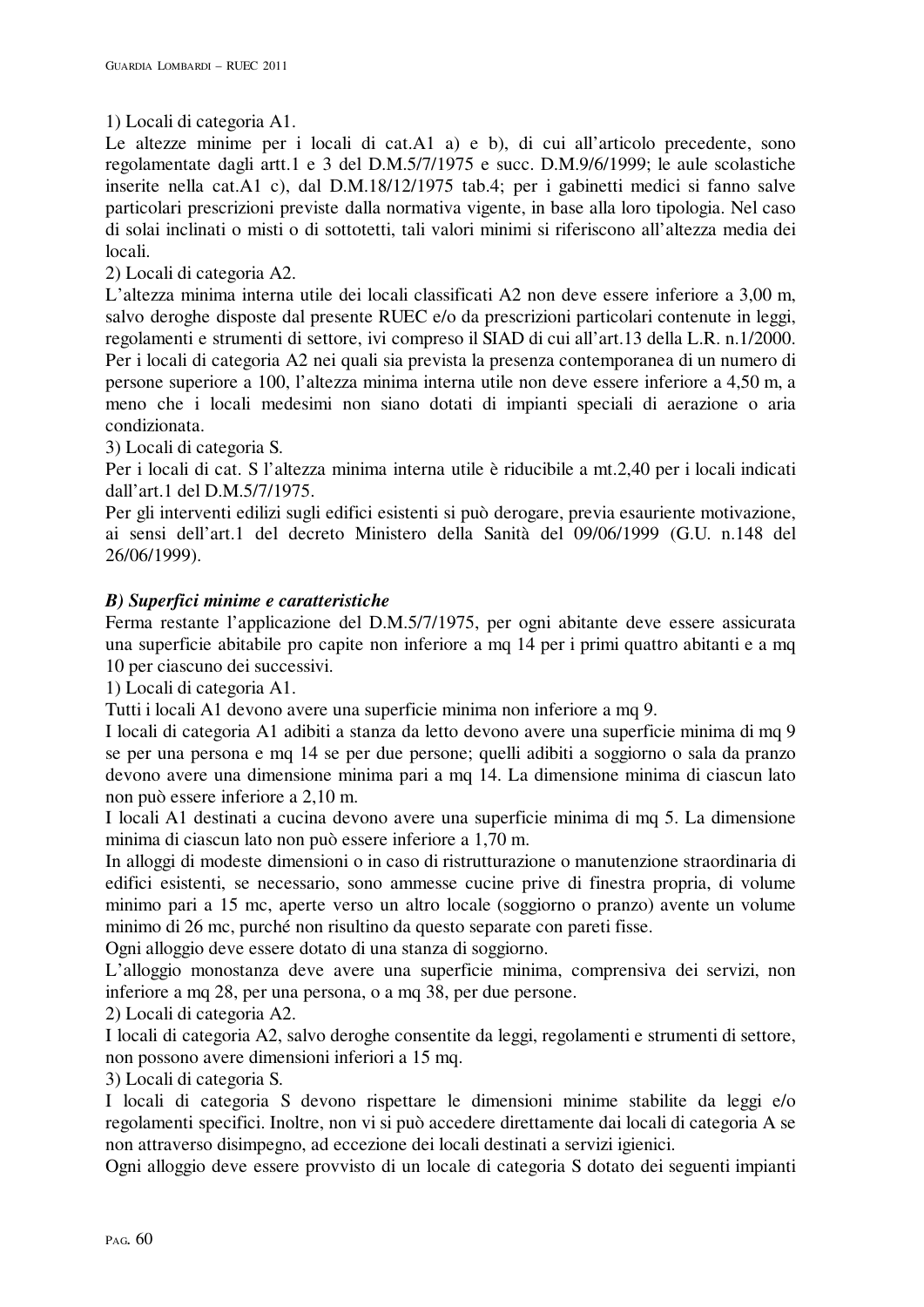1) Locali di categoria A1.
Le altezze minime per i locali di cat.A1 a) e b), di cui all'articolo precedente, sono regolamentate dagli artt.1 e 3 del D.M.5/7/1975 e succ. D.M.9/6/1999; le aule scolastiche inserite nella cat.A1 c), dal D.M.18/12/1975 tab.4; per i gabinetti medici si fanno salve particolari prescrizioni previste dalla normativa vigente, in base alla loro tipologia. Nel caso di solai inclinati o misti o di sottotetti, tali valori minimi si riferiscono all'altezza media dei locali.

2) Locali di categoria A2.
L'altezza minima interna utile dei locali classificati A2 non deve essere inferiore a 3,00 m, salvo deroghe disposte dal presente RUEC e/o da prescrizioni particolari contenute in leggi, regolamenti e strumenti di settore, ivi compreso il SIAD di cui all'art.13 della L.R. n.1/2000. Per i locali di categoria A2 nei quali sia prevista la presenza contemporanea di un numero di persone superiore a 100, l'altezza minima interna utile non deve essere inferiore a 4,50 m, a meno che i locali medesimi non siano dotati di impianti speciali di aerazione o aria condizionata.

3) Locali di categoria S.
Per i locali di cat. S l'altezza minima interna utile è riducibile a mt.2,40 per i locali indicati dall'art.1 del D.M.5/7/1975.
Per gli interventi edilizi sugli edifici esistenti si può derogare, previa esauriente motivazione, ai sensi dell'art.1 del decreto Ministero della Sanità del 09/06/1999 (G.U. n.148 del 26/06/1999).

***B) Superfici minime e caratteristiche***

Ferma restante l'applicazione del D.M.5/7/1975, per ogni abitante deve essere assicurata una superficie abitabile pro capite non inferiore a mq 14 per i primi quattro abitanti e a mq 10 per ciascuno dei successivi.

1) Locali di categoria A1.
Tutti i locali A1 devono avere una superficie minima non inferiore a mq 9.
I locali di categoria A1 adibiti a stanza da letto devono avere una superficie minima di mq 9 se per una persona e mq 14 se per due persone; quelli adibiti a soggiorno o sala da pranzo devono avere una dimensione minima pari a mq 14. La dimensione minima di ciascun lato non può essere inferiore a 2,10 m.
I locali A1 destinati a cucina devono avere una superficie minima di mq 5. La dimensione minima di ciascun lato non può essere inferiore a 1,70 m.
In alloggi di modeste dimensioni o in caso di ristrutturazione o manutenzione straordinaria di edifici esistenti, se necessario, sono ammesse cucine prive di finestra propria, di volume minimo pari a 15 mc, aperte verso un altro locale (soggiorno o pranzo) avente un volume minimo di 26 mc, purché non risultino da questo separate con pareti fisse.
Ogni alloggio deve essere dotato di una stanza di soggiorno.
L'alloggio monostanza deve avere una superficie minima, comprensiva dei servizi, non inferiore a mq 28, per una persona, o a mq 38, per due persone.

2) Locali di categoria A2.
I locali di categoria A2, salvo deroghe consentite da leggi, regolamenti e strumenti di settore, non possono avere dimensioni inferiori a 15 mq.

3) Locali di categoria S.
I locali di categoria S devono rispettare le dimensioni minime stabilite da leggi e/o regolamenti specifici. Inoltre, non vi si può accedere direttamente dai locali di categoria A se non attraverso disimpegno, ad eccezione dei locali destinati a servizi igienici.
Ogni alloggio deve essere provvisto di un locale di categoria S dotato dei seguenti impianti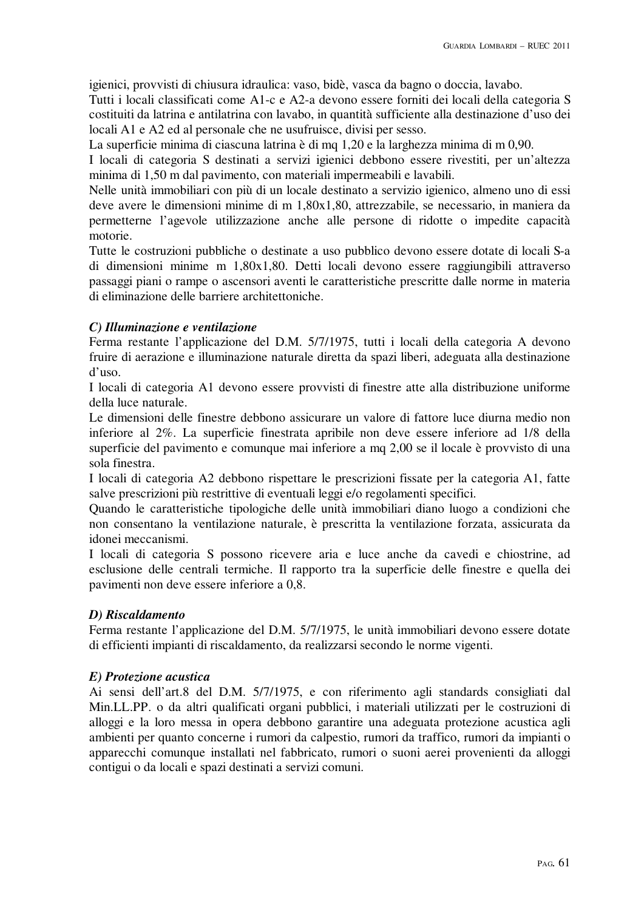igienici, provvisti di chiusura idraulica: vaso, bidè, vasca da bagno o doccia, lavabo.
Tutti i locali classificati come A1-c e A2-a devono essere forniti dei locali della categoria S costituiti da latrina e antilatrina con lavabo, in quantità sufficiente alla destinazione d'uso dei locali A1 e A2 ed al personale che ne usufruisce, divisi per sesso.
La superficie minima di ciascuna latrina è di mq 1,20 e la larghezza minima di m 0,90.
I locali di categoria S destinati a servizi igienici debbono essere rivestiti, per un'altezza minima di 1,50 m dal pavimento, con materiali impermeabili e lavabili.
Nelle unità immobiliari con più di un locale destinato a servizio igienico, almeno uno di essi deve avere le dimensioni minime di m 1,80x1,80, attrezzabile, se necessario, in maniera da permetterne l'agevole utilizzazione anche alle persone di ridotte o impedite capacità motorie.
Tutte le costruzioni pubbliche o destinate a uso pubblico devono essere dotate di locali S-a di dimensioni minime m 1,80x1,80. Detti locali devono essere raggiungibili attraverso passaggi piani o rampe o ascensori aventi le caratteristiche prescritte dalle norme in materia di eliminazione delle barriere architettoniche.

***C) Illuminazione e ventilazione***

Ferma restante l'applicazione del D.M. 5/7/1975, tutti i locali della categoria A devono fruire di aerazione e illuminazione naturale diretta da spazi liberi, adeguata alla destinazione d'uso.
I locali di categoria A1 devono essere provvisti di finestre atte alla distribuzione uniforme della luce naturale.
Le dimensioni delle finestre debbono assicurare un valore di fattore luce diurna medio non inferiore al 2%. La superficie finestrata apribile non deve essere inferiore ad 1/8 della superficie del pavimento e comunque mai inferiore a mq 2,00 se il locale è provvisto di una sola finestra.
I locali di categoria A2 debbono rispettare le prescrizioni fissate per la categoria A1, fatte salve prescrizioni più restrittive di eventuali leggi e/o regolamenti specifici.
Quando le caratteristiche tipologiche delle unità immobiliari diano luogo a condizioni che non consentano la ventilazione naturale, è prescritta la ventilazione forzata, assicurata da idonei meccanismi.
I locali di categoria S possono ricevere aria e luce anche da cavedi e chiostrine, ad esclusione delle centrali termiche. Il rapporto tra la superficie delle finestre e quella dei pavimenti non deve essere inferiore a 0,8.

***D) Riscaldamento***

Ferma restante l'applicazione del D.M. 5/7/1975, le unità immobiliari devono essere dotate di efficienti impianti di riscaldamento, da realizzarsi secondo le norme vigenti.

***E) Protezione acustica***

Ai sensi dell'art.8 del D.M. 5/7/1975, e con riferimento agli standards consigliati dal Min.LL.PP. o da altri qualificati organi pubblici, i materiali utilizzati per le costruzioni di alloggi e la loro messa in opera debbono garantire una adeguata protezione acustica agli ambienti per quanto concerne i rumori da calpestio, rumori da traffico, rumori da impianti o apparecchi comunque installati nel fabbricato, rumori o suoni aerei provenienti da alloggi contigui o da locali e spazi destinati a servizi comuni.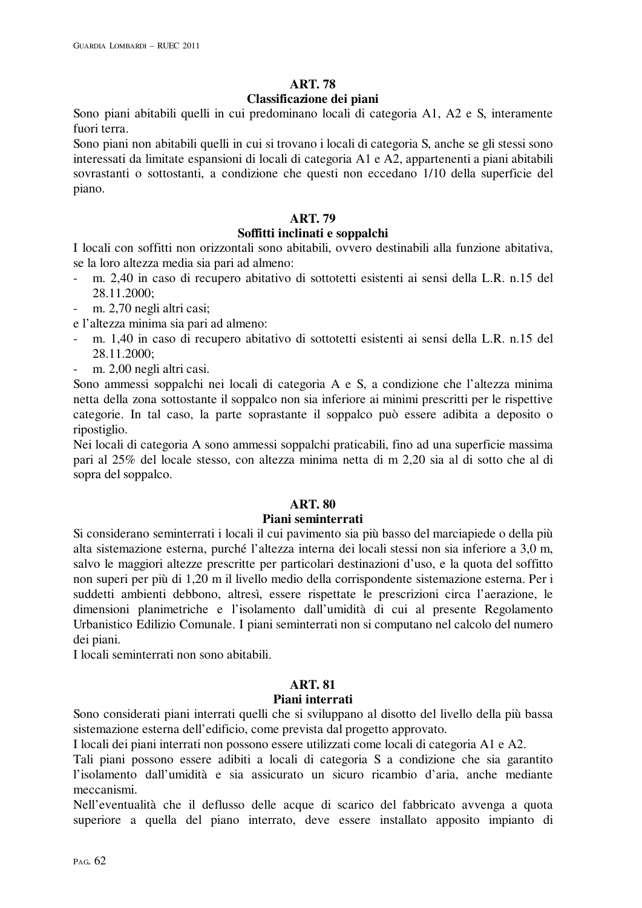## ART. 78
### Classificazione dei piani

Sono piani abitabili quelli in cui predominano locali di categoria A1, A2 e S, interamente fuori terra.

Sono piani non abitabili quelli in cui si trovano i locali di categoria S, anche se gli stessi sono interessati da limitate espansioni di locali di categoria A1 e A2, appartenenti a piani abitabili sovrastanti o sottostanti, a condizione che questi non eccedano 1/10 della superficie del piano.

## ART. 79
### Soffitti inclinati e soppalchi

I locali con soffitti non orizzontali sono abitabili, ovvero destinabili alla funzione abitativa, se la loro altezza media sia pari ad almeno:

- m. 2,40 in caso di recupero abitativo di sottotetti esistenti ai sensi della L.R. n.15 del 28.11.2000;
- m. 2,70 negli altri casi;

e l'altezza minima sia pari ad almeno:

- m. 1,40 in caso di recupero abitativo di sottotetti esistenti ai sensi della L.R. n.15 del 28.11.2000;
- m. 2,00 negli altri casi.

Sono ammessi soppalchi nei locali di categoria A e S, a condizione che l'altezza minima netta della zona sottostante il soppalco non sia inferiore ai minimi prescritti per le rispettive categorie. In tal caso, la parte soprastante il soppalco può essere adibita a deposito o ripostiglio.

Nei locali di categoria A sono ammessi soppalchi praticabili, fino ad una superficie massima pari al 25% del locale stesso, con altezza minima netta di m 2,20 sia al di sotto che al di sopra del soppalco.

## ART. 80
### Piani seminterrati

Si considerano seminterrati i locali il cui pavimento sia più basso del marciapiede o della più alta sistemazione esterna, purché l'altezza interna dei locali stessi non sia inferiore a 3,0 m, salvo le maggiori altezze prescritte per particolari destinazioni d'uso, e la quota del soffitto non superi per più di 1,20 m il livello medio della corrispondente sistemazione esterna. Per i suddetti ambienti debbono, altresì, essere rispettate le prescrizioni circa l'aerazione, le dimensioni planimetriche e l'isolamento dall'umidità di cui al presente Regolamento Urbanistico Edilizio Comunale. I piani seminterrati non si computano nel calcolo del numero dei piani.

I locali seminterrati non sono abitabili.

## ART. 81
### Piani interrati

Sono considerati piani interrati quelli che si sviluppano al disotto del livello della più bassa sistemazione esterna dell'edificio, come prevista dal progetto approvato.

I locali dei piani interrati non possono essere utilizzati come locali di categoria A1 e A2.

Tali piani possono essere adibiti a locali di categoria S a condizione che sia garantito l'isolamento dall'umidità e sia assicurato un sicuro ricambio d'aria, anche mediante meccanismi.

Nell'eventualità che il deflusso delle acque di scarico del fabbricato avvenga a quota superiore a quella del piano interrato, deve essere installato apposito impianto di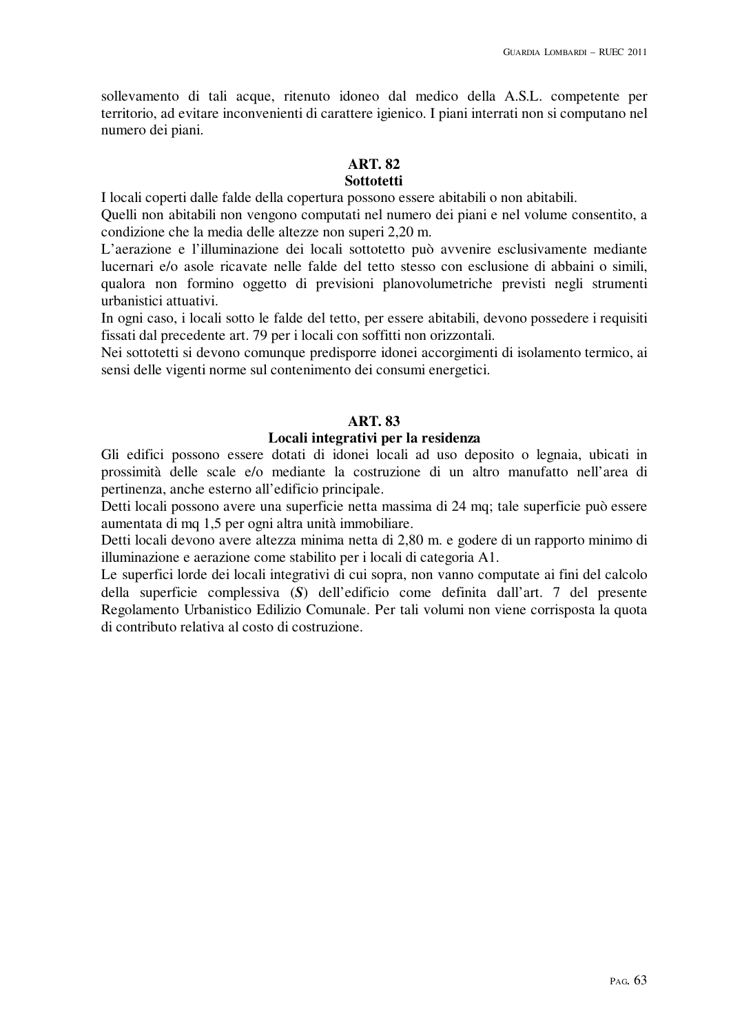sollevamento di tali acque, ritenuto idoneo dal medico della A.S.L. competente per territorio, ad evitare inconvenienti di carattere igienico. I piani interrati non si computano nel numero dei piani.

## ART. 82
## Sottotetti

I locali coperti dalle falde della copertura possono essere abitabili o non abitabili.
Quelli non abitabili non vengono computati nel numero dei piani e nel volume consentito, a condizione che la media delle altezze non superi 2,20 m.
L'aerazione e l'illuminazione dei locali sottotetto può avvenire esclusivamente mediante lucernari e/o asole ricavate nelle falde del tetto stesso con esclusione di abbaini o simili, qualora non formino oggetto di previsioni planovolumetriche previsti negli strumenti urbanistici attuativi.
In ogni caso, i locali sotto le falde del tetto, per essere abitabili, devono possedere i requisiti fissati dal precedente art. 79 per i locali con soffitti non orizzontali.
Nei sottotetti si devono comunque predisporre idonei accorgimenti di isolamento termico, ai sensi delle vigenti norme sul contenimento dei consumi energetici.

## ART. 83
## Locali integrativi per la residenza

Gli edifici possono essere dotati di idonei locali ad uso deposito o legnaia, ubicati in prossimità delle scale e/o mediante la costruzione di un altro manufatto nell'area di pertinenza, anche esterno all'edificio principale.
Detti locali possono avere una superficie netta massima di 24 mq; tale superficie può essere aumentata di mq 1,5 per ogni altra unità immobiliare.
Detti locali devono avere altezza minima netta di 2,80 m. e godere di un rapporto minimo di illuminazione e aerazione come stabilito per i locali di categoria A1.
Le superfici lorde dei locali integrativi di cui sopra, non vanno computate ai fini del calcolo della superficie complessiva (***S***) dell'edificio come definita dall'art. 7 del presente Regolamento Urbanistico Edilizio Comunale. Per tali volumi non viene corrisposta la quota di contributo relativa al costo di costruzione.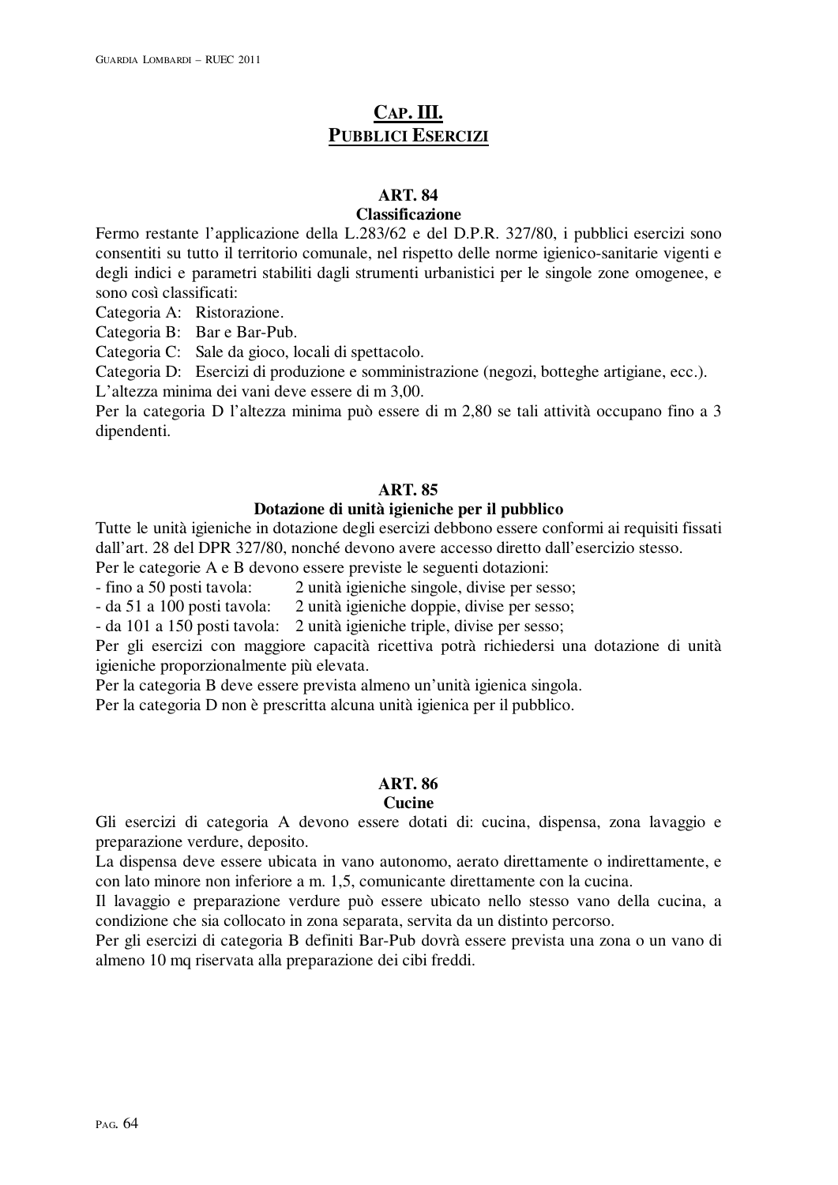# Cap. III.
# Pubblici Esercizi

## ART. 84
### Classificazione

Fermo restante l'applicazione della L.283/62 e del D.P.R. 327/80, i pubblici esercizi sono consentiti su tutto il territorio comunale, nel rispetto delle norme igienico-sanitarie vigenti e degli indici e parametri stabiliti dagli strumenti urbanistici per le singole zone omogenee, e sono così classificati:

Categoria A: Ristorazione.
Categoria B: Bar e Bar-Pub.
Categoria C: Sale da gioco, locali di spettacolo.
Categoria D: Esercizi di produzione e somministrazione (negozi, botteghe artigiane, ecc.).

L'altezza minima dei vani deve essere di m 3,00.

Per la categoria D l'altezza minima può essere di m 2,80 se tali attività occupano fino a 3 dipendenti.

## ART. 85
### Dotazione di unità igieniche per il pubblico

Tutte le unità igieniche in dotazione degli esercizi debbono essere conformi ai requisiti fissati dall'art. 28 del DPR 327/80, nonché devono avere accesso diretto dall'esercizio stesso.

Per le categorie A e B devono essere previste le seguenti dotazioni:

- fino a 50 posti tavola: 2 unità igieniche singole, divise per sesso;
- da 51 a 100 posti tavola: 2 unità igieniche doppie, divise per sesso;
- da 101 a 150 posti tavola: 2 unità igieniche triple, divise per sesso;

Per gli esercizi con maggiore capacità ricettiva potrà richiedersi una dotazione di unità igieniche proporzionalmente più elevata.

Per la categoria B deve essere prevista almeno un'unità igienica singola.

Per la categoria D non è prescritta alcuna unità igienica per il pubblico.

## ART. 86
### Cucine

Gli esercizi di categoria A devono essere dotati di: cucina, dispensa, zona lavaggio e preparazione verdure, deposito.

La dispensa deve essere ubicata in vano autonomo, aerato direttamente o indirettamente, e con lato minore non inferiore a m. 1,5, comunicante direttamente con la cucina.

Il lavaggio e preparazione verdure può essere ubicato nello stesso vano della cucina, a condizione che sia collocato in zona separata, servita da un distinto percorso.

Per gli esercizi di categoria B definiti Bar-Pub dovrà essere prevista una zona o un vano di almeno 10 mq riservata alla preparazione dei cibi freddi.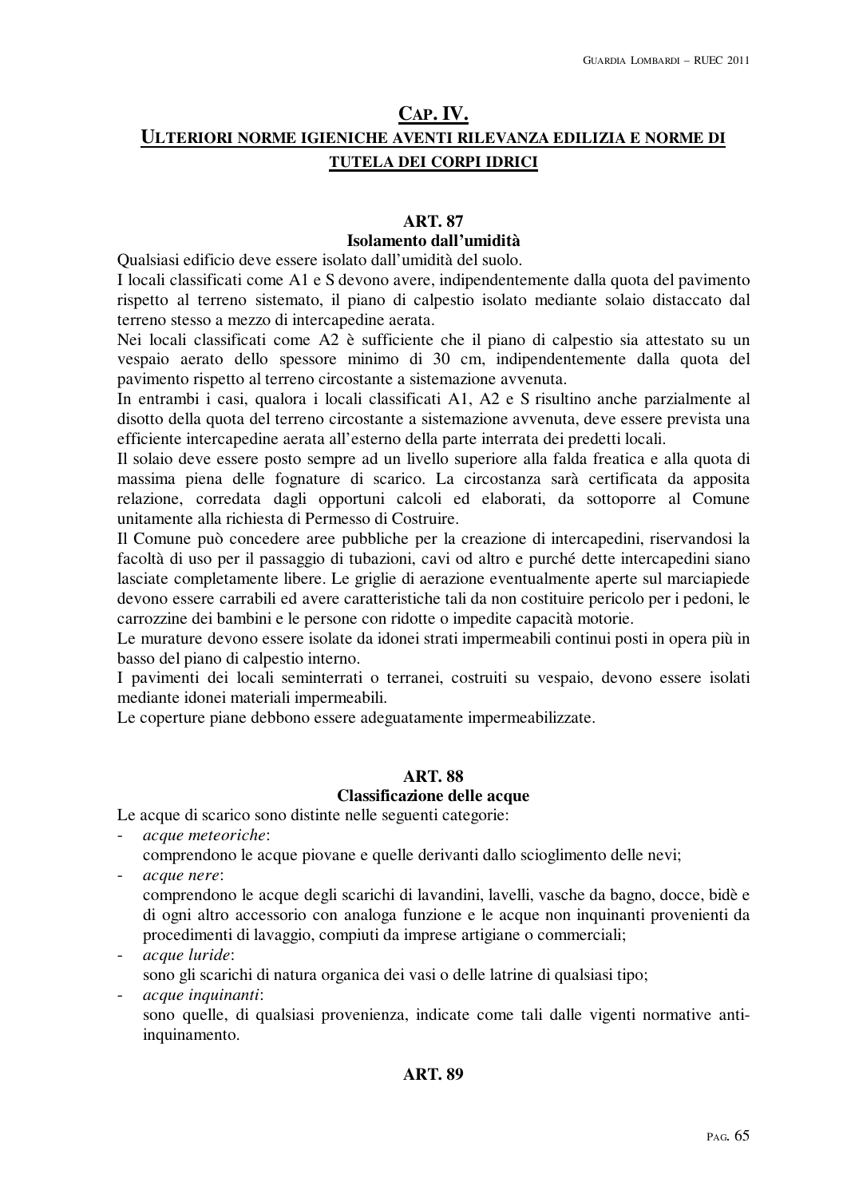## CAP. IV.
## ULTERIORI NORME IGIENICHE AVENTI RILEVANZA EDILIZIA E NORME DI TUTELA DEI CORPI IDRICI

### ART. 87
### Isolamento dall'umidità

Qualsiasi edificio deve essere isolato dall'umidità del suolo.

I locali classificati come A1 e S devono avere, indipendentemente dalla quota del pavimento rispetto al terreno sistemato, il piano di calpestio isolato mediante solaio distaccato dal terreno stesso a mezzo di intercapedine aerata.

Nei locali classificati come A2 è sufficiente che il piano di calpestio sia attestato su un vespaio aerato dello spessore minimo di 30 cm, indipendentemente dalla quota del pavimento rispetto al terreno circostante a sistemazione avvenuta.

In entrambi i casi, qualora i locali classificati A1, A2 e S risultino anche parzialmente al disotto della quota del terreno circostante a sistemazione avvenuta, deve essere prevista una efficiente intercapedine aerata all'esterno della parte interrata dei predetti locali.

Il solaio deve essere posto sempre ad un livello superiore alla falda freatica e alla quota di massima piena delle fognature di scarico. La circostanza sarà certificata da apposita relazione, corredata dagli opportuni calcoli ed elaborati, da sottoporre al Comune unitamente alla richiesta di Permesso di Costruire.

Il Comune può concedere aree pubbliche per la creazione di intercapedini, riservandosi la facoltà di uso per il passaggio di tubazioni, cavi od altro e purché dette intercapedini siano lasciate completamente libere. Le griglie di aerazione eventualmente aperte sul marciapiede devono essere carrabili ed avere caratteristiche tali da non costituire pericolo per i pedoni, le carrozzine dei bambini e le persone con ridotte o impedite capacità motorie.

Le murature devono essere isolate da idonei strati impermeabili continui posti in opera più in basso del piano di calpestio interno.

I pavimenti dei locali seminterrati o terranei, costruiti su vespaio, devono essere isolati mediante idonei materiali impermeabili.

Le coperture piane debbono essere adeguatamente impermeabilizzate.

### ART. 88
### Classificazione delle acque

Le acque di scarico sono distinte nelle seguenti categorie:

- *acque meteoriche*:
  comprendono le acque piovane e quelle derivanti dallo scioglimento delle nevi;
- *acque nere*:
  comprendono le acque degli scarichi di lavandini, lavelli, vasche da bagno, docce, bidè e di ogni altro accessorio con analoga funzione e le acque non inquinanti provenienti da procedimenti di lavaggio, compiuti da imprese artigiane o commerciali;
- *acque luride*:
  sono gli scarichi di natura organica dei vasi o delle latrine di qualsiasi tipo;
- *acque inquinanti*:
  sono quelle, di qualsiasi provenienza, indicate come tali dalle vigenti normative anti-inquinamento.

### ART. 89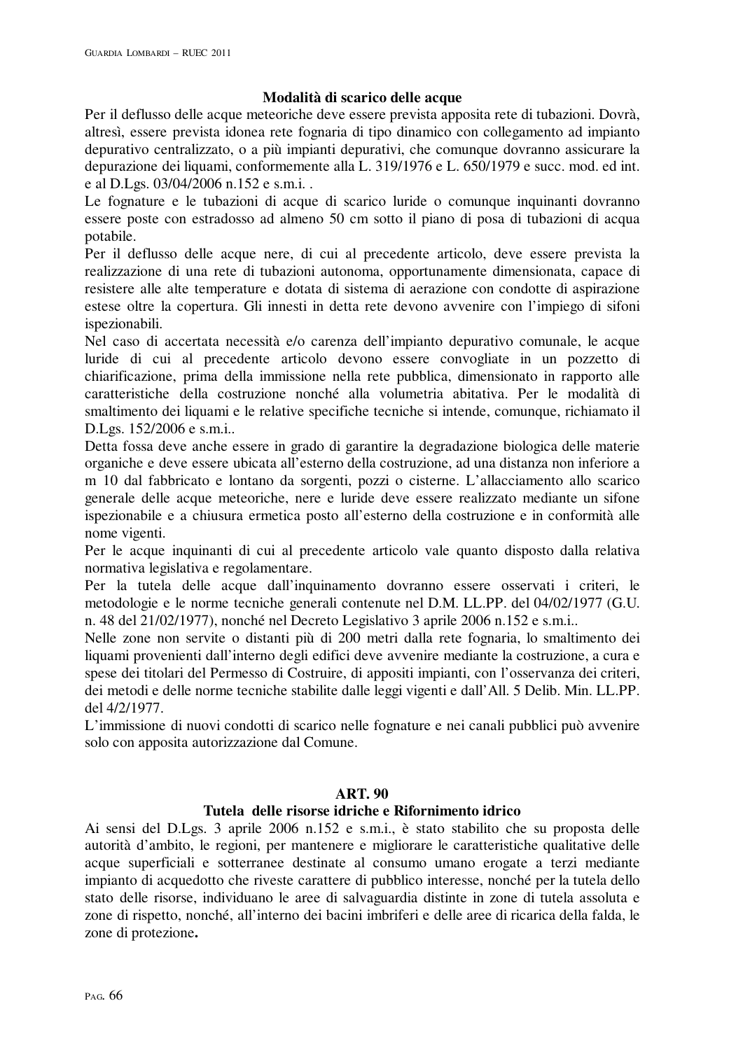### Modalità di scarico delle acque

Per il deflusso delle acque meteoriche deve essere prevista apposita rete di tubazioni. Dovrà, altresì, essere prevista idonea rete fognaria di tipo dinamico con collegamento ad impianto depurativo centralizzato, o a più impianti depurativi, che comunque dovranno assicurare la depurazione dei liquami, conformemente alla L. 319/1976 e L. 650/1979 e succ. mod. ed int. e al D.Lgs. 03/04/2006 n.152 e s.m.i. .

Le fognature e le tubazioni di acque di scarico luride o comunque inquinanti dovranno essere poste con estradosso ad almeno 50 cm sotto il piano di posa di tubazioni di acqua potabile.

Per il deflusso delle acque nere, di cui al precedente articolo, deve essere prevista la realizzazione di una rete di tubazioni autonoma, opportunamente dimensionata, capace di resistere alle alte temperature e dotata di sistema di aerazione con condotte di aspirazione estese oltre la copertura. Gli innesti in detta rete devono avvenire con l'impiego di sifoni ispezionabili.

Nel caso di accertata necessità e/o carenza dell'impianto depurativo comunale, le acque luride di cui al precedente articolo devono essere convogliate in un pozzetto di chiarificazione, prima della immissione nella rete pubblica, dimensionato in rapporto alle caratteristiche della costruzione nonché alla volumetria abitativa. Per le modalità di smaltimento dei liquami e le relative specifiche tecniche si intende, comunque, richiamato il D.Lgs. 152/2006 e s.m.i..

Detta fossa deve anche essere in grado di garantire la degradazione biologica delle materie organiche e deve essere ubicata all'esterno della costruzione, ad una distanza non inferiore a m 10 dal fabbricato e lontano da sorgenti, pozzi o cisterne. L'allacciamento allo scarico generale delle acque meteoriche, nere e luride deve essere realizzato mediante un sifone ispezionabile e a chiusura ermetica posto all'esterno della costruzione e in conformità alle nome vigenti.

Per le acque inquinanti di cui al precedente articolo vale quanto disposto dalla relativa normativa legislativa e regolamentare.

Per la tutela delle acque dall'inquinamento dovranno essere osservati i criteri, le metodologie e le norme tecniche generali contenute nel D.M. LL.PP. del 04/02/1977 (G.U. n. 48 del 21/02/1977), nonché nel Decreto Legislativo 3 aprile 2006 n.152 e s.m.i..

Nelle zone non servite o distanti più di 200 metri dalla rete fognaria, lo smaltimento dei liquami provenienti dall'interno degli edifici deve avvenire mediante la costruzione, a cura e spese dei titolari del Permesso di Costruire, di appositi impianti, con l'osservanza dei criteri, dei metodi e delle norme tecniche stabilite dalle leggi vigenti e dall'All. 5 Delib. Min. LL.PP. del 4/2/1977.

L'immissione di nuovi condotti di scarico nelle fognature e nei canali pubblici può avvenire solo con apposita autorizzazione dal Comune.

## ART. 90

### Tutela delle risorse idriche e Rifornimento idrico

Ai sensi del D.Lgs. 3 aprile 2006 n.152 e s.m.i., è stato stabilito che su proposta delle autorità d'ambito, le regioni, per mantenere e migliorare le caratteristiche qualitative delle acque superficiali e sotterranee destinate al consumo umano erogate a terzi mediante impianto di acquedotto che riveste carattere di pubblico interesse, nonché per la tutela dello stato delle risorse, individuano le aree di salvaguardia distinte in zone di tutela assoluta e zone di rispetto, nonché, all'interno dei bacini imbriferi e delle aree di ricarica della falda, le zone di protezione**.**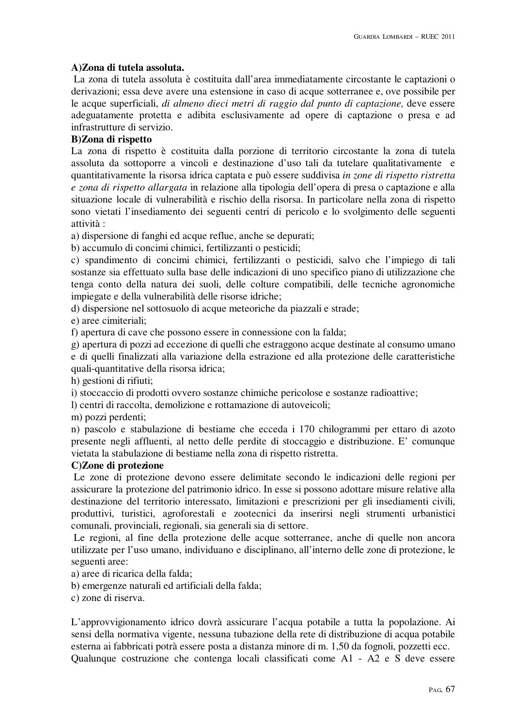**A)Zona di tutela assoluta.**

La zona di tutela assoluta è costituita dall'area immediatamente circostante le captazioni o derivazioni; essa deve avere una estensione in caso di acque sotterranee e, ove possibile per le acque superficiali, *di almeno dieci metri di raggio dal punto di captazione,* deve essere adeguatamente protetta e adibita esclusivamente ad opere di captazione o presa e ad infrastrutture di servizio.

**B)Zona di rispetto**

La zona di rispetto è costituita dalla porzione di territorio circostante la zona di tutela assoluta da sottoporre a vincoli e destinazione d'uso tali da tutelare qualitativamente e quantitativamente la risorsa idrica captata e può essere suddivisa *in zone di rispetto ristretta e zona di rispetto allargata* in relazione alla tipologia dell'opera di presa o captazione e alla situazione locale di vulnerabilità e rischio della risorsa. In particolare nella zona di rispetto sono vietati l'insediamento dei seguenti centri di pericolo e lo svolgimento delle seguenti attività :

a) dispersione di fanghi ed acque reflue, anche se depurati;
b) accumulo di concimi chimici, fertilizzanti o pesticidi;
c) spandimento di concimi chimici, fertilizzanti o pesticidi, salvo che l'impiego di tali sostanze sia effettuato sulla base delle indicazioni di uno specifico piano di utilizzazione che tenga conto della natura dei suoli, delle colture compatibili, delle tecniche agronomiche impiegate e della vulnerabilità delle risorse idriche;
d) dispersione nel sottosuolo di acque meteoriche da piazzali e strade;
e) aree cimiteriali;
f) apertura di cave che possono essere in connessione con la falda;
g) apertura di pozzi ad eccezione di quelli che estraggono acque destinate al consumo umano e di quelli finalizzati alla variazione della estrazione ed alla protezione delle caratteristiche quali-quantitative della risorsa idrica;
h) gestioni di rifiuti;
i) stoccaccio di prodotti ovvero sostanze chimiche pericolose e sostanze radioattive;
l) centri di raccolta, demolizione e rottamazione di autoveicoli;
m) pozzi perdenti;
n) pascolo e stabulazione di bestiame che ecceda i 170 chilogrammi per ettaro di azoto presente negli affluenti, al netto delle perdite di stoccaggio e distribuzione. E' comunque vietata la stabulazione di bestiame nella zona di rispetto ristretta.

**C)Zone di protezione**

Le zone di protezione devono essere delimitate secondo le indicazioni delle regioni per assicurare la protezione del patrimonio idrico. In esse si possono adottare misure relative alla destinazione del territorio interessato, limitazioni e prescrizioni per gli insediamenti civili, produttivi, turistici, agroforestali e zootecnici da inserirsi negli strumenti urbanistici comunali, provinciali, regionali, sia generali sia di settore.

Le regioni, al fine della protezione delle acque sotterranee, anche di quelle non ancora utilizzate per l'uso umano, individuano e disciplinano, all'interno delle zone di protezione, le seguenti aree:

a) aree di ricarica della falda;
b) emergenze naturali ed artificiali della falda;
c) zone di riserva.

L'approvvigionamento idrico dovrà assicurare l'acqua potabile a tutta la popolazione. Ai sensi della normativa vigente, nessuna tubazione della rete di distribuzione di acqua potabile esterna ai fabbricati potrà essere posta a distanza minore di m. 1,50 da fognoli, pozzetti ecc.
Qualunque costruzione che contenga locali classificati come A1 - A2 e S deve essere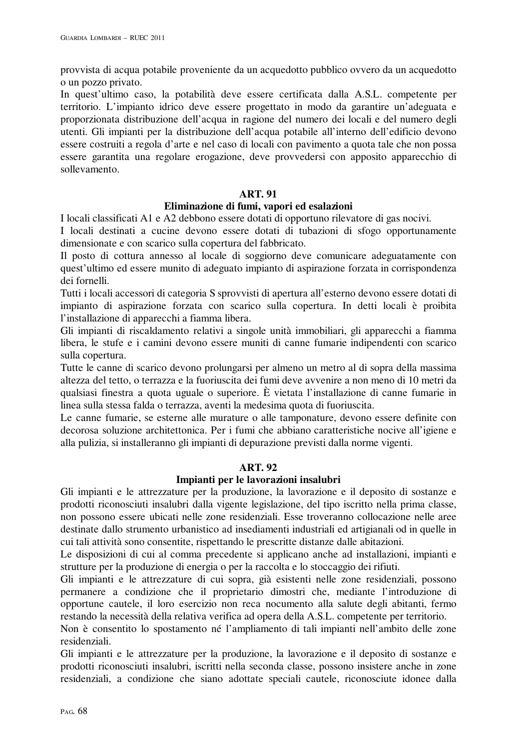provvista di acqua potabile proveniente da un acquedotto pubblico ovvero da un acquedotto o un pozzo privato.

In quest'ultimo caso, la potabilità deve essere certificata dalla A.S.L. competente per territorio. L'impianto idrico deve essere progettato in modo da garantire un'adeguata e proporzionata distribuzione dell'acqua in ragione del numero dei locali e del numero degli utenti. Gli impianti per la distribuzione dell'acqua potabile all'interno dell'edificio devono essere costruiti a regola d'arte e nel caso di locali con pavimento a quota tale che non possa essere garantita una regolare erogazione, deve provvedersi con apposito apparecchio di sollevamento.

## ART. 91
### Eliminazione di fumi, vapori ed esalazioni

I locali classificati A1 e A2 debbono essere dotati di opportuno rilevatore di gas nocivi.

I locali destinati a cucine devono essere dotati di tubazioni di sfogo opportunamente dimensionate e con scarico sulla copertura del fabbricato.

Il posto di cottura annesso al locale di soggiorno deve comunicare adeguatamente con quest'ultimo ed essere munito di adeguato impianto di aspirazione forzata in corrispondenza dei fornelli.

Tutti i locali accessori di categoria S sprovvisti di apertura all'esterno devono essere dotati di impianto di aspirazione forzata con scarico sulla copertura. In detti locali è proibita l'installazione di apparecchi a fiamma libera.

Gli impianti di riscaldamento relativi a singole unità immobiliari, gli apparecchi a fiamma libera, le stufe e i camini devono essere muniti di canne fumarie indipendenti con scarico sulla copertura.

Tutte le canne di scarico devono prolungarsi per almeno un metro al di sopra della massima altezza del tetto, o terrazza e la fuoriuscita dei fumi deve avvenire a non meno di 10 metri da qualsiasi finestra a quota uguale o superiore. È vietata l'installazione di canne fumarie in linea sulla stessa falda o terrazza, aventi la medesima quota di fuoriuscita.

Le canne fumarie, se esterne alle murature o alle tamponature, devono essere definite con decorosa soluzione architettonica. Per i fumi che abbiano caratteristiche nocive all'igiene e alla pulizia, si installeranno gli impianti di depurazione previsti dalla norme vigenti.

## ART. 92
### Impianti per le lavorazioni insalubri

Gli impianti e le attrezzature per la produzione, la lavorazione e il deposito di sostanze e prodotti riconosciuti insalubri dalla vigente legislazione, del tipo iscritto nella prima classe, non possono essere ubicati nelle zone residenziali. Esse troveranno collocazione nelle aree destinate dallo strumento urbanistico ad insediamenti industriali ed artigianali od in quelle in cui tali attività sono consentite, rispettando le prescritte distanze dalle abitazioni.

Le disposizioni di cui al comma precedente si applicano anche ad installazioni, impianti e strutture per la produzione di energia o per la raccolta e lo stoccaggio dei rifiuti.

Gli impianti e le attrezzature di cui sopra, già esistenti nelle zone residenziali, possono permanere a condizione che il proprietario dimostri che, mediante l'introduzione di opportune cautele, il loro esercizio non reca nocumento alla salute degli abitanti, fermo restando la necessità della relativa verifica ad opera della A.S.L. competente per territorio.

Non è consentito lo spostamento né l'ampliamento di tali impianti nell'ambito delle zone residenziali.

Gli impianti e le attrezzature per la produzione, la lavorazione e il deposito di sostanze e prodotti riconosciuti insalubri, iscritti nella seconda classe, possono insistere anche in zone residenziali, a condizione che siano adottate speciali cautele, riconosciute idonee dalla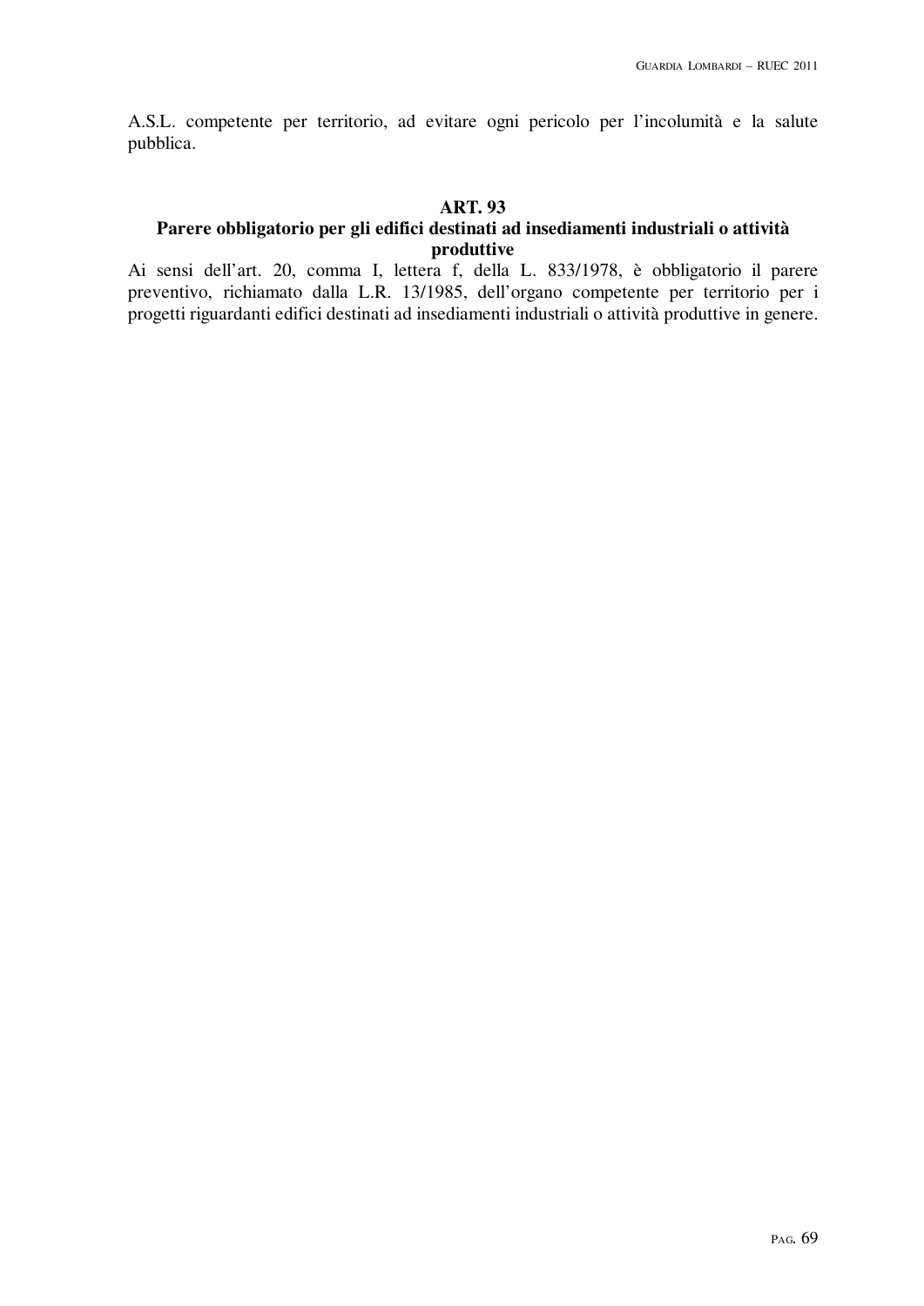A.S.L. competente per territorio, ad evitare ogni pericolo per l'incolumità e la salute pubblica.

### ART. 93
### Parere obbligatorio per gli edifici destinati ad insediamenti industriali o attività produttive

Ai sensi dell'art. 20, comma I, lettera f, della L. 833/1978, è obbligatorio il parere preventivo, richiamato dalla L.R. 13/1985, dell'organo competente per territorio per i progetti riguardanti edifici destinati ad insediamenti industriali o attività produttive in genere.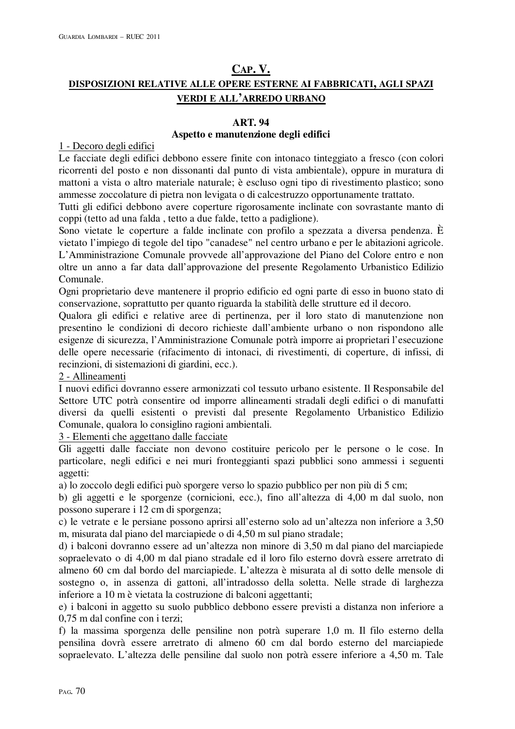# CAP. V.

## DISPOSIZIONI RELATIVE ALLE OPERE ESTERNE AI FABBRICATI, AGLI SPAZI VERDI E ALL'ARREDO URBANO

### ART. 94

### Aspetto e manutenzione degli edifici

1 - Decoro degli edifici

Le facciate degli edifici debbono essere finite con intonaco tinteggiato a fresco (con colori ricorrenti del posto e non dissonanti dal punto di vista ambientale), oppure in muratura di mattoni a vista o altro materiale naturale; è escluso ogni tipo di rivestimento plastico; sono ammesse zoccolature di pietra non levigata o di calcestruzzo opportunamente trattato.

Tutti gli edifici debbono avere coperture rigorosamente inclinate con sovrastante manto di coppi (tetto ad una falda , tetto a due falde, tetto a padiglione).

Sono vietate le coperture a falde inclinate con profilo a spezzata a diversa pendenza. È vietato l'impiego di tegole del tipo "canadese" nel centro urbano e per le abitazioni agricole.

L'Amministrazione Comunale provvede all'approvazione del Piano del Colore entro e non oltre un anno a far data dall'approvazione del presente Regolamento Urbanistico Edilizio Comunale.

Ogni proprietario deve mantenere il proprio edificio ed ogni parte di esso in buono stato di conservazione, soprattutto per quanto riguarda la stabilità delle strutture ed il decoro.

Qualora gli edifici e relative aree di pertinenza, per il loro stato di manutenzione non presentino le condizioni di decoro richieste dall'ambiente urbano o non rispondono alle esigenze di sicurezza, l'Amministrazione Comunale potrà imporre ai proprietari l'esecuzione delle opere necessarie (rifacimento di intonaci, di rivestimenti, di coperture, di infissi, di recinzioni, di sistemazioni di giardini, ecc.).

2 - Allineamenti

I nuovi edifici dovranno essere armonizzati col tessuto urbano esistente. Il Responsabile del Settore UTC potrà consentire od imporre allineamenti stradali degli edifici o di manufatti diversi da quelli esistenti o previsti dal presente Regolamento Urbanistico Edilizio Comunale, qualora lo consiglino ragioni ambientali.

3 - Elementi che aggettano dalle facciate

Gli aggetti dalle facciate non devono costituire pericolo per le persone o le cose. In particolare, negli edifici e nei muri fronteggianti spazi pubblici sono ammessi i seguenti aggetti:

a) lo zoccolo degli edifici può sporgere verso lo spazio pubblico per non più di 5 cm;

b) gli aggetti e le sporgenze (cornicioni, ecc.), fino all'altezza di 4,00 m dal suolo, non possono superare i 12 cm di sporgenza;

c) le vetrate e le persiane possono aprirsi all'esterno solo ad un'altezza non inferiore a 3,50 m, misurata dal piano del marciapiede o di 4,50 m sul piano stradale;

d) i balconi dovranno essere ad un'altezza non minore di 3,50 m dal piano del marciapiede sopraelevato o di 4,00 m dal piano stradale ed il loro filo esterno dovrà essere arretrato di almeno 60 cm dal bordo del marciapiede. L'altezza è misurata al di sotto delle mensole di sostegno o, in assenza di gattoni, all'intradosso della soletta. Nelle strade di larghezza inferiore a 10 m è vietata la costruzione di balconi aggettanti;

e) i balconi in aggetto su suolo pubblico debbono essere previsti a distanza non inferiore a 0,75 m dal confine con i terzi;

f) la massima sporgenza delle pensiline non potrà superare 1,0 m. Il filo esterno della pensilina dovrà essere arretrato di almeno 60 cm dal bordo esterno del marciapiede sopraelevato. L'altezza delle pensiline dal suolo non potrà essere inferiore a 4,50 m. Tale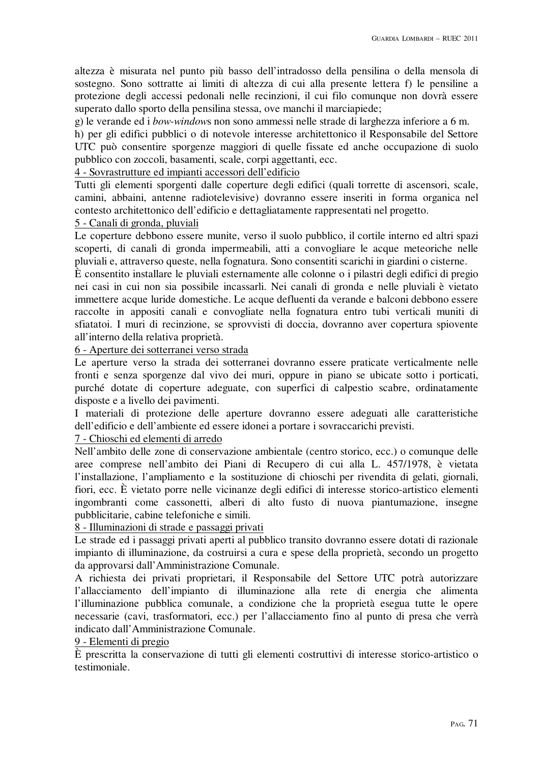altezza è misurata nel punto più basso dell'intradosso della pensilina o della mensola di sostegno. Sono sottratte ai limiti di altezza di cui alla presente lettera f) le pensiline a protezione degli accessi pedonali nelle recinzioni, il cui filo comunque non dovrà essere superato dallo sporto della pensilina stessa, ove manchi il marciapiede;

g) le verande ed i *bow-window*s non sono ammessi nelle strade di larghezza inferiore a 6 m.

h) per gli edifici pubblici o di notevole interesse architettonico il Responsabile del Settore UTC può consentire sporgenze maggiori di quelle fissate ed anche occupazione di suolo pubblico con zoccoli, basamenti, scale, corpi aggettanti, ecc.

4 - Sovrastrutture ed impianti accessori dell'edificio

Tutti gli elementi sporgenti dalle coperture degli edifici (quali torrette di ascensori, scale, camini, abbaini, antenne radiotelevisive) dovranno essere inseriti in forma organica nel contesto architettonico dell'edificio e dettagliatamente rappresentati nel progetto.

5 - Canali di gronda, pluviali

Le coperture debbono essere munite, verso il suolo pubblico, il cortile interno ed altri spazi scoperti, di canali di gronda impermeabili, atti a convogliare le acque meteoriche nelle pluviali e, attraverso queste, nella fognatura. Sono consentiti scarichi in giardini o cisterne.

È consentito installare le pluviali esternamente alle colonne o i pilastri degli edifici di pregio nei casi in cui non sia possibile incassarli. Nei canali di gronda e nelle pluviali è vietato immettere acque luride domestiche. Le acque defluenti da verande e balconi debbono essere raccolte in appositi canali e convogliate nella fognatura entro tubi verticali muniti di sfiatatoi. I muri di recinzione, se sprovvisti di doccia, dovranno aver copertura spiovente all'interno della relativa proprietà.

6 - Aperture dei sotterranei verso strada

Le aperture verso la strada dei sotterranei dovranno essere praticate verticalmente nelle fronti e senza sporgenze dal vivo dei muri, oppure in piano se ubicate sotto i porticati, purché dotate di coperture adeguate, con superfici di calpestio scabre, ordinatamente disposte e a livello dei pavimenti.

I materiali di protezione delle aperture dovranno essere adeguati alle caratteristiche dell'edificio e dell'ambiente ed essere idonei a portare i sovraccarichi previsti.

7 - Chioschi ed elementi di arredo

Nell'ambito delle zone di conservazione ambientale (centro storico, ecc.) o comunque delle aree comprese nell'ambito dei Piani di Recupero di cui alla L. 457/1978, è vietata l'installazione, l'ampliamento e la sostituzione di chioschi per rivendita di gelati, giornali, fiori, ecc. È vietato porre nelle vicinanze degli edifici di interesse storico-artistico elementi ingombranti come cassonetti, alberi di alto fusto di nuova piantumazione, insegne pubblicitarie, cabine telefoniche e simili.

8 - Illuminazioni di strade e passaggi privati

Le strade ed i passaggi privati aperti al pubblico transito dovranno essere dotati di razionale impianto di illuminazione, da costruirsi a cura e spese della proprietà, secondo un progetto da approvarsi dall'Amministrazione Comunale.

A richiesta dei privati proprietari, il Responsabile del Settore UTC potrà autorizzare l'allacciamento dell'impianto di illuminazione alla rete di energia che alimenta l'illuminazione pubblica comunale, a condizione che la proprietà esegua tutte le opere necessarie (cavi, trasformatori, ecc.) per l'allacciamento fino al punto di presa che verrà indicato dall'Amministrazione Comunale.

9 - Elementi di pregio

È prescritta la conservazione di tutti gli elementi costruttivi di interesse storico-artistico o testimoniale.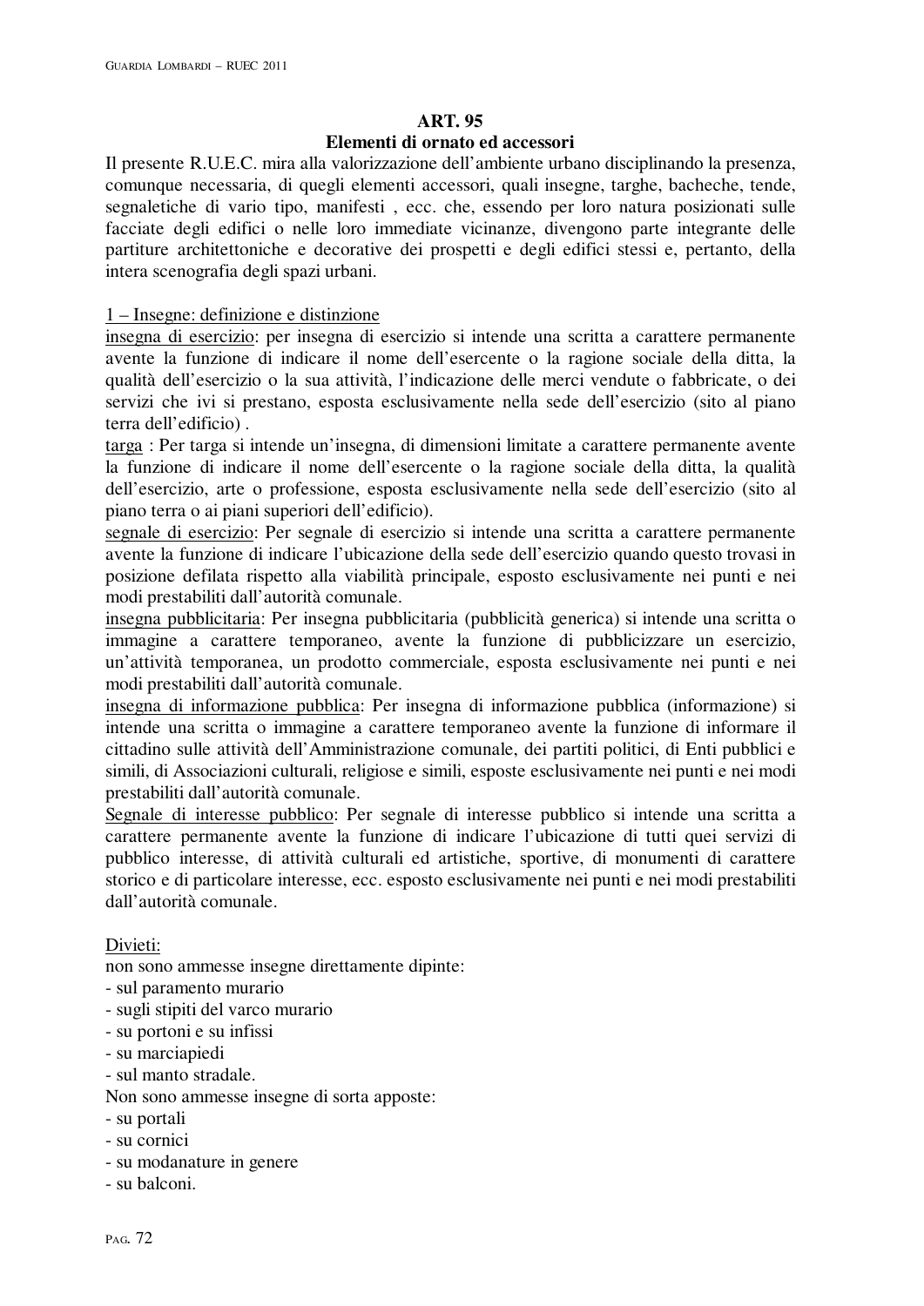## ART. 95
## Elementi di ornato ed accessori

Il presente R.U.E.C. mira alla valorizzazione dell'ambiente urbano disciplinando la presenza, comunque necessaria, di quegli elementi accessori, quali insegne, targhe, bacheche, tende, segnaletiche di vario tipo, manifesti , ecc. che, essendo per loro natura posizionati sulle facciate degli edifici o nelle loro immediate vicinanze, divengono parte integrante delle partiture architettoniche e decorative dei prospetti e degli edifici stessi e, pertanto, della intera scenografia degli spazi urbani.

<u>1 – Insegne: definizione e distinzione</u>

<u>insegna di esercizio</u>: per insegna di esercizio si intende una scritta a carattere permanente avente la funzione di indicare il nome dell'esercente o la ragione sociale della ditta, la qualità dell'esercizio o la sua attività, l'indicazione delle merci vendute o fabbricate, o dei servizi che ivi si prestano, esposta esclusivamente nella sede dell'esercizio (sito al piano terra dell'edificio) .

<u>targa</u> : Per targa si intende un'insegna, di dimensioni limitate a carattere permanente avente la funzione di indicare il nome dell'esercente o la ragione sociale della ditta, la qualità dell'esercizio, arte o professione, esposta esclusivamente nella sede dell'esercizio (sito al piano terra o ai piani superiori dell'edificio).

<u>segnale di esercizio</u>: Per segnale di esercizio si intende una scritta a carattere permanente avente la funzione di indicare l'ubicazione della sede dell'esercizio quando questo trovasi in posizione defilata rispetto alla viabilità principale, esposto esclusivamente nei punti e nei modi prestabiliti dall'autorità comunale.

<u>insegna pubblicitaria</u>: Per insegna pubblicitaria (pubblicità generica) si intende una scritta o immagine a carattere temporaneo, avente la funzione di pubblicizzare un esercizio, un'attività temporanea, un prodotto commerciale, esposta esclusivamente nei punti e nei modi prestabiliti dall'autorità comunale.

<u>insegna di informazione pubblica</u>: Per insegna di informazione pubblica (informazione) si intende una scritta o immagine a carattere temporaneo avente la funzione di informare il cittadino sulle attività dell'Amministrazione comunale, dei partiti politici, di Enti pubblici e simili, di Associazioni culturali, religiose e simili, esposte esclusivamente nei punti e nei modi prestabiliti dall'autorità comunale.

<u>Segnale di interesse pubblico</u>: Per segnale di interesse pubblico si intende una scritta a carattere permanente avente la funzione di indicare l'ubicazione di tutti quei servizi di pubblico interesse, di attività culturali ed artistiche, sportive, di monumenti di carattere storico e di particolare interesse, ecc. esposto esclusivamente nei punti e nei modi prestabiliti dall'autorità comunale.

<u>Divieti:</u>

non sono ammesse insegne direttamente dipinte:
- sul paramento murario
- sugli stipiti del varco murario
- su portoni e su infissi
- su marciapiedi
- sul manto stradale.

Non sono ammesse insegne di sorta apposte:
- su portali
- su cornici
- su modanature in genere
- su balconi.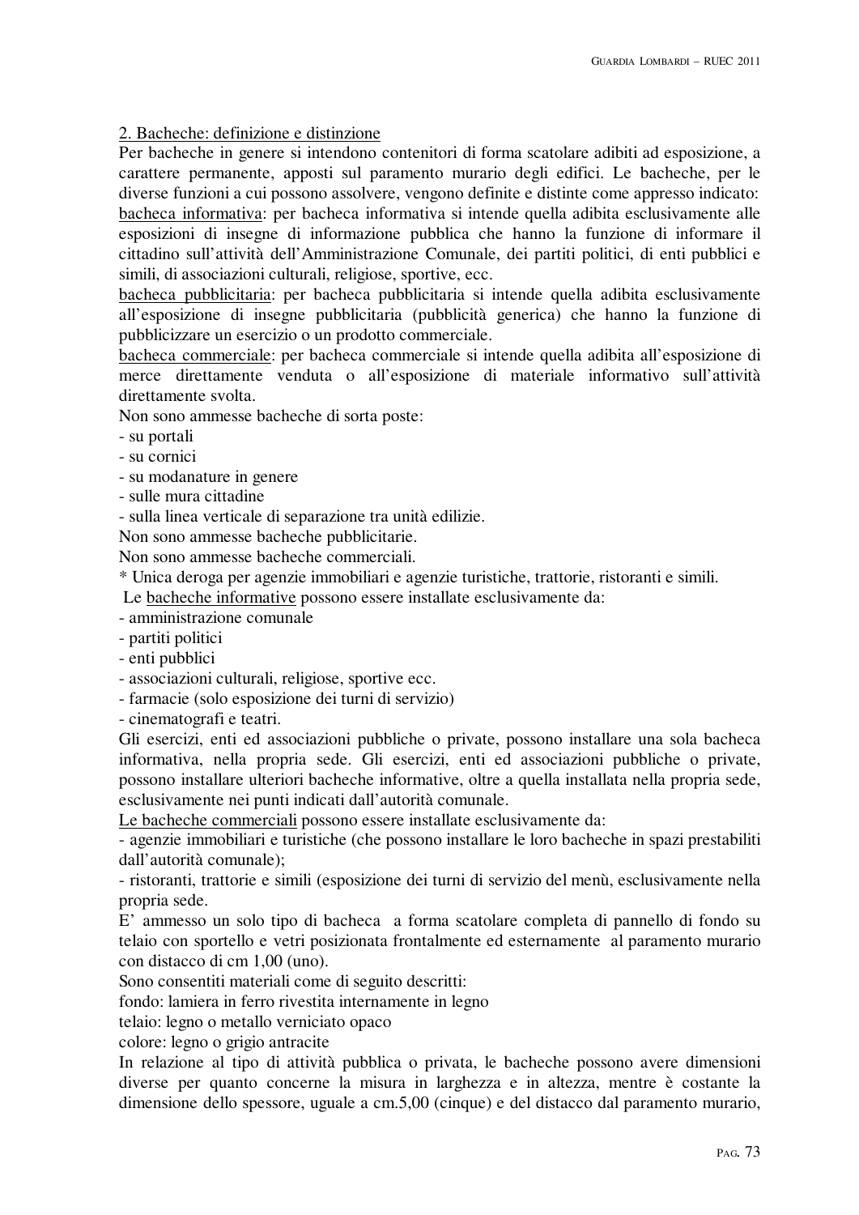2. Bacheche: definizione e distinzione

Per bacheche in genere si intendono contenitori di forma scatolare adibiti ad esposizione, a carattere permanente, apposti sul paramento murario degli edifici. Le bacheche, per le diverse funzioni a cui possono assolvere, vengono definite e distinte come appresso indicato:

bacheca informativa: per bacheca informativa si intende quella adibita esclusivamente alle esposizioni di insegne di informazione pubblica che hanno la funzione di informare il cittadino sull'attività dell'Amministrazione Comunale, dei partiti politici, di enti pubblici e simili, di associazioni culturali, religiose, sportive, ecc.

bacheca pubblicitaria: per bacheca pubblicitaria si intende quella adibita esclusivamente all'esposizione di insegne pubblicitaria (pubblicità generica) che hanno la funzione di pubblicizzare un esercizio o un prodotto commerciale.

bacheca commerciale: per bacheca commerciale si intende quella adibita all'esposizione di merce direttamente venduta o all'esposizione di materiale informativo sull'attività direttamente svolta.

Non sono ammesse bacheche di sorta poste:

- su portali
- su cornici
- su modanature in genere
- sulle mura cittadine
- sulla linea verticale di separazione tra unità edilizie.

Non sono ammesse bacheche pubblicitarie.

Non sono ammesse bacheche commerciali.

* Unica deroga per agenzie immobiliari e agenzie turistiche, trattorie, ristoranti e simili.

Le bacheche informative possono essere installate esclusivamente da:

- amministrazione comunale
- partiti politici
- enti pubblici
- associazioni culturali, religiose, sportive ecc.
- farmacie (solo esposizione dei turni di servizio)
- cinematografi e teatri.

Gli esercizi, enti ed associazioni pubbliche o private, possono installare una sola bacheca informativa, nella propria sede. Gli esercizi, enti ed associazioni pubbliche o private, possono installare ulteriori bacheche informative, oltre a quella installata nella propria sede, esclusivamente nei punti indicati dall'autorità comunale.

Le bacheche commerciali possono essere installate esclusivamente da:

- agenzie immobiliari e turistiche (che possono installare le loro bacheche in spazi prestabiliti dall'autorità comunale);
- ristoranti, trattorie e simili (esposizione dei turni di servizio del menù, esclusivamente nella propria sede.

E' ammesso un solo tipo di bacheca a forma scatolare completa di pannello di fondo su telaio con sportello e vetri posizionata frontalmente ed esternamente al paramento murario con distacco di cm 1,00 (uno).

Sono consentiti materiali come di seguito descritti:

fondo: lamiera in ferro rivestita internamente in legno

telaio: legno o metallo verniciato opaco

colore: legno o grigio antracite

In relazione al tipo di attività pubblica o privata, le bacheche possono avere dimensioni diverse per quanto concerne la misura in larghezza e in altezza, mentre è costante la dimensione dello spessore, uguale a cm.5,00 (cinque) e del distacco dal paramento murario,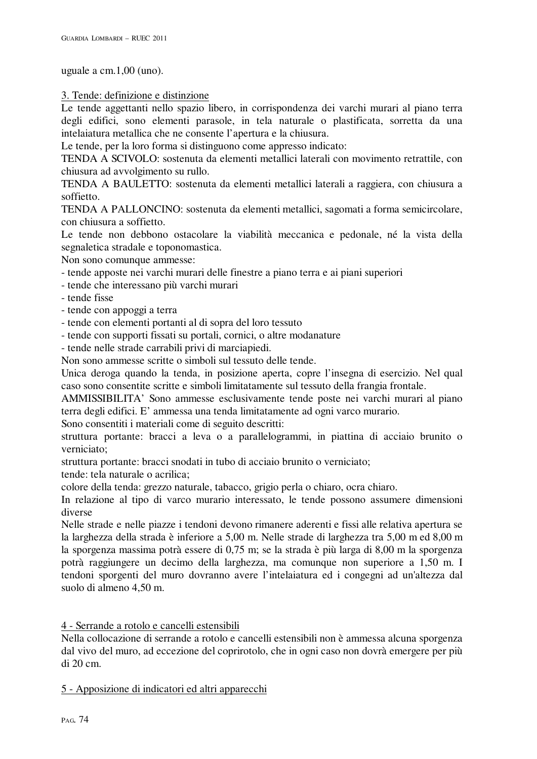uguale a cm.1,00 (uno).

### 3. Tende: definizione e distinzione

Le tende aggettanti nello spazio libero, in corrispondenza dei varchi murari al piano terra degli edifici, sono elementi parasole, in tela naturale o plastificata, sorretta da una intelaiatura metallica che ne consente l'apertura e la chiusura.

Le tende, per la loro forma si distinguono come appresso indicato:

TENDA A SCIVOLO: sostenuta da elementi metallici laterali con movimento retrattile, con chiusura ad avvolgimento su rullo.

TENDA A BAULETTO: sostenuta da elementi metallici laterali a raggiera, con chiusura a soffietto.

TENDA A PALLONCINO: sostenuta da elementi metallici, sagomati a forma semicircolare, con chiusura a soffietto.

Le tende non debbono ostacolare la viabilità meccanica e pedonale, né la vista della segnaletica stradale e toponomastica.

Non sono comunque ammesse:

- tende apposte nei varchi murari delle finestre a piano terra e ai piani superiori
- tende che interessano più varchi murari
- tende fisse
- tende con appoggi a terra
- tende con elementi portanti al di sopra del loro tessuto
- tende con supporti fissati su portali, cornici, o altre modanature
- tende nelle strade carrabili privi di marciapiedi.

Non sono ammesse scritte o simboli sul tessuto delle tende.

Unica deroga quando la tenda, in posizione aperta, copre l'insegna di esercizio. Nel qual caso sono consentite scritte e simboli limitatamente sul tessuto della frangia frontale.

AMMISSIBILITA' Sono ammesse esclusivamente tende poste nei varchi murari al piano terra degli edifici. E' ammessa una tenda limitatamente ad ogni varco murario.

Sono consentiti i materiali come di seguito descritti:

struttura portante: bracci a leva o a parallelogrammi, in piattina di acciaio brunito o verniciato;

struttura portante: bracci snodati in tubo di acciaio brunito o verniciato;

tende: tela naturale o acrilica;

colore della tenda: grezzo naturale, tabacco, grigio perla o chiaro, ocra chiaro.

In relazione al tipo di varco murario interessato, le tende possono assumere dimensioni diverse

Nelle strade e nelle piazze i tendoni devono rimanere aderenti e fissi alle relativa apertura se la larghezza della strada è inferiore a 5,00 m. Nelle strade di larghezza tra 5,00 m ed 8,00 m la sporgenza massima potrà essere di 0,75 m; se la strada è più larga di 8,00 m la sporgenza potrà raggiungere un decimo della larghezza, ma comunque non superiore a 1,50 m. I tendoni sporgenti del muro dovranno avere l'intelaiatura ed i congegni ad un'altezza dal suolo di almeno 4,50 m.

### 4 - Serrande a rotolo e cancelli estensibili

Nella collocazione di serrande a rotolo e cancelli estensibili non è ammessa alcuna sporgenza dal vivo del muro, ad eccezione del copririotolo, che in ogni caso non dovrà emergere per più di 20 cm.

### 5 - Apposizione di indicatori ed altri apparecchi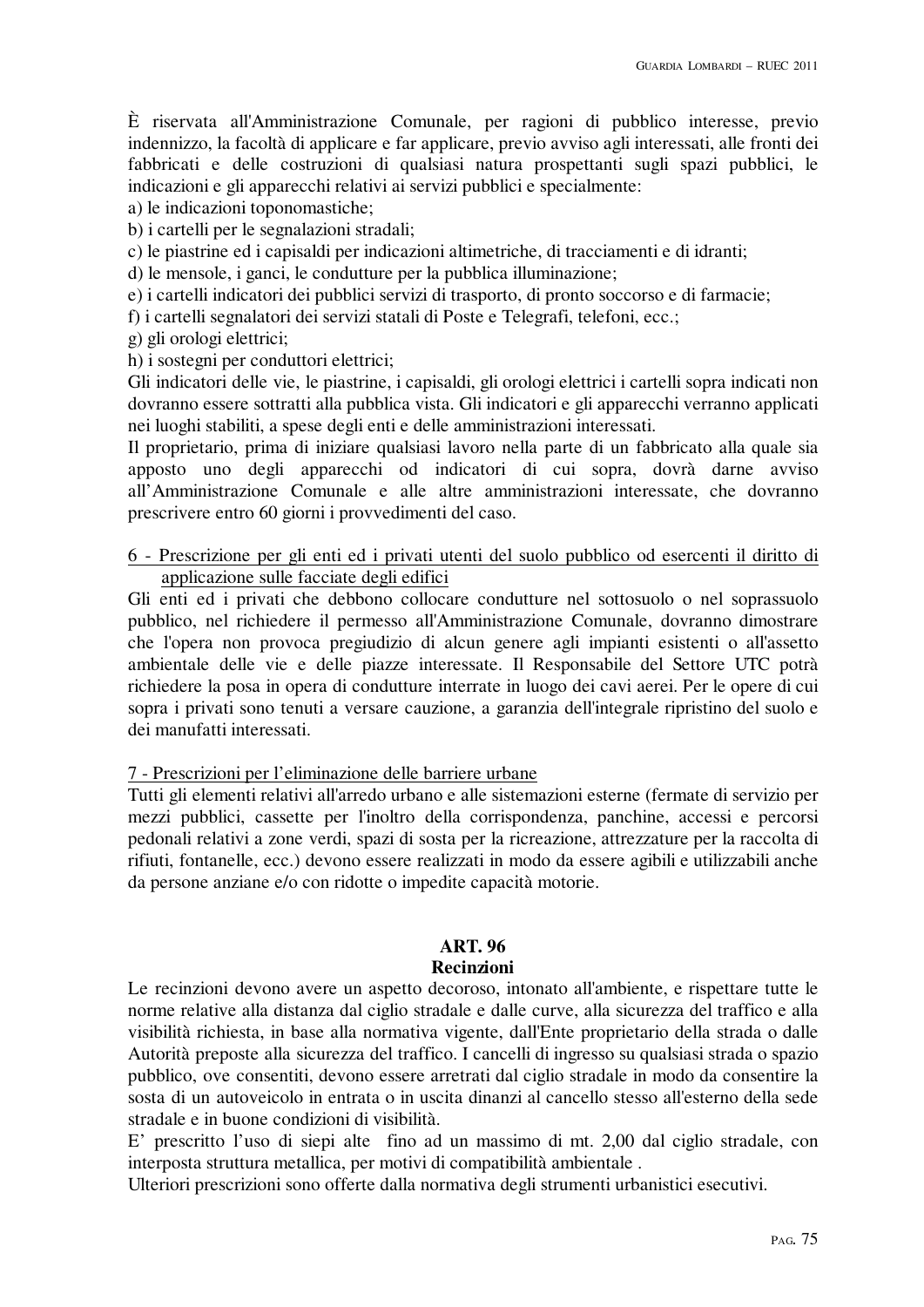È riservata all'Amministrazione Comunale, per ragioni di pubblico interesse, previo indennizzo, la facoltà di applicare e far applicare, previo avviso agli interessati, alle fronti dei fabbricati e delle costruzioni di qualsiasi natura prospettanti sugli spazi pubblici, le indicazioni e gli apparecchi relativi ai servizi pubblici e specialmente:

a) le indicazioni toponomastiche;
b) i cartelli per le segnalazioni stradali;
c) le piastrine ed i capisaldi per indicazioni altimetriche, di tracciamenti e di idranti;
d) le mensole, i ganci, le condutture per la pubblica illuminazione;
e) i cartelli indicatori dei pubblici servizi di trasporto, di pronto soccorso e di farmacie;
f) i cartelli segnalatori dei servizi statali di Poste e Telegrafi, telefoni, ecc.;
g) gli orologi elettrici;
h) i sostegni per conduttori elettrici;

Gli indicatori delle vie, le piastrine, i capisaldi, gli orologi elettrici i cartelli sopra indicati non dovranno essere sottratti alla pubblica vista. Gli indicatori e gli apparecchi verranno applicati nei luoghi stabiliti, a spese degli enti e delle amministrazioni interessati.

Il proprietario, prima di iniziare qualsiasi lavoro nella parte di un fabbricato alla quale sia apposto uno degli apparecchi od indicatori di cui sopra, dovrà darne avviso all'Amministrazione Comunale e alle altre amministrazioni interessate, che dovranno prescrivere entro 60 giorni i provvedimenti del caso.

6 - Prescrizione per gli enti ed i privati utenti del suolo pubblico od esercenti il diritto di applicazione sulle facciate degli edifici

Gli enti ed i privati che debbono collocare condutture nel sottosuolo o nel soprassuolo pubblico, nel richiedere il permesso all'Amministrazione Comunale, dovranno dimostrare che l'opera non provoca pregiudizio di alcun genere agli impianti esistenti o all'assetto ambientale delle vie e delle piazze interessate. Il Responsabile del Settore UTC potrà richiedere la posa in opera di condutture interrate in luogo dei cavi aerei. Per le opere di cui sopra i privati sono tenuti a versare cauzione, a garanzia dell'integrale ripristino del suolo e dei manufatti interessati.

7 - Prescrizioni per l'eliminazione delle barriere urbane

Tutti gli elementi relativi all'arredo urbano e alle sistemazioni esterne (fermate di servizio per mezzi pubblici, cassette per l'inoltro della corrispondenza, panchine, accessi e percorsi pedonali relativi a zone verdi, spazi di sosta per la ricreazione, attrezzature per la raccolta di rifiuti, fontanelle, ecc.) devono essere realizzati in modo da essere agibili e utilizzabili anche da persone anziane e/o con ridotte o impedite capacità motorie.

## ART. 96
## Recinzioni

Le recinzioni devono avere un aspetto decoroso, intonato all'ambiente, e rispettare tutte le norme relative alla distanza dal ciglio stradale e dalle curve, alla sicurezza del traffico e alla visibilità richiesta, in base alla normativa vigente, dall'Ente proprietario della strada o dalle Autorità preposte alla sicurezza del traffico. I cancelli di ingresso su qualsiasi strada o spazio pubblico, ove consentiti, devono essere arretrati dal ciglio stradale in modo da consentire la sosta di un autoveicolo in entrata o in uscita dinanzi al cancello stesso all'esterno della sede stradale e in buone condizioni di visibilità.

E' prescritto l'uso di siepi alte fino ad un massimo di mt. 2,00 dal ciglio stradale, con interposta struttura metallica, per motivi di compatibilità ambientale .

Ulteriori prescrizioni sono offerte dalla normativa degli strumenti urbanistici esecutivi.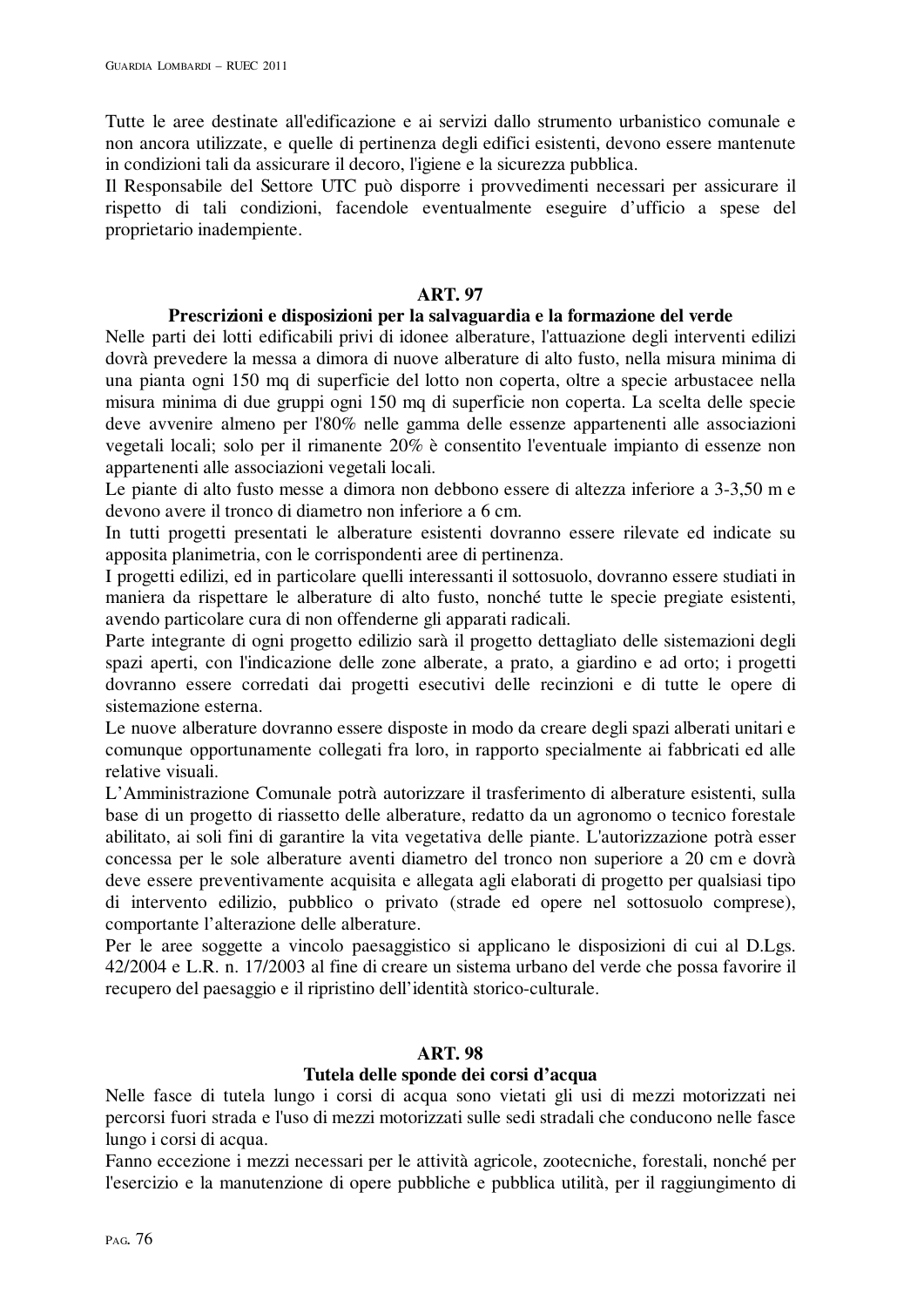Tutte le aree destinate all'edificazione e ai servizi dallo strumento urbanistico comunale e non ancora utilizzate, e quelle di pertinenza degli edifici esistenti, devono essere mantenute in condizioni tali da assicurare il decoro, l'igiene e la sicurezza pubblica.
Il Responsabile del Settore UTC può disporre i provvedimenti necessari per assicurare il rispetto di tali condizioni, facendole eventualmente eseguire d'ufficio a spese del proprietario inadempiente.

## ART. 97

### Prescrizioni e disposizioni per la salvaguardia e la formazione del verde

Nelle parti dei lotti edificabili privi di idonee alberature, l'attuazione degli interventi edilizi dovrà prevedere la messa a dimora di nuove alberature di alto fusto, nella misura minima di una pianta ogni 150 mq di superficie del lotto non coperta, oltre a specie arbustacee nella misura minima di due gruppi ogni 150 mq di superficie non coperta. La scelta delle specie deve avvenire almeno per l'80% nelle gamma delle essenze appartenenti alle associazioni vegetali locali; solo per il rimanente 20% è consentito l'eventuale impianto di essenze non appartenenti alle associazioni vegetali locali.
Le piante di alto fusto messe a dimora non debbono essere di altezza inferiore a 3-3,50 m e devono avere il tronco di diametro non inferiore a 6 cm.
In tutti progetti presentati le alberature esistenti dovranno essere rilevate ed indicate su apposita planimetria, con le corrispondenti aree di pertinenza.
I progetti edilizi, ed in particolare quelli interessanti il sottosuolo, dovranno essere studiati in maniera da rispettare le alberature di alto fusto, nonché tutte le specie pregiate esistenti, avendo particolare cura di non offenderne gli apparati radicali.
Parte integrante di ogni progetto edilizio sarà il progetto dettagliato delle sistemazioni degli spazi aperti, con l'indicazione delle zone alberate, a prato, a giardino e ad orto; i progetti dovranno essere corredati dai progetti esecutivi delle recinzioni e di tutte le opere di sistemazione esterna.
Le nuove alberature dovranno essere disposte in modo da creare degli spazi alberati unitari e comunque opportunamente collegati fra loro, in rapporto specialmente ai fabbricati ed alle relative visuali.
L'Amministrazione Comunale potrà autorizzare il trasferimento di alberature esistenti, sulla base di un progetto di riassetto delle alberature, redatto da un agronomo o tecnico forestale abilitato, ai soli fini di garantire la vita vegetativa delle piante. L'autorizzazione potrà esser concessa per le sole alberature aventi diametro del tronco non superiore a 20 cm e dovrà deve essere preventivamente acquisita e allegata agli elaborati di progetto per qualsiasi tipo di intervento edilizio, pubblico o privato (strade ed opere nel sottosuolo comprese), comportante l'alterazione delle alberature.
Per le aree soggette a vincolo paesaggistico si applicano le disposizioni di cui al D.Lgs. 42/2004 e L.R. n. 17/2003 al fine di creare un sistema urbano del verde che possa favorire il recupero del paesaggio e il ripristino dell'identità storico-culturale.

## ART. 98

### Tutela delle sponde dei corsi d'acqua

Nelle fasce di tutela lungo i corsi di acqua sono vietati gli usi di mezzi motorizzati nei percorsi fuori strada e l'uso di mezzi motorizzati sulle sedi stradali che conducono nelle fasce lungo i corsi di acqua.
Fanno eccezione i mezzi necessari per le attività agricole, zootecniche, forestali, nonché per l'esercizio e la manutenzione di opere pubbliche e pubblica utilità, per il raggiungimento di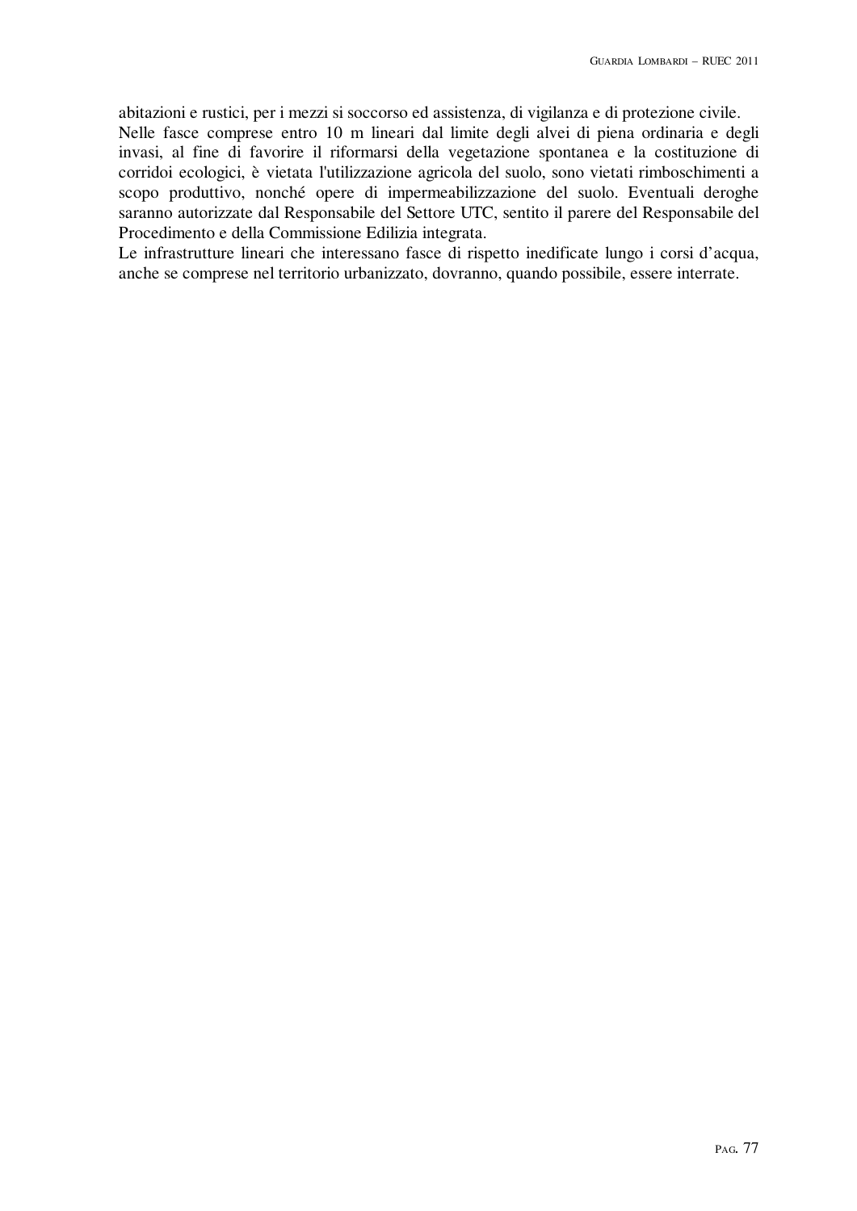abitazioni e rustici, per i mezzi si soccorso ed assistenza, di vigilanza e di protezione civile.
Nelle fasce comprese entro 10 m lineari dal limite degli alvei di piena ordinaria e degli invasi, al fine di favorire il riformarsi della vegetazione spontanea e la costituzione di corridoi ecologici, è vietata l'utilizzazione agricola del suolo, sono vietati rimboschimenti a scopo produttivo, nonché opere di impermeabilizzazione del suolo. Eventuali deroghe saranno autorizzate dal Responsabile del Settore UTC, sentito il parere del Responsabile del Procedimento e della Commissione Edilizia integrata.
Le infrastrutture lineari che interessano fasce di rispetto inedificate lungo i corsi d'acqua, anche se comprese nel territorio urbanizzato, dovranno, quando possibile, essere interrate.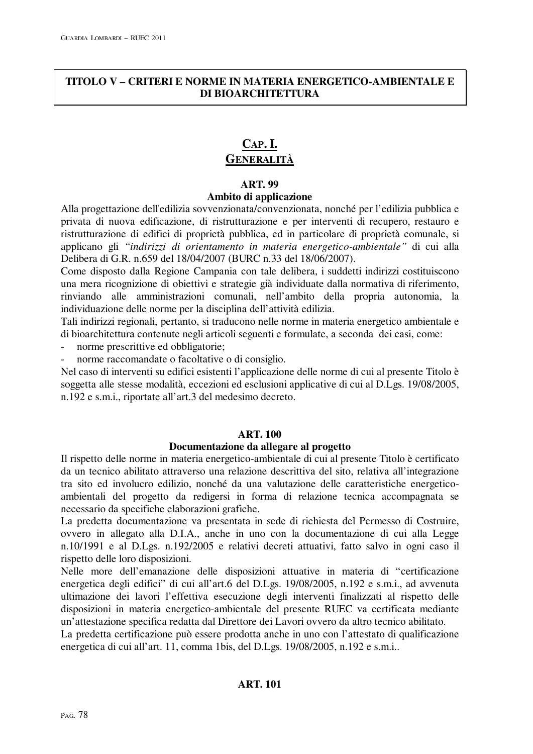# TITOLO V – CRITERI E NORME IN MATERIA ENERGETICO-AMBIENTALE E DI BIOARCHITETTURA

## CAP. I.
## GENERALITÀ

### ART. 99
### Ambito di applicazione

Alla progettazione dell'edilizia sovvenzionata/convenzionata, nonché per l'edilizia pubblica e privata di nuova edificazione, di ristrutturazione e per interventi di recupero, restauro e ristrutturazione di edifici di proprietà pubblica, ed in particolare di proprietà comunale, si applicano gli *"indirizzi di orientamento in materia energetico-ambientale"* di cui alla Delibera di G.R. n.659 del 18/04/2007 (BURC n.33 del 18/06/2007).

Come disposto dalla Regione Campania con tale delibera, i suddetti indirizzi costituiscono una mera ricognizione di obiettivi e strategie già individuate dalla normativa di riferimento, rinviando alle amministrazioni comunali, nell'ambito della propria autonomia, la individuazione delle norme per la disciplina dell'attività edilizia.

Tali indirizzi regionali, pertanto, si traducono nelle norme in materia energetico ambientale e di bioarchitettura contenute negli articoli seguenti e formulate, a seconda dei casi, come:

- norme prescrittive ed obbligatorie;
- norme raccomandate o facoltative o di consiglio.

Nel caso di interventi su edifici esistenti l'applicazione delle norme di cui al presente Titolo è soggetta alle stesse modalità, eccezioni ed esclusioni applicative di cui al D.Lgs. 19/08/2005, n.192 e s.m.i., riportate all'art.3 del medesimo decreto.

### ART. 100
### Documentazione da allegare al progetto

Il rispetto delle norme in materia energetico-ambientale di cui al presente Titolo è certificato da un tecnico abilitato attraverso una relazione descrittiva del sito, relativa all'integrazione tra sito ed involucro edilizio, nonché da una valutazione delle caratteristiche energetico-ambientali del progetto da redigersi in forma di relazione tecnica accompagnata se necessario da specifiche elaborazioni grafiche.

La predetta documentazione va presentata in sede di richiesta del Permesso di Costruire, ovvero in allegato alla D.I.A., anche in uno con la documentazione di cui alla Legge n.10/1991 e al D.Lgs. n.192/2005 e relativi decreti attuativi, fatto salvo in ogni caso il rispetto delle loro disposizioni.

Nelle more dell'emanazione delle disposizioni attuative in materia di "certificazione energetica degli edifici" di cui all'art.6 del D.Lgs. 19/08/2005, n.192 e s.m.i., ad avvenuta ultimazione dei lavori l'effettiva esecuzione degli interventi finalizzati al rispetto delle disposizioni in materia energetico-ambientale del presente RUEC va certificata mediante un'attestazione specifica redatta dal Direttore dei Lavori ovvero da altro tecnico abilitato.

La predetta certificazione può essere prodotta anche in uno con l'attestato di qualificazione energetica di cui all'art. 11, comma 1bis, del D.Lgs. 19/08/2005, n.192 e s.m.i..

### ART. 101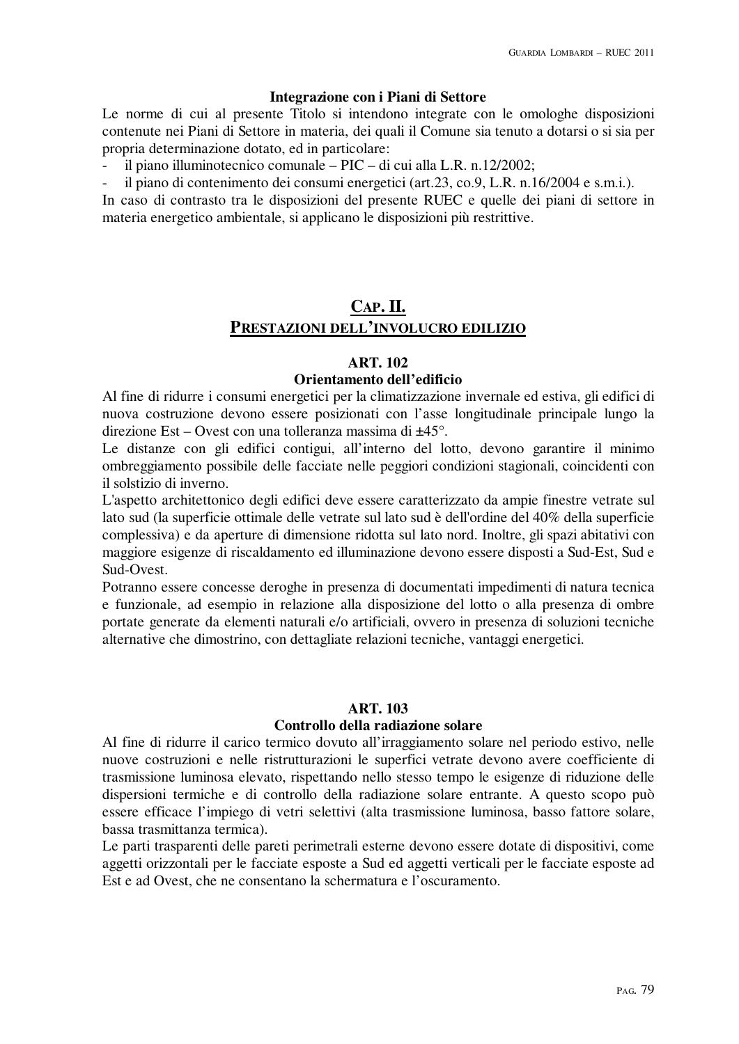**Integrazione con i Piani di Settore**

Le norme di cui al presente Titolo si intendono integrate con le omologhe disposizioni contenute nei Piani di Settore in materia, dei quali il Comune sia tenuto a dotarsi o si sia per propria determinazione dotato, ed in particolare:

- il piano illuminotecnico comunale – PIC – di cui alla L.R. n.12/2002;
- il piano di contenimento dei consumi energetici (art.23, co.9, L.R. n.16/2004 e s.m.i.).

In caso di contrasto tra le disposizioni del presente RUEC e quelle dei piani di settore in materia energetico ambientale, si applicano le disposizioni più restrittive.

## CAP. II.
## PRESTAZIONI DELL'INVOLUCRO EDILIZIO

### ART. 102
### Orientamento dell'edificio

Al fine di ridurre i consumi energetici per la climatizzazione invernale ed estiva, gli edifici di nuova costruzione devono essere posizionati con l'asse longitudinale principale lungo la direzione Est – Ovest con una tolleranza massima di ±45°.

Le distanze con gli edifici contigui, all'interno del lotto, devono garantire il minimo ombreggiamento possibile delle facciate nelle peggiori condizioni stagionali, coincidenti con il solstizio di inverno.

L'aspetto architettonico degli edifici deve essere caratterizzato da ampie finestre vetrate sul lato sud (la superficie ottimale delle vetrate sul lato sud è dell'ordine del 40% della superficie complessiva) e da aperture di dimensione ridotta sul lato nord. Inoltre, gli spazi abitativi con maggiore esigenze di riscaldamento ed illuminazione devono essere disposti a Sud-Est, Sud e Sud-Ovest.

Potranno essere concesse deroghe in presenza di documentati impedimenti di natura tecnica e funzionale, ad esempio in relazione alla disposizione del lotto o alla presenza di ombre portate generate da elementi naturali e/o artificiali, ovvero in presenza di soluzioni tecniche alternative che dimostrino, con dettagliate relazioni tecniche, vantaggi energetici.

### ART. 103
### Controllo della radiazione solare

Al fine di ridurre il carico termico dovuto all'irraggiamento solare nel periodo estivo, nelle nuove costruzioni e nelle ristrutturazioni le superfici vetrate devono avere coefficiente di trasmissione luminosa elevato, rispettando nello stesso tempo le esigenze di riduzione delle dispersioni termiche e di controllo della radiazione solare entrante. A questo scopo può essere efficace l'impiego di vetri selettivi (alta trasmissione luminosa, basso fattore solare, bassa trasmittanza termica).

Le parti trasparenti delle pareti perimetrali esterne devono essere dotate di dispositivi, come aggetti orizzontali per le facciate esposte a Sud ed aggetti verticali per le facciate esposte ad Est e ad Ovest, che ne consentano la schermatura e l'oscuramento.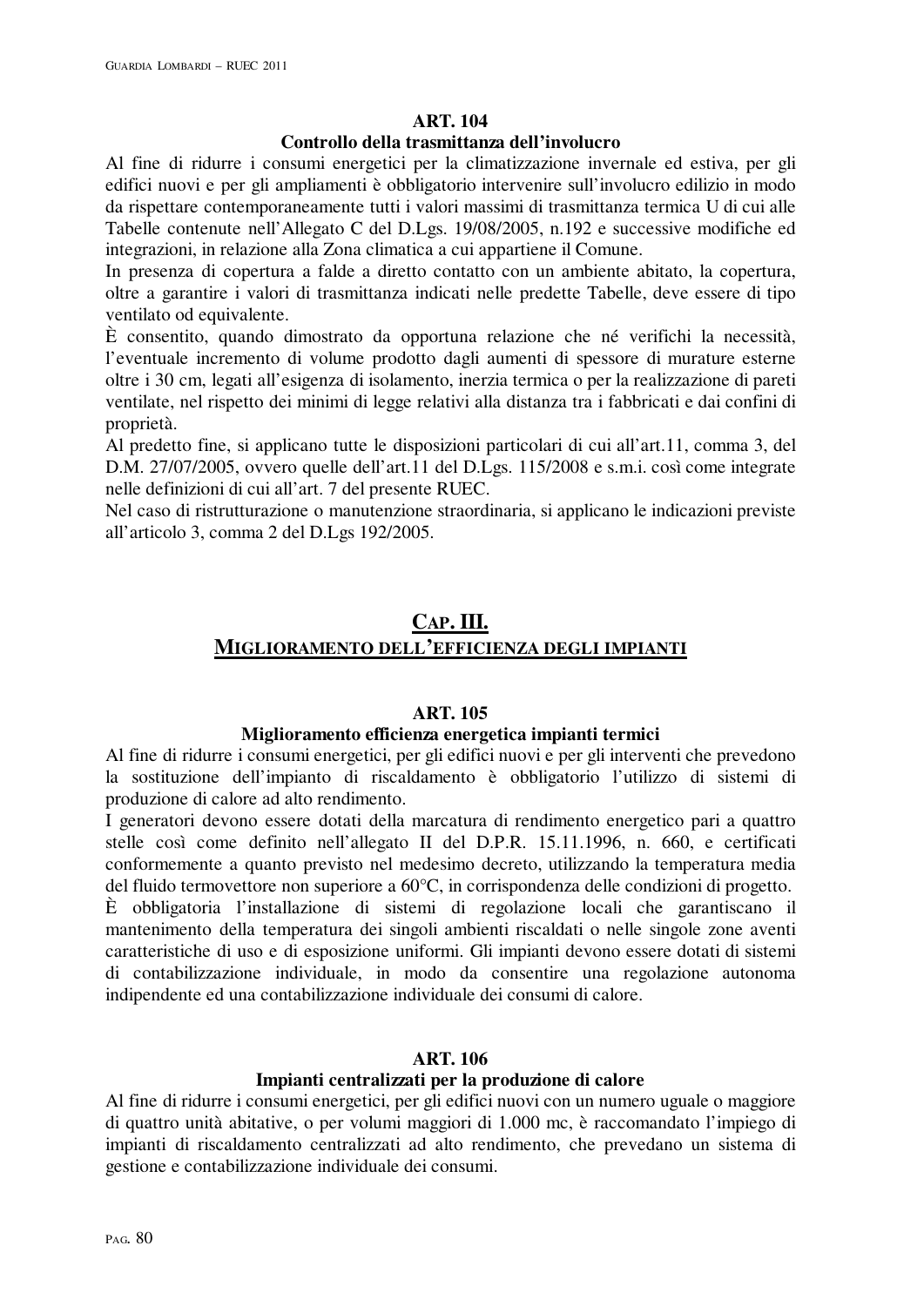**ART. 104**

**Controllo della trasmittanza dell'involucro**

Al fine di ridurre i consumi energetici per la climatizzazione invernale ed estiva, per gli edifici nuovi e per gli ampliamenti è obbligatorio intervenire sull'involucro edilizio in modo da rispettare contemporaneamente tutti i valori massimi di trasmittanza termica U di cui alle Tabelle contenute nell'Allegato C del D.Lgs. 19/08/2005, n.192 e successive modifiche ed integrazioni, in relazione alla Zona climatica a cui appartiene il Comune.

In presenza di copertura a falde a diretto contatto con un ambiente abitato, la copertura, oltre a garantire i valori di trasmittanza indicati nelle predette Tabelle, deve essere di tipo ventilato od equivalente.

È consentito, quando dimostrato da opportuna relazione che né verifichi la necessità, l'eventuale incremento di volume prodotto dagli aumenti di spessore di murature esterne oltre i 30 cm, legati all'esigenza di isolamento, inerzia termica o per la realizzazione di pareti ventilate, nel rispetto dei minimi di legge relativi alla distanza tra i fabbricati e dai confini di proprietà.

Al predetto fine, si applicano tutte le disposizioni particolari di cui all'art.11, comma 3, del D.M. 27/07/2005, ovvero quelle dell'art.11 del D.Lgs. 115/2008 e s.m.i. così come integrate nelle definizioni di cui all'art. 7 del presente RUEC.

Nel caso di ristrutturazione o manutenzione straordinaria, si applicano le indicazioni previste all'articolo 3, comma 2 del D.Lgs 192/2005.

## CAP. III.

## MIGLIORAMENTO DELL'EFFICIENZA DEGLI IMPIANTI

**ART. 105**

**Miglioramento efficienza energetica impianti termici**

Al fine di ridurre i consumi energetici, per gli edifici nuovi e per gli interventi che prevedono la sostituzione dell'impianto di riscaldamento è obbligatorio l'utilizzo di sistemi di produzione di calore ad alto rendimento.

I generatori devono essere dotati della marcatura di rendimento energetico pari a quattro stelle così come definito nell'allegato II del D.P.R. 15.11.1996, n. 660, e certificati conformemente a quanto previsto nel medesimo decreto, utilizzando la temperatura media del fluido termovettore non superiore a 60°C, in corrispondenza delle condizioni di progetto.

È obbligatoria l'installazione di sistemi di regolazione locali che garantiscano il mantenimento della temperatura dei singoli ambienti riscaldati o nelle singole zone aventi caratteristiche di uso e di esposizione uniformi. Gli impianti devono essere dotati di sistemi di contabilizzazione individuale, in modo da consentire una regolazione autonoma indipendente ed una contabilizzazione individuale dei consumi di calore.

**ART. 106**

**Impianti centralizzati per la produzione di calore**

Al fine di ridurre i consumi energetici, per gli edifici nuovi con un numero uguale o maggiore di quattro unità abitative, o per volumi maggiori di 1.000 mc, è raccomandato l'impiego di impianti di riscaldamento centralizzati ad alto rendimento, che prevedano un sistema di gestione e contabilizzazione individuale dei consumi.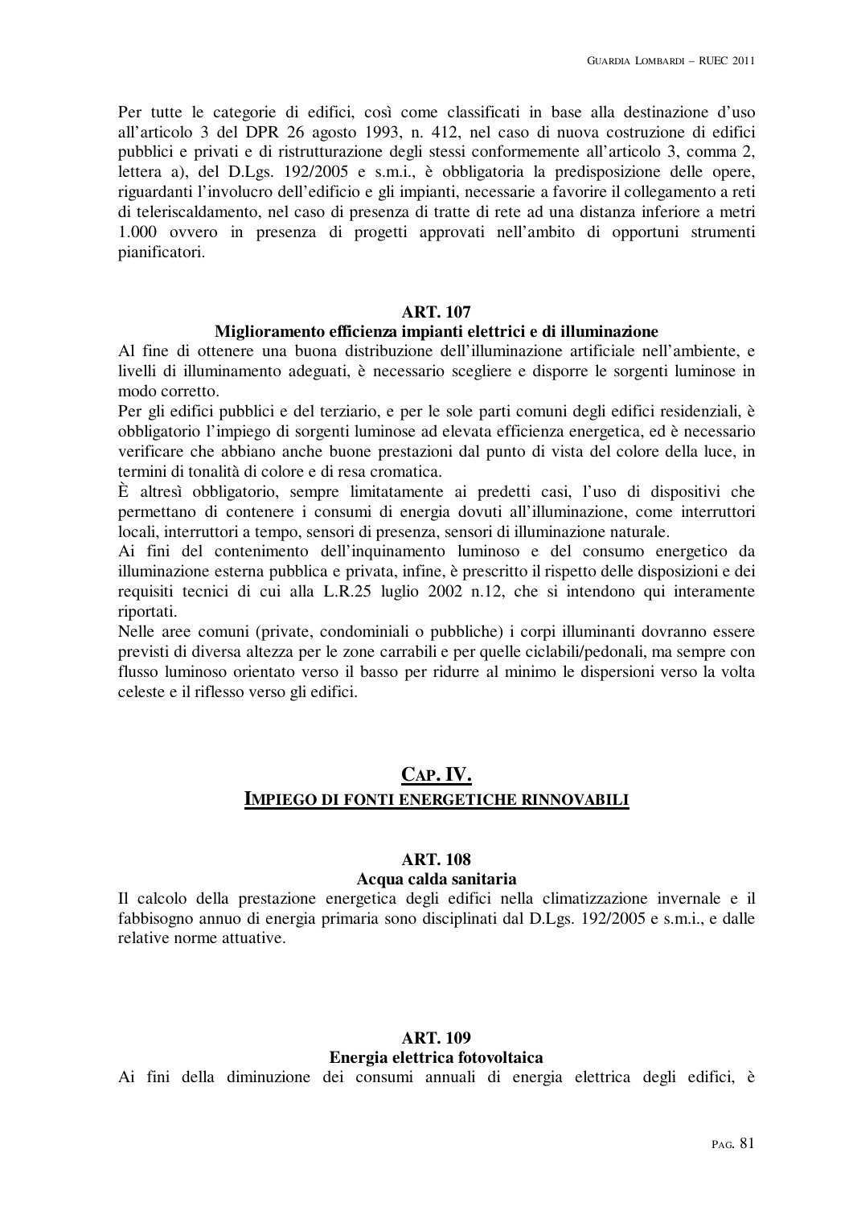Per tutte le categorie di edifici, così come classificati in base alla destinazione d'uso all'articolo 3 del DPR 26 agosto 1993, n. 412, nel caso di nuova costruzione di edifici pubblici e privati e di ristrutturazione degli stessi conformemente all'articolo 3, comma 2, lettera a), del D.Lgs. 192/2005 e s.m.i., è obbligatoria la predisposizione delle opere, riguardanti l'involucro dell'edificio e gli impianti, necessarie a favorire il collegamento a reti di teleriscaldamento, nel caso di presenza di tratte di rete ad una distanza inferiore a metri 1.000 ovvero in presenza di progetti approvati nell'ambito di opportuni strumenti pianificatori.

### ART. 107
### Miglioramento efficienza impianti elettrici e di illuminazione

Al fine di ottenere una buona distribuzione dell'illuminazione artificiale nell'ambiente, e livelli di illuminamento adeguati, è necessario scegliere e disporre le sorgenti luminose in modo corretto.

Per gli edifici pubblici e del terziario, e per le sole parti comuni degli edifici residenziali, è obbligatorio l'impiego di sorgenti luminose ad elevata efficienza energetica, ed è necessario verificare che abbiano anche buone prestazioni dal punto di vista del colore della luce, in termini di tonalità di colore e di resa cromatica.

È altresì obbligatorio, sempre limitatamente ai predetti casi, l'uso di dispositivi che permettano di contenere i consumi di energia dovuti all'illuminazione, come interruttori locali, interruttori a tempo, sensori di presenza, sensori di illuminazione naturale.

Ai fini del contenimento dell'inquinamento luminoso e del consumo energetico da illuminazione esterna pubblica e privata, infine, è prescritto il rispetto delle disposizioni e dei requisiti tecnici di cui alla L.R.25 luglio 2002 n.12, che si intendono qui interamente riportati.

Nelle aree comuni (private, condominiali o pubbliche) i corpi illuminanti dovranno essere previsti di diversa altezza per le zone carrabili e per quelle ciclabili/pedonali, ma sempre con flusso luminoso orientato verso il basso per ridurre al minimo le dispersioni verso la volta celeste e il riflesso verso gli edifici.

## CAP. IV.
## IMPIEGO DI FONTI ENERGETICHE RINNOVABILI

### ART. 108
### Acqua calda sanitaria

Il calcolo della prestazione energetica degli edifici nella climatizzazione invernale e il fabbisogno annuo di energia primaria sono disciplinati dal D.Lgs. 192/2005 e s.m.i., e dalle relative norme attuative.

### ART. 109
### Energia elettrica fotovoltaica

Ai fini della diminuzione dei consumi annuali di energia elettrica degli edifici, è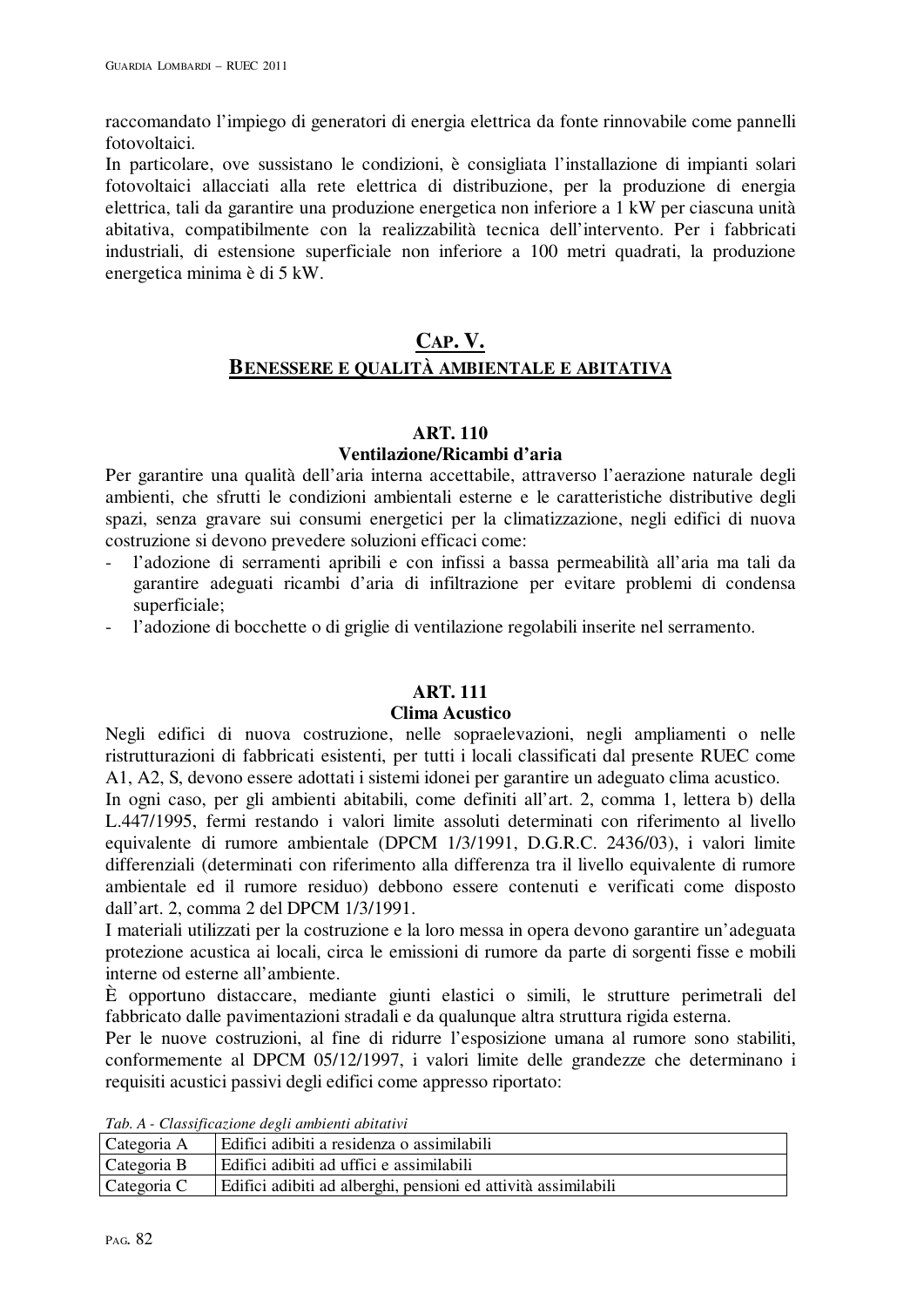raccomandato l'impiego di generatori di energia elettrica da fonte rinnovabile come pannelli fotovoltaici.

In particolare, ove sussistano le condizioni, è consigliata l'installazione di impianti solari fotovoltaici allacciati alla rete elettrica di distribuzione, per la produzione di energia elettrica, tali da garantire una produzione energetica non inferiore a 1 kW per ciascuna unità abitativa, compatibilmente con la realizzabilità tecnica dell'intervento. Per i fabbricati industriali, di estensione superficiale non inferiore a 100 metri quadrati, la produzione energetica minima è di 5 kW.

## CAP. V.
## BENESSERE E QUALITÀ AMBIENTALE E ABITATIVA

### ART. 110
### Ventilazione/Ricambi d'aria

Per garantire una qualità dell'aria interna accettabile, attraverso l'aerazione naturale degli ambienti, che sfrutti le condizioni ambientali esterne e le caratteristiche distributive degli spazi, senza gravare sui consumi energetici per la climatizzazione, negli edifici di nuova costruzione si devono prevedere soluzioni efficaci come:

- l'adozione di serramenti apribili e con infissi a bassa permeabilità all'aria ma tali da garantire adeguati ricambi d'aria di infiltrazione per evitare problemi di condensa superficiale;
- l'adozione di bocchette o di griglie di ventilazione regolabili inserite nel serramento.

### ART. 111
### Clima Acustico

Negli edifici di nuova costruzione, nelle sopraelevazioni, negli ampliamenti o nelle ristrutturazioni di fabbricati esistenti, per tutti i locali classificati dal presente RUEC come A1, A2, S, devono essere adottati i sistemi idonei per garantire un adeguato clima acustico.

In ogni caso, per gli ambienti abitabili, come definiti all'art. 2, comma 1, lettera b) della L.447/1995, fermi restando i valori limite assoluti determinati con riferimento al livello equivalente di rumore ambientale (DPCM 1/3/1991, D.G.R.C. 2436/03), i valori limite differenziali (determinati con riferimento alla differenza tra il livello equivalente di rumore ambientale ed il rumore residuo) debbono essere contenuti e verificati come disposto dall'art. 2, comma 2 del DPCM 1/3/1991.

I materiali utilizzati per la costruzione e la loro messa in opera devono garantire un'adeguata protezione acustica ai locali, circa le emissioni di rumore da parte di sorgenti fisse e mobili interne od esterne all'ambiente.

È opportuno distaccare, mediante giunti elastici o simili, le strutture perimetrali del fabbricato dalle pavimentazioni stradali e da qualunque altra struttura rigida esterna.

Per le nuove costruzioni, al fine di ridurre l'esposizione umana al rumore sono stabiliti, conformemente al DPCM 05/12/1997, i valori limite delle grandezze che determinano i requisiti acustici passivi degli edifici come appresso riportato:

*Tab. A - Classificazione degli ambienti abitativi*

| | |
|---|---|
| Categoria A | Edifici adibiti a residenza o assimilabili |
| Categoria B | Edifici adibiti ad uffici e assimilabili |
| Categoria C | Edifici adibiti ad alberghi, pensioni ed attività assimilabili |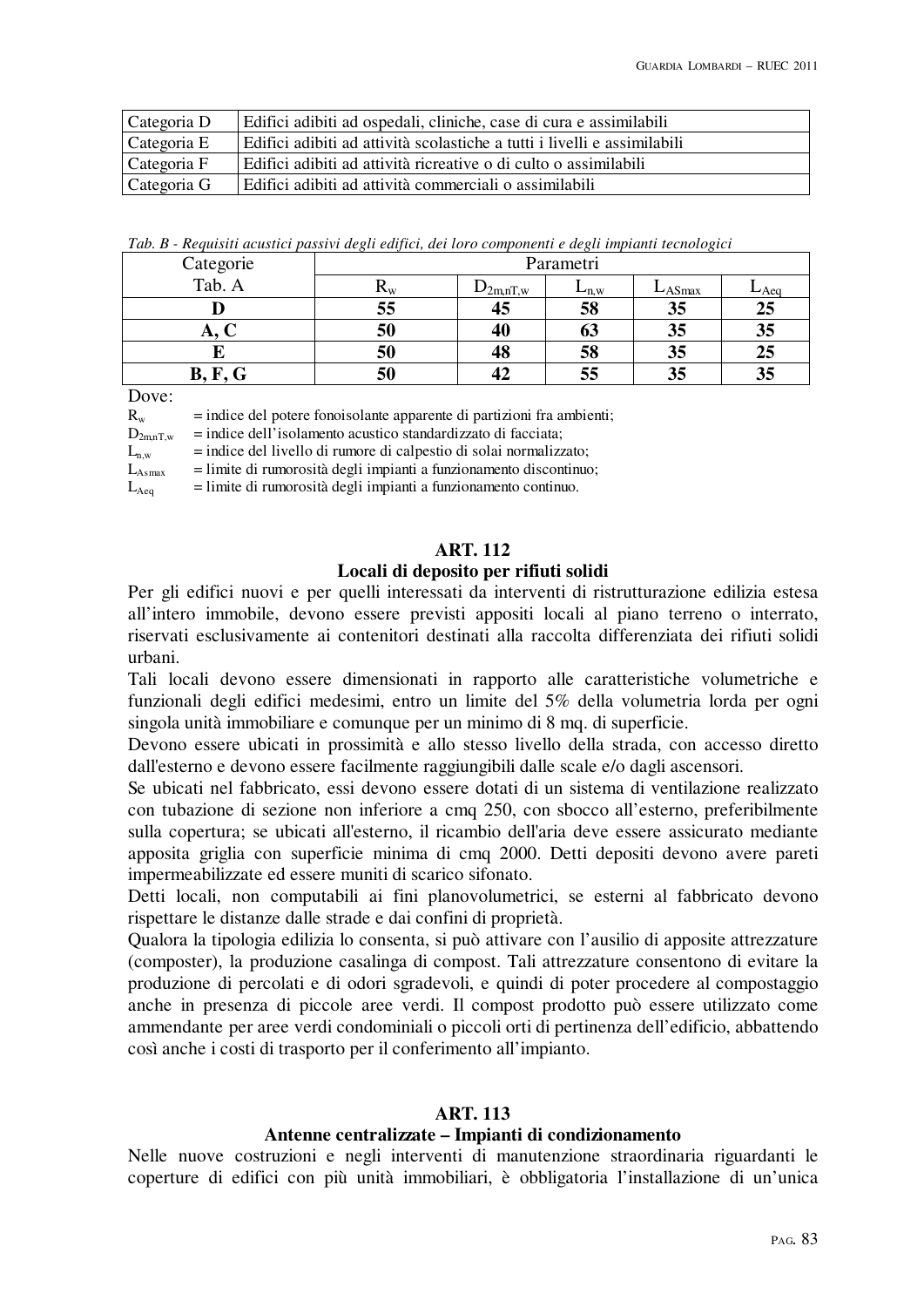| Categoria D | Edifici adibiti ad ospedali, cliniche, case di cura e assimilabili |
|---|---|
| Categoria E | Edifici adibiti ad attività scolastiche a tutti i livelli e assimilabili |
| Categoria F | Edifici adibiti ad attività ricreative o di culto o assimilabili |
| Categoria G | Edifici adibiti ad attività commerciali o assimilabili |

*Tab. B - Requisiti acustici passivi degli edifici, dei loro componenti e degli impianti tecnologici*

| Categorie Tab. A | Parametri | | | | |
|---|---|---|---|---|---|
| | $R_w$ | $D_{2m,nT,w}$ | $L_{n,w}$ | $L_{ASmax}$ | $L_{Aeq}$ |
| **D** | **55** | **45** | **58** | **35** | **25** |
| **A, C** | **50** | **40** | **63** | **35** | **35** |
| **E** | **50** | **48** | **58** | **35** | **25** |
| **B, F, G** | **50** | **42** | **55** | **35** | **35** |

Dove:

$R_w$ = indice del potere fonoisolante apparente di partizioni fra ambienti;
$D_{2m,nT,w}$ = indice dell'isolamento acustico standardizzato di facciata;
$L_{n,w}$ = indice del livello di rumore di calpestio di solai normalizzato;
$L_{Asmax}$ = limite di rumorosità degli impianti a funzionamento discontinuo;
$L_{Aeq}$ = limite di rumorosità degli impianti a funzionamento continuo.

## ART. 112
### Locali di deposito per rifiuti solidi

Per gli edifici nuovi e per quelli interessati da interventi di ristrutturazione edilizia estesa all'intero immobile, devono essere previsti appositi locali al piano terreno o interrato, riservati esclusivamente ai contenitori destinati alla raccolta differenziata dei rifiuti solidi urbani.

Tali locali devono essere dimensionati in rapporto alle caratteristiche volumetriche e funzionali degli edifici medesimi, entro un limite del 5% della volumetria lorda per ogni singola unità immobiliare e comunque per un minimo di 8 mq. di superficie.

Devono essere ubicati in prossimità e allo stesso livello della strada, con accesso diretto dall'esterno e devono essere facilmente raggiungibili dalle scale e/o dagli ascensori.

Se ubicati nel fabbricato, essi devono essere dotati di un sistema di ventilazione realizzato con tubazione di sezione non inferiore a cmq 250, con sbocco all'esterno, preferibilmente sulla copertura; se ubicati all'esterno, il ricambio dell'aria deve essere assicurato mediante apposita griglia con superficie minima di cmq 2000. Detti depositi devono avere pareti impermeabilizzate ed essere muniti di scarico sifonato.

Detti locali, non computabili ai fini planovolumetrici, se esterni al fabbricato devono rispettare le distanze dalle strade e dai confini di proprietà.

Qualora la tipologia edilizia lo consenta, si può attivare con l'ausilio di apposite attrezzature (composter), la produzione casalinga di compost. Tali attrezzature consentono di evitare la produzione di percolati e di odori sgradevoli, e quindi di poter procedere al compostaggio anche in presenza di piccole aree verdi. Il compost prodotto può essere utilizzato come ammendante per aree verdi condominiali o piccoli orti di pertinenza dell'edificio, abbattendo così anche i costi di trasporto per il conferimento all'impianto.

## ART. 113
### Antenne centralizzate – Impianti di condizionamento

Nelle nuove costruzioni e negli interventi di manutenzione straordinaria riguardanti le coperture di edifici con più unità immobiliari, è obbligatoria l'installazione di un'unica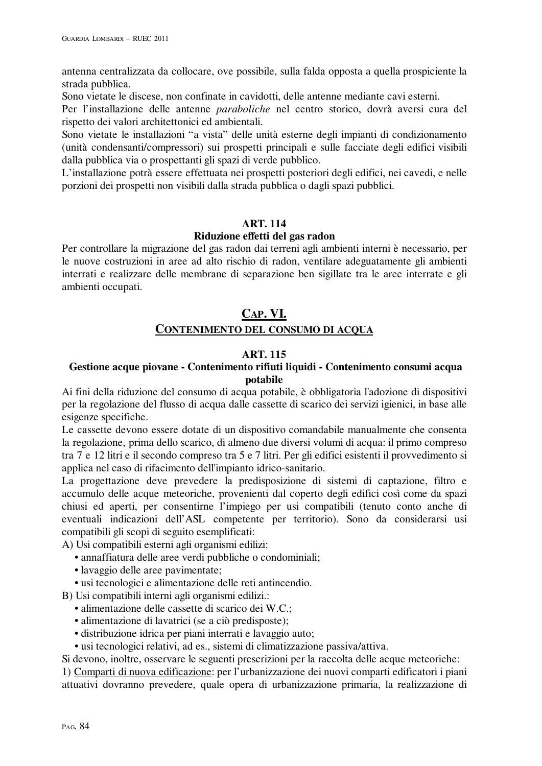antenna centralizzata da collocare, ove possibile, sulla falda opposta a quella prospiciente la strada pubblica.

Sono vietate le discese, non confinate in cavidotti, delle antenne mediante cavi esterni.

Per l'installazione delle antenne *paraboliche* nel centro storico, dovrà aversi cura del rispetto dei valori architettonici ed ambientali.

Sono vietate le installazioni "a vista" delle unità esterne degli impianti di condizionamento (unità condensanti/compressori) sui prospetti principali e sulle facciate degli edifici visibili dalla pubblica via o prospettanti gli spazi di verde pubblico.

L'installazione potrà essere effettuata nei prospetti posteriori degli edifici, nei cavedi, e nelle porzioni dei prospetti non visibili dalla strada pubblica o dagli spazi pubblici.

### ART. 114
### Riduzione effetti del gas radon

Per controllare la migrazione del gas radon dai terreni agli ambienti interni è necessario, per le nuove costruzioni in aree ad alto rischio di radon, ventilare adeguatamente gli ambienti interrati e realizzare delle membrane di separazione ben sigillate tra le aree interrate e gli ambienti occupati.

## CAP. VI.
## CONTENIMENTO DEL CONSUMO DI ACQUA

### ART. 115
### Gestione acque piovane - Contenimento rifiuti liquidi - Contenimento consumi acqua potabile

Ai fini della riduzione del consumo di acqua potabile, è obbligatoria l'adozione di dispositivi per la regolazione del flusso di acqua dalle cassette di scarico dei servizi igienici, in base alle esigenze specifiche.

Le cassette devono essere dotate di un dispositivo comandabile manualmente che consenta la regolazione, prima dello scarico, di almeno due diversi volumi di acqua: il primo compreso tra 7 e 12 litri e il secondo compreso tra 5 e 7 litri. Per gli edifici esistenti il provvedimento si applica nel caso di rifacimento dell'impianto idrico-sanitario.

La progettazione deve prevedere la predisposizione di sistemi di captazione, filtro e accumulo delle acque meteoriche, provenienti dal coperto degli edifici così come da spazi chiusi ed aperti, per consentirne l'impiego per usi compatibili (tenuto conto anche di eventuali indicazioni dell'ASL competente per territorio). Sono da considerarsi usi compatibili gli scopi di seguito esemplificati:

A) Usi compatibili esterni agli organismi edilizi:
- annaffiatura delle aree verdi pubbliche o condominiali;
- lavaggio delle aree pavimentate;
- usi tecnologici e alimentazione delle reti antincendio.

B) Usi compatibili interni agli organismi edilizi.:
- alimentazione delle cassette di scarico dei W.C.;
- alimentazione di lavatrici (se a ciò predisposte);
- distribuzione idrica per piani interrati e lavaggio auto;
- usi tecnologici relativi, ad es., sistemi di climatizzazione passiva/attiva.

Si devono, inoltre, osservare le seguenti prescrizioni per la raccolta delle acque meteoriche:

1) Comparti di nuova edificazione: per l'urbanizzazione dei nuovi comparti edificatori i piani attuativi dovranno prevedere, quale opera di urbanizzazione primaria, la realizzazione di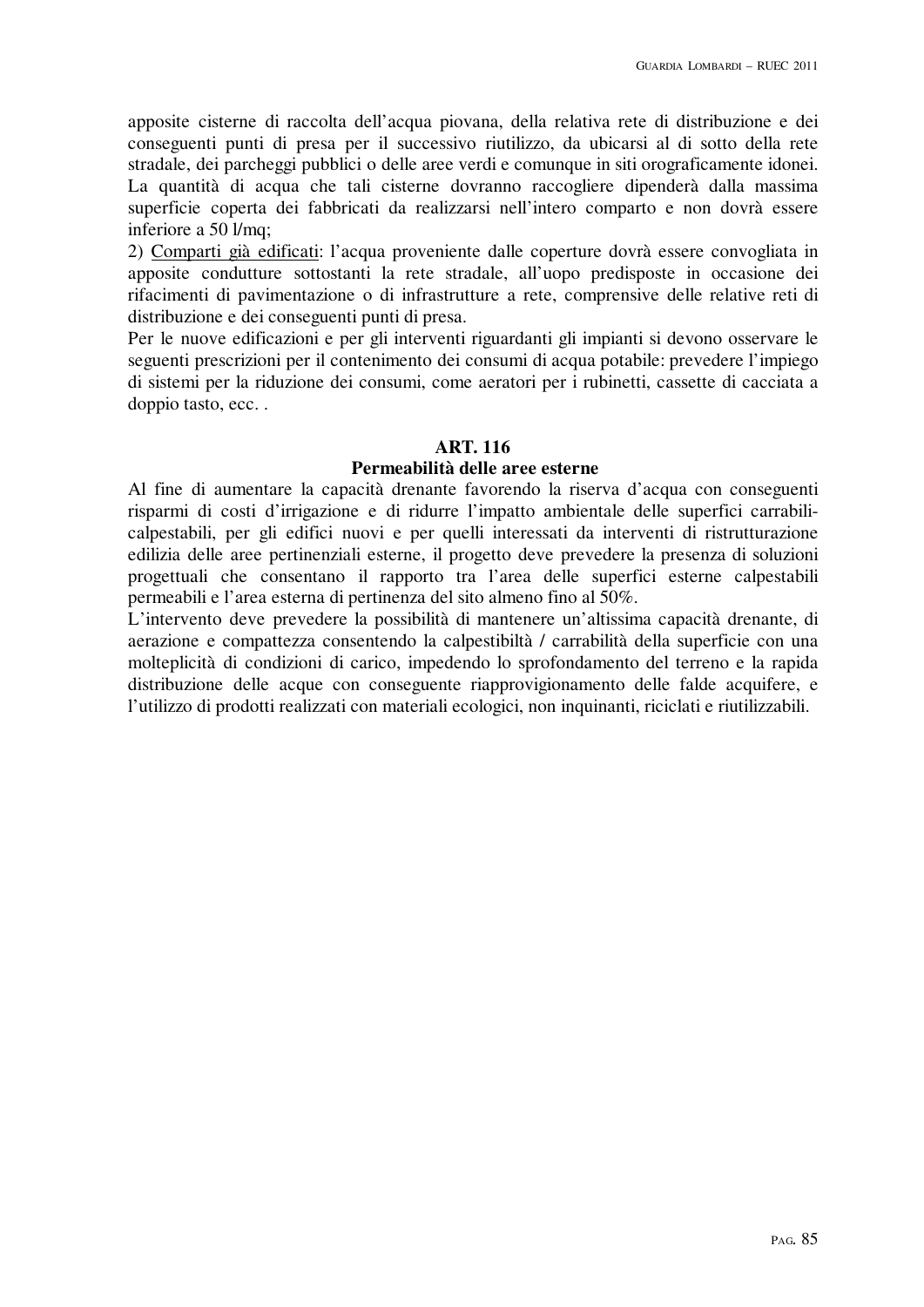apposite cisterne di raccolta dell'acqua piovana, della relativa rete di distribuzione e dei conseguenti punti di presa per il successivo riutilizzo, da ubicarsi al di sotto della rete stradale, dei parcheggi pubblici o delle aree verdi e comunque in siti orograficamente idonei. La quantità di acqua che tali cisterne dovranno raccogliere dipenderà dalla massima superficie coperta dei fabbricati da realizzarsi nell'intero comparto e non dovrà essere inferiore a 50 l/mq;

2) Comparti già edificati: l'acqua proveniente dalle coperture dovrà essere convogliata in apposite condutture sottostanti la rete stradale, all'uopo predisposte in occasione dei rifacimenti di pavimentazione o di infrastrutture a rete, comprensive delle relative reti di distribuzione e dei conseguenti punti di presa.

Per le nuove edificazioni e per gli interventi riguardanti gli impianti si devono osservare le seguenti prescrizioni per il contenimento dei consumi di acqua potabile: prevedere l'impiego di sistemi per la riduzione dei consumi, come aeratori per i rubinetti, cassette di cacciata a doppio tasto, ecc. .

## ART. 116
## Permeabilità delle aree esterne

Al fine di aumentare la capacità drenante favorendo la riserva d'acqua con conseguenti risparmi di costi d'irrigazione e di ridurre l'impatto ambientale delle superfici carrabili-calpestabili, per gli edifici nuovi e per quelli interessati da interventi di ristrutturazione edilizia delle aree pertinenziali esterne, il progetto deve prevedere la presenza di soluzioni progettuali che consentano il rapporto tra l'area delle superfici esterne calpestabili permeabili e l'area esterna di pertinenza del sito almeno fino al 50%.

L'intervento deve prevedere la possibilità di mantenere un'altissima capacità drenante, di aerazione e compattezza consentendo la calpestibiltà / carrabilità della superficie con una molteplicità di condizioni di carico, impedendo lo sprofondamento del terreno e la rapida distribuzione delle acque con conseguente riapprovigionamento delle falde acquifere, e l'utilizzo di prodotti realizzati con materiali ecologici, non inquinanti, riciclati e riutilizzabili.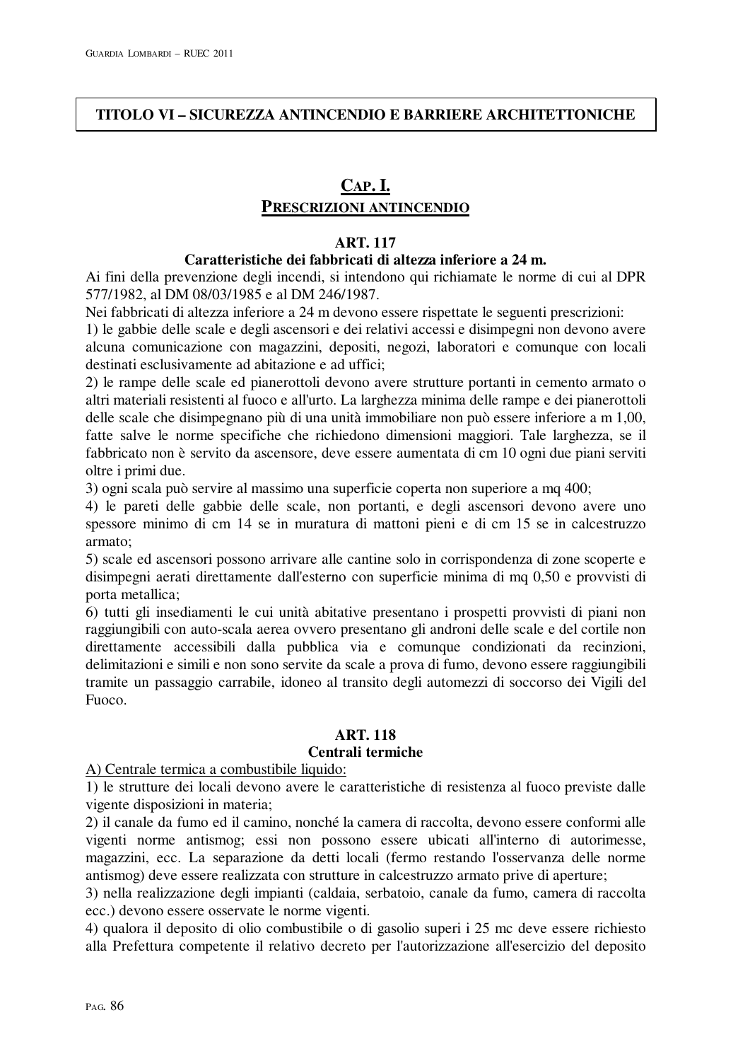# TITOLO VI – SICUREZZA ANTINCENDIO E BARRIERE ARCHITETTONICHE

## CAP. I.
## PRESCRIZIONI ANTINCENDIO

### ART. 117
### Caratteristiche dei fabbricati di altezza inferiore a 24 m.

Ai fini della prevenzione degli incendi, si intendono qui richiamate le norme di cui al DPR 577/1982, al DM 08/03/1985 e al DM 246/1987.

Nei fabbricati di altezza inferiore a 24 m devono essere rispettate le seguenti prescrizioni:

1) le gabbie delle scale e degli ascensori e dei relativi accessi e disimpegni non devono avere alcuna comunicazione con magazzini, depositi, negozi, laboratori e comunque con locali destinati esclusivamente ad abitazione e ad uffici;

2) le rampe delle scale ed pianerottoli devono avere strutture portanti in cemento armato o altri materiali resistenti al fuoco e all'urto. La larghezza minima delle rampe e dei pianerottoli delle scale che disimpegnano più di una unità immobiliare non può essere inferiore a m 1,00, fatte salve le norme specifiche che richiedono dimensioni maggiori. Tale larghezza, se il fabbricato non è servito da ascensore, deve essere aumentata di cm 10 ogni due piani serviti oltre i primi due.

3) ogni scala può servire al massimo una superficie coperta non superiore a mq 400;

4) le pareti delle gabbie delle scale, non portanti, e degli ascensori devono avere uno spessore minimo di cm 14 se in muratura di mattoni pieni e di cm 15 se in calcestruzzo armato;

5) scale ed ascensori possono arrivare alle cantine solo in corrispondenza di zone scoperte e disimpegni aerati direttamente dall'esterno con superficie minima di mq 0,50 e provvisti di porta metallica;

6) tutti gli insediamenti le cui unità abitative presentano i prospetti provvisti di piani non raggiungibili con auto-scala aerea ovvero presentano gli androni delle scale e del cortile non direttamente accessibili dalla pubblica via e comunque condizionati da recinzioni, delimitazioni e simili e non sono servite da scale a prova di fumo, devono essere raggiungibili tramite un passaggio carrabile, idoneo al transito degli automezzi di soccorso dei Vigili del Fuoco.

### ART. 118
### Centrali termiche

<u>A) Centrale termica a combustibile liquido:</u>

1) le strutture dei locali devono avere le caratteristiche di resistenza al fuoco previste dalle vigente disposizioni in materia;

2) il canale da fumo ed il camino, nonché la camera di raccolta, devono essere conformi alle vigenti norme antismog; essi non possono essere ubicati all'interno di autorimesse, magazzini, ecc. La separazione da detti locali (fermo restando l'osservanza delle norme antismog) deve essere realizzata con strutture in calcestruzzo armato prive di aperture;

3) nella realizzazione degli impianti (caldaia, serbatoio, canale da fumo, camera di raccolta ecc.) devono essere osservate le norme vigenti.

4) qualora il deposito di olio combustibile o di gasolio superi i 25 mc deve essere richiesto alla Prefettura competente il relativo decreto per l'autorizzazione all'esercizio del deposito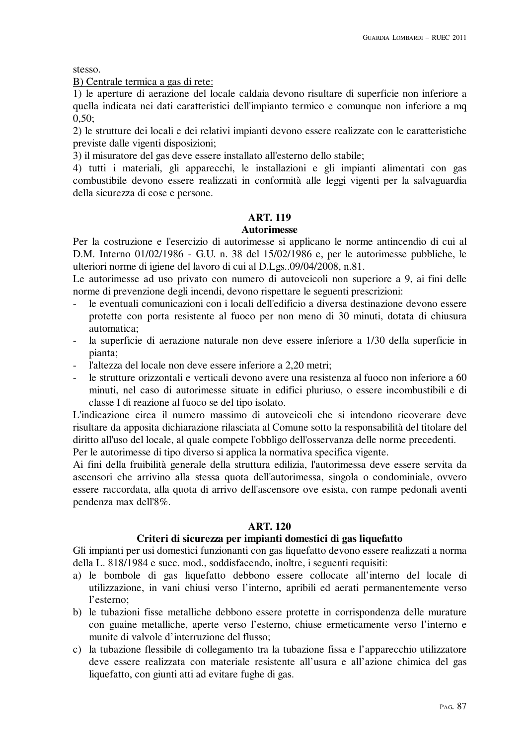stesso.

B) Centrale termica a gas di rete:

1) le aperture di aerazione del locale caldaia devono risultare di superficie non inferiore a quella indicata nei dati caratteristici dell'impianto termico e comunque non inferiore a mq 0,50;

2) le strutture dei locali e dei relativi impianti devono essere realizzate con le caratteristiche previste dalle vigenti disposizioni;

3) il misuratore del gas deve essere installato all'esterno dello stabile;

4) tutti i materiali, gli apparecchi, le installazioni e gli impianti alimentati con gas combustibile devono essere realizzati in conformità alle leggi vigenti per la salvaguardia della sicurezza di cose e persone.

## ART. 119
### Autorimesse

Per la costruzione e l'esercizio di autorimesse si applicano le norme antincendio di cui al D.M. Interno 01/02/1986 - G.U. n. 38 del 15/02/1986 e, per le autorimesse pubbliche, le ulteriori norme di igiene del lavoro di cui al D.Lgs..09/04/2008, n.81.

Le autorimesse ad uso privato con numero di autoveicoli non superiore a 9, ai fini delle norme di prevenzione degli incendi, devono rispettare le seguenti prescrizioni:

- le eventuali comunicazioni con i locali dell'edificio a diversa destinazione devono essere protette con porta resistente al fuoco per non meno di 30 minuti, dotata di chiusura automatica;
- la superficie di aerazione naturale non deve essere inferiore a 1/30 della superficie in pianta;
- l'altezza del locale non deve essere inferiore a 2,20 metri;
- le strutture orizzontali e verticali devono avere una resistenza al fuoco non inferiore a 60 minuti, nel caso di autorimesse situate in edifici pluriuso, o essere incombustibili e di classe I di reazione al fuoco se del tipo isolato.

L'indicazione circa il numero massimo di autoveicoli che si intendono ricoverare deve risultare da apposita dichiarazione rilasciata al Comune sotto la responsabilità del titolare del diritto all'uso del locale, al quale compete l'obbligo dell'osservanza delle norme precedenti.

Per le autorimesse di tipo diverso si applica la normativa specifica vigente.

Ai fini della fruibilità generale della struttura edilizia, l'autorimessa deve essere servita da ascensori che arrivino alla stessa quota dell'autorimessa, singola o condominiale, ovvero essere raccordata, alla quota di arrivo dell'ascensore ove esista, con rampe pedonali aventi pendenza max dell'8%.

## ART. 120
### Criteri di sicurezza per impianti domestici di gas liquefatto

Gli impianti per usi domestici funzionanti con gas liquefatto devono essere realizzati a norma della L. 818/1984 e succ. mod., soddisfacendo, inoltre, i seguenti requisiti:

a) le bombole di gas liquefatto debbono essere collocate all'interno del locale di utilizzazione, in vani chiusi verso l'interno, apribili ed aerati permanentemente verso l'esterno;

b) le tubazioni fisse metalliche debbono essere protette in corrispondenza delle murature con guaine metalliche, aperte verso l'esterno, chiuse ermeticamente verso l'interno e munite di valvole d'interruzione del flusso;

c) la tubazione flessibile di collegamento tra la tubazione fissa e l'apparecchio utilizzatore deve essere realizzata con materiale resistente all'usura e all'azione chimica del gas liquefatto, con giunti atti ad evitare fughe di gas.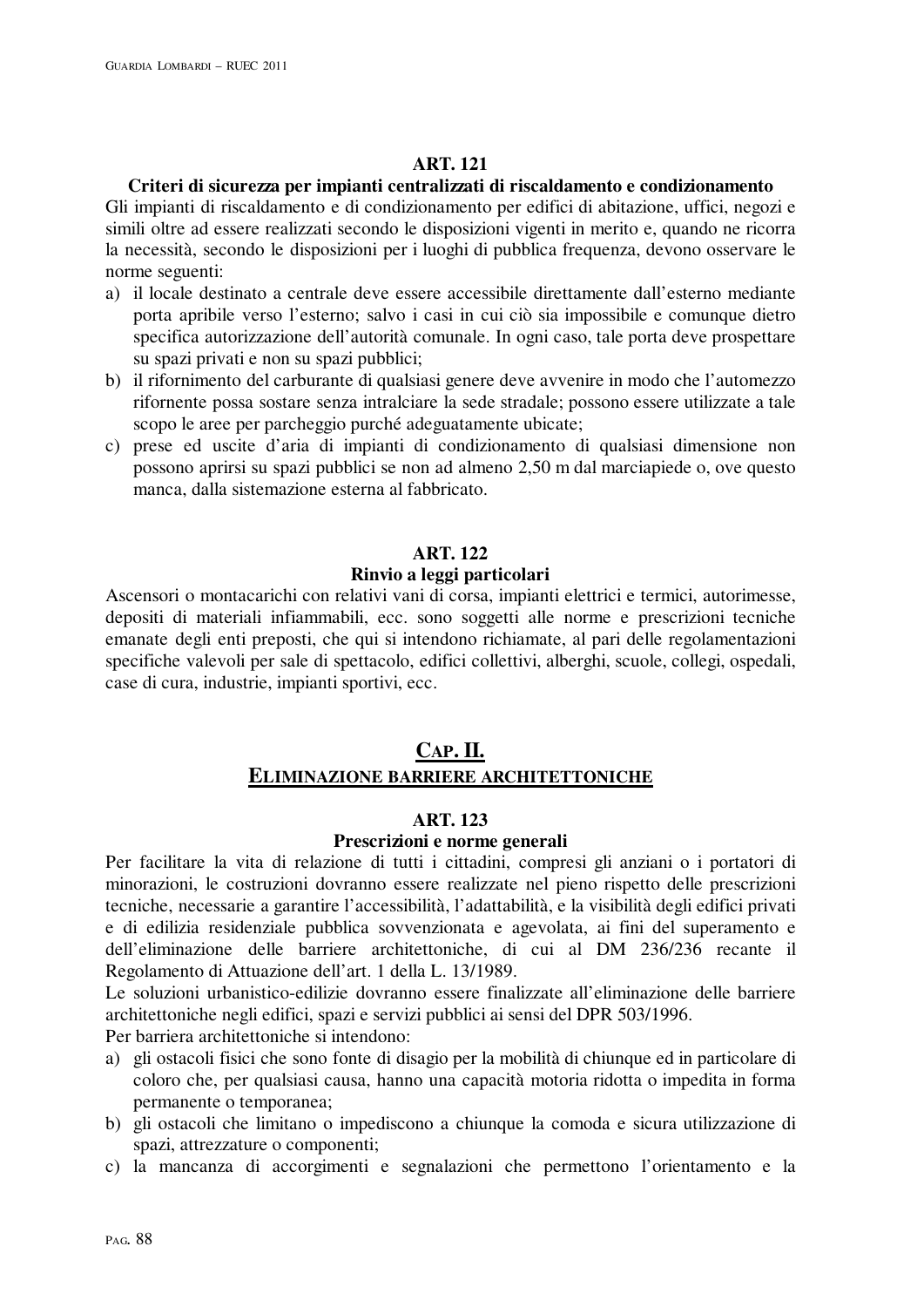## ART. 121

### Criteri di sicurezza per impianti centralizzati di riscaldamento e condizionamento

Gli impianti di riscaldamento e di condizionamento per edifici di abitazione, uffici, negozi e simili oltre ad essere realizzati secondo le disposizioni vigenti in merito e, quando ne ricorra la necessità, secondo le disposizioni per i luoghi di pubblica frequenza, devono osservare le norme seguenti:

a) il locale destinato a centrale deve essere accessibile direttamente dall'esterno mediante porta apribile verso l'esterno; salvo i casi in cui ciò sia impossibile e comunque dietro specifica autorizzazione dell'autorità comunale. In ogni caso, tale porta deve prospettare su spazi privati e non su spazi pubblici;
b) il rifornimento del carburante di qualsiasi genere deve avvenire in modo che l'automezzo rifornente possa sostare senza intralciare la sede stradale; possono essere utilizzate a tale scopo le aree per parcheggio purché adeguatamente ubicate;
c) prese ed uscite d'aria di impianti di condizionamento di qualsiasi dimensione non possono aprirsi su spazi pubblici se non ad almeno 2,50 m dal marciapiede o, ove questo manca, dalla sistemazione esterna al fabbricato.

## ART. 122

### Rinvio a leggi particolari

Ascensori o montacarichi con relativi vani di corsa, impianti elettrici e termici, autorimesse, depositi di materiali infiammabili, ecc. sono soggetti alle norme e prescrizioni tecniche emanate degli enti preposti, che qui si intendono richiamate, al pari delle regolamentazioni specifiche valevoli per sale di spettacolo, edifici collettivi, alberghi, scuole, collegi, ospedali, case di cura, industrie, impianti sportivi, ecc.

# CAP. II.

# ELIMINAZIONE BARRIERE ARCHITETTONICHE

## ART. 123

### Prescrizioni e norme generali

Per facilitare la vita di relazione di tutti i cittadini, compresi gli anziani o i portatori di minorazioni, le costruzioni dovranno essere realizzate nel pieno rispetto delle prescrizioni tecniche, necessarie a garantire l'accessibilità, l'adattabilità, e la visibilità degli edifici privati e di edilizia residenziale pubblica sovvenzionata e agevolata, ai fini del superamento e dell'eliminazione delle barriere architettoniche, di cui al DM 236/236 recante il Regolamento di Attuazione dell'art. 1 della L. 13/1989.

Le soluzioni urbanistico-edilizie dovranno essere finalizzate all'eliminazione delle barriere architettoniche negli edifici, spazi e servizi pubblici ai sensi del DPR 503/1996.

Per barriera architettoniche si intendono:

a) gli ostacoli fisici che sono fonte di disagio per la mobilità di chiunque ed in particolare di coloro che, per qualsiasi causa, hanno una capacità motoria ridotta o impedita in forma permanente o temporanea;
b) gli ostacoli che limitano o impediscono a chiunque la comoda e sicura utilizzazione di spazi, attrezzature o componenti;
c) la mancanza di accorgimenti e segnalazioni che permettono l'orientamento e la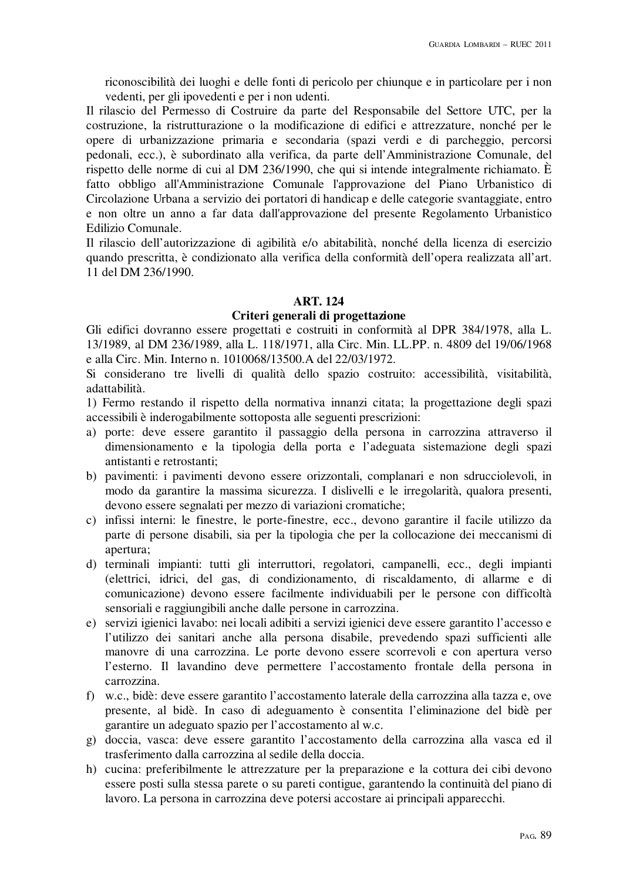riconoscibilità dei luoghi e delle fonti di pericolo per chiunque e in particolare per i non vedenti, per gli ipovedenti e per i non udenti.

Il rilascio del Permesso di Costruire da parte del Responsabile del Settore UTC, per la costruzione, la ristrutturazione o la modificazione di edifici e attrezzature, nonché per le opere di urbanizzazione primaria e secondaria (spazi verdi e di parcheggio, percorsi pedonali, ecc.), è subordinato alla verifica, da parte dell'Amministrazione Comunale, del rispetto delle norme di cui al DM 236/1990, che qui si intende integralmente richiamato. È fatto obbligo all'Amministrazione Comunale l'approvazione del Piano Urbanistico di Circolazione Urbana a servizio dei portatori di handicap e delle categorie svantaggiate, entro e non oltre un anno a far data dall'approvazione del presente Regolamento Urbanistico Edilizio Comunale.

Il rilascio dell'autorizzazione di agibilità e/o abitabilità, nonché della licenza di esercizio quando prescritta, è condizionato alla verifica della conformità dell'opera realizzata all'art. 11 del DM 236/1990.

## ART. 124
### Criteri generali di progettazione

Gli edifici dovranno essere progettati e costruiti in conformità al DPR 384/1978, alla L. 13/1989, al DM 236/1989, alla L. 118/1971, alla Circ. Min. LL.PP. n. 4809 del 19/06/1968 e alla Circ. Min. Interno n. 1010068/13500.A del 22/03/1972.

Si considerano tre livelli di qualità dello spazio costruito: accessibilità, visitabilità, adattabilità.

1) Fermo restando il rispetto della normativa innanzi citata; la progettazione degli spazi accessibili è inderogabilmente sottoposta alle seguenti prescrizioni:

a) porte: deve essere garantito il passaggio della persona in carrozzina attraverso il dimensionamento e la tipologia della porta e l'adeguata sistemazione degli spazi antistanti e retrostanti;
b) pavimenti: i pavimenti devono essere orizzontali, complanari e non sdrucciolevoli, in modo da garantire la massima sicurezza. I dislivelli e le irregolarità, qualora presenti, devono essere segnalati per mezzo di variazioni cromatiche;
c) infissi interni: le finestre, le porte-finestre, ecc., devono garantire il facile utilizzo da parte di persone disabili, sia per la tipologia che per la collocazione dei meccanismi di apertura;
d) terminali impianti: tutti gli interruttori, regolatori, campanelli, ecc., degli impianti (elettrici, idrici, del gas, di condizionamento, di riscaldamento, di allarme e di comunicazione) devono essere facilmente individuabili per le persone con difficoltà sensoriali e raggiungibili anche dalle persone in carrozzina.
e) servizi igienici lavabo: nei locali adibiti a servizi igienici deve essere garantito l'accesso e l'utilizzo dei sanitari anche alla persona disabile, prevedendo spazi sufficienti alle manovre di una carrozzina. Le porte devono essere scorrevoli e con apertura verso l'esterno. Il lavandino deve permettere l'accostamento frontale della persona in carrozzina.
f) w.c., bidè: deve essere garantito l'accostamento laterale della carrozzina alla tazza e, ove presente, al bidè. In caso di adeguamento è consentita l'eliminazione del bidè per garantire un adeguato spazio per l'accostamento al w.c.
g) doccia, vasca: deve essere garantito l'accostamento della carrozzina alla vasca ed il trasferimento dalla carrozzina al sedile della doccia.
h) cucina: preferibilmente le attrezzature per la preparazione e la cottura dei cibi devono essere posti sulla stessa parete o su pareti contigue, garantendo la continuità del piano di lavoro. La persona in carrozzina deve potersi accostare ai principali apparecchi.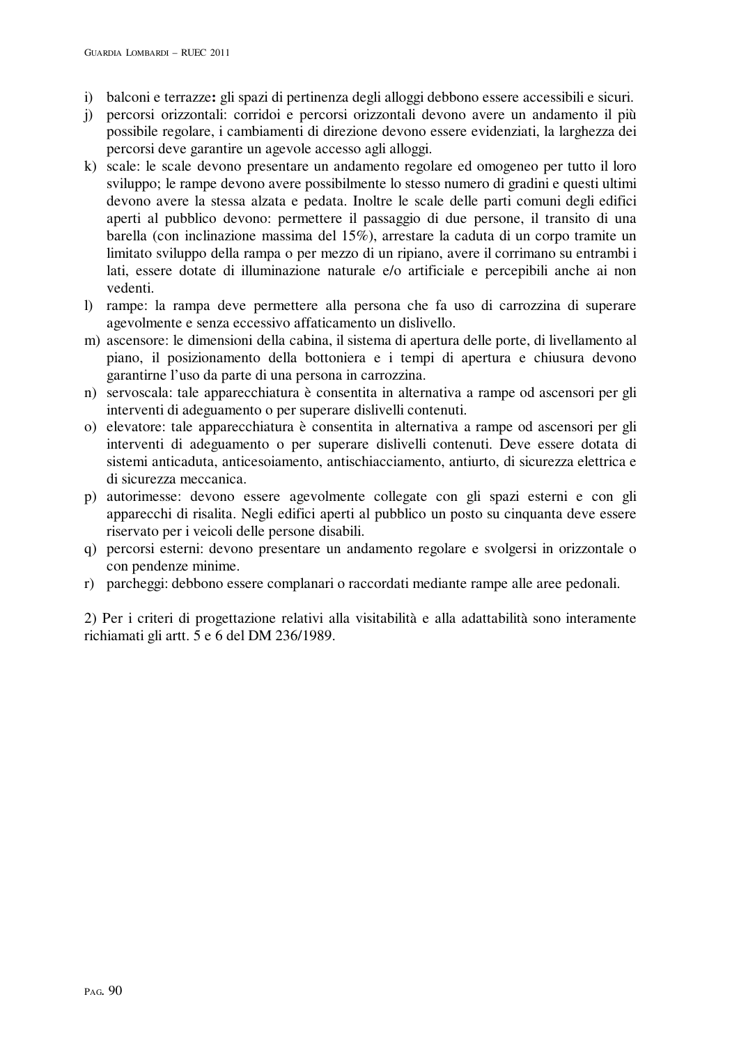i) balconi e terrazze**:** gli spazi di pertinenza degli alloggi debbono essere accessibili e sicuri.
j) percorsi orizzontali: corridoi e percorsi orizzontali devono avere un andamento il più possibile regolare, i cambiamenti di direzione devono essere evidenziati, la larghezza dei percorsi deve garantire un agevole accesso agli alloggi.
k) scale: le scale devono presentare un andamento regolare ed omogeneo per tutto il loro sviluppo; le rampe devono avere possibilmente lo stesso numero di gradini e questi ultimi devono avere la stessa alzata e pedata. Inoltre le scale delle parti comuni degli edifici aperti al pubblico devono: permettere il passaggio di due persone, il transito di una barella (con inclinazione massima del 15%), arrestare la caduta di un corpo tramite un limitato sviluppo della rampa o per mezzo di un ripiano, avere il corrimano su entrambi i lati, essere dotate di illuminazione naturale e/o artificiale e percepibili anche ai non vedenti.
l) rampe: la rampa deve permettere alla persona che fa uso di carrozzina di superare agevolmente e senza eccessivo affaticamento un dislivello.
m) ascensore: le dimensioni della cabina, il sistema di apertura delle porte, di livellamento al piano, il posizionamento della bottoniera e i tempi di apertura e chiusura devono garantirne l'uso da parte di una persona in carrozzina.
n) servoscala: tale apparecchiatura è consentita in alternativa a rampe od ascensori per gli interventi di adeguamento o per superare dislivelli contenuti.
o) elevatore: tale apparecchiatura è consentita in alternativa a rampe od ascensori per gli interventi di adeguamento o per superare dislivelli contenuti. Deve essere dotata di sistemi anticaduta, anticesoiamento, antischiacciamento, antiurto, di sicurezza elettrica e di sicurezza meccanica.
p) autorimesse: devono essere agevolmente collegate con gli spazi esterni e con gli apparecchi di risalita. Negli edifici aperti al pubblico un posto su cinquanta deve essere riservato per i veicoli delle persone disabili.
q) percorsi esterni: devono presentare un andamento regolare e svolgersi in orizzontale o con pendenze minime.
r) parcheggi: debbono essere complanari o raccordati mediante rampe alle aree pedonali.

2) Per i criteri di progettazione relativi alla visitabilità e alla adattabilità sono interamente richiamati gli artt. 5 e 6 del DM 236/1989.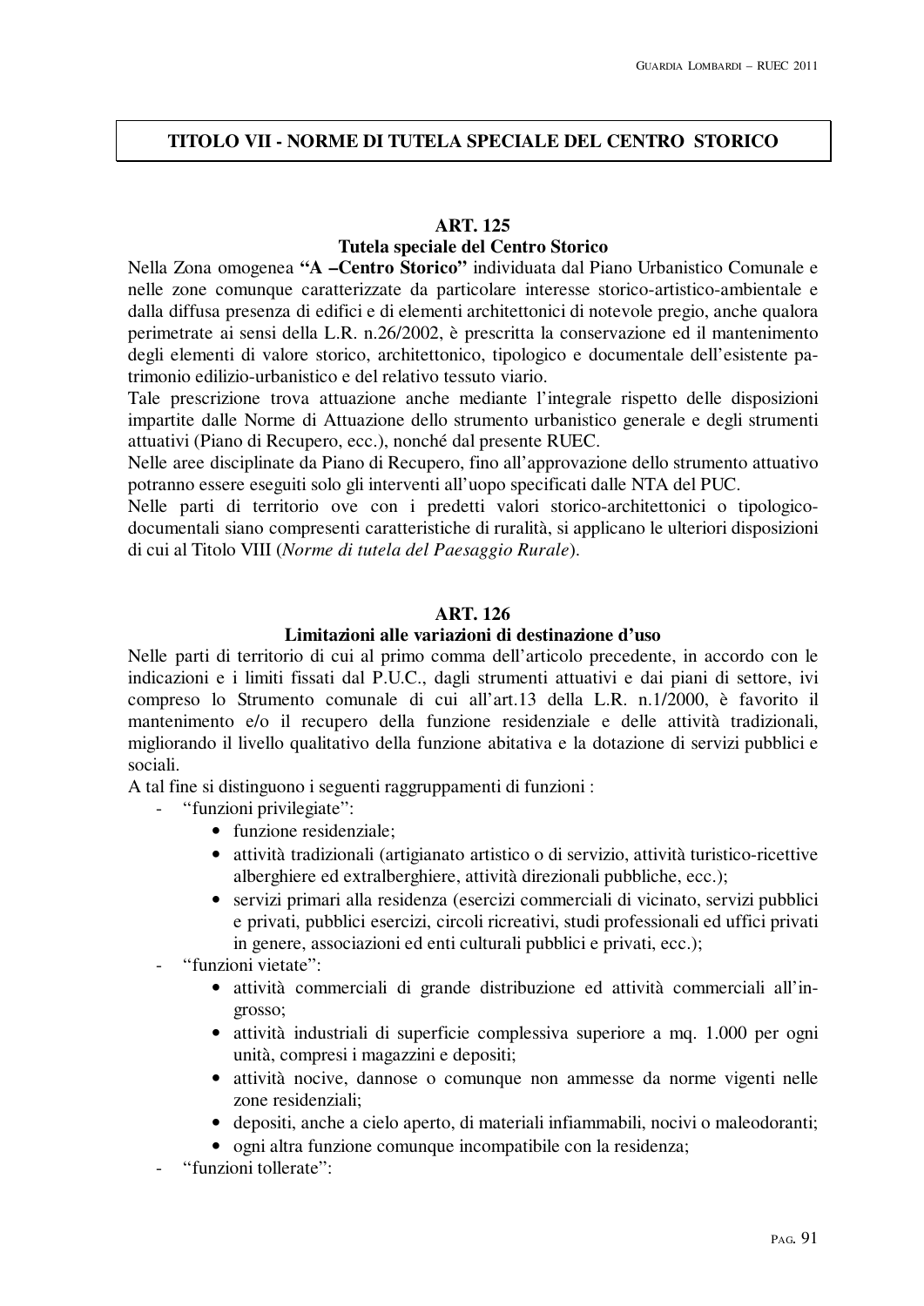# TITOLO VII - NORME DI TUTELA SPECIALE DEL CENTRO STORICO

## ART. 125
### Tutela speciale del Centro Storico

Nella Zona omogenea **"A –Centro Storico"** individuata dal Piano Urbanistico Comunale e nelle zone comunque caratterizzate da particolare interesse storico-artistico-ambientale e dalla diffusa presenza di edifici e di elementi architettonici di notevole pregio, anche qualora perimetrate ai sensi della L.R. n.26/2002, è prescritta la conservazione ed il mantenimento degli elementi di valore storico, architettonico, tipologico e documentale dell'esistente patrimonio edilizio-urbanistico e del relativo tessuto viario.

Tale prescrizione trova attuazione anche mediante l'integrale rispetto delle disposizioni impartite dalle Norme di Attuazione dello strumento urbanistico generale e degli strumenti attuativi (Piano di Recupero, ecc.), nonché dal presente RUEC.

Nelle aree disciplinate da Piano di Recupero, fino all'approvazione dello strumento attuativo potranno essere eseguiti solo gli interventi all'uopo specificati dalle NTA del PUC.

Nelle parti di territorio ove con i predetti valori storico-architettonici o tipologico-documentali siano compresenti caratteristiche di ruralità, si applicano le ulteriori disposizioni di cui al Titolo VIII (*Norme di tutela del Paesaggio Rurale*).

## ART. 126
### Limitazioni alle variazioni di destinazione d'uso

Nelle parti di territorio di cui al primo comma dell'articolo precedente, in accordo con le indicazioni e i limiti fissati dal P.U.C., dagli strumenti attuativi e dai piani di settore, ivi compreso lo Strumento comunale di cui all'art.13 della L.R. n.1/2000, è favorito il mantenimento e/o il recupero della funzione residenziale e delle attività tradizionali, migliorando il livello qualitativo della funzione abitativa e la dotazione di servizi pubblici e sociali.

A tal fine si distinguono i seguenti raggruppamenti di funzioni :

- "funzioni privilegiate":
  - funzione residenziale;
  - attività tradizionali (artigianato artistico o di servizio, attività turistico-ricettive alberghiere ed extralberghiere, attività direzionali pubbliche, ecc.);
  - servizi primari alla residenza (esercizi commerciali di vicinato, servizi pubblici e privati, pubblici esercizi, circoli ricreativi, studi professionali ed uffici privati in genere, associazioni ed enti culturali pubblici e privati, ecc.);
- "funzioni vietate":
  - attività commerciali di grande distribuzione ed attività commerciali all'ingrosso;
  - attività industriali di superficie complessiva superiore a mq. 1.000 per ogni unità, compresi i magazzini e depositi;
  - attività nocive, dannose o comunque non ammesse da norme vigenti nelle zone residenziali;
  - depositi, anche a cielo aperto, di materiali infiammabili, nocivi o maleodoranti;
  - ogni altra funzione comunque incompatibile con la residenza;
- "funzioni tollerate":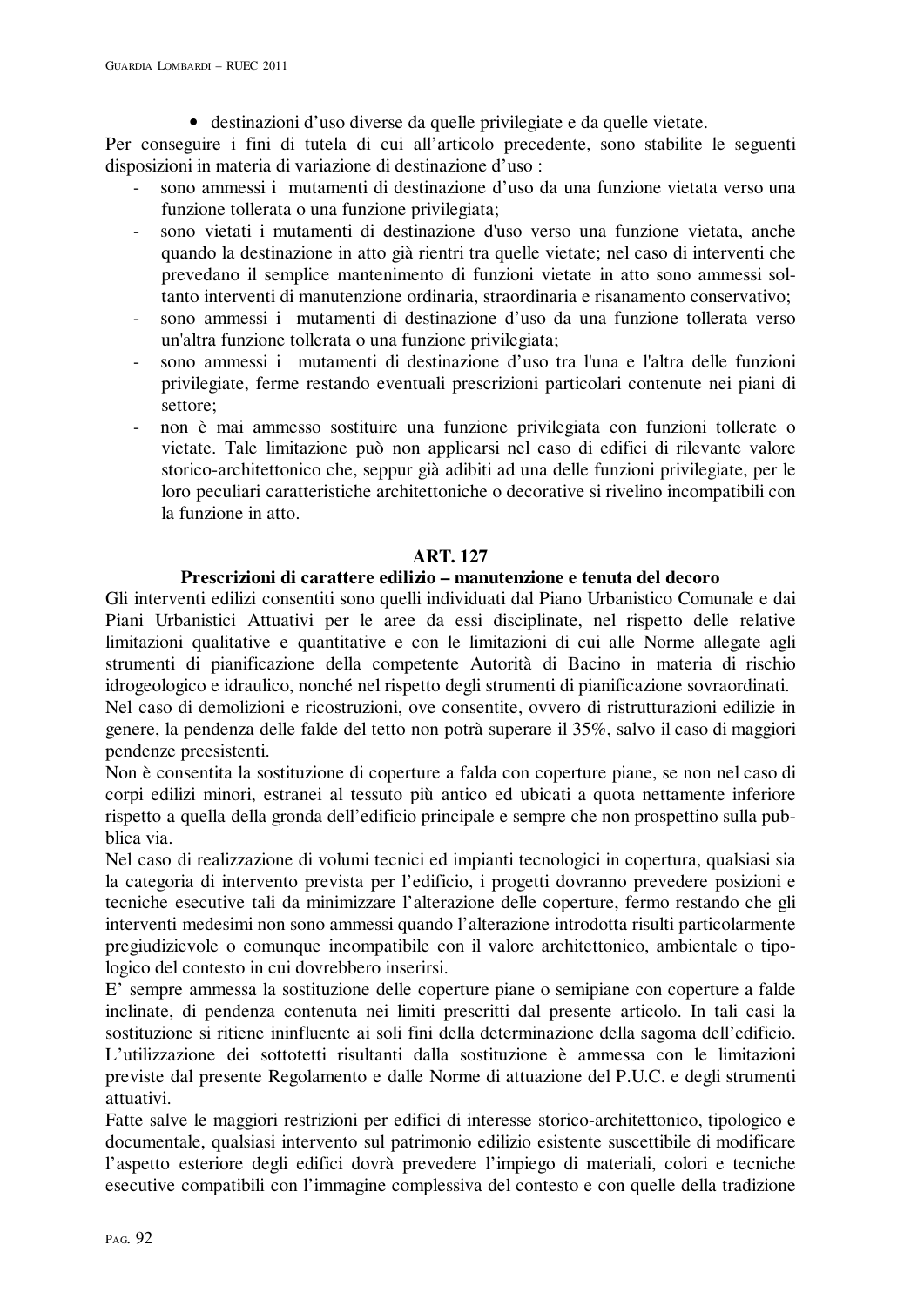- destinazioni d'uso diverse da quelle privilegiate e da quelle vietate.

Per conseguire i fini di tutela di cui all'articolo precedente, sono stabilite le seguenti disposizioni in materia di variazione di destinazione d'uso :

- sono ammessi i mutamenti di destinazione d'uso da una funzione vietata verso una funzione tollerata o una funzione privilegiata;
- sono vietati i mutamenti di destinazione d'uso verso una funzione vietata, anche quando la destinazione in atto già rientri tra quelle vietate; nel caso di interventi che prevedano il semplice mantenimento di funzioni vietate in atto sono ammessi soltanto interventi di manutenzione ordinaria, straordinaria e risanamento conservativo;
- sono ammessi i mutamenti di destinazione d'uso da una funzione tollerata verso un'altra funzione tollerata o una funzione privilegiata;
- sono ammessi i mutamenti di destinazione d'uso tra l'una e l'altra delle funzioni privilegiate, ferme restando eventuali prescrizioni particolari contenute nei piani di settore;
- non è mai ammesso sostituire una funzione privilegiata con funzioni tollerate o vietate. Tale limitazione può non applicarsi nel caso di edifici di rilevante valore storico-architettonico che, seppur già adibiti ad una delle funzioni privilegiate, per le loro peculiari caratteristiche architettoniche o decorative si rivelino incompatibili con la funzione in atto.

## ART. 127

### Prescrizioni di carattere edilizio – manutenzione e tenuta del decoro

Gli interventi edilizi consentiti sono quelli individuati dal Piano Urbanistico Comunale e dai Piani Urbanistici Attuativi per le aree da essi disciplinate, nel rispetto delle relative limitazioni qualitative e quantitative e con le limitazioni di cui alle Norme allegate agli strumenti di pianificazione della competente Autorità di Bacino in materia di rischio idrogeologico e idraulico, nonché nel rispetto degli strumenti di pianificazione sovraordinati.

Nel caso di demolizioni e ricostruzioni, ove consentite, ovvero di ristrutturazioni edilizie in genere, la pendenza delle falde del tetto non potrà superare il 35%, salvo il caso di maggiori pendenze preesistenti.

Non è consentita la sostituzione di coperture a falda con coperture piane, se non nel caso di corpi edilizi minori, estranei al tessuto più antico ed ubicati a quota nettamente inferiore rispetto a quella della gronda dell'edificio principale e sempre che non prospettino sulla pubblica via.

Nel caso di realizzazione di volumi tecnici ed impianti tecnologici in copertura, qualsiasi sia la categoria di intervento prevista per l'edificio, i progetti dovranno prevedere posizioni e tecniche esecutive tali da minimizzare l'alterazione delle coperture, fermo restando che gli interventi medesimi non sono ammessi quando l'alterazione introdotta risulti particolarmente pregiudizievole o comunque incompatibile con il valore architettonico, ambientale o tipologico del contesto in cui dovrebbero inserirsi.

E' sempre ammessa la sostituzione delle coperture piane o semipiane con coperture a falde inclinate, di pendenza contenuta nei limiti prescritti dal presente articolo. In tali casi la sostituzione si ritiene ininfluente ai soli fini della determinazione della sagoma dell'edificio. L'utilizzazione dei sottotetti risultanti dalla sostituzione è ammessa con le limitazioni previste dal presente Regolamento e dalle Norme di attuazione del P.U.C. e degli strumenti attuativi.

Fatte salve le maggiori restrizioni per edifici di interesse storico-architettonico, tipologico e documentale, qualsiasi intervento sul patrimonio edilizio esistente suscettibile di modificare l'aspetto esteriore degli edifici dovrà prevedere l'impiego di materiali, colori e tecniche esecutive compatibili con l'immagine complessiva del contesto e con quelle della tradizione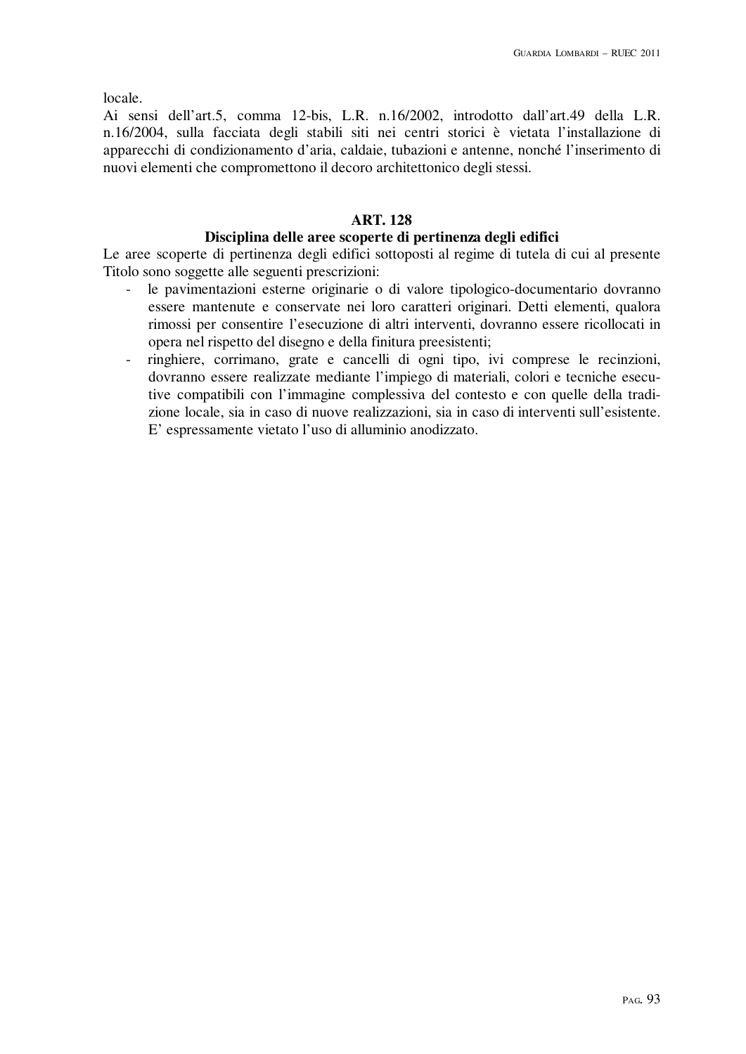locale.
Ai sensi dell'art.5, comma 12-bis, L.R. n.16/2002, introdotto dall'art.49 della L.R. n.16/2004, sulla facciata degli stabili siti nei centri storici è vietata l'installazione di apparecchi di condizionamento d'aria, caldaie, tubazioni e antenne, nonché l'inserimento di nuovi elementi che compromettono il decoro architettonico degli stessi.

## ART. 128
### Disciplina delle aree scoperte di pertinenza degli edifici

Le aree scoperte di pertinenza degli edifici sottoposti al regime di tutela di cui al presente Titolo sono soggette alle seguenti prescrizioni:

- le pavimentazioni esterne originarie o di valore tipologico-documentario dovranno essere mantenute e conservate nei loro caratteri originari. Detti elementi, qualora rimossi per consentire l'esecuzione di altri interventi, dovranno essere ricollocati in opera nel rispetto del disegno e della finitura preesistenti;
- ringhiere, corrimano, grate e cancelli di ogni tipo, ivi comprese le recinzioni, dovranno essere realizzate mediante l'impiego di materiali, colori e tecniche esecutive compatibili con l'immagine complessiva del contesto e con quelle della tradizione locale, sia in caso di nuove realizzazioni, sia in caso di interventi sull'esistente. E' espressamente vietato l'uso di alluminio anodizzato.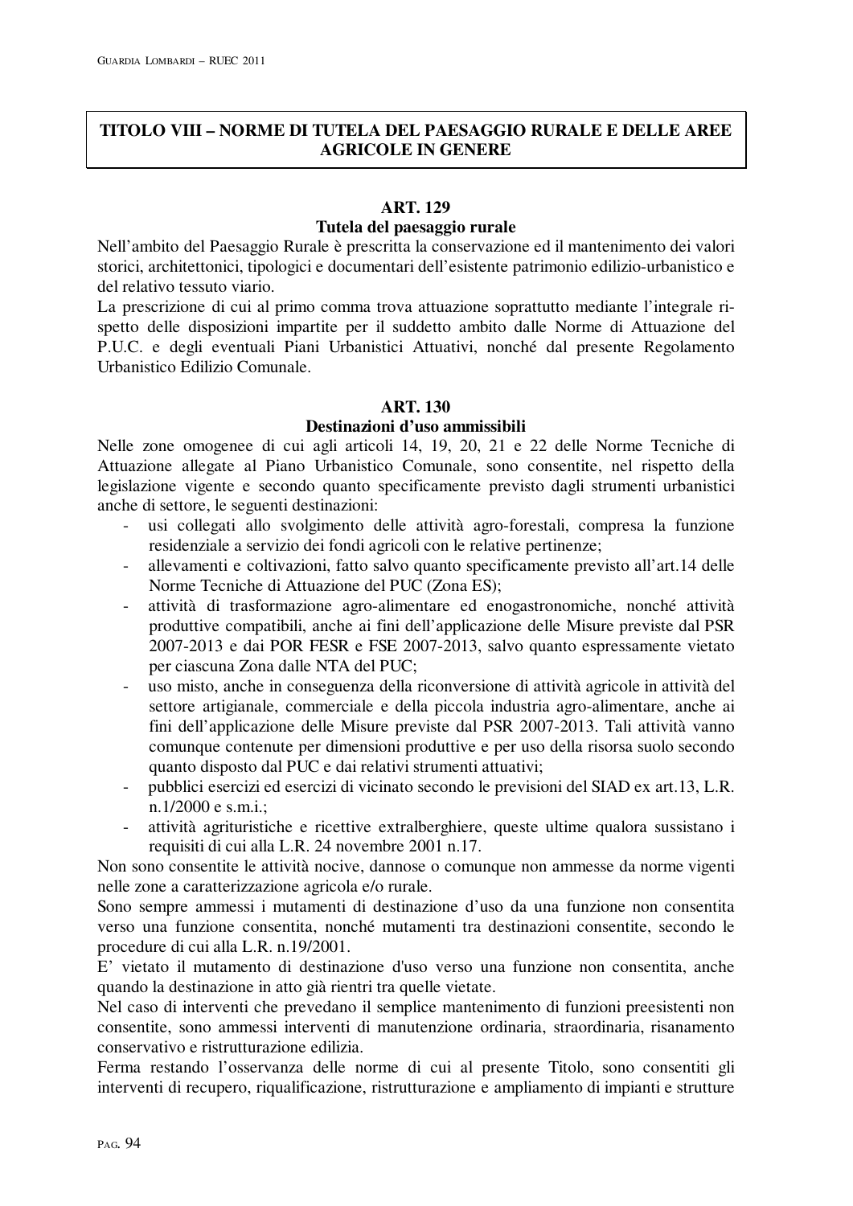## TITOLO VIII – NORME DI TUTELA DEL PAESAGGIO RURALE E DELLE AREE AGRICOLE IN GENERE

### ART. 129
### Tutela del paesaggio rurale

Nell'ambito del Paesaggio Rurale è prescritta la conservazione ed il mantenimento dei valori storici, architettonici, tipologici e documentari dell'esistente patrimonio edilizio-urbanistico e del relativo tessuto viario.

La prescrizione di cui al primo comma trova attuazione soprattutto mediante l'integrale rispetto delle disposizioni impartite per il suddetto ambito dalle Norme di Attuazione del P.U.C. e degli eventuali Piani Urbanistici Attuativi, nonché dal presente Regolamento Urbanistico Edilizio Comunale.

### ART. 130
### Destinazioni d'uso ammissibili

Nelle zone omogenee di cui agli articoli 14, 19, 20, 21 e 22 delle Norme Tecniche di Attuazione allegate al Piano Urbanistico Comunale, sono consentite, nel rispetto della legislazione vigente e secondo quanto specificamente previsto dagli strumenti urbanistici anche di settore, le seguenti destinazioni:

- usi collegati allo svolgimento delle attività agro-forestali, compresa la funzione residenziale a servizio dei fondi agricoli con le relative pertinenze;
- allevamenti e coltivazioni, fatto salvo quanto specificamente previsto all'art.14 delle Norme Tecniche di Attuazione del PUC (Zona ES);
- attività di trasformazione agro-alimentare ed enogastronomiche, nonché attività produttive compatibili, anche ai fini dell'applicazione delle Misure previste dal PSR 2007-2013 e dai POR FESR e FSE 2007-2013, salvo quanto espressamente vietato per ciascuna Zona dalle NTA del PUC;
- uso misto, anche in conseguenza della riconversione di attività agricole in attività del settore artigianale, commerciale e della piccola industria agro-alimentare, anche ai fini dell'applicazione delle Misure previste dal PSR 2007-2013. Tali attività vanno comunque contenute per dimensioni produttive e per uso della risorsa suolo secondo quanto disposto dal PUC e dai relativi strumenti attuativi;
- pubblici esercizi ed esercizi di vicinato secondo le previsioni del SIAD ex art.13, L.R. n.1/2000 e s.m.i.;
- attività agrituristiche e ricettive extralberghiere, queste ultime qualora sussistano i requisiti di cui alla L.R. 24 novembre 2001 n.17.

Non sono consentite le attività nocive, dannose o comunque non ammesse da norme vigenti nelle zone a caratterizzazione agricola e/o rurale.

Sono sempre ammessi i mutamenti di destinazione d'uso da una funzione non consentita verso una funzione consentita, nonché mutamenti tra destinazioni consentite, secondo le procedure di cui alla L.R. n.19/2001.

E' vietato il mutamento di destinazione d'uso verso una funzione non consentita, anche quando la destinazione in atto già rientri tra quelle vietate.

Nel caso di interventi che prevedano il semplice mantenimento di funzioni preesistenti non consentite, sono ammessi interventi di manutenzione ordinaria, straordinaria, risanamento conservativo e ristrutturazione edilizia.

Ferma restando l'osservanza delle norme di cui al presente Titolo, sono consentiti gli interventi di recupero, riqualificazione, ristrutturazione e ampliamento di impianti e strutture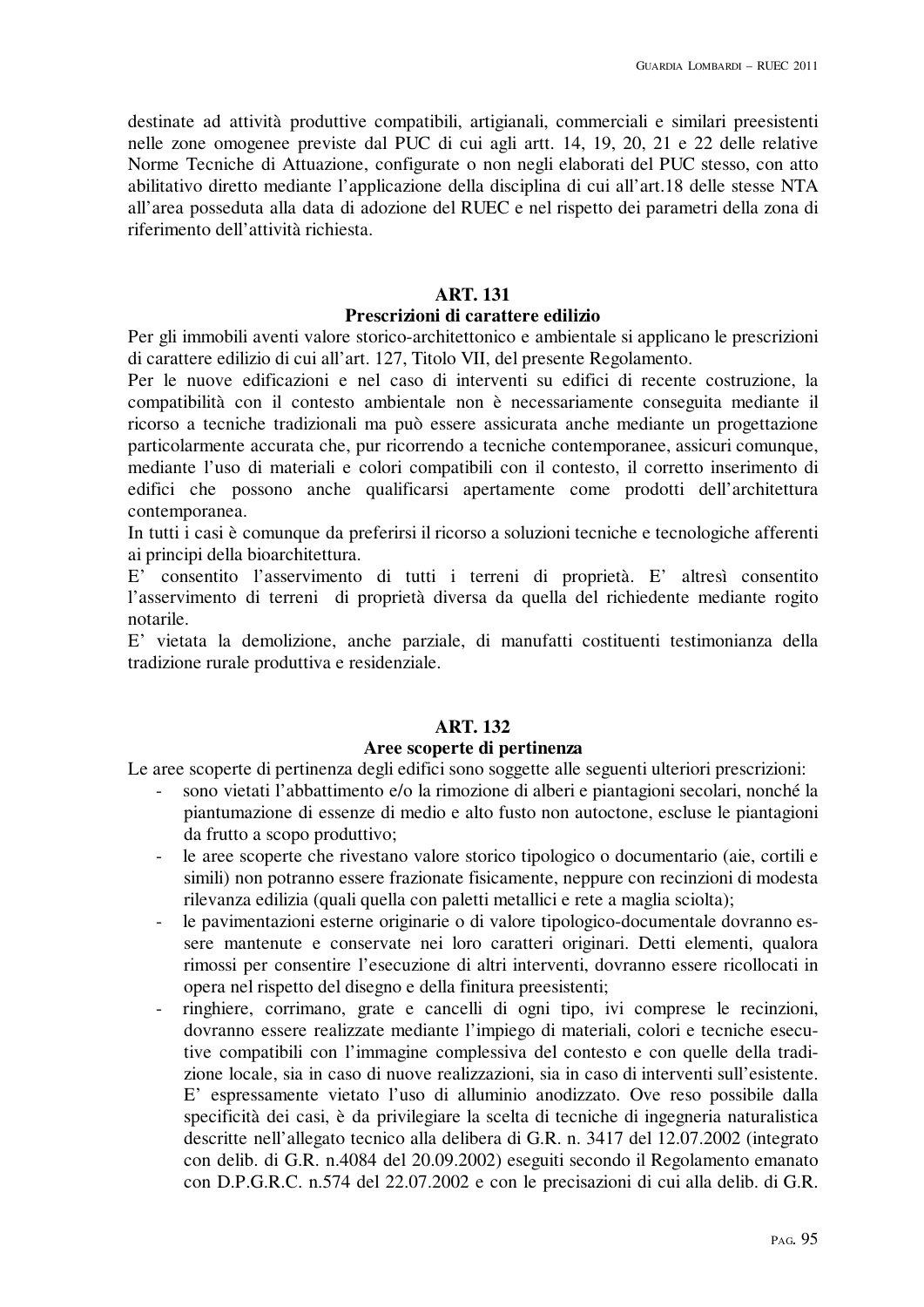destinate ad attività produttive compatibili, artigianali, commerciali e similari preesistenti nelle zone omogenee previste dal PUC di cui agli artt. 14, 19, 20, 21 e 22 delle relative Norme Tecniche di Attuazione, configurate o non negli elaborati del PUC stesso, con atto abilitativo diretto mediante l'applicazione della disciplina di cui all'art.18 delle stesse NTA all'area posseduta alla data di adozione del RUEC e nel rispetto dei parametri della zona di riferimento dell'attività richiesta.

## ART. 131
## Prescrizioni di carattere edilizio

Per gli immobili aventi valore storico-architettonico e ambientale si applicano le prescrizioni di carattere edilizio di cui all'art. 127, Titolo VII, del presente Regolamento.

Per le nuove edificazioni e nel caso di interventi su edifici di recente costruzione, la compatibilità con il contesto ambientale non è necessariamente conseguita mediante il ricorso a tecniche tradizionali ma può essere assicurata anche mediante un progettazione particolarmente accurata che, pur ricorrendo a tecniche contemporanee, assicuri comunque, mediante l'uso di materiali e colori compatibili con il contesto, il corretto inserimento di edifici che possono anche qualificarsi apertamente come prodotti dell'architettura contemporanea.

In tutti i casi è comunque da preferirsi il ricorso a soluzioni tecniche e tecnologiche afferenti ai principi della bioarchitettura.

E' consentito l'asservimento di tutti i terreni di proprietà. E' altresì consentito l'asservimento di terreni di proprietà diversa da quella del richiedente mediante rogito notarile.

E' vietata la demolizione, anche parziale, di manufatti costituenti testimonianza della tradizione rurale produttiva e residenziale.

## ART. 132
## Aree scoperte di pertinenza

Le aree scoperte di pertinenza degli edifici sono soggette alle seguenti ulteriori prescrizioni:

- sono vietati l'abbattimento e/o la rimozione di alberi e piantagioni secolari, nonché la piantumazione di essenze di medio e alto fusto non autoctone, escluse le piantagioni da frutto a scopo produttivo;
- le aree scoperte che rivestano valore storico tipologico o documentario (aie, cortili e simili) non potranno essere frazionate fisicamente, neppure con recinzioni di modesta rilevanza edilizia (quali quella con paletti metallici e rete a maglia sciolta);
- le pavimentazioni esterne originarie o di valore tipologico-documentale dovranno essere mantenute e conservate nei loro caratteri originari. Detti elementi, qualora rimossi per consentire l'esecuzione di altri interventi, dovranno essere ricollocati in opera nel rispetto del disegno e della finitura preesistenti;
- ringhiere, corrimano, grate e cancelli di ogni tipo, ivi comprese le recinzioni, dovranno essere realizzate mediante l'impiego di materiali, colori e tecniche esecutive compatibili con l'immagine complessiva del contesto e con quelle della tradizione locale, sia in caso di nuove realizzazioni, sia in caso di interventi sull'esistente. E' espressamente vietato l'uso di alluminio anodizzato. Ove reso possibile dalla specificità dei casi, è da privilegiare la scelta di tecniche di ingegneria naturalistica descritte nell'allegato tecnico alla delibera di G.R. n. 3417 del 12.07.2002 (integrato con delib. di G.R. n.4084 del 20.09.2002) eseguiti secondo il Regolamento emanato con D.P.G.R.C. n.574 del 22.07.2002 e con le precisazioni di cui alla delib. di G.R.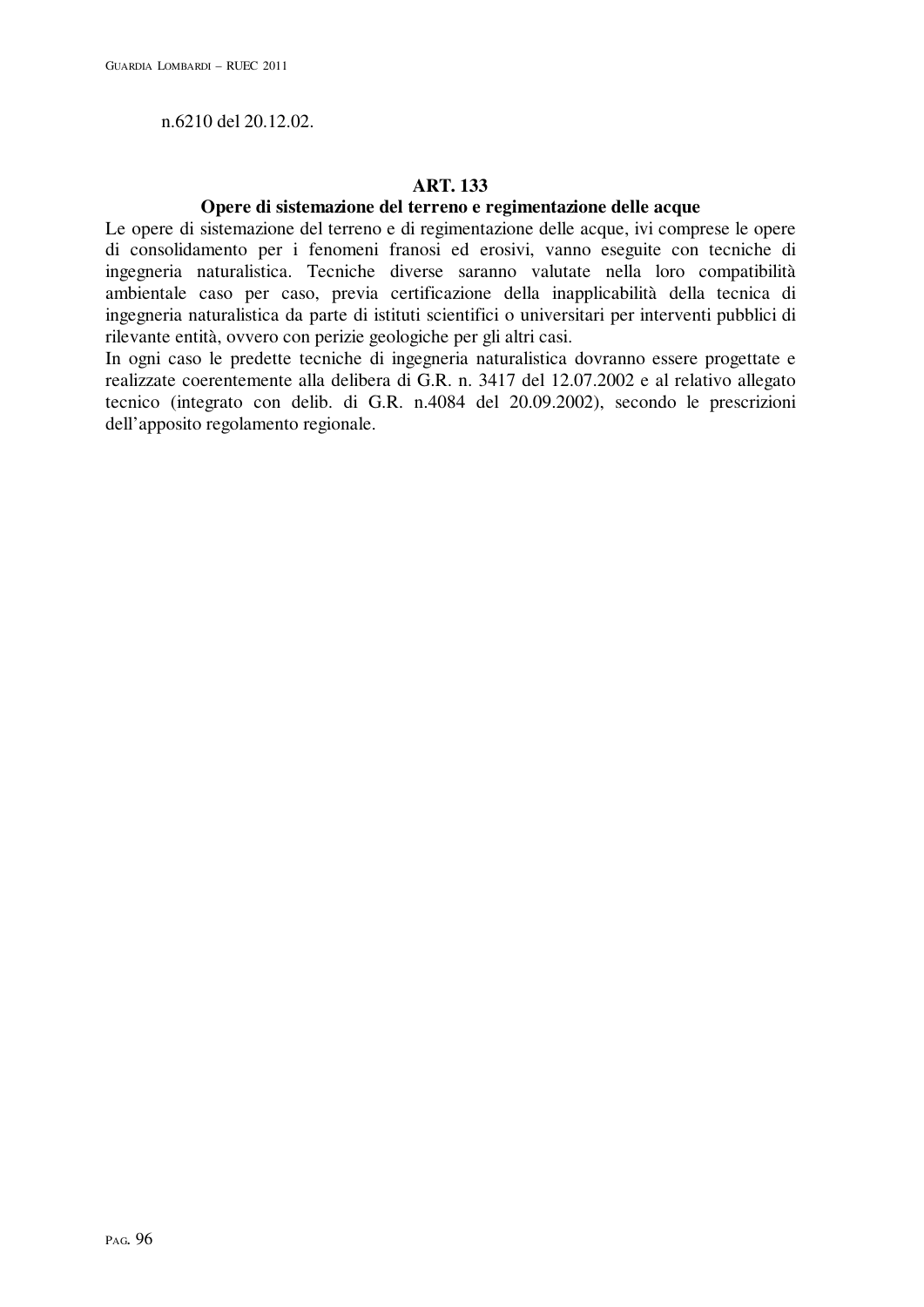n.6210 del 20.12.02.

## ART. 133

### Opere di sistemazione del terreno e regimentazione delle acque

Le opere di sistemazione del terreno e di regimentazione delle acque, ivi comprese le opere di consolidamento per i fenomeni franosi ed erosivi, vanno eseguite con tecniche di ingegneria naturalistica. Tecniche diverse saranno valutate nella loro compatibilità ambientale caso per caso, previa certificazione della inapplicabilità della tecnica di ingegneria naturalistica da parte di istituti scientifici o universitari per interventi pubblici di rilevante entità, ovvero con perizie geologiche per gli altri casi.

In ogni caso le predette tecniche di ingegneria naturalistica dovranno essere progettate e realizzate coerentemente alla delibera di G.R. n. 3417 del 12.07.2002 e al relativo allegato tecnico (integrato con delib. di G.R. n.4084 del 20.09.2002), secondo le prescrizioni dell'apposito regolamento regionale.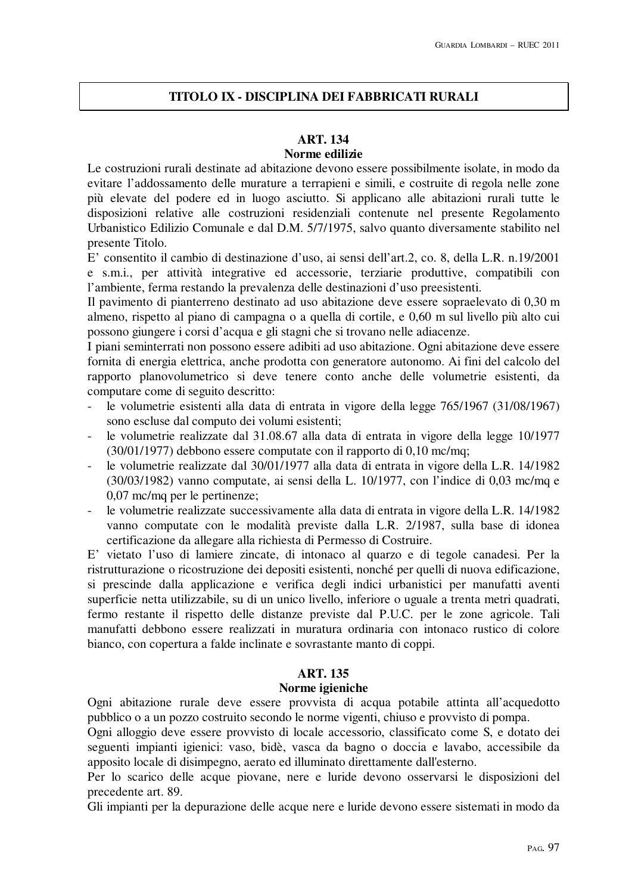## TITOLO IX - DISCIPLINA DEI FABBRICATI RURALI

### ART. 134
### Norme edilizie

Le costruzioni rurali destinate ad abitazione devono essere possibilmente isolate, in modo da evitare l'addossamento delle murature a terrapieni e simili, e costruite di regola nelle zone più elevate del podere ed in luogo asciutto. Si applicano alle abitazioni rurali tutte le disposizioni relative alle costruzioni residenziali contenute nel presente Regolamento Urbanistico Edilizio Comunale e dal D.M. 5/7/1975, salvo quanto diversamente stabilito nel presente Titolo.

E' consentito il cambio di destinazione d'uso, ai sensi dell'art.2, co. 8, della L.R. n.19/2001 e s.m.i., per attività integrative ed accessorie, terziarie produttive, compatibili con l'ambiente, ferma restando la prevalenza delle destinazioni d'uso preesistenti.

Il pavimento di pianterreno destinato ad uso abitazione deve essere sopraelevato di 0,30 m almeno, rispetto al piano di campagna o a quella di cortile, e 0,60 m sul livello più alto cui possono giungere i corsi d'acqua e gli stagni che si trovano nelle adiacenze.

I piani seminterrati non possono essere adibiti ad uso abitazione. Ogni abitazione deve essere fornita di energia elettrica, anche prodotta con generatore autonomo. Ai fini del calcolo del rapporto planovolumetrico si deve tenere conto anche delle volumetrie esistenti, da computare come di seguito descritto:

- le volumetrie esistenti alla data di entrata in vigore della legge 765/1967 (31/08/1967) sono escluse dal computo dei volumi esistenti;
- le volumetrie realizzate dal 31.08.67 alla data di entrata in vigore della legge 10/1977 (30/01/1977) debbono essere computate con il rapporto di 0,10 mc/mq;
- le volumetrie realizzate dal 30/01/1977 alla data di entrata in vigore della L.R. 14/1982 (30/03/1982) vanno computate, ai sensi della L. 10/1977, con l'indice di 0,03 mc/mq e 0,07 mc/mq per le pertinenze;
- le volumetrie realizzate successivamente alla data di entrata in vigore della L.R. 14/1982 vanno computate con le modalità previste dalla L.R. 2/1987, sulla base di idonea certificazione da allegare alla richiesta di Permesso di Costruire.

E' vietato l'uso di lamiere zincate, di intonaco al quarzo e di tegole canadesi. Per la ristrutturazione o ricostruzione dei depositi esistenti, nonché per quelli di nuova edificazione, si prescinde dalla applicazione e verifica degli indici urbanistici per manufatti aventi superficie netta utilizzabile, su di un unico livello, inferiore o uguale a trenta metri quadrati, fermo restante il rispetto delle distanze previste dal P.U.C. per le zone agricole. Tali manufatti debbono essere realizzati in muratura ordinaria con intonaco rustico di colore bianco, con copertura a falde inclinate e sovrastante manto di coppi.

### ART. 135
### Norme igieniche

Ogni abitazione rurale deve essere provvista di acqua potabile attinta all'acquedotto pubblico o a un pozzo costruito secondo le norme vigenti, chiuso e provvisto di pompa.

Ogni alloggio deve essere provvisto di locale accessorio, classificato come S, e dotato dei seguenti impianti igienici: vaso, bidè, vasca da bagno o doccia e lavabo, accessibile da apposito locale di disimpegno, aerato ed illuminato direttamente dall'esterno.

Per lo scarico delle acque piovane, nere e luride devono osservarsi le disposizioni del precedente art. 89.

Gli impianti per la depurazione delle acque nere e luride devono essere sistemati in modo da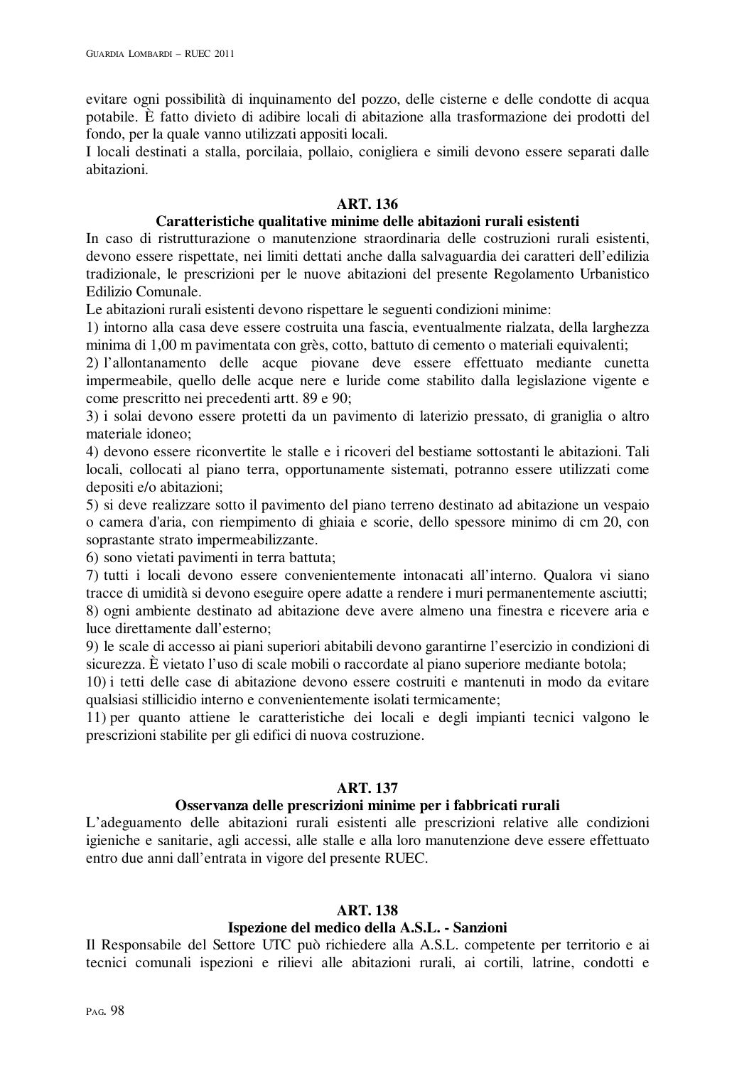evitare ogni possibilità di inquinamento del pozzo, delle cisterne e delle condotte di acqua potabile. È fatto divieto di adibire locali di abitazione alla trasformazione dei prodotti del fondo, per la quale vanno utilizzati appositi locali.
I locali destinati a stalla, porcilaia, pollaio, conigliera e simili devono essere separati dalle abitazioni.

## ART. 136
### Caratteristiche qualitative minime delle abitazioni rurali esistenti

In caso di ristrutturazione o manutenzione straordinaria delle costruzioni rurali esistenti, devono essere rispettate, nei limiti dettati anche dalla salvaguardia dei caratteri dell'edilizia tradizionale, le prescrizioni per le nuove abitazioni del presente Regolamento Urbanistico Edilizio Comunale.
Le abitazioni rurali esistenti devono rispettare le seguenti condizioni minime:
1) intorno alla casa deve essere costruita una fascia, eventualmente rialzata, della larghezza minima di 1,00 m pavimentata con grès, cotto, battuto di cemento o materiali equivalenti;
2) l'allontanamento delle acque piovane deve essere effettuato mediante cunetta impermeabile, quello delle acque nere e luride come stabilito dalla legislazione vigente e come prescritto nei precedenti artt. 89 e 90;
3) i solai devono essere protetti da un pavimento di laterizio pressato, di graniglia o altro materiale idoneo;
4) devono essere riconvertite le stalle e i ricoveri del bestiame sottostanti le abitazioni. Tali locali, collocati al piano terra, opportunamente sistemati, potranno essere utilizzati come depositi e/o abitazioni;
5) si deve realizzare sotto il pavimento del piano terreno destinato ad abitazione un vespaio o camera d'aria, con riempimento di ghiaia e scorie, dello spessore minimo di cm 20, con soprastante strato impermeabilizzante.
6) sono vietati pavimenti in terra battuta;
7) tutti i locali devono essere convenientemente intonacati all'interno. Qualora vi siano tracce di umidità si devono eseguire opere adatte a rendere i muri permanentemente asciutti;
8) ogni ambiente destinato ad abitazione deve avere almeno una finestra e ricevere aria e luce direttamente dall'esterno;
9) le scale di accesso ai piani superiori abitabili devono garantirne l'esercizio in condizioni di sicurezza. È vietato l'uso di scale mobili o raccordate al piano superiore mediante botola;
10) i tetti delle case di abitazione devono essere costruiti e mantenuti in modo da evitare qualsiasi stillicidio interno e convenientemente isolati termicamente;
11) per quanto attiene le caratteristiche dei locali e degli impianti tecnici valgono le prescrizioni stabilite per gli edifici di nuova costruzione.

## ART. 137
### Osservanza delle prescrizioni minime per i fabbricati rurali

L'adeguamento delle abitazioni rurali esistenti alle prescrizioni relative alle condizioni igieniche e sanitarie, agli accessi, alle stalle e alla loro manutenzione deve essere effettuato entro due anni dall'entrata in vigore del presente RUEC.

## ART. 138
### Ispezione del medico della A.S.L. - Sanzioni

Il Responsabile del Settore UTC può richiedere alla A.S.L. competente per territorio e ai tecnici comunali ispezioni e rilievi alle abitazioni rurali, ai cortili, latrine, condotti e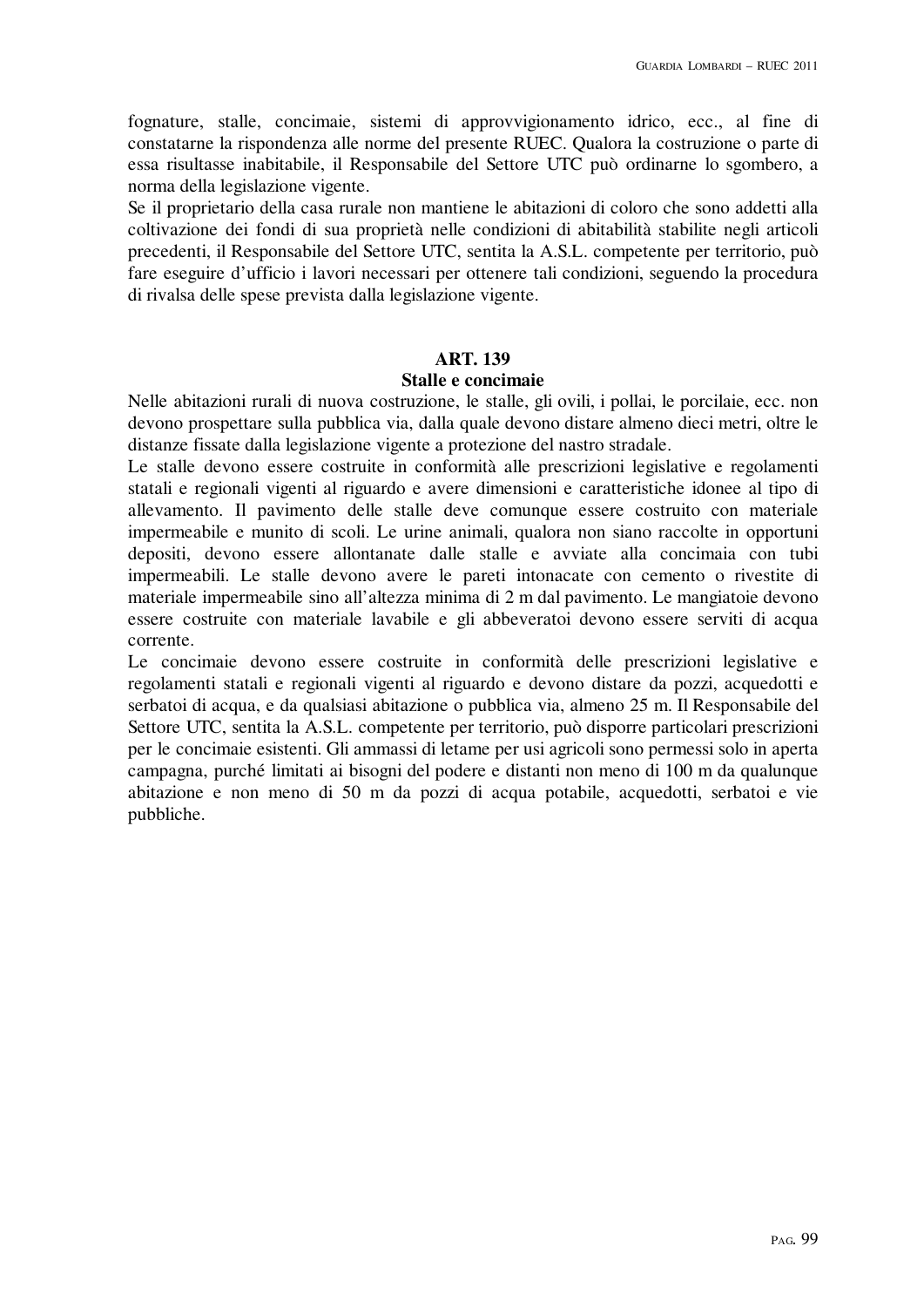fognature, stalle, concimaie, sistemi di approvvigionamento idrico, ecc., al fine di constatarne la rispondenza alle norme del presente RUEC. Qualora la costruzione o parte di essa risultasse inabitabile, il Responsabile del Settore UTC può ordinarne lo sgombero, a norma della legislazione vigente.
Se il proprietario della casa rurale non mantiene le abitazioni di coloro che sono addetti alla coltivazione dei fondi di sua proprietà nelle condizioni di abitabilità stabilite negli articoli precedenti, il Responsabile del Settore UTC, sentita la A.S.L. competente per territorio, può fare eseguire d'ufficio i lavori necessari per ottenere tali condizioni, seguendo la procedura di rivalsa delle spese prevista dalla legislazione vigente.

## ART. 139
## Stalle e concimaie

Nelle abitazioni rurali di nuova costruzione, le stalle, gli ovili, i pollai, le porcilaie, ecc. non devono prospettare sulla pubblica via, dalla quale devono distare almeno dieci metri, oltre le distanze fissate dalla legislazione vigente a protezione del nastro stradale.
Le stalle devono essere costruite in conformità alle prescrizioni legislative e regolamenti statali e regionali vigenti al riguardo e avere dimensioni e caratteristiche idonee al tipo di allevamento. Il pavimento delle stalle deve comunque essere costruito con materiale impermeabile e munito di scoli. Le urine animali, qualora non siano raccolte in opportuni depositi, devono essere allontanate dalle stalle e avviate alla concimaia con tubi impermeabili. Le stalle devono avere le pareti intonacate con cemento o rivestite di materiale impermeabile sino all'altezza minima di 2 m dal pavimento. Le mangiatoie devono essere costruite con materiale lavabile e gli abbeveratoi devono essere serviti di acqua corrente.
Le concimaie devono essere costruite in conformità delle prescrizioni legislative e regolamenti statali e regionali vigenti al riguardo e devono distare da pozzi, acquedotti e serbatoi di acqua, e da qualsiasi abitazione o pubblica via, almeno 25 m. Il Responsabile del Settore UTC, sentita la A.S.L. competente per territorio, può disporre particolari prescrizioni per le concimaie esistenti. Gli ammassi di letame per usi agricoli sono permessi solo in aperta campagna, purché limitati ai bisogni del podere e distanti non meno di 100 m da qualunque abitazione e non meno di 50 m da pozzi di acqua potabile, acquedotti, serbatoi e vie pubbliche.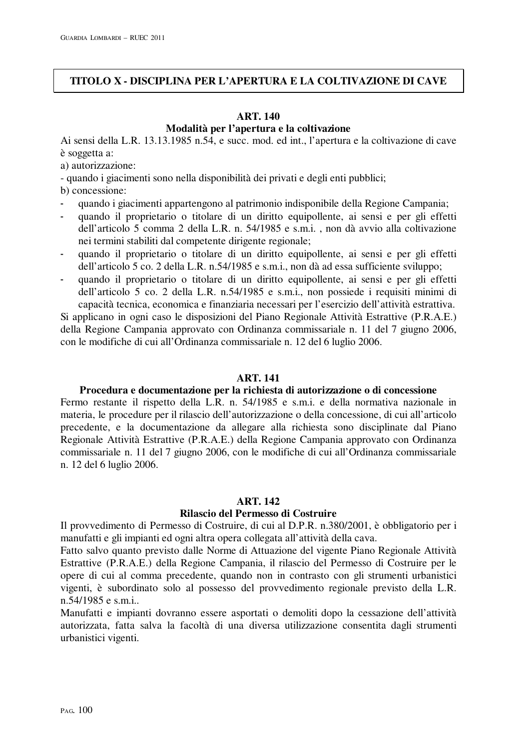## TITOLO X - DISCIPLINA PER L'APERTURA E LA COLTIVAZIONE DI CAVE

### ART. 140
### Modalità per l'apertura e la coltivazione

Ai sensi della L.R. 13.13.1985 n.54, e succ. mod. ed int., l'apertura e la coltivazione di cave è soggetta a:

a) autorizzazione:

- quando i giacimenti sono nella disponibilità dei privati e degli enti pubblici;

b) concessione:

- quando i giacimenti appartengono al patrimonio indisponibile della Regione Campania;
- quando il proprietario o titolare di un diritto equipollente, ai sensi e per gli effetti dell'articolo 5 comma 2 della L.R. n. 54/1985 e s.m.i. , non dà avvio alla coltivazione nei termini stabiliti dal competente dirigente regionale;
- quando il proprietario o titolare di un diritto equipollente, ai sensi e per gli effetti dell'articolo 5 co. 2 della L.R. n.54/1985 e s.m.i., non dà ad essa sufficiente sviluppo;
- quando il proprietario o titolare di un diritto equipollente, ai sensi e per gli effetti dell'articolo 5 co. 2 della L.R. n.54/1985 e s.m.i., non possiede i requisiti minimi di capacità tecnica, economica e finanziaria necessari per l'esercizio dell'attività estrattiva.

Si applicano in ogni caso le disposizioni del Piano Regionale Attività Estrattive (P.R.A.E.) della Regione Campania approvato con Ordinanza commissariale n. 11 del 7 giugno 2006, con le modifiche di cui all'Ordinanza commissariale n. 12 del 6 luglio 2006.

### ART. 141
### Procedura e documentazione per la richiesta di autorizzazione o di concessione

Fermo restante il rispetto della L.R. n. 54/1985 e s.m.i. e della normativa nazionale in materia, le procedure per il rilascio dell'autorizzazione o della concessione, di cui all'articolo precedente, e la documentazione da allegare alla richiesta sono disciplinate dal Piano Regionale Attività Estrattive (P.R.A.E.) della Regione Campania approvato con Ordinanza commissariale n. 11 del 7 giugno 2006, con le modifiche di cui all'Ordinanza commissariale n. 12 del 6 luglio 2006.

### ART. 142
### Rilascio del Permesso di Costruire

Il provvedimento di Permesso di Costruire, di cui al D.P.R. n.380/2001, è obbligatorio per i manufatti e gli impianti ed ogni altra opera collegata all'attività della cava.

Fatto salvo quanto previsto dalle Norme di Attuazione del vigente Piano Regionale Attività Estrattive (P.R.A.E.) della Regione Campania, il rilascio del Permesso di Costruire per le opere di cui al comma precedente, quando non in contrasto con gli strumenti urbanistici vigenti, è subordinato solo al possesso del provvedimento regionale previsto della L.R. n.54/1985 e s.m.i..

Manufatti e impianti dovranno essere asportati o demoliti dopo la cessazione dell'attività autorizzata, fatta salva la facoltà di una diversa utilizzazione consentita dagli strumenti urbanistici vigenti.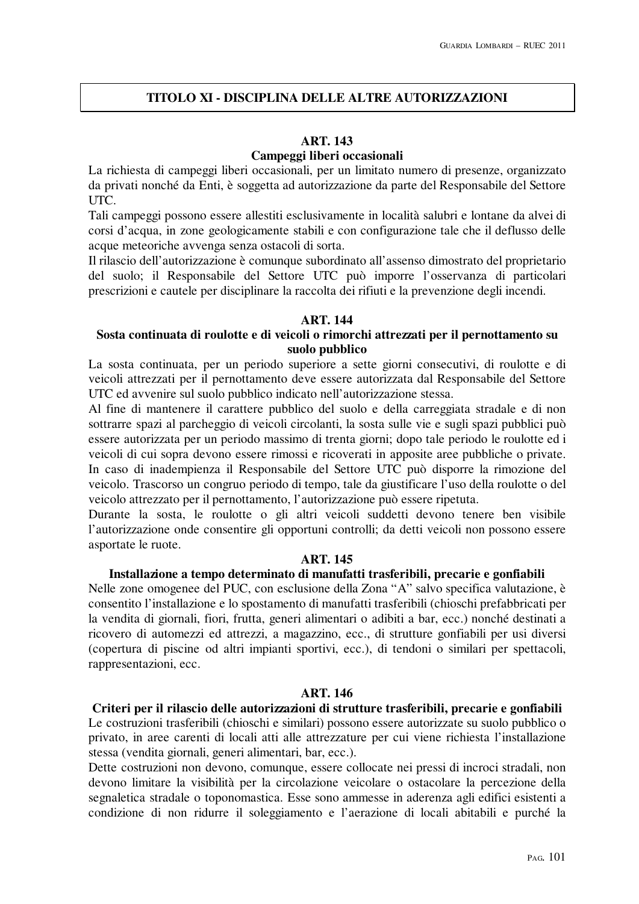## TITOLO XI - DISCIPLINA DELLE ALTRE AUTORIZZAZIONI

### ART. 143
### Campeggi liberi occasionali

La richiesta di campeggi liberi occasionali, per un limitato numero di presenze, organizzato da privati nonché da Enti, è soggetta ad autorizzazione da parte del Responsabile del Settore UTC.

Tali campeggi possono essere allestiti esclusivamente in località salubri e lontane da alvei di corsi d'acqua, in zone geologicamente stabili e con configurazione tale che il deflusso delle acque meteoriche avvenga senza ostacoli di sorta.

Il rilascio dell'autorizzazione è comunque subordinato all'assenso dimostrato del proprietario del suolo; il Responsabile del Settore UTC può imporre l'osservanza di particolari prescrizioni e cautele per disciplinare la raccolta dei rifiuti e la prevenzione degli incendi.

### ART. 144
### Sosta continuata di roulotte e di veicoli o rimorchi attrezzati per il pernottamento su suolo pubblico

La sosta continuata, per un periodo superiore a sette giorni consecutivi, di roulotte e di veicoli attrezzati per il pernottamento deve essere autorizzata dal Responsabile del Settore UTC ed avvenire sul suolo pubblico indicato nell'autorizzazione stessa.

Al fine di mantenere il carattere pubblico del suolo e della carreggiata stradale e di non sottrarre spazi al parcheggio di veicoli circolanti, la sosta sulle vie e sugli spazi pubblici può essere autorizzata per un periodo massimo di trenta giorni; dopo tale periodo le roulotte ed i veicoli di cui sopra devono essere rimossi e ricoverati in apposite aree pubbliche o private.

In caso di inadempienza il Responsabile del Settore UTC può disporre la rimozione del veicolo. Trascorso un congruo periodo di tempo, tale da giustificare l'uso della roulotte o del veicolo attrezzato per il pernottamento, l'autorizzazione può essere ripetuta.

Durante la sosta, le roulotte o gli altri veicoli suddetti devono tenere ben visibile l'autorizzazione onde consentire gli opportuni controlli; da detti veicoli non possono essere asportate le ruote.

### ART. 145
### Installazione a tempo determinato di manufatti trasferibili, precarie e gonfiabili

Nelle zone omogenee del PUC, con esclusione della Zona "A" salvo specifica valutazione, è consentito l'installazione e lo spostamento di manufatti trasferibili (chioschi prefabbricati per la vendita di giornali, fiori, frutta, generi alimentari o adibiti a bar, ecc.) nonché destinati a ricovero di automezzi ed attrezzi, a magazzino, ecc., di strutture gonfiabili per usi diversi (copertura di piscine od altri impianti sportivi, ecc.), di tendoni o similari per spettacoli, rappresentazioni, ecc.

### ART. 146
### Criteri per il rilascio delle autorizzazioni di strutture trasferibili, precarie e gonfiabili

Le costruzioni trasferibili (chioschi e similari) possono essere autorizzate su suolo pubblico o privato, in aree carenti di locali atti alle attrezzature per cui viene richiesta l'installazione stessa (vendita giornali, generi alimentari, bar, ecc.).

Dette costruzioni non devono, comunque, essere collocate nei pressi di incroci stradali, non devono limitare la visibilità per la circolazione veicolare o ostacolare la percezione della segnaletica stradale o toponomastica. Esse sono ammesse in aderenza agli edifici esistenti a condizione di non ridurre il soleggiamento e l'aerazione di locali abitabili e purché la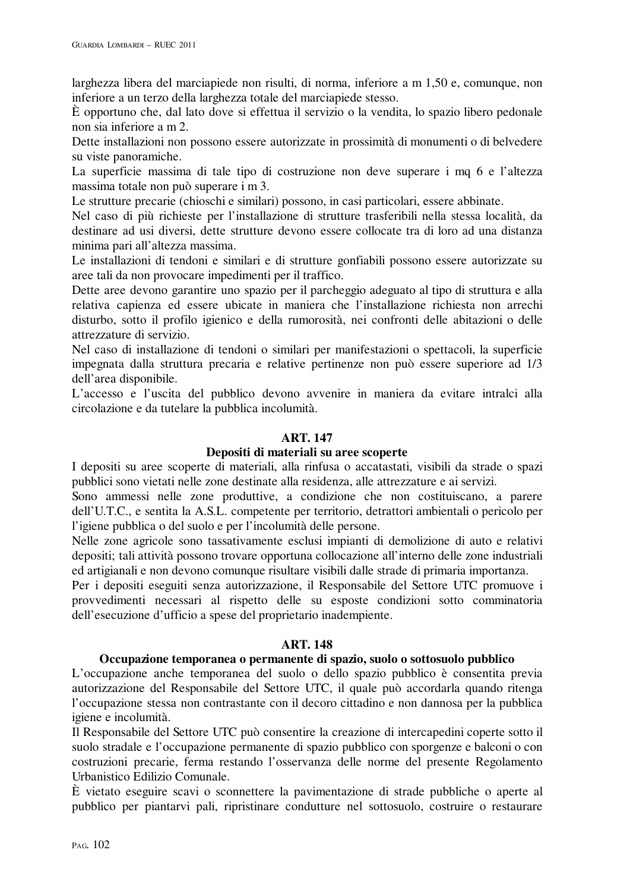larghezza libera del marciapiede non risulti, di norma, inferiore a m 1,50 e, comunque, non inferiore a un terzo della larghezza totale del marciapiede stesso.
È opportuno che, dal lato dove si effettua il servizio o la vendita, lo spazio libero pedonale non sia inferiore a m 2.
Dette installazioni non possono essere autorizzate in prossimità di monumenti o di belvedere su viste panoramiche.
La superficie massima di tale tipo di costruzione non deve superare i mq 6 e l'altezza massima totale non può superare i m 3.
Le strutture precarie (chioschi e similari) possono, in casi particolari, essere abbinate.
Nel caso di più richieste per l'installazione di strutture trasferibili nella stessa località, da destinare ad usi diversi, dette strutture devono essere collocate tra di loro ad una distanza minima pari all'altezza massima.
Le installazioni di tendoni e similari e di strutture gonfiabili possono essere autorizzate su aree tali da non provocare impedimenti per il traffico.
Dette aree devono garantire uno spazio per il parcheggio adeguato al tipo di struttura e alla relativa capienza ed essere ubicate in maniera che l'installazione richiesta non arrechi disturbo, sotto il profilo igienico e della rumorosità, nei confronti delle abitazioni o delle attrezzature di servizio.
Nel caso di installazione di tendoni o similari per manifestazioni o spettacoli, la superficie impegnata dalla struttura precaria e relative pertinenze non può essere superiore ad 1/3 dell'area disponibile.
L'accesso e l'uscita del pubblico devono avvenire in maniera da evitare intralci alla circolazione e da tutelare la pubblica incolumità.

## ART. 147
### Depositi di materiali su aree scoperte

I depositi su aree scoperte di materiali, alla rinfusa o accatastati, visibili da strade o spazi pubblici sono vietati nelle zone destinate alla residenza, alle attrezzature e ai servizi.
Sono ammessi nelle zone produttive, a condizione che non costituiscano, a parere dell'U.T.C., e sentita la A.S.L. competente per territorio, detrattori ambientali o pericolo per l'igiene pubblica o del suolo e per l'incolumità delle persone.
Nelle zone agricole sono tassativamente esclusi impianti di demolizione di auto e relativi depositi; tali attività possono trovare opportuna collocazione all'interno delle zone industriali ed artigianali e non devono comunque risultare visibili dalle strade di primaria importanza.
Per i depositi eseguiti senza autorizzazione, il Responsabile del Settore UTC promuove i provvedimenti necessari al rispetto delle su esposte condizioni sotto comminatoria dell'esecuzione d'ufficio a spese del proprietario inadempiente.

## ART. 148
### Occupazione temporanea o permanente di spazio, suolo o sottosuolo pubblico

L'occupazione anche temporanea del suolo o dello spazio pubblico è consentita previa autorizzazione del Responsabile del Settore UTC, il quale può accordarla quando ritenga l'occupazione stessa non contrastante con il decoro cittadino e non dannosa per la pubblica igiene e incolumità.
Il Responsabile del Settore UTC può consentire la creazione di intercapedini coperte sotto il suolo stradale e l'occupazione permanente di spazio pubblico con sporgenze e balconi o con costruzioni precarie, ferma restando l'osservanza delle norme del presente Regolamento Urbanistico Edilizio Comunale.
È vietato eseguire scavi o sconnettere la pavimentazione di strade pubbliche o aperte al pubblico per piantarvi pali, ripristinare condutture nel sottosuolo, costruire o restaurare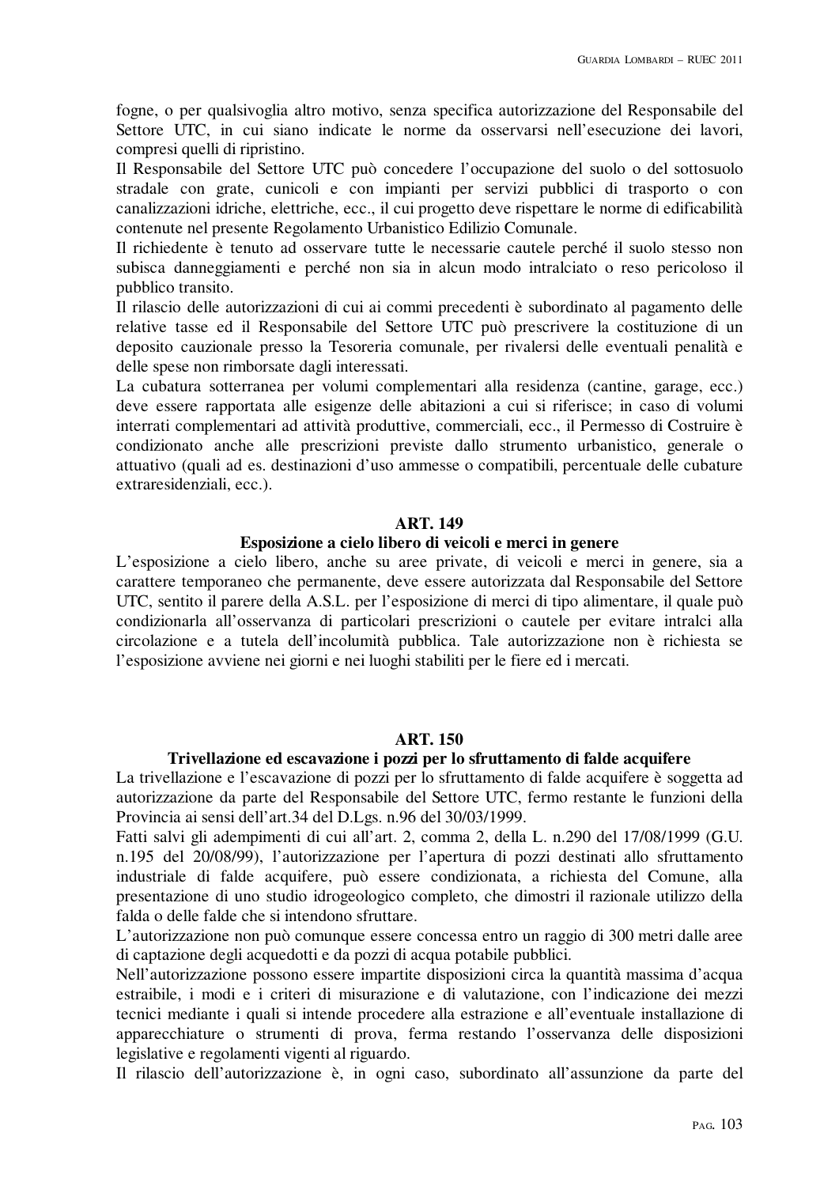fogne, o per qualsivoglia altro motivo, senza specifica autorizzazione del Responsabile del Settore UTC, in cui siano indicate le norme da osservarsi nell'esecuzione dei lavori, compresi quelli di ripristino.

Il Responsabile del Settore UTC può concedere l'occupazione del suolo o del sottosuolo stradale con grate, cunicoli e con impianti per servizi pubblici di trasporto o con canalizzazioni idriche, elettriche, ecc., il cui progetto deve rispettare le norme di edificabilità contenute nel presente Regolamento Urbanistico Edilizio Comunale.

Il richiedente è tenuto ad osservare tutte le necessarie cautele perché il suolo stesso non subisca danneggiamenti e perché non sia in alcun modo intralciato o reso pericoloso il pubblico transito.

Il rilascio delle autorizzazioni di cui ai commi precedenti è subordinato al pagamento delle relative tasse ed il Responsabile del Settore UTC può prescrivere la costituzione di un deposito cauzionale presso la Tesoreria comunale, per rivalersi delle eventuali penalità e delle spese non rimborsate dagli interessati.

La cubatura sotterranea per volumi complementari alla residenza (cantine, garage, ecc.) deve essere rapportata alle esigenze delle abitazioni a cui si riferisce; in caso di volumi interrati complementari ad attività produttive, commerciali, ecc., il Permesso di Costruire è condizionato anche alle prescrizioni previste dallo strumento urbanistico, generale o attuativo (quali ad es. destinazioni d'uso ammesse o compatibili, percentuale delle cubature extraresidenziali, ecc.).

## ART. 149
### Esposizione a cielo libero di veicoli e merci in genere

L'esposizione a cielo libero, anche su aree private, di veicoli e merci in genere, sia a carattere temporaneo che permanente, deve essere autorizzata dal Responsabile del Settore UTC, sentito il parere della A.S.L. per l'esposizione di merci di tipo alimentare, il quale può condizionarla all'osservanza di particolari prescrizioni o cautele per evitare intralci alla circolazione e a tutela dell'incolumità pubblica. Tale autorizzazione non è richiesta se l'esposizione avviene nei giorni e nei luoghi stabiliti per le fiere ed i mercati.

## ART. 150
### Trivellazione ed escavazione i pozzi per lo sfruttamento di falde acquifere

La trivellazione e l'escavazione di pozzi per lo sfruttamento di falde acquifere è soggetta ad autorizzazione da parte del Responsabile del Settore UTC, fermo restante le funzioni della Provincia ai sensi dell'art.34 del D.Lgs. n.96 del 30/03/1999.

Fatti salvi gli adempimenti di cui all'art. 2, comma 2, della L. n.290 del 17/08/1999 (G.U. n.195 del 20/08/99), l'autorizzazione per l'apertura di pozzi destinati allo sfruttamento industriale di falde acquifere, può essere condizionata, a richiesta del Comune, alla presentazione di uno studio idrogeologico completo, che dimostri il razionale utilizzo della falda o delle falde che si intendono sfruttare.

L'autorizzazione non può comunque essere concessa entro un raggio di 300 metri dalle aree di captazione degli acquedotti e da pozzi di acqua potabile pubblici.

Nell'autorizzazione possono essere impartite disposizioni circa la quantità massima d'acqua estraibile, i modi e i criteri di misurazione e di valutazione, con l'indicazione dei mezzi tecnici mediante i quali si intende procedere alla estrazione e all'eventuale installazione di apparecchiature o strumenti di prova, ferma restando l'osservanza delle disposizioni legislative e regolamenti vigenti al riguardo.

Il rilascio dell'autorizzazione è, in ogni caso, subordinato all'assunzione da parte del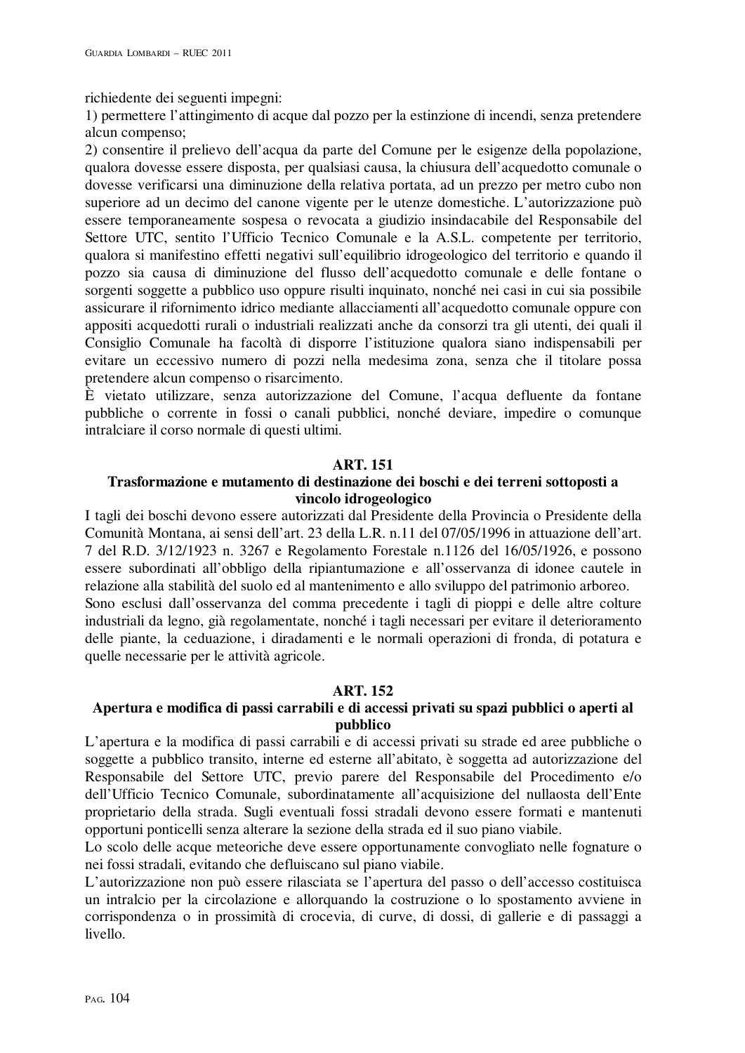richiedente dei seguenti impegni:

1) permettere l'attingimento di acque dal pozzo per la estinzione di incendi, senza pretendere alcun compenso;

2) consentire il prelievo dell'acqua da parte del Comune per le esigenze della popolazione, qualora dovesse essere disposta, per qualsiasi causa, la chiusura dell'acquedotto comunale o dovesse verificarsi una diminuzione della relativa portata, ad un prezzo per metro cubo non superiore ad un decimo del canone vigente per le utenze domestiche. L'autorizzazione può essere temporaneamente sospesa o revocata a giudizio insindacabile del Responsabile del Settore UTC, sentito l'Ufficio Tecnico Comunale e la A.S.L. competente per territorio, qualora si manifestino effetti negativi sull'equilibrio idrogeologico del territorio e quando il pozzo sia causa di diminuzione del flusso dell'acquedotto comunale e delle fontane o sorgenti soggette a pubblico uso oppure risulti inquinato, nonché nei casi in cui sia possibile assicurare il rifornimento idrico mediante allacciamenti all'acquedotto comunale oppure con appositi acquedotti rurali o industriali realizzati anche da consorzi tra gli utenti, dei quali il Consiglio Comunale ha facoltà di disporre l'istituzione qualora siano indispensabili per evitare un eccessivo numero di pozzi nella medesima zona, senza che il titolare possa pretendere alcun compenso o risarcimento.

È vietato utilizzare, senza autorizzazione del Comune, l'acqua defluente da fontane pubbliche o corrente in fossi o canali pubblici, nonché deviare, impedire o comunque intralciare il corso normale di questi ultimi.

### ART. 151
### Trasformazione e mutamento di destinazione dei boschi e dei terreni sottoposti a vincolo idrogeologico

I tagli dei boschi devono essere autorizzati dal Presidente della Provincia o Presidente della Comunità Montana, ai sensi dell'art. 23 della L.R. n.11 del 07/05/1996 in attuazione dell'art. 7 del R.D. 3/12/1923 n. 3267 e Regolamento Forestale n.1126 del 16/05/1926, e possono essere subordinati all'obbligo della ripiantumazione e all'osservanza di idonee cautele in relazione alla stabilità del suolo ed al mantenimento e allo sviluppo del patrimonio arboreo.

Sono esclusi dall'osservanza del comma precedente i tagli di pioppi e delle altre colture industriali da legno, già regolamentate, nonché i tagli necessari per evitare il deterioramento delle piante, la ceduazione, i diradamenti e le normali operazioni di fronda, di potatura e quelle necessarie per le attività agricole.

### ART. 152
### Apertura e modifica di passi carrabili e di accessi privati su spazi pubblici o aperti al pubblico

L'apertura e la modifica di passi carrabili e di accessi privati su strade ed aree pubbliche o soggette a pubblico transito, interne ed esterne all'abitato, è soggetta ad autorizzazione del Responsabile del Settore UTC, previo parere del Responsabile del Procedimento e/o dell'Ufficio Tecnico Comunale, subordinatamente all'acquisizione del nullaosta dell'Ente proprietario della strada. Sugli eventuali fossi stradali devono essere formati e mantenuti opportuni ponticelli senza alterare la sezione della strada ed il suo piano viabile.

Lo scolo delle acque meteoriche deve essere opportunamente convogliato nelle fognature o nei fossi stradali, evitando che defluiscano sul piano viabile.

L'autorizzazione non può essere rilasciata se l'apertura del passo o dell'accesso costituisca un intralcio per la circolazione e allorquando la costruzione o lo spostamento avviene in corrispondenza o in prossimità di crocevia, di curve, di dossi, di gallerie e di passaggi a livello.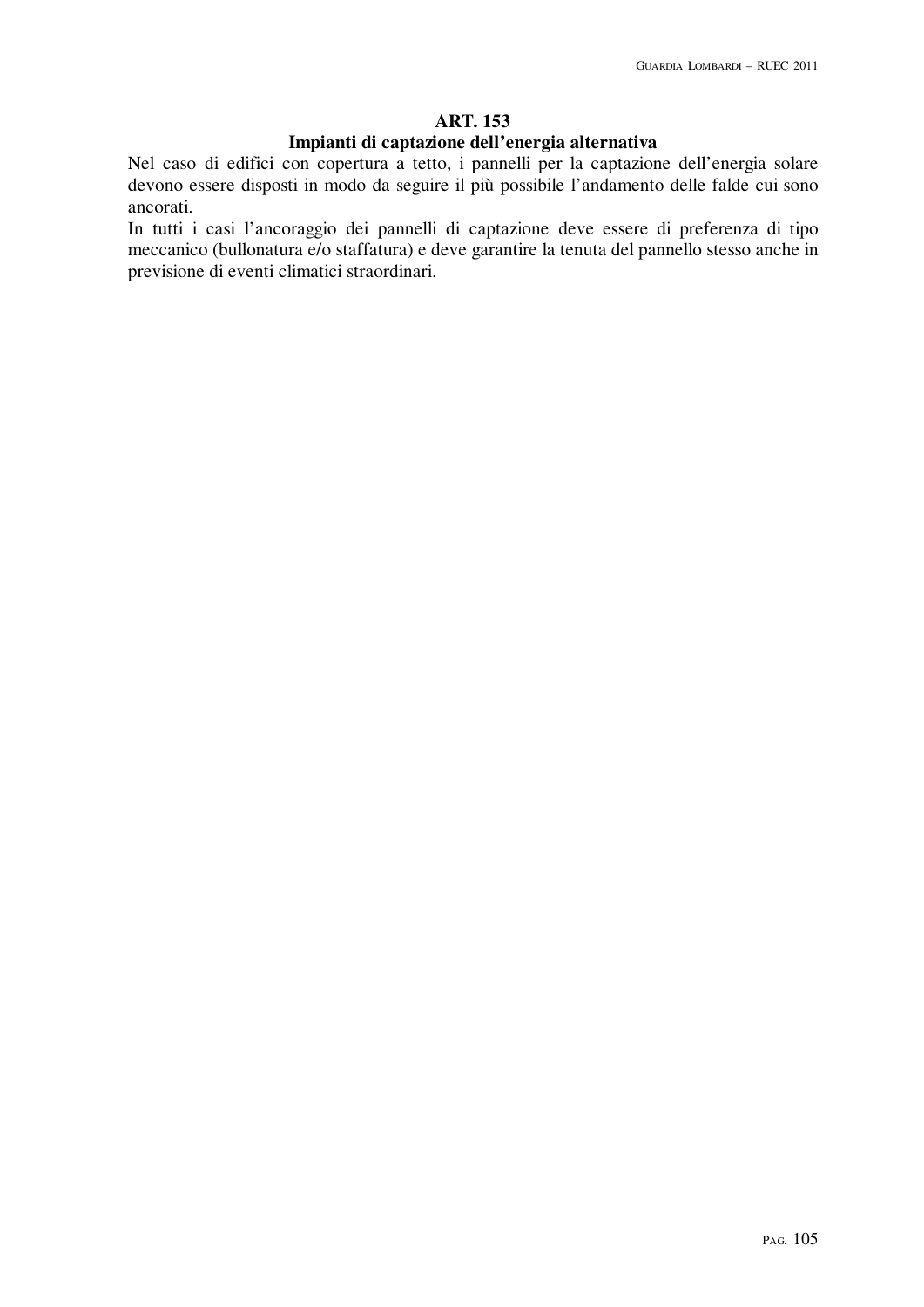## ART. 153
### Impianti di captazione dell'energia alternativa

Nel caso di edifici con copertura a tetto, i pannelli per la captazione dell'energia solare devono essere disposti in modo da seguire il più possibile l'andamento delle falde cui sono ancorati.

In tutti i casi l'ancoraggio dei pannelli di captazione deve essere di preferenza di tipo meccanico (bullonatura e/o staffatura) e deve garantire la tenuta del pannello stesso anche in previsione di eventi climatici straordinari.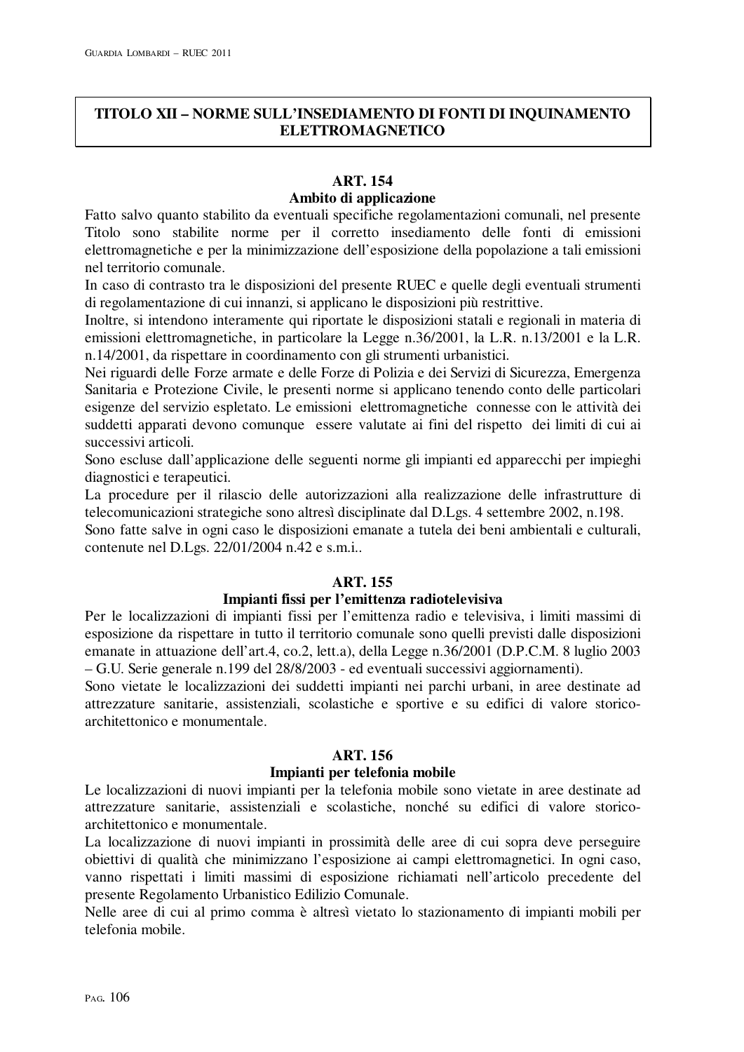# TITOLO XII – NORME SULL'INSEDIAMENTO DI FONTI DI INQUINAMENTO ELETTROMAGNETICO

## ART. 154
### Ambito di applicazione

Fatto salvo quanto stabilito da eventuali specifiche regolamentazioni comunali, nel presente Titolo sono stabilite norme per il corretto insediamento delle fonti di emissioni elettromagnetiche e per la minimizzazione dell'esposizione della popolazione a tali emissioni nel territorio comunale.

In caso di contrasto tra le disposizioni del presente RUEC e quelle degli eventuali strumenti di regolamentazione di cui innanzi, si applicano le disposizioni più restrittive.

Inoltre, si intendono interamente qui riportate le disposizioni statali e regionali in materia di emissioni elettromagnetiche, in particolare la Legge n.36/2001, la L.R. n.13/2001 e la L.R. n.14/2001, da rispettare in coordinamento con gli strumenti urbanistici.

Nei riguardi delle Forze armate e delle Forze di Polizia e dei Servizi di Sicurezza, Emergenza Sanitaria e Protezione Civile, le presenti norme si applicano tenendo conto delle particolari esigenze del servizio espletato. Le emissioni elettromagnetiche connesse con le attività dei suddetti apparati devono comunque essere valutate ai fini del rispetto dei limiti di cui ai successivi articoli.

Sono escluse dall'applicazione delle seguenti norme gli impianti ed apparecchi per impieghi diagnostici e terapeutici.

La procedure per il rilascio delle autorizzazioni alla realizzazione delle infrastrutture di telecomunicazioni strategiche sono altresì disciplinate dal D.Lgs. 4 settembre 2002, n.198.

Sono fatte salve in ogni caso le disposizioni emanate a tutela dei beni ambientali e culturali, contenute nel D.Lgs. 22/01/2004 n.42 e s.m.i..

## ART. 155
### Impianti fissi per l'emittenza radiotelevisiva

Per le localizzazioni di impianti fissi per l'emittenza radio e televisiva, i limiti massimi di esposizione da rispettare in tutto il territorio comunale sono quelli previsti dalle disposizioni emanate in attuazione dell'art.4, co.2, lett.a), della Legge n.36/2001 (D.P.C.M. 8 luglio 2003 – G.U. Serie generale n.199 del 28/8/2003 - ed eventuali successivi aggiornamenti).

Sono vietate le localizzazioni dei suddetti impianti nei parchi urbani, in aree destinate ad attrezzature sanitarie, assistenziali, scolastiche e sportive e su edifici di valore storico-architettonico e monumentale.

## ART. 156
### Impianti per telefonia mobile

Le localizzazioni di nuovi impianti per la telefonia mobile sono vietate in aree destinate ad attrezzature sanitarie, assistenziali e scolastiche, nonché su edifici di valore storico-architettonico e monumentale.

La localizzazione di nuovi impianti in prossimità delle aree di cui sopra deve perseguire obiettivi di qualità che minimizzano l'esposizione ai campi elettromagnetici. In ogni caso, vanno rispettati i limiti massimi di esposizione richiamati nell'articolo precedente del presente Regolamento Urbanistico Edilizio Comunale.

Nelle aree di cui al primo comma è altresì vietato lo stazionamento di impianti mobili per telefonia mobile.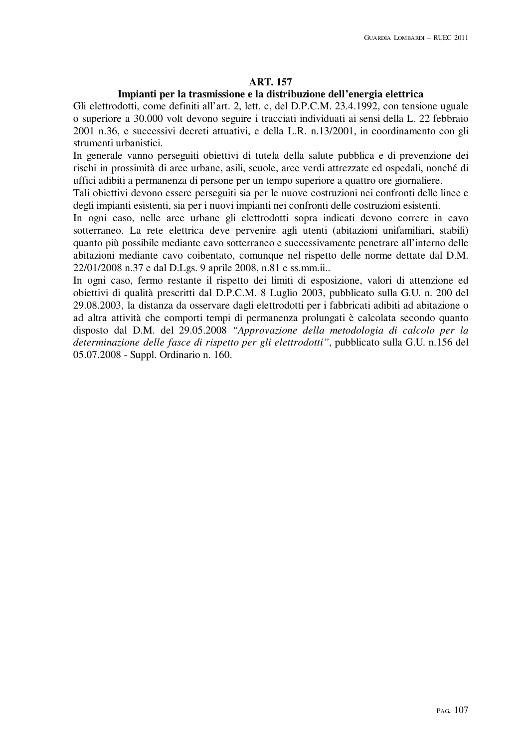## ART. 157

### Impianti per la trasmissione e la distribuzione dell'energia elettrica

Gli elettrodotti, come definiti all'art. 2, lett. c, del D.P.C.M. 23.4.1992, con tensione uguale o superiore a 30.000 volt devono seguire i tracciati individuati ai sensi della L. 22 febbraio 2001 n.36, e successivi decreti attuativi, e della L.R. n.13/2001, in coordinamento con gli strumenti urbanistici.

In generale vanno perseguiti obiettivi di tutela della salute pubblica e di prevenzione dei rischi in prossimità di aree urbane, asili, scuole, aree verdi attrezzate ed ospedali, nonché di uffici adibiti a permanenza di persone per un tempo superiore a quattro ore giornaliere.

Tali obiettivi devono essere perseguiti sia per le nuove costruzioni nei confronti delle linee e degli impianti esistenti, sia per i nuovi impianti nei confronti delle costruzioni esistenti.

In ogni caso, nelle aree urbane gli elettrodotti sopra indicati devono correre in cavo sotterraneo. La rete elettrica deve pervenire agli utenti (abitazioni unifamiliari, stabili) quanto più possibile mediante cavo sotterraneo e successivamente penetrare all'interno delle abitazioni mediante cavo coibentato, comunque nel rispetto delle norme dettate dal D.M. 22/01/2008 n.37 e dal D.Lgs. 9 aprile 2008, n.81 e ss.mm.ii..

In ogni caso, fermo restante il rispetto dei limiti di esposizione, valori di attenzione ed obiettivi di qualità prescritti dal D.P.C.M. 8 Luglio 2003, pubblicato sulla G.U. n. 200 del 29.08.2003, la distanza da osservare dagli elettrodotti per i fabbricati adibiti ad abitazione o ad altra attività che comporti tempi di permanenza prolungati è calcolata secondo quanto disposto dal D.M. del 29.05.2008 *"Approvazione della metodologia di calcolo per la determinazione delle fasce di rispetto per gli elettrodotti"*, pubblicato sulla G.U. n.156 del 05.07.2008 - Suppl. Ordinario n. 160.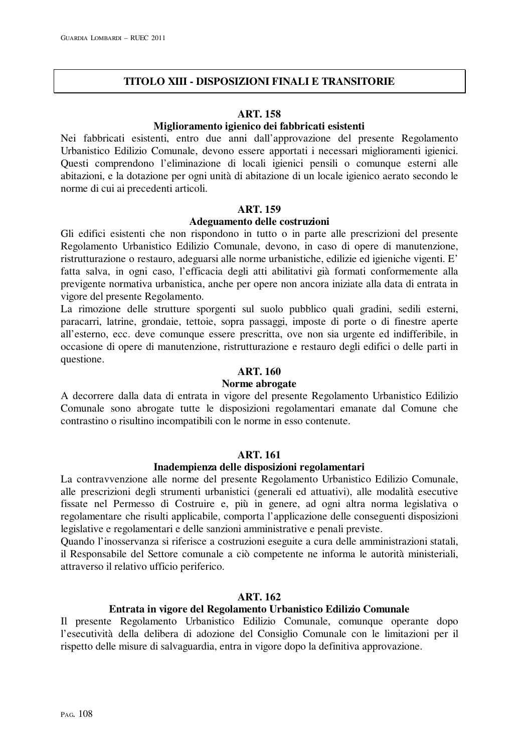# TITOLO XIII - DISPOSIZIONI FINALI E TRANSITORIE

## ART. 158
### Miglioramento igienico dei fabbricati esistenti

Nei fabbricati esistenti, entro due anni dall'approvazione del presente Regolamento Urbanistico Edilizio Comunale, devono essere apportati i necessari miglioramenti igienici. Questi comprendono l'eliminazione di locali igienici pensili o comunque esterni alle abitazioni, e la dotazione per ogni unità di abitazione di un locale igienico aerato secondo le norme di cui ai precedenti articoli.

## ART. 159
### Adeguamento delle costruzioni

Gli edifici esistenti che non rispondono in tutto o in parte alle prescrizioni del presente Regolamento Urbanistico Edilizio Comunale, devono, in caso di opere di manutenzione, ristrutturazione o restauro, adeguarsi alle norme urbanistiche, edilizie ed igieniche vigenti. E' fatta salva, in ogni caso, l'efficacia degli atti abilitativi già formati conformemente alla previgente normativa urbanistica, anche per opere non ancora iniziate alla data di entrata in vigore del presente Regolamento.

La rimozione delle strutture sporgenti sul suolo pubblico quali gradini, sedili esterni, paracarri, latrine, grondaie, tettoie, sopra passaggi, imposte di porte o di finestre aperte all'esterno, ecc. deve comunque essere prescritta, ove non sia urgente ed indifferibile, in occasione di opere di manutenzione, ristrutturazione e restauro degli edifici o delle parti in questione.

## ART. 160
### Norme abrogate

A decorrere dalla data di entrata in vigore del presente Regolamento Urbanistico Edilizio Comunale sono abrogate tutte le disposizioni regolamentari emanate dal Comune che contrastino o risultino incompatibili con le norme in esso contenute.

## ART. 161
### Inadempienza delle disposizioni regolamentari

La contravvenzione alle norme del presente Regolamento Urbanistico Edilizio Comunale, alle prescrizioni degli strumenti urbanistici (generali ed attuativi), alle modalità esecutive fissate nel Permesso di Costruire e, più in genere, ad ogni altra norma legislativa o regolamentare che risulti applicabile, comporta l'applicazione delle conseguenti disposizioni legislative e regolamentari e delle sanzioni amministrative e penali previste.

Quando l'inosservanza si riferisce a costruzioni eseguite a cura delle amministrazioni statali, il Responsabile del Settore comunale a ciò competente ne informa le autorità ministeriali, attraverso il relativo ufficio periferico.

## ART. 162
### Entrata in vigore del Regolamento Urbanistico Edilizio Comunale

Il presente Regolamento Urbanistico Edilizio Comunale, comunque operante dopo l'esecutività della delibera di adozione del Consiglio Comunale con le limitazioni per il rispetto delle misure di salvaguardia, entra in vigore dopo la definitiva approvazione.